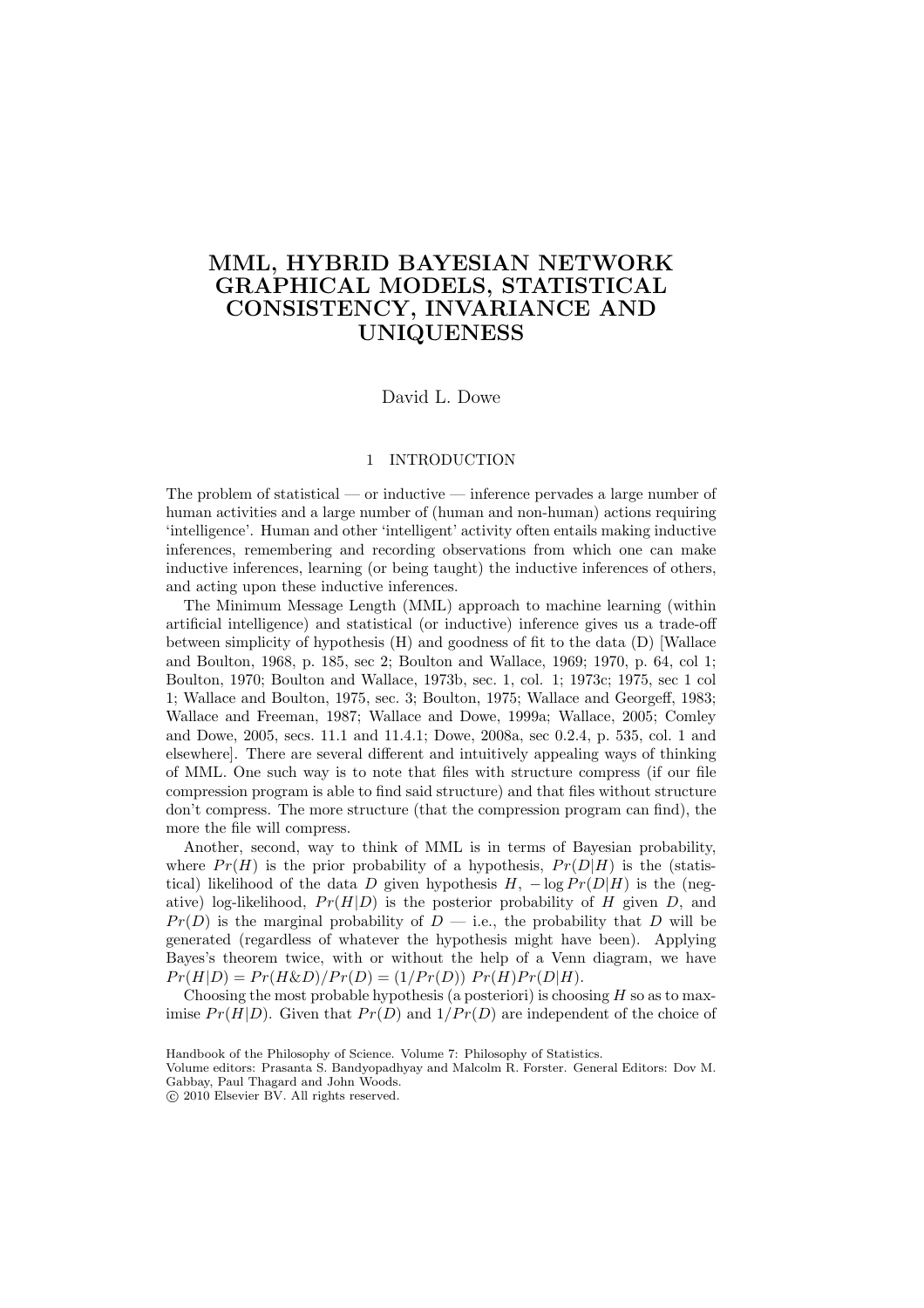# MML, HYBRID BAYESIAN NETWORK GRAPHICAL MODELS, STATISTICAL CONSISTENCY, INVARIANCE AND UNIQUENESS

David L. Dowe

## 1 INTRODUCTION

The problem of statistical — or inductive — inference pervades a large number of human activities and a large number of (human and non-human) actions requiring 'intelligence'. Human and other 'intelligent' activity often entails making inductive inferences, remembering and recording observations from which one can make inductive inferences, learning (or being taught) the inductive inferences of others, and acting upon these inductive inferences.

The Minimum Message Length (MML) approach to machine learning (within artificial intelligence) and statistical (or inductive) inference gives us a trade-off between simplicity of hypothesis (H) and goodness of fit to the data (D) [Wallace and Boulton, 1968, p. 185, sec 2; Boulton and Wallace, 1969; 1970, p. 64, col 1; Boulton, 1970; Boulton and Wallace, 1973b, sec. 1, col. 1; 1973c; 1975, sec 1 col 1; Wallace and Boulton, 1975, sec. 3; Boulton, 1975; Wallace and Georgeff, 1983; Wallace and Freeman, 1987; Wallace and Dowe, 1999a; Wallace, 2005; Comley and Dowe, 2005, secs. 11.1 and 11.4.1; Dowe, 2008a, sec 0.2.4, p. 535, col. 1 and elsewhere]. There are several different and intuitively appealing ways of thinking of MML. One such way is to note that files with structure compress (if our file compression program is able to find said structure) and that files without structure don't compress. The more structure (that the compression program can find), the more the file will compress.

Another, second, way to think of MML is in terms of Bayesian probability, where $Pr(H)$ is the prior probability of a hypothesis, $Pr(D|H)$ is the (statistical) likelihood of the data $D$ given hypothesis $H$, $-\log Pr(D|H)$ is the (negative) log-likelihood, $Pr(H|D)$ is the posterior probability of $H$ given $D$, and $Pr(D)$ is the marginal probability of $D$ — i.e., the probability that $D$ will be generated (regardless of whatever the hypothesis might have been). Applying Bayes's theorem twice, with or without the help of a Venn diagram, we have $Pr(H|D) = Pr(H\&D)/Pr(D) = (1/Pr(D))\ Pr(H)Pr(D|H)$.

Choosing the most probable hypothesis (a posteriori) is choosing $H$ so as to maximise $Pr(H|D)$. Given that $Pr(D)$ and $1/Pr(D)$ are independent of the choice of

Handbook of the Philosophy of Science. Volume 7: Philosophy of Statistics.
Volume editors: Prasanta S. Bandyopadhyay and Malcolm R. Forster. General Editors: Dov M. Gabbay, Paul Thagard and John Woods.
© 2010 Elsevier BV. All rights reserved.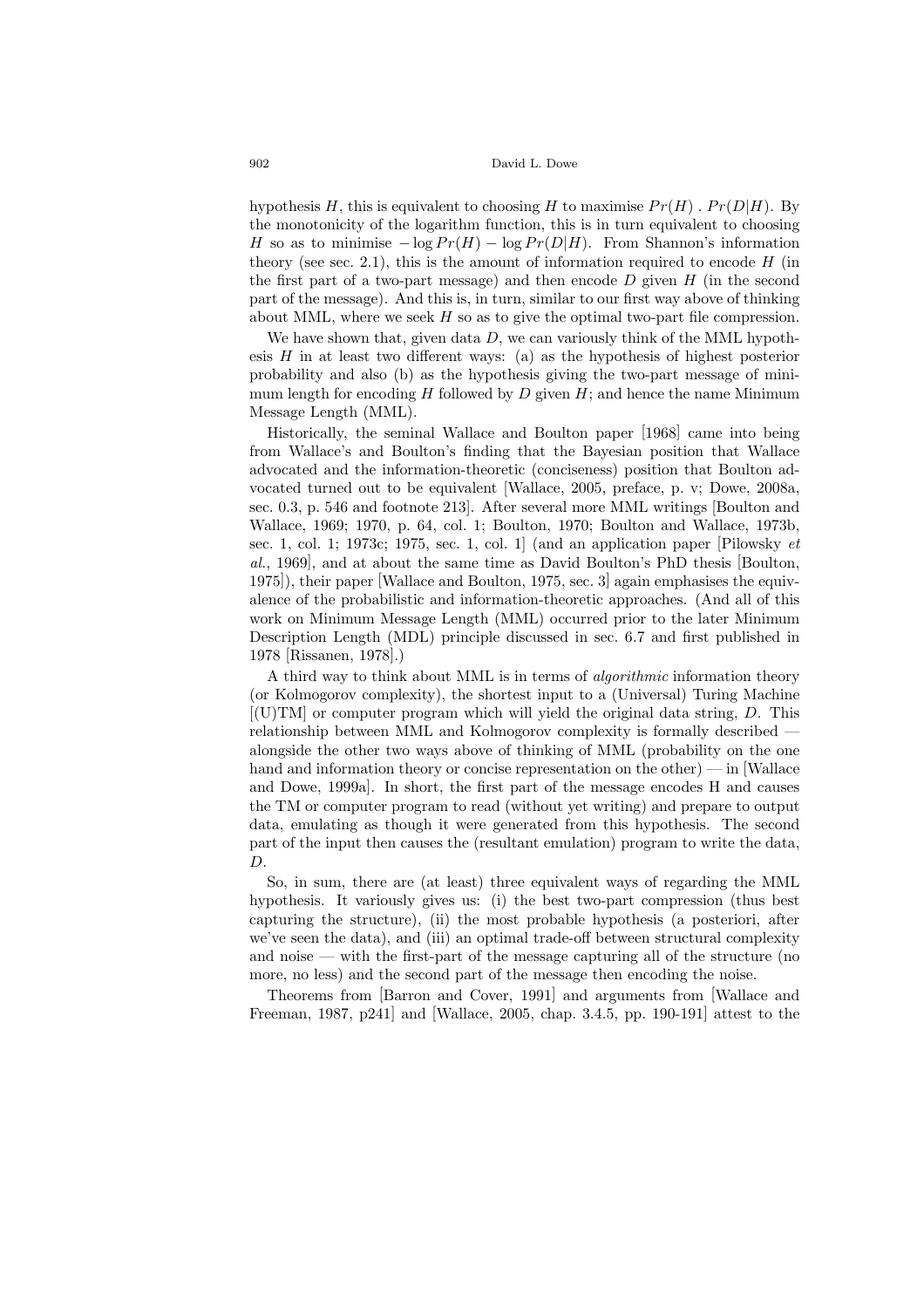hypothesis $H$, this is equivalent to choosing $H$ to maximise $Pr(H) \cdot Pr(D|H)$. By the monotonicity of the logarithm function, this is in turn equivalent to choosing $H$ so as to minimise $-\log Pr(H) - \log Pr(D|H)$. From Shannon's information theory (see sec. 2.1), this is the amount of information required to encode $H$ (in the first part of a two-part message) and then encode $D$ given $H$ (in the second part of the message). And this is, in turn, similar to our first way above of thinking about MML, where we seek $H$ so as to give the optimal two-part file compression.

We have shown that, given data $D$, we can variously think of the MML hypothesis $H$ in at least two different ways: (a) as the hypothesis of highest posterior probability and also (b) as the hypothesis giving the two-part message of minimum length for encoding $H$ followed by $D$ given $H$; and hence the name Minimum Message Length (MML).

Historically, the seminal Wallace and Boulton paper [1968] came into being from Wallace's and Boulton's finding that the Bayesian position that Wallace advocated and the information-theoretic (conciseness) position that Boulton advocated turned out to be equivalent [Wallace, 2005, preface, p. v; Dowe, 2008a, sec. 0.3, p. 546 and footnote 213]. After several more MML writings [Boulton and Wallace, 1969; 1970, p. 64, col. 1; Boulton, 1970; Boulton and Wallace, 1973b, sec. 1, col. 1; 1973c; 1975, sec. 1, col. 1] (and an application paper [Pilowsky *et al.*, 1969], and at about the same time as David Boulton's PhD thesis [Boulton, 1975]), their paper [Wallace and Boulton, 1975, sec. 3] again emphasises the equivalence of the probabilistic and information-theoretic approaches. (And all of this work on Minimum Message Length (MML) occurred prior to the later Minimum Description Length (MDL) principle discussed in sec. 6.7 and first published in 1978 [Rissanen, 1978].)

A third way to think about MML is in terms of *algorithmic* information theory (or Kolmogorov complexity), the shortest input to a (Universal) Turing Machine [(U)TM] or computer program which will yield the original data string, $D$. This relationship between MML and Kolmogorov complexity is formally described — alongside the other two ways above of thinking of MML (probability on the one hand and information theory or concise representation on the other) — in [Wallace and Dowe, 1999a]. In short, the first part of the message encodes H and causes the TM or computer program to read (without yet writing) and prepare to output data, emulating as though it were generated from this hypothesis. The second part of the input then causes the (resultant emulation) program to write the data, $D$.

So, in sum, there are (at least) three equivalent ways of regarding the MML hypothesis. It variously gives us: (i) the best two-part compression (thus best capturing the structure), (ii) the most probable hypothesis (a posteriori, after we've seen the data), and (iii) an optimal trade-off between structural complexity and noise — with the first-part of the message capturing all of the structure (no more, no less) and the second part of the message then encoding the noise.

Theorems from [Barron and Cover, 1991] and arguments from [Wallace and Freeman, 1987, p241] and [Wallace, 2005, chap. 3.4.5, pp. 190-191] attest to the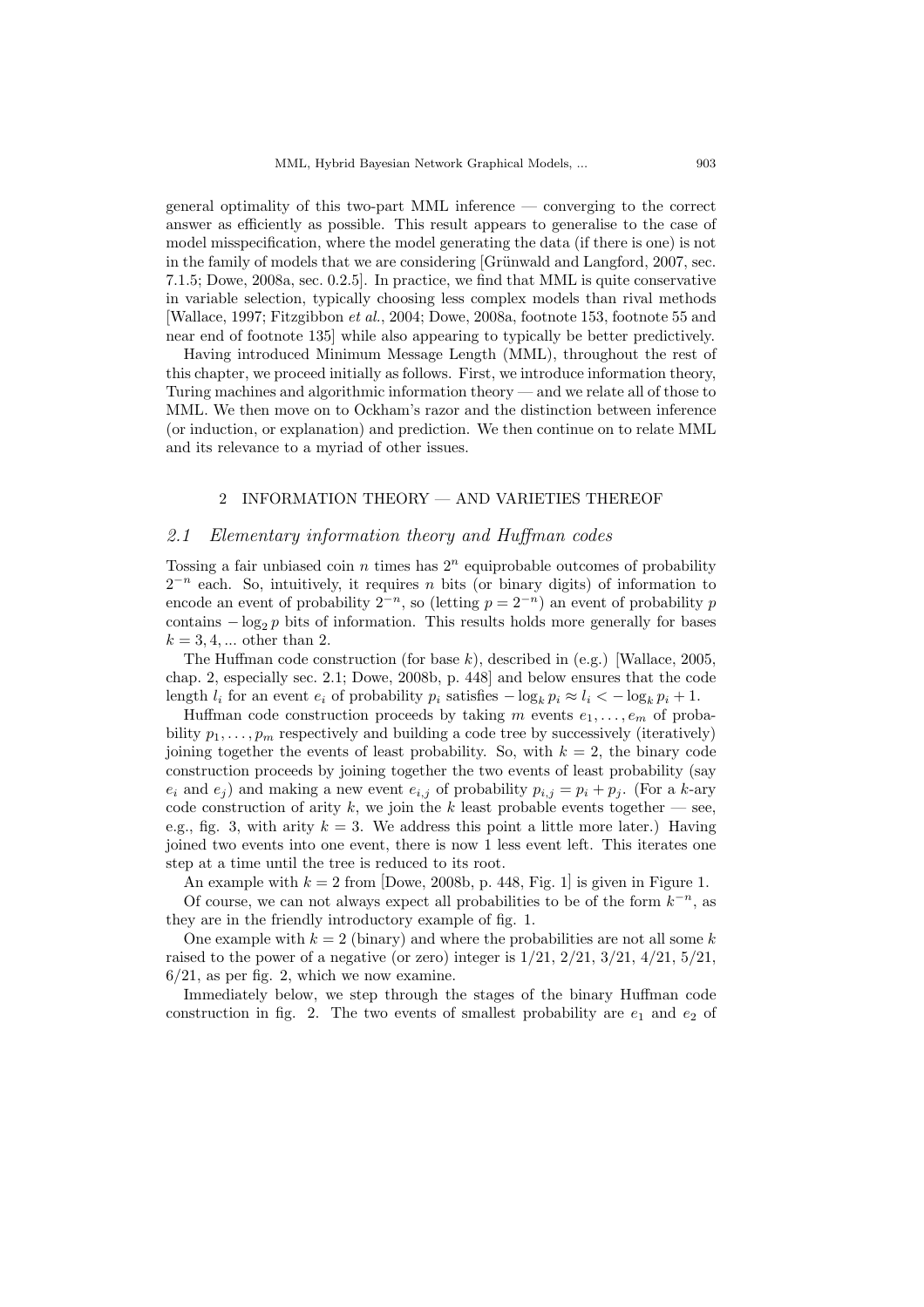general optimality of this two-part MML inference — converging to the correct answer as efficiently as possible. This result appears to generalise to the case of model misspecification, where the model generating the data (if there is one) is not in the family of models that we are considering [Grünwald and Langford, 2007, sec. 7.1.5; Dowe, 2008a, sec. 0.2.5]. In practice, we find that MML is quite conservative in variable selection, typically choosing less complex models than rival methods [Wallace, 1997; Fitzgibbon *et al.*, 2004; Dowe, 2008a, footnote 153, footnote 55 and near end of footnote 135] while also appearing to typically be better predictively.

Having introduced Minimum Message Length (MML), throughout the rest of this chapter, we proceed initially as follows. First, we introduce information theory, Turing machines and algorithmic information theory — and we relate all of those to MML. We then move on to Ockham's razor and the distinction between inference (or induction, or explanation) and prediction. We then continue on to relate MML and its relevance to a myriad of other issues.

## 2 INFORMATION THEORY — AND VARIETIES THEREOF

### 2.1 Elementary information theory and Huffman codes

Tossing a fair unbiased coin $n$ times has $2^n$ equiprobable outcomes of probability $2^{-n}$ each. So, intuitively, it requires $n$ bits (or binary digits) of information to encode an event of probability $2^{-n}$, so (letting $p = 2^{-n}$) an event of probability $p$ contains $-\log_2 p$ bits of information. This results holds more generally for bases $k = 3, 4, ...$ other than 2.

The Huffman code construction (for base $k$), described in (e.g.) [Wallace, 2005, chap. 2, especially sec. 2.1; Dowe, 2008b, p. 448] and below ensures that the code length $l_i$ for an event $e_i$ of probability $p_i$ satisfies $-\log_k p_i \approx l_i < -\log_k p_i + 1$.

Huffman code construction proceeds by taking $m$ events $e_1, \ldots, e_m$ of probability $p_1, \ldots, p_m$ respectively and building a code tree by successively (iteratively) joining together the events of least probability. So, with $k = 2$, the binary code construction proceeds by joining together the two events of least probability (say $e_i$ and $e_j$) and making a new event $e_{i,j}$ of probability $p_{i,j} = p_i + p_j$. (For a $k$-ary code construction of arity $k$, we join the $k$ least probable events together — see, e.g., fig. 3, with arity $k = 3$. We address this point a little more later.) Having joined two events into one event, there is now 1 less event left. This iterates one step at a time until the tree is reduced to its root.

An example with $k = 2$ from [Dowe, 2008b, p. 448, Fig. 1] is given in Figure 1.

Of course, we can not always expect all probabilities to be of the form $k^{-n}$, as they are in the friendly introductory example of fig. 1.

One example with $k = 2$ (binary) and where the probabilities are not all some $k$ raised to the power of a negative (or zero) integer is 1/21, 2/21, 3/21, 4/21, 5/21, 6/21, as per fig. 2, which we now examine.

Immediately below, we step through the stages of the binary Huffman code construction in fig. 2. The two events of smallest probability are $e_1$ and $e_2$ of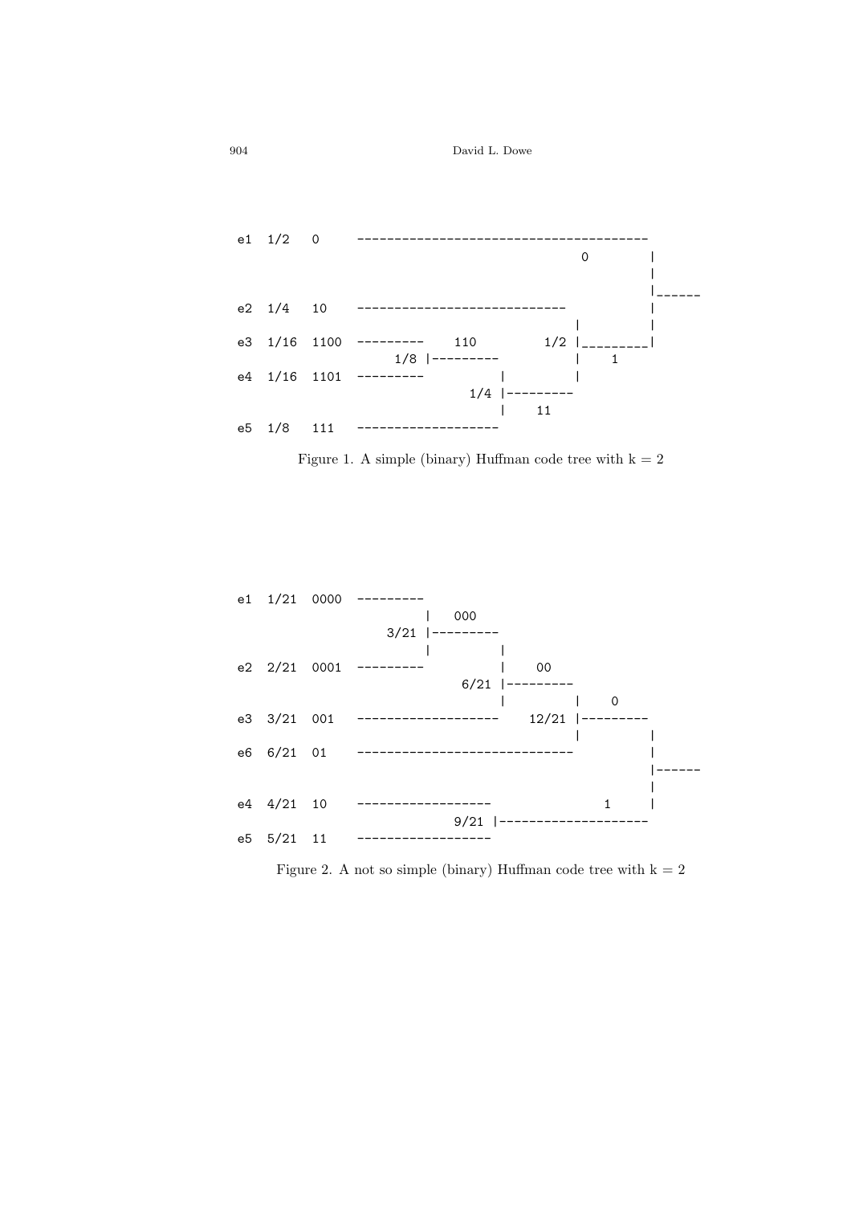```
e1  1/2   0      --------------------------------------
                                             0        |
                                                      |
                                                      |------
e2  1/4   10     ----------------------------         |
                                              |       |
e3  1/16  1100   ---------    110        1/2 |________|
                     1/8 |---------          |    1
e4  1/16  1101   ---------         |         |
                               1/4 |---------
                                   |    11
e5  1/8   111    -------------------
```

Figure 1. A simple (binary) Huffman code tree with k = 2

```
e1  1/21  0000   ---------
                          |   000
                     3/21 |---------
                          |         |
e2  2/21  0001   ---------          |    00
                               6/21 |---------
                                    |         |    0
e3  3/21  001    -------------------    12/21 |---------
                                              |         |
e6  6/21  01     ----------------------------           |
                                                        |------
                                                        |
e4  4/21  10     ------------------               1     |
                              9/21 |--------------------
e5  5/21  11     ------------------
```

Figure 2. A not so simple (binary) Huffman code tree with k = 2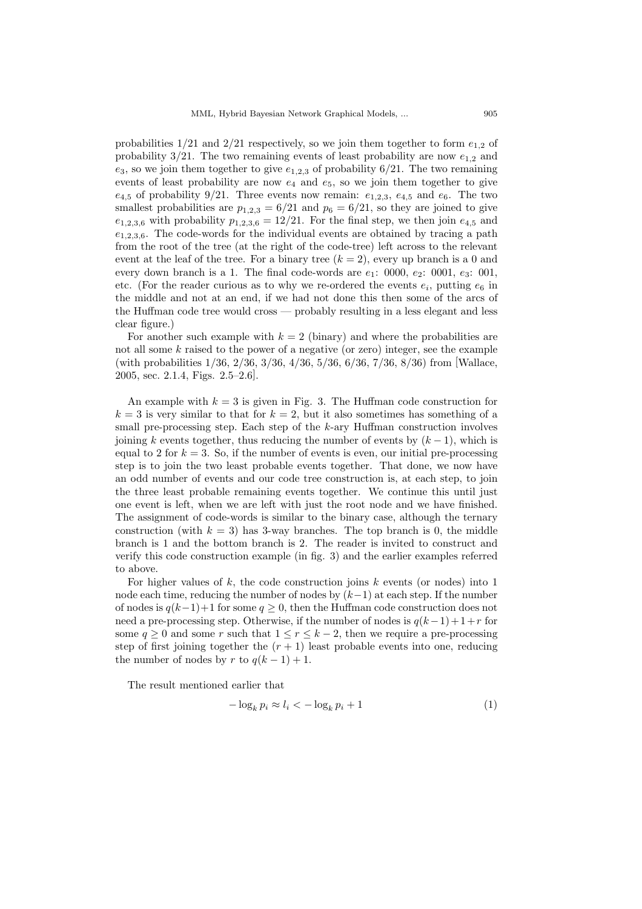probabilities 1/21 and 2/21 respectively, so we join them together to form $e_{1,2}$ of probability 3/21. The two remaining events of least probability are now $e_{1,2}$ and $e_3$, so we join them together to give $e_{1,2,3}$ of probability 6/21. The two remaining events of least probability are now $e_4$ and $e_5$, so we join them together to give $e_{4,5}$ of probability 9/21. Three events now remain: $e_{1,2,3}$, $e_{4,5}$ and $e_6$. The two smallest probabilities are $p_{1,2,3} = 6/21$ and $p_6 = 6/21$, so they are joined to give $e_{1,2,3,6}$ with probability $p_{1,2,3,6} = 12/21$. For the final step, we then join $e_{4,5}$ and $e_{1,2,3,6}$. The code-words for the individual events are obtained by tracing a path from the root of the tree (at the right of the code-tree) left across to the relevant event at the leaf of the tree. For a binary tree ($k = 2$), every up branch is a 0 and every down branch is a 1. The final code-words are $e_1$: 0000, $e_2$: 0001, $e_3$: 001, etc. (For the reader curious as to why we re-ordered the events $e_i$, putting $e_6$ in the middle and not at an end, if we had not done this then some of the arcs of the Huffman code tree would cross — probably resulting in a less elegant and less clear figure.)

For another such example with $k = 2$ (binary) and where the probabilities are not all some $k$ raised to the power of a negative (or zero) integer, see the example (with probabilities 1/36, 2/36, 3/36, 4/36, 5/36, 6/36, 7/36, 8/36) from [Wallace, 2005, sec. 2.1.4, Figs. 2.5–2.6].

An example with $k = 3$ is given in Fig. 3. The Huffman code construction for $k = 3$ is very similar to that for $k = 2$, but it also sometimes has something of a small pre-processing step. Each step of the $k$-ary Huffman construction involves joining $k$ events together, thus reducing the number of events by $(k - 1)$, which is equal to 2 for $k = 3$. So, if the number of events is even, our initial pre-processing step is to join the two least probable events together. That done, we now have an odd number of events and our code tree construction is, at each step, to join the three least probable remaining events together. We continue this until just one event is left, when we are left with just the root node and we have finished. The assignment of code-words is similar to the binary case, although the ternary construction (with $k = 3$) has 3-way branches. The top branch is 0, the middle branch is 1 and the bottom branch is 2. The reader is invited to construct and verify this code construction example (in fig. 3) and the earlier examples referred to above.

For higher values of $k$, the code construction joins $k$ events (or nodes) into 1 node each time, reducing the number of nodes by $(k-1)$ at each step. If the number of nodes is $q(k-1)+1$ for some $q \geq 0$, then the Huffman code construction does not need a pre-processing step. Otherwise, if the number of nodes is $q(k-1)+1+r$ for some $q \geq 0$ and some $r$ such that $1 \leq r \leq k-2$, then we require a pre-processing step of first joining together the $(r+1)$ least probable events into one, reducing the number of nodes by $r$ to $q(k-1)+1$.

The result mentioned earlier that

$$-\log_k p_i \approx l_i < -\log_k p_i + 1 \tag{1}$$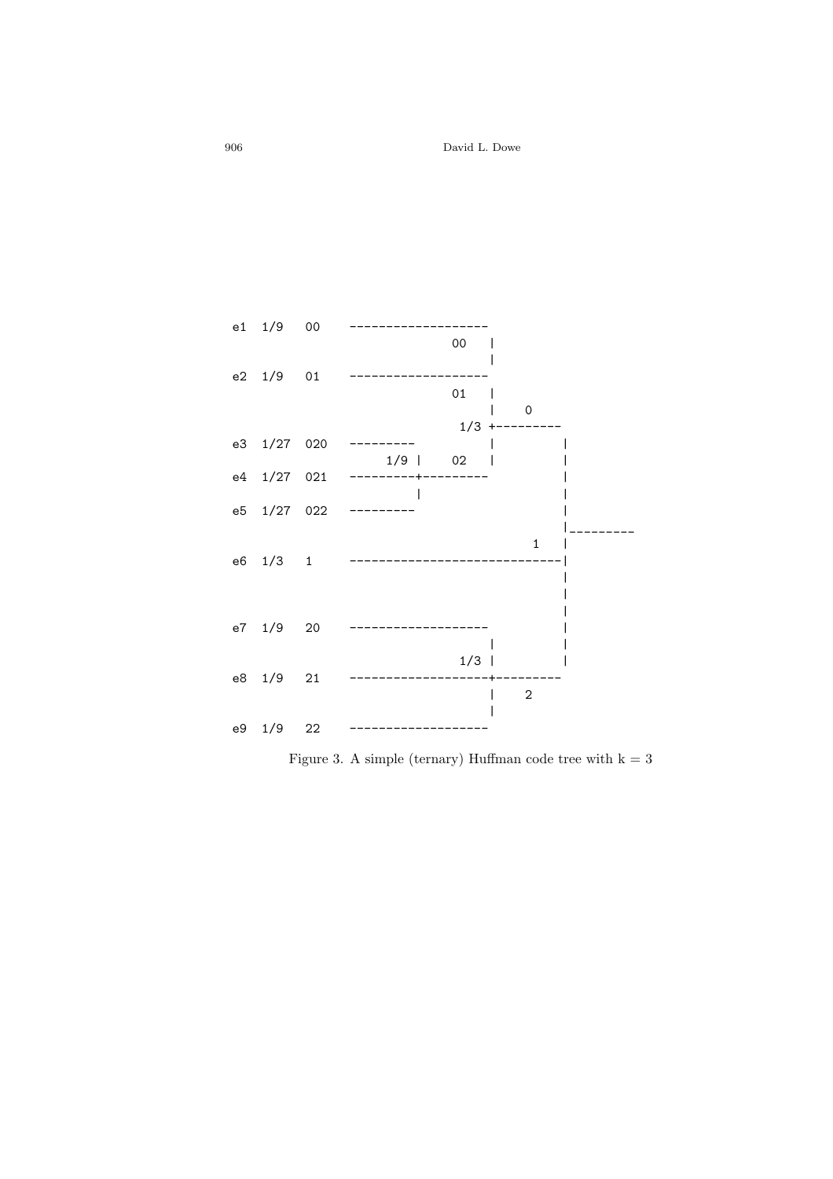```
e1  1/9   00     ------------------
                               00   |
                                    |
e2  1/9   01     ------------------
                               01   |
                                    |    0
                              1/3 +---------
e3  1/27  020    ---------          |         |
                       1/9 |   02   |         |
e4  1/27  021    ---------+---------          |
                           |                  |
e5  1/27  022    ---------                    |
                                              |---------
                                         1    |
e6  1/3   1      -----------------------------|
                                              |
                                              |
                                              |
e7  1/9   20     ------------------           |
                                    |         |
                              1/3 |           |
e8  1/9   21     ------------------+---------
                                    |    2
                                    |
e9  1/9   22     ------------------
```

Figure 3. A simple (ternary) Huffman code tree with k = 3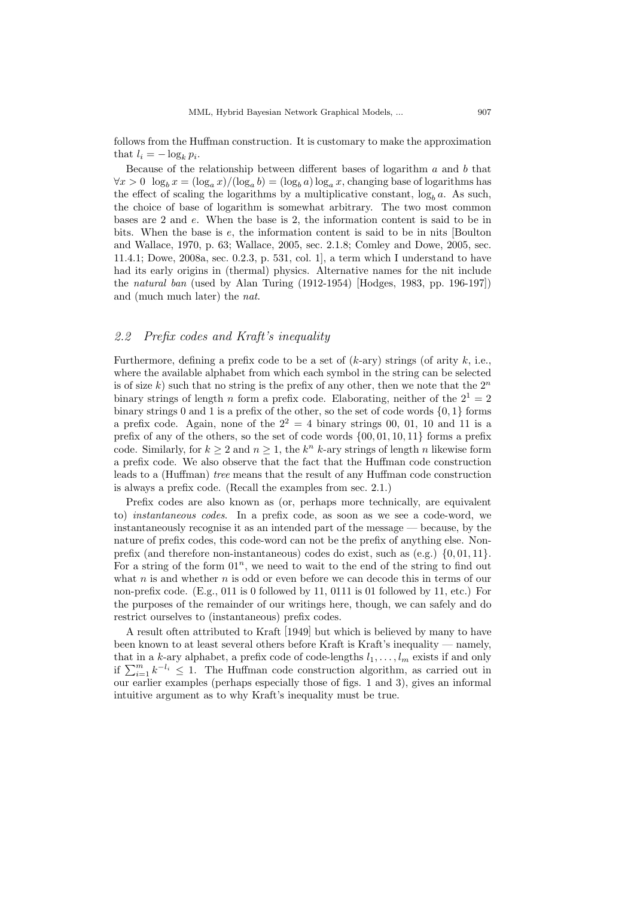follows from the Huffman construction. It is customary to make the approximation that $l_i = -\log_k p_i$.

Because of the relationship between different bases of logarithm $a$ and $b$ that $\forall x > 0 \;\; \log_b x = (\log_a x)/(\log_a b) = (\log_b a) \log_a x$, changing base of logarithms has the effect of scaling the logarithms by a multiplicative constant, $\log_b a$. As such, the choice of base of logarithm is somewhat arbitrary. The two most common bases are 2 and $e$. When the base is 2, the information content is said to be in bits. When the base is $e$, the information content is said to be in nits [Boulton and Wallace, 1970, p. 63; Wallace, 2005, sec. 2.1.8; Comley and Dowe, 2005, sec. 11.4.1; Dowe, 2008a, sec. 0.2.3, p. 531, col. 1], a term which I understand to have had its early origins in (thermal) physics. Alternative names for the nit include the *natural ban* (used by Alan Turing (1912-1954) [Hodges, 1983, pp. 196-197]) and (much much later) the *nat*.

## 2.2 Prefix codes and Kraft's inequality

Furthermore, defining a prefix code to be a set of ($k$-ary) strings (of arity $k$, i.e., where the available alphabet from which each symbol in the string can be selected is of size $k$) such that no string is the prefix of any other, then we note that the $2^n$ binary strings of length $n$ form a prefix code. Elaborating, neither of the $2^1 = 2$ binary strings 0 and 1 is a prefix of the other, so the set of code words $\{0, 1\}$ forms a prefix code. Again, none of the $2^2 = 4$ binary strings 00, 01, 10 and 11 is a prefix of any of the others, so the set of code words $\{00, 01, 10, 11\}$ forms a prefix code. Similarly, for $k \geq 2$ and $n \geq 1$, the $k^n$ $k$-ary strings of length $n$ likewise form a prefix code. We also observe that the fact that the Huffman code construction leads to a (Huffman) *tree* means that the result of any Huffman code construction is always a prefix code. (Recall the examples from sec. 2.1.)

Prefix codes are also known as (or, perhaps more technically, are equivalent to) *instantaneous codes*. In a prefix code, as soon as we see a code-word, we instantaneously recognise it as an intended part of the message — because, by the nature of prefix codes, this code-word can not be the prefix of anything else. Non-prefix (and therefore non-instantaneous) codes do exist, such as (e.g.) $\{0, 01, 11\}$. For a string of the form $01^n$, we need to wait to the end of the string to find out what $n$ is and whether $n$ is odd or even before we can decode this in terms of our non-prefix code. (E.g., 011 is 0 followed by 11, 0111 is 01 followed by 11, etc.) For the purposes of the remainder of our writings here, though, we can safely and do restrict ourselves to (instantaneous) prefix codes.

A result often attributed to Kraft [1949] but which is believed by many to have been known to at least several others before Kraft is Kraft's inequality — namely, that in a $k$-ary alphabet, a prefix code of code-lengths $l_1, \ldots, l_m$ exists if and only if $\sum_{i=1}^{m} k^{-l_i} \leq 1$. The Huffman code construction algorithm, as carried out in our earlier examples (perhaps especially those of figs. 1 and 3), gives an informal intuitive argument as to why Kraft's inequality must be true.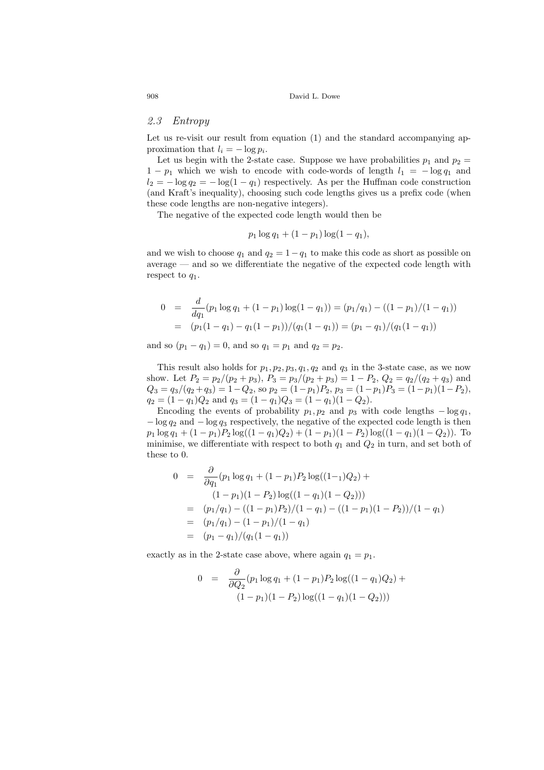## 2.3 Entropy

Let us re-visit our result from equation (1) and the standard accompanying approximation that $l_i = -\log p_i$.

Let us begin with the 2-state case. Suppose we have probabilities $p_1$ and $p_2 = 1 - p_1$ which we wish to encode with code-words of length $l_1 = -\log q_1$ and $l_2 = -\log q_2 = -\log(1 - q_1)$ respectively. As per the Huffman code construction (and Kraft's inequality), choosing such code lengths gives us a prefix code (when these code lengths are non-negative integers).

The negative of the expected code length would then be

$$p_1 \log q_1 + (1 - p_1)\log(1 - q_1),$$

and we wish to choose $q_1$ and $q_2 = 1 - q_1$ to make this code as short as possible on average — and so we differentiate the negative of the expected code length with respect to $q_1$.

$$\begin{aligned}
0 &= \frac{d}{dq_1}(p_1 \log q_1 + (1 - p_1)\log(1 - q_1)) = (p_1/q_1) - ((1 - p_1)/(1 - q_1)) \\
&= (p_1(1 - q_1) - q_1(1 - p_1))/(q_1(1 - q_1)) = (p_1 - q_1)/(q_1(1 - q_1))
\end{aligned}$$

and so $(p_1 - q_1) = 0$, and so $q_1 = p_1$ and $q_2 = p_2$.

This result also holds for $p_1, p_2, p_3, q_1, q_2$ and $q_3$ in the 3-state case, as we now show. Let $P_2 = p_2/(p_2 + p_3)$, $P_3 = p_3/(p_2 + p_3) = 1 - P_2$, $Q_2 = q_2/(q_2 + q_3)$ and $Q_3 = q_3/(q_2 + q_3) = 1 - Q_2$, so $p_2 = (1 - p_1)P_2$, $p_3 = (1 - p_1)P_3 = (1 - p_1)(1 - P_2)$, $q_2 = (1 - q_1)Q_2$ and $q_3 = (1 - q_1)Q_3 = (1 - q_1)(1 - Q_2)$.

Encoding the events of probability $p_1, p_2$ and $p_3$ with code lengths $-\log q_1$, $-\log q_2$ and $-\log q_3$ respectively, the negative of the expected code length is then $p_1 \log q_1 + (1 - p_1)P_2 \log((1 - q_1)Q_2) + (1 - p_1)(1 - P_2)\log((1 - q_1)(1 - Q_2))$. To minimise, we differentiate with respect to both $q_1$ and $Q_2$ in turn, and set both of these to 0.

$$\begin{aligned}
0 &= \frac{\partial}{\partial q_1}(p_1 \log q_1 + (1 - p_1)P_2 \log((1 -_1)Q_2) + \\
&\quad (1 - p_1)(1 - P_2)\log((1 - q_1)(1 - Q_2))) \\
&= (p_1/q_1) - ((1 - p_1)P_2)/(1 - q_1) - ((1 - p_1)(1 - P_2))/(1 - q_1) \\
&= (p_1/q_1) - (1 - p_1)/(1 - q_1) \\
&= (p_1 - q_1)/(q_1(1 - q_1))
\end{aligned}$$

exactly as in the 2-state case above, where again $q_1 = p_1$.

$$\begin{aligned}
0 &= \frac{\partial}{\partial Q_2}(p_1 \log q_1 + (1 - p_1)P_2 \log((1 - q_1)Q_2) + \\
&\quad (1 - p_1)(1 - P_2)\log((1 - q_1)(1 - Q_2)))
\end{aligned}$$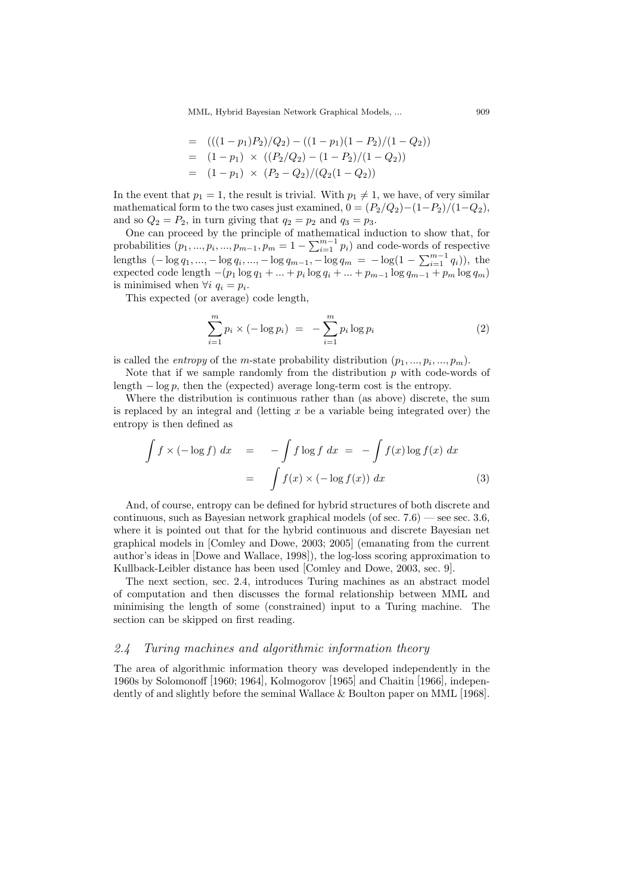$$
\begin{aligned}
&= \ (((1-p_1)P_2)/Q_2) - ((1-p_1)(1-P_2)/(1-Q_2)) \\
&= \ (1-p_1) \ \times \ ((P_2/Q_2) - (1-P_2)/(1-Q_2)) \\
&= \ (1-p_1) \ \times \ (P_2 - Q_2)/(Q_2(1-Q_2))
\end{aligned}
$$

In the event that $p_1 = 1$, the result is trivial. With $p_1 \neq 1$, we have, of very similar mathematical form to the two cases just examined, $0 = (P_2/Q_2) - (1-P_2)/(1-Q_2)$, and so $Q_2 = P_2$, in turn giving that $q_2 = p_2$ and $q_3 = p_3$.

One can proceed by the principle of mathematical induction to show that, for probabilities $(p_1, ..., p_i, ..., p_{m-1}, p_m = 1 - \sum_{i=1}^{m-1} p_i)$ and code-words of respective lengths $(-\log q_1, ..., -\log q_i, ..., -\log q_{m-1}, -\log q_m = -\log(1 - \sum_{i=1}^{m-1} q_i))$, the expected code length $-(p_1 \log q_1 + ... + p_i \log q_i + ... + p_{m-1} \log q_{m-1} + p_m \log q_m)$ is minimised when $\forall i \ q_i = p_i$.

This expected (or average) code length,

$$
\sum_{i=1}^{m} p_i \times (-\log p_i) \ = \ -\sum_{i=1}^{m} p_i \log p_i \tag{2}
$$

is called the *entropy* of the $m$-state probability distribution $(p_1, ..., p_i, ..., p_m)$.

Note that if we sample randomly from the distribution $p$ with code-words of length $-\log p$, then the (expected) average long-term cost is the entropy.

Where the distribution is continuous rather than (as above) discrete, the sum is replaced by an integral and (letting $x$ be a variable being integrated over) the entropy is then defined as

$$
\begin{aligned}
\int f \times (-\log f) \ dx \quad &= \quad -\int f \log f \ dx \ = \ -\int f(x) \log f(x) \ dx \\
&= \quad \int f(x) \times (-\log f(x)) \ dx
\end{aligned} \tag{3}
$$

And, of course, entropy can be defined for hybrid structures of both discrete and continuous, such as Bayesian network graphical models (of sec. 7.6) — see sec. 3.6, where it is pointed out that for the hybrid continuous and discrete Bayesian net graphical models in [Comley and Dowe, 2003; 2005] (emanating from the current author's ideas in [Dowe and Wallace, 1998]), the log-loss scoring approximation to Kullback-Leibler distance has been used [Comley and Dowe, 2003, sec. 9].

The next section, sec. 2.4, introduces Turing machines as an abstract model of computation and then discusses the formal relationship between MML and minimising the length of some (constrained) input to a Turing machine. The section can be skipped on first reading.

## *2.4 Turing machines and algorithmic information theory*

The area of algorithmic information theory was developed independently in the 1960s by Solomonoff [1960; 1964], Kolmogorov [1965] and Chaitin [1966], independently of and slightly before the seminal Wallace & Boulton paper on MML [1968].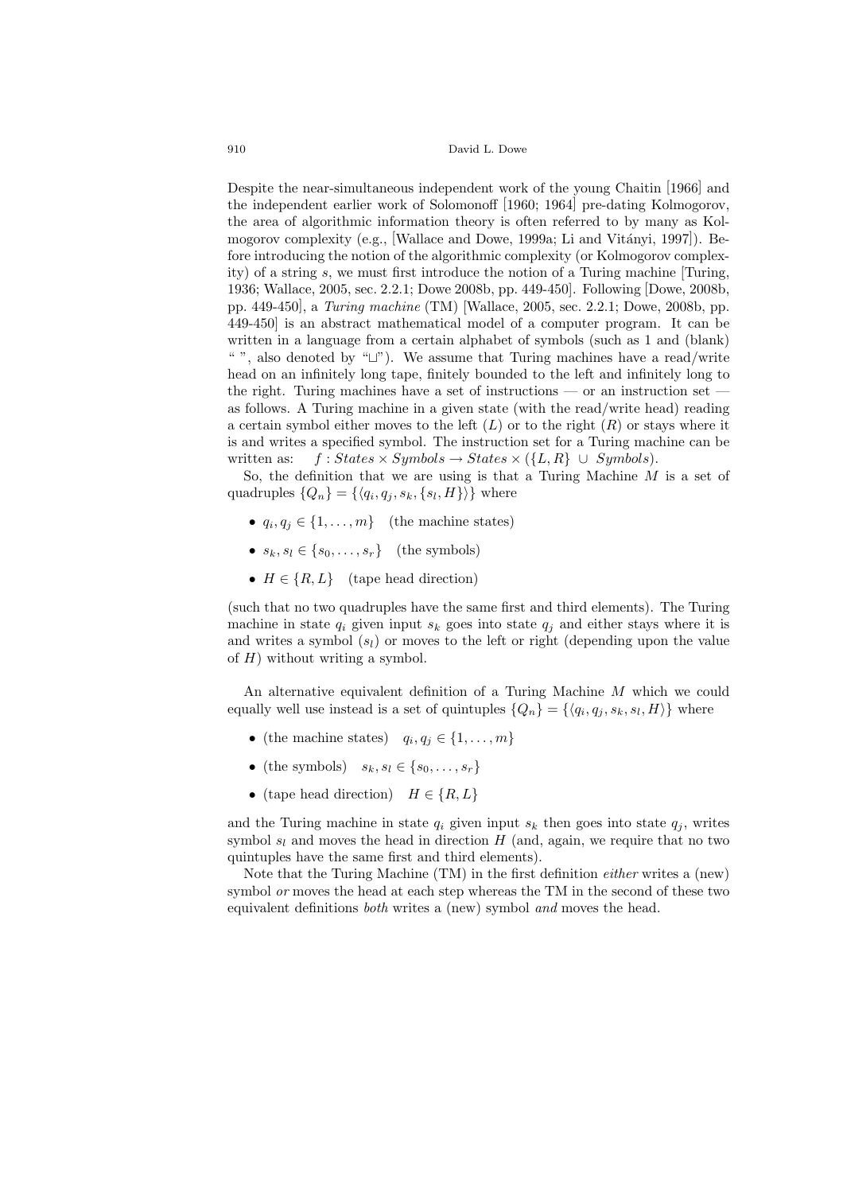Despite the near-simultaneous independent work of the young Chaitin [1966] and the independent earlier work of Solomonoff [1960; 1964] pre-dating Kolmogorov, the area of algorithmic information theory is often referred to by many as Kolmogorov complexity (e.g., [Wallace and Dowe, 1999a; Li and Vitányi, 1997]). Before introducing the notion of the algorithmic complexity (or Kolmogorov complexity) of a string $s$, we must first introduce the notion of a Turing machine [Turing, 1936; Wallace, 2005, sec. 2.2.1; Dowe 2008b, pp. 449-450]. Following [Dowe, 2008b, pp. 449-450], a *Turing machine* (TM) [Wallace, 2005, sec. 2.2.1; Dowe, 2008b, pp. 449-450] is an abstract mathematical model of a computer program. It can be written in a language from a certain alphabet of symbols (such as 1 and (blank) " ", also denoted by "⊔"). We assume that Turing machines have a read/write head on an infinitely long tape, finitely bounded to the left and infinitely long to the right. Turing machines have a set of instructions — or an instruction set — as follows. A Turing machine in a given state (with the read/write head) reading a certain symbol either moves to the left ($L$) or to the right ($R$) or stays where it is and writes a specified symbol. The instruction set for a Turing machine can be written as: $f : States \times Symbols \rightarrow States \times (\{L, R\} \cup Symbols)$.

So, the definition that we are using is that a Turing Machine $M$ is a set of quadruples $\{Q_n\} = \{\langle q_i, q_j, s_k, \{s_l, H\}\rangle\}$ where

- $q_i, q_j \in \{1, \ldots, m\}$ (the machine states)
- $s_k, s_l \in \{s_0, \ldots, s_r\}$ (the symbols)
- $H \in \{R, L\}$ (tape head direction)

(such that no two quadruples have the same first and third elements). The Turing machine in state $q_i$ given input $s_k$ goes into state $q_j$ and either stays where it is and writes a symbol ($s_l$) or moves to the left or right (depending upon the value of $H$) without writing a symbol.

An alternative equivalent definition of a Turing Machine $M$ which we could equally well use instead is a set of quintuples $\{Q_n\} = \{\langle q_i, q_j, s_k, s_l, H\rangle\}$ where

- (the machine states) $q_i, q_j \in \{1, \ldots, m\}$
- (the symbols) $s_k, s_l \in \{s_0, \ldots, s_r\}$
- (tape head direction) $H \in \{R, L\}$

and the Turing machine in state $q_i$ given input $s_k$ then goes into state $q_j$, writes symbol $s_l$ and moves the head in direction $H$ (and, again, we require that no two quintuples have the same first and third elements).

Note that the Turing Machine (TM) in the first definition *either* writes a (new) symbol *or* moves the head at each step whereas the TM in the second of these two equivalent definitions *both* writes a (new) symbol *and* moves the head.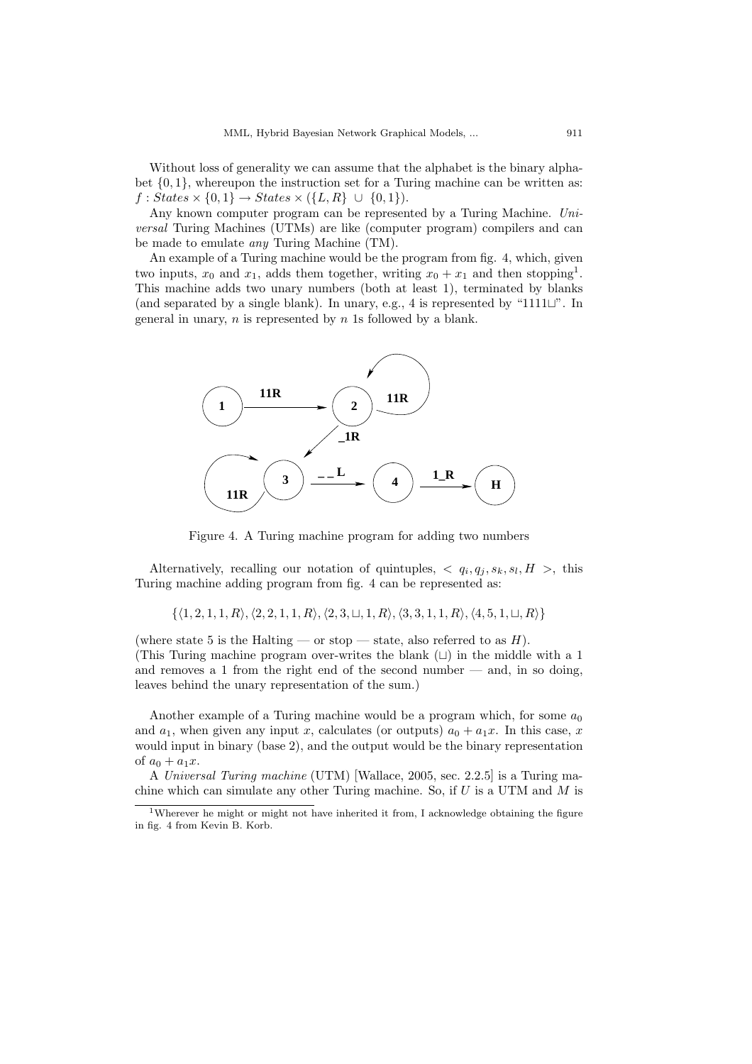Without loss of generality we can assume that the alphabet is the binary alphabet $\{0, 1\}$, whereupon the instruction set for a Turing machine can be written as: $f : States \times \{0, 1\} \rightarrow States \times (\{L, R\} \cup \{0, 1\})$.

Any known computer program can be represented by a Turing Machine. *Universal* Turing Machines (UTMs) are like (computer program) compilers and can be made to emulate *any* Turing Machine (TM).

An example of a Turing machine would be the program from fig. 4, which, given two inputs, $x_0$ and $x_1$, adds them together, writing $x_0 + x_1$ and then stopping[1]. This machine adds two unary numbers (both at least 1), terminated by blanks (and separated by a single blank). In unary, e.g., 4 is represented by "1111⊔". In general in unary, $n$ is represented by $n$ 1s followed by a blank.

Figure 4. A Turing machine program for adding two numbers

Alternatively, recalling our notation of quintuples, $< q_i, q_j, s_k, s_l, H >$, this Turing machine adding program from fig. 4 can be represented as:

$$\{\langle 1, 2, 1, 1, R\rangle, \langle 2, 2, 1, 1, R\rangle, \langle 2, 3, \sqcup, 1, R\rangle, \langle 3, 3, 1, 1, R\rangle, \langle 4, 5, 1, \sqcup, R\rangle\}$$

(where state 5 is the Halting — or stop — state, also referred to as $H$).
(This Turing machine program over-writes the blank (⊔) in the middle with a 1 and removes a 1 from the right end of the second number — and, in so doing, leaves behind the unary representation of the sum.)

Another example of a Turing machine would be a program which, for some $a_0$ and $a_1$, when given any input $x$, calculates (or outputs) $a_0 + a_1 x$. In this case, $x$ would input in binary (base 2), and the output would be the binary representation of $a_0 + a_1 x$.

A *Universal Turing machine* (UTM) [Wallace, 2005, sec. 2.2.5] is a Turing machine which can simulate any other Turing machine. So, if $U$ is a UTM and $M$ is

[1] Wherever he might or might not have inherited it from, I acknowledge obtaining the figure in fig. 4 from Kevin B. Korb.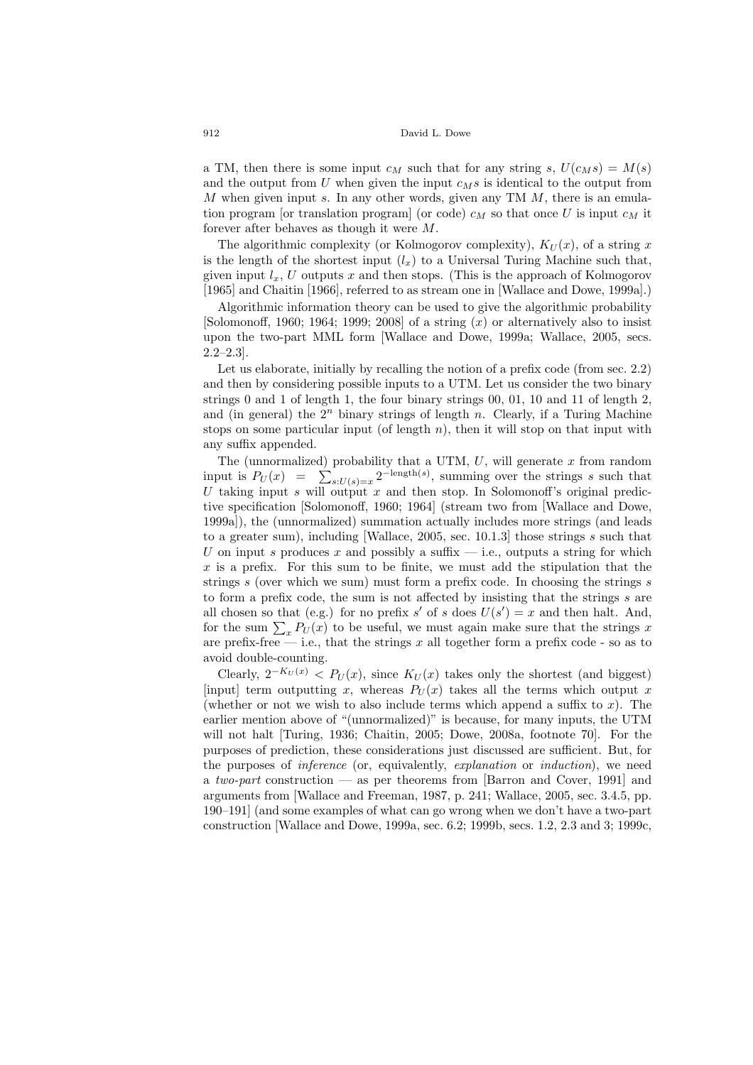a TM, then there is some input $c_M$ such that for any string $s$, $U(c_M s) = M(s)$ and the output from $U$ when given the input $c_M s$ is identical to the output from $M$ when given input $s$. In any other words, given any TM $M$, there is an emulation program [or translation program] (or code) $c_M$ so that once $U$ is input $c_M$ it forever after behaves as though it were $M$.

The algorithmic complexity (or Kolmogorov complexity), $K_U(x)$, of a string $x$ is the length of the shortest input ($l_x$) to a Universal Turing Machine such that, given input $l_x$, $U$ outputs $x$ and then stops. (This is the approach of Kolmogorov [1965] and Chaitin [1966], referred to as stream one in [Wallace and Dowe, 1999a].)

Algorithmic information theory can be used to give the algorithmic probability [Solomonoff, 1960; 1964; 1999; 2008] of a string ($x$) or alternatively also to insist upon the two-part MML form [Wallace and Dowe, 1999a; Wallace, 2005, secs. 2.2–2.3].

Let us elaborate, initially by recalling the notion of a prefix code (from sec. 2.2) and then by considering possible inputs to a UTM. Let us consider the two binary strings 0 and 1 of length 1, the four binary strings 00, 01, 10 and 11 of length 2, and (in general) the $2^n$ binary strings of length $n$. Clearly, if a Turing Machine stops on some particular input (of length $n$), then it will stop on that input with any suffix appended.

The (unnormalized) probability that a UTM, $U$, will generate $x$ from random input is $P_U(x) = \sum_{s:U(s)=x} 2^{-\text{length}(s)}$, summing over the strings $s$ such that $U$ taking input $s$ will output $x$ and then stop. In Solomonoff's original predictive specification [Solomonoff, 1960; 1964] (stream two from [Wallace and Dowe, 1999a]), the (unnormalized) summation actually includes more strings (and leads to a greater sum), including [Wallace, 2005, sec. 10.1.3] those strings $s$ such that $U$ on input $s$ produces $x$ and possibly a suffix — i.e., outputs a string for which $x$ is a prefix. For this sum to be finite, we must add the stipulation that the strings $s$ (over which we sum) must form a prefix code. In choosing the strings $s$ to form a prefix code, the sum is not affected by insisting that the strings $s$ are all chosen so that (e.g.) for no prefix $s'$ of $s$ does $U(s') = x$ and then halt. And, for the sum $\sum_x P_U(x)$ to be useful, we must again make sure that the strings $x$ are prefix-free — i.e., that the strings $x$ all together form a prefix code - so as to avoid double-counting.

Clearly, $2^{-K_U(x)} < P_U(x)$, since $K_U(x)$ takes only the shortest (and biggest) [input] term outputting $x$, whereas $P_U(x)$ takes all the terms which output $x$ (whether or not we wish to also include terms which append a suffix to $x$). The earlier mention above of "(unnormalized)" is because, for many inputs, the UTM will not halt [Turing, 1936; Chaitin, 2005; Dowe, 2008a, footnote 70]. For the purposes of prediction, these considerations just discussed are sufficient. But, for the purposes of *inference* (or, equivalently, *explanation* or *induction*), we need a *two-part* construction — as per theorems from [Barron and Cover, 1991] and arguments from [Wallace and Freeman, 1987, p. 241; Wallace, 2005, sec. 3.4.5, pp. 190–191] (and some examples of what can go wrong when we don't have a two-part construction [Wallace and Dowe, 1999a, sec. 6.2; 1999b, secs. 1.2, 2.3 and 3; 1999c,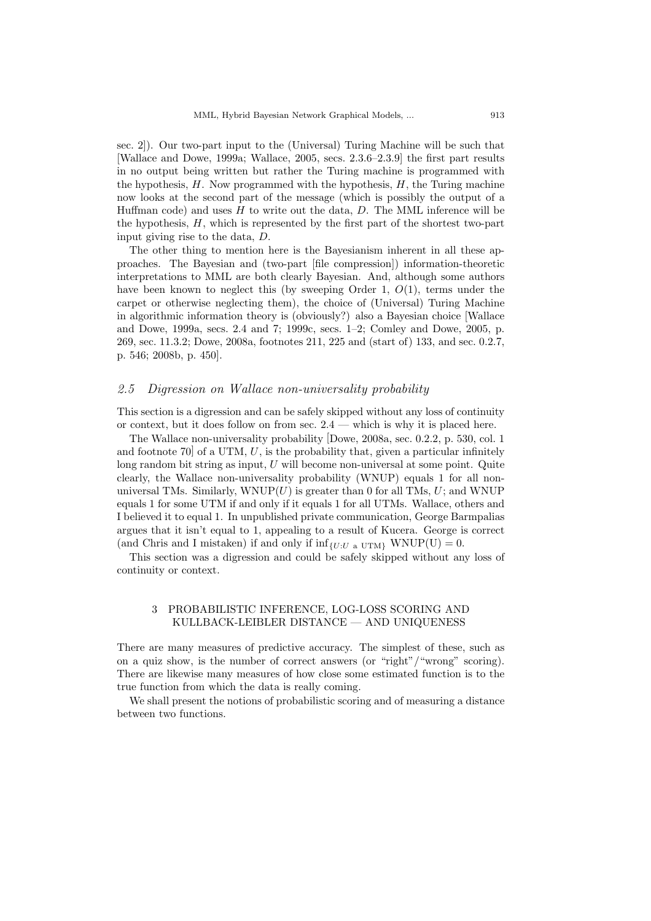sec. 2]). Our two-part input to the (Universal) Turing Machine will be such that [Wallace and Dowe, 1999a; Wallace, 2005, secs. 2.3.6–2.3.9] the first part results in no output being written but rather the Turing machine is programmed with the hypothesis, $H$. Now programmed with the hypothesis, $H$, the Turing machine now looks at the second part of the message (which is possibly the output of a Huffman code) and uses $H$ to write out the data, $D$. The MML inference will be the hypothesis, $H$, which is represented by the first part of the shortest two-part input giving rise to the data, $D$.

The other thing to mention here is the Bayesianism inherent in all these approaches. The Bayesian and (two-part [file compression]) information-theoretic interpretations to MML are both clearly Bayesian. And, although some authors have been known to neglect this (by sweeping Order 1, $O(1)$, terms under the carpet or otherwise neglecting them), the choice of (Universal) Turing Machine in algorithmic information theory is (obviously?) also a Bayesian choice [Wallace and Dowe, 1999a, secs. 2.4 and 7; 1999c, secs. 1–2; Comley and Dowe, 2005, p. 269, sec. 11.3.2; Dowe, 2008a, footnotes 211, 225 and (start of) 133, and sec. 0.2.7, p. 546; 2008b, p. 450].

### *2.5 Digression on Wallace non-universality probability*

This section is a digression and can be safely skipped without any loss of continuity or context, but it does follow on from sec. 2.4 — which is why it is placed here.

The Wallace non-universality probability [Dowe, 2008a, sec. 0.2.2, p. 530, col. 1 and footnote 70] of a UTM, $U$, is the probability that, given a particular infinitely long random bit string as input, $U$ will become non-universal at some point. Quite clearly, the Wallace non-universality probability (WNUP) equals 1 for all non-universal TMs. Similarly, WNUP($U$) is greater than 0 for all TMs, $U$; and WNUP equals 1 for some UTM if and only if it equals 1 for all UTMs. Wallace, others and I believed it to equal 1. In unpublished private communication, George Barmpalias argues that it isn't equal to 1, appealing to a result of Kucera. George is correct (and Chris and I mistaken) if and only if $\inf_{\{U:U \text{ a UTM}\}} \text{WNUP(U)} = 0$.

This section was a digression and could be safely skipped without any loss of continuity or context.

## 3 PROBABILISTIC INFERENCE, LOG-LOSS SCORING AND KULLBACK-LEIBLER DISTANCE — AND UNIQUENESS

There are many measures of predictive accuracy. The simplest of these, such as on a quiz show, is the number of correct answers (or "right"/"wrong" scoring). There are likewise many measures of how close some estimated function is to the true function from which the data is really coming.

We shall present the notions of probabilistic scoring and of measuring a distance between two functions.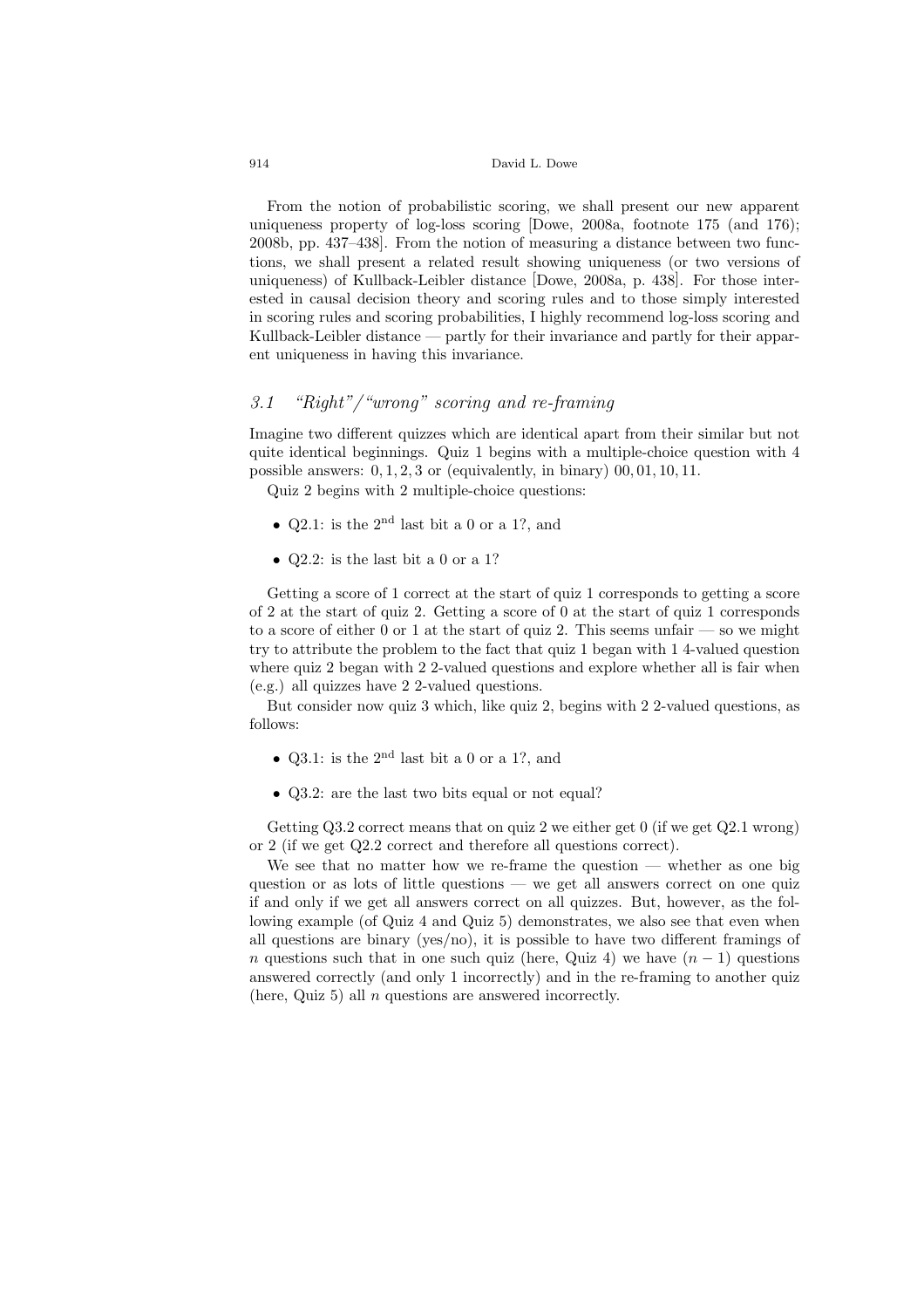From the notion of probabilistic scoring, we shall present our new apparent uniqueness property of log-loss scoring [Dowe, 2008a, footnote 175 (and 176); 2008b, pp. 437–438]. From the notion of measuring a distance between two functions, we shall present a related result showing uniqueness (or two versions of uniqueness) of Kullback-Leibler distance [Dowe, 2008a, p. 438]. For those interested in causal decision theory and scoring rules and to those simply interested in scoring rules and scoring probabilities, I highly recommend log-loss scoring and Kullback-Leibler distance — partly for their invariance and partly for their apparent uniqueness in having this invariance.

### *3.1 "Right"/"wrong" scoring and re-framing*

Imagine two different quizzes which are identical apart from their similar but not quite identical beginnings. Quiz 1 begins with a multiple-choice question with 4 possible answers: $0, 1, 2, 3$ or (equivalently, in binary) $00, 01, 10, 11$.

Quiz 2 begins with 2 multiple-choice questions:

- Q2.1: is the 2nd last bit a 0 or a 1?, and
- Q2.2: is the last bit a 0 or a 1?

Getting a score of 1 correct at the start of quiz 1 corresponds to getting a score of 2 at the start of quiz 2. Getting a score of 0 at the start of quiz 1 corresponds to a score of either 0 or 1 at the start of quiz 2. This seems unfair — so we might try to attribute the problem to the fact that quiz 1 began with 1 4-valued question where quiz 2 began with 2 2-valued questions and explore whether all is fair when (e.g.) all quizzes have 2 2-valued questions.

But consider now quiz 3 which, like quiz 2, begins with 2 2-valued questions, as follows:

- Q3.1: is the 2nd last bit a 0 or a 1?, and
- Q3.2: are the last two bits equal or not equal?

Getting Q3.2 correct means that on quiz 2 we either get 0 (if we get Q2.1 wrong) or 2 (if we get Q2.2 correct and therefore all questions correct).

We see that no matter how we re-frame the question — whether as one big question or as lots of little questions — we get all answers correct on one quiz if and only if we get all answers correct on all quizzes. But, however, as the following example (of Quiz 4 and Quiz 5) demonstrates, we also see that even when all questions are binary (yes/no), it is possible to have two different framings of $n$ questions such that in one such quiz (here, Quiz 4) we have $(n - 1)$ questions answered correctly (and only 1 incorrectly) and in the re-framing to another quiz (here, Quiz 5) all $n$ questions are answered incorrectly.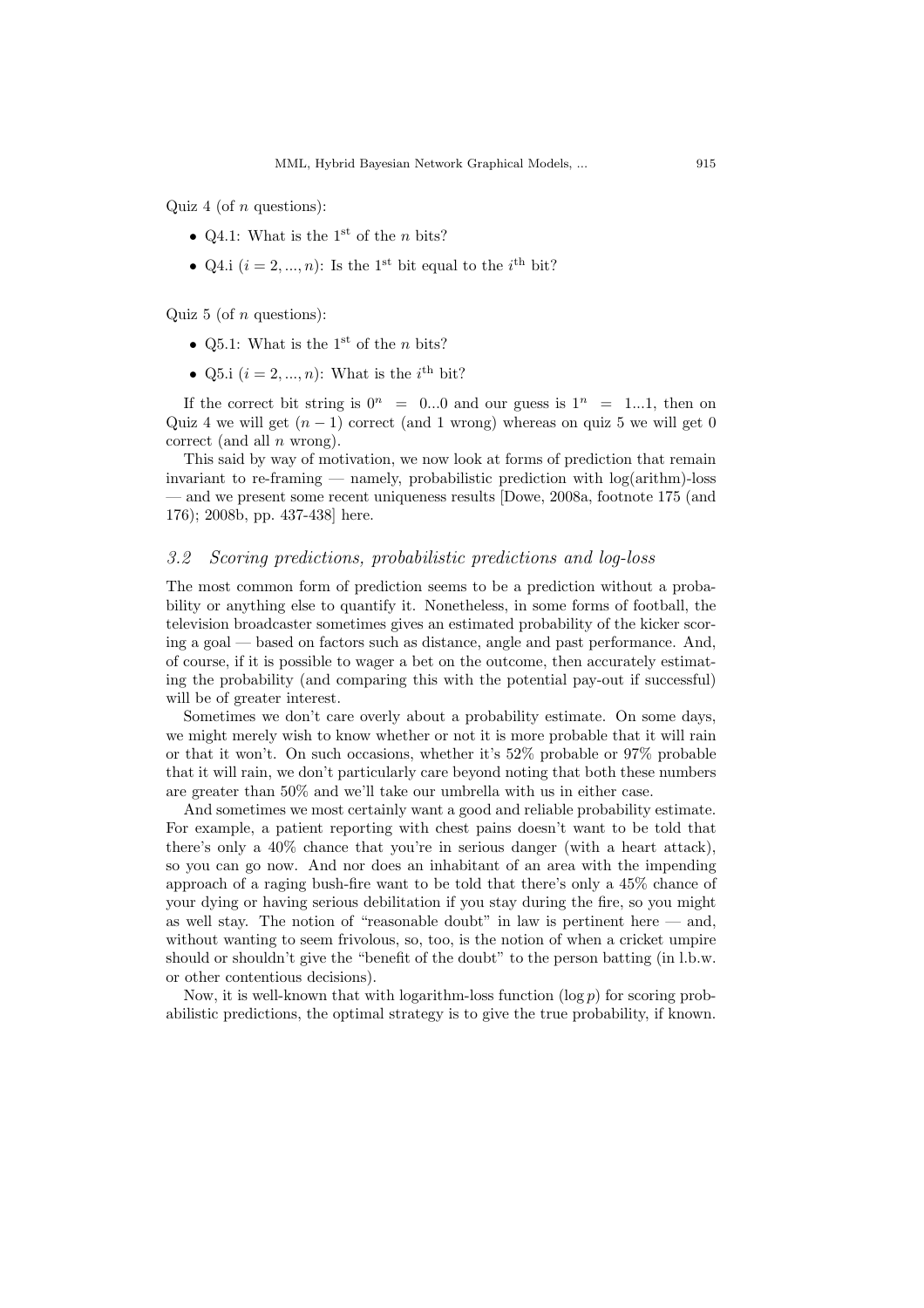Quiz 4 (of $n$ questions):

- Q4.1: What is the 1$^{\text{st}}$ of the $n$ bits?
- Q4.i ($i = 2, ..., n$): Is the 1$^{\text{st}}$ bit equal to the $i^{\text{th}}$ bit?

Quiz 5 (of $n$ questions):

- Q5.1: What is the 1$^{\text{st}}$ of the $n$ bits?
- Q5.i ($i = 2, ..., n$): What is the $i^{\text{th}}$ bit?

If the correct bit string is $0^n = 0...0$ and our guess is $1^n = 1...1$, then on Quiz 4 we will get $(n-1)$ correct (and 1 wrong) whereas on quiz 5 we will get 0 correct (and all $n$ wrong).

This said by way of motivation, we now look at forms of prediction that remain invariant to re-framing — namely, probabilistic prediction with log(arithm)-loss — and we present some recent uniqueness results [Dowe, 2008a, footnote 175 (and 176); 2008b, pp. 437-438] here.

### *3.2 Scoring predictions, probabilistic predictions and log-loss*

The most common form of prediction seems to be a prediction without a probability or anything else to quantify it. Nonetheless, in some forms of football, the television broadcaster sometimes gives an estimated probability of the kicker scoring a goal — based on factors such as distance, angle and past performance. And, of course, if it is possible to wager a bet on the outcome, then accurately estimating the probability (and comparing this with the potential pay-out if successful) will be of greater interest.

Sometimes we don't care overly about a probability estimate. On some days, we might merely wish to know whether or not it is more probable that it will rain or that it won't. On such occasions, whether it's 52% probable or 97% probable that it will rain, we don't particularly care beyond noting that both these numbers are greater than 50% and we'll take our umbrella with us in either case.

And sometimes we most certainly want a good and reliable probability estimate. For example, a patient reporting with chest pains doesn't want to be told that there's only a 40% chance that you're in serious danger (with a heart attack), so you can go now. And nor does an inhabitant of an area with the impending approach of a raging bush-fire want to be told that there's only a 45% chance of your dying or having serious debilitation if you stay during the fire, so you might as well stay. The notion of "reasonable doubt" in law is pertinent here — and, without wanting to seem frivolous, so, too, is the notion of when a cricket umpire should or shouldn't give the "benefit of the doubt" to the person batting (in l.b.w. or other contentious decisions).

Now, it is well-known that with logarithm-loss function ($\log p$) for scoring probabilistic predictions, the optimal strategy is to give the true probability, if known.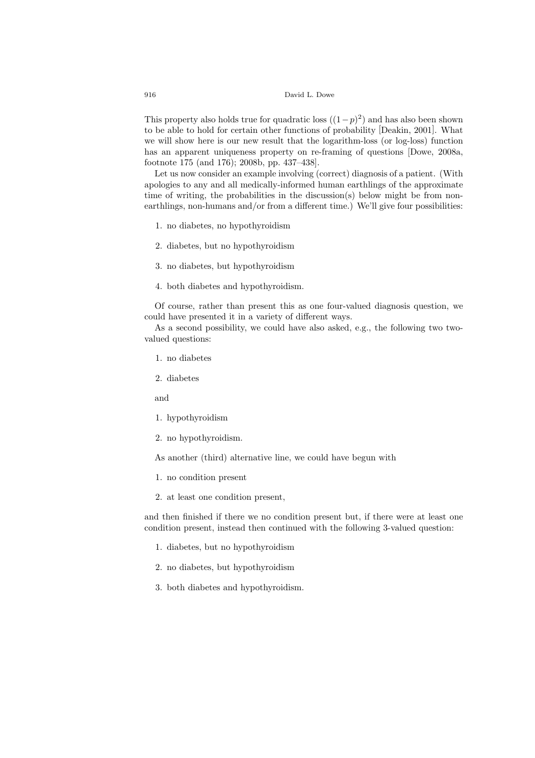This property also holds true for quadratic loss ($(1-p)^2$) and has also been shown to be able to hold for certain other functions of probability [Deakin, 2001]. What we will show here is our new result that the logarithm-loss (or log-loss) function has an apparent uniqueness property on re-framing of questions [Dowe, 2008a, footnote 175 (and 176); 2008b, pp. 437–438].

Let us now consider an example involving (correct) diagnosis of a patient. (With apologies to any and all medically-informed human earthlings of the approximate time of writing, the probabilities in the discussion(s) below might be from non-earthlings, non-humans and/or from a different time.) We'll give four possibilities:

1. no diabetes, no hypothyroidism
2. diabetes, but no hypothyroidism
3. no diabetes, but hypothyroidism
4. both diabetes and hypothyroidism.

Of course, rather than present this as one four-valued diagnosis question, we could have presented it in a variety of different ways.

As a second possibility, we could have also asked, e.g., the following two two-valued questions:

1. no diabetes
2. diabetes

and

1. hypothyroidism
2. no hypothyroidism.

As another (third) alternative line, we could have begun with

1. no condition present
2. at least one condition present,

and then finished if there we no condition present but, if there were at least one condition present, instead then continued with the following 3-valued question:

1. diabetes, but no hypothyroidism
2. no diabetes, but hypothyroidism
3. both diabetes and hypothyroidism.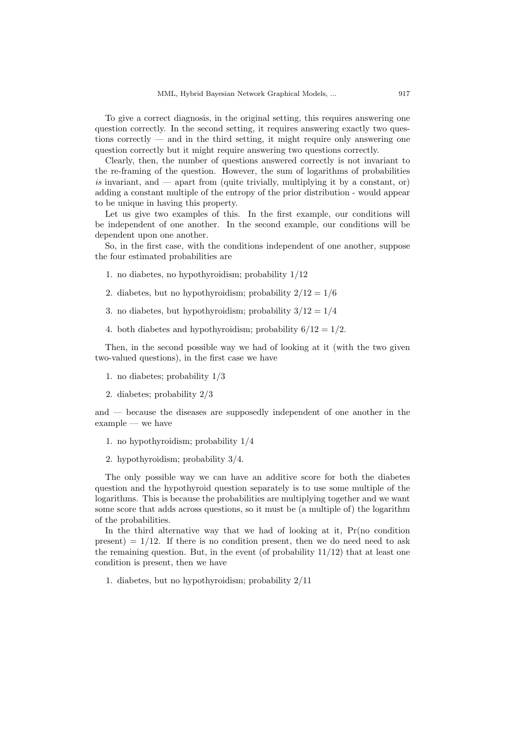To give a correct diagnosis, in the original setting, this requires answering one question correctly. In the second setting, it requires answering exactly two questions correctly — and in the third setting, it might require only answering one question correctly but it might require answering two questions correctly.

Clearly, then, the number of questions answered correctly is not invariant to the re-framing of the question. However, the sum of logarithms of probabilities *is* invariant, and — apart from (quite trivially, multiplying it by a constant, or) adding a constant multiple of the entropy of the prior distribution - would appear to be unique in having this property.

Let us give two examples of this. In the first example, our conditions will be independent of one another. In the second example, our conditions will be dependent upon one another.

So, in the first case, with the conditions independent of one another, suppose the four estimated probabilities are

1. no diabetes, no hypothyroidism; probability $1/12$
2. diabetes, but no hypothyroidism; probability $2/12 = 1/6$
3. no diabetes, but hypothyroidism; probability $3/12 = 1/4$
4. both diabetes and hypothyroidism; probability $6/12 = 1/2$.

Then, in the second possible way we had of looking at it (with the two given two-valued questions), in the first case we have

1. no diabetes; probability $1/3$
2. diabetes; probability $2/3$

and — because the diseases are supposedly independent of one another in the example — we have

1. no hypothyroidism; probability $1/4$
2. hypothyroidism; probability $3/4$.

The only possible way we can have an additive score for both the diabetes question and the hypothyroid question separately is to use some multiple of the logarithms. This is because the probabilities are multiplying together and we want some score that adds across questions, so it must be (a multiple of) the logarithm of the probabilities.

In the third alternative way that we had of looking at it, Pr(no condition present) $= 1/12$. If there is no condition present, then we do need need to ask the remaining question. But, in the event (of probability $11/12$) that at least one condition is present, then we have

1. diabetes, but no hypothyroidism; probability $2/11$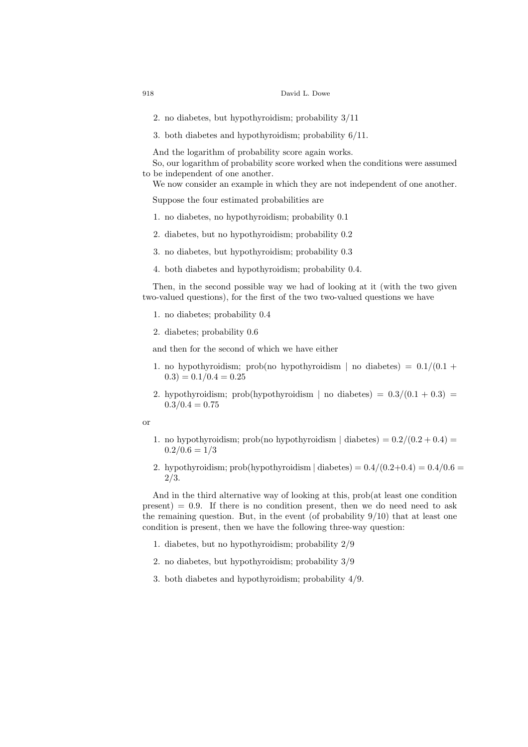2. no diabetes, but hypothyroidism; probability 3/11

3. both diabetes and hypothyroidism; probability 6/11.

And the logarithm of probability score again works.

So, our logarithm of probability score worked when the conditions were assumed to be independent of one another.

We now consider an example in which they are not independent of one another.

Suppose the four estimated probabilities are

1. no diabetes, no hypothyroidism; probability 0.1
2. diabetes, but no hypothyroidism; probability 0.2
3. no diabetes, but hypothyroidism; probability 0.3
4. both diabetes and hypothyroidism; probability 0.4.

Then, in the second possible way we had of looking at it (with the two given two-valued questions), for the first of the two two-valued questions we have

1. no diabetes; probability 0.4
2. diabetes; probability 0.6

and then for the second of which we have either

1. no hypothyroidism; prob(no hypothyroidism | no diabetes) $= 0.1/(0.1 + 0.3) = 0.1/0.4 = 0.25$
2. hypothyroidism; prob(hypothyroidism | no diabetes) $= 0.3/(0.1 + 0.3) = 0.3/0.4 = 0.75$

or

1. no hypothyroidism; prob(no hypothyroidism | diabetes) $= 0.2/(0.2 + 0.4) = 0.2/0.6 = 1/3$
2. hypothyroidism; prob(hypothyroidism | diabetes) $= 0.4/(0.2+0.4) = 0.4/0.6 = 2/3$.

And in the third alternative way of looking at this, prob(at least one condition present) $= 0.9$. If there is no condition present, then we do need need to ask the remaining question. But, in the event (of probability 9/10) that at least one condition is present, then we have the following three-way question:

1. diabetes, but no hypothyroidism; probability 2/9
2. no diabetes, but hypothyroidism; probability 3/9
3. both diabetes and hypothyroidism; probability 4/9.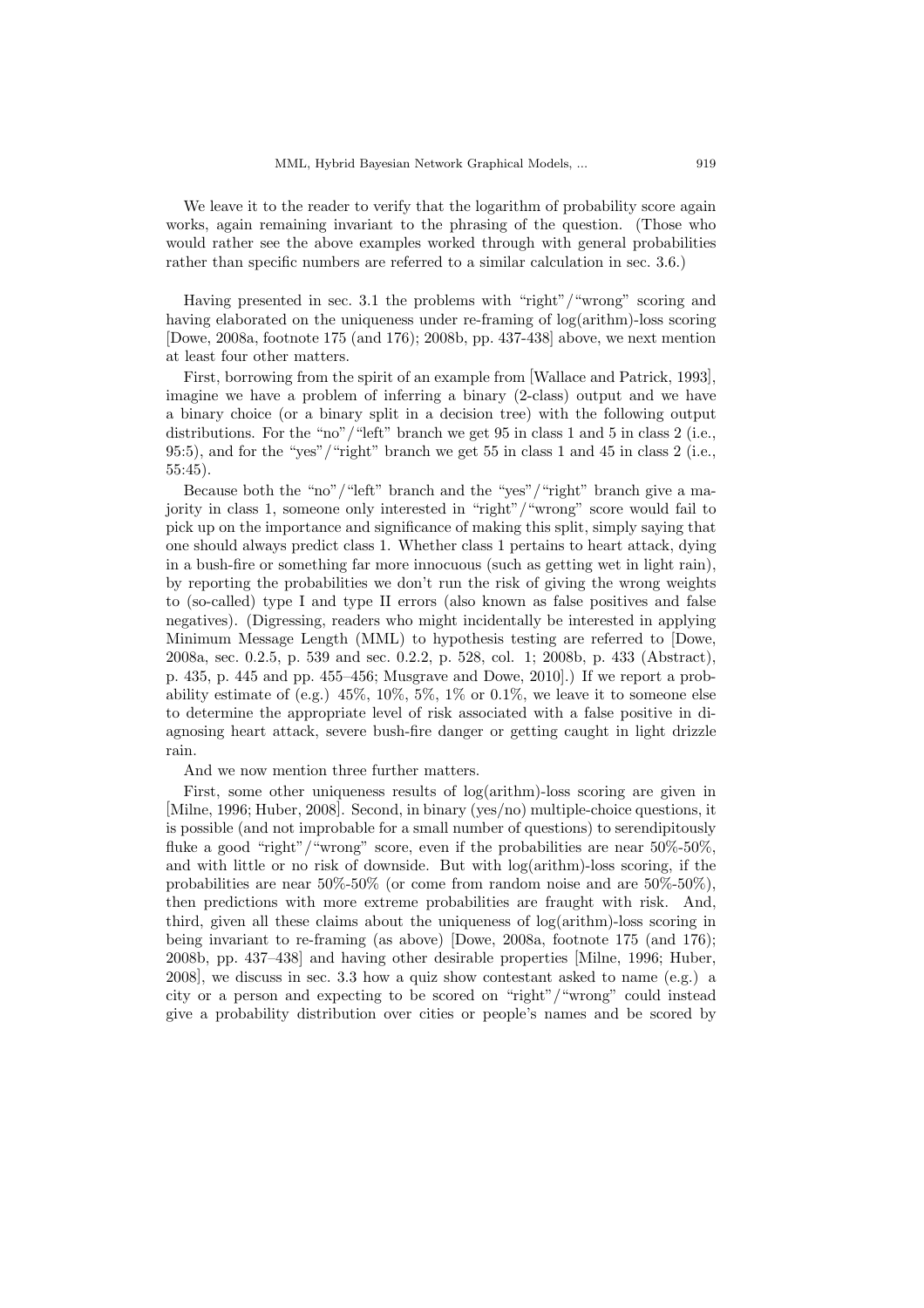We leave it to the reader to verify that the logarithm of probability score again works, again remaining invariant to the phrasing of the question. (Those who would rather see the above examples worked through with general probabilities rather than specific numbers are referred to a similar calculation in sec. 3.6.)

Having presented in sec. 3.1 the problems with "right"/"wrong" scoring and having elaborated on the uniqueness under re-framing of log(arithm)-loss scoring [Dowe, 2008a, footnote 175 (and 176); 2008b, pp. 437-438] above, we next mention at least four other matters.

First, borrowing from the spirit of an example from [Wallace and Patrick, 1993], imagine we have a problem of inferring a binary (2-class) output and we have a binary choice (or a binary split in a decision tree) with the following output distributions. For the "no"/"left" branch we get 95 in class 1 and 5 in class 2 (i.e., 95:5), and for the "yes"/"right" branch we get 55 in class 1 and 45 in class 2 (i.e., 55:45).

Because both the "no"/"left" branch and the "yes"/"right" branch give a majority in class 1, someone only interested in "right"/"wrong" score would fail to pick up on the importance and significance of making this split, simply saying that one should always predict class 1. Whether class 1 pertains to heart attack, dying in a bush-fire or something far more innocuous (such as getting wet in light rain), by reporting the probabilities we don't run the risk of giving the wrong weights to (so-called) type I and type II errors (also known as false positives and false negatives). (Digressing, readers who might incidentally be interested in applying Minimum Message Length (MML) to hypothesis testing are referred to [Dowe, 2008a, sec. 0.2.5, p. 539 and sec. 0.2.2, p. 528, col. 1; 2008b, p. 433 (Abstract), p. 435, p. 445 and pp. 455–456; Musgrave and Dowe, 2010].) If we report a probability estimate of (e.g.) 45%, 10%, 5%, 1% or 0.1%, we leave it to someone else to determine the appropriate level of risk associated with a false positive in diagnosing heart attack, severe bush-fire danger or getting caught in light drizzle rain.

And we now mention three further matters.

First, some other uniqueness results of log(arithm)-loss scoring are given in [Milne, 1996; Huber, 2008]. Second, in binary (yes/no) multiple-choice questions, it is possible (and not improbable for a small number of questions) to serendipitously fluke a good "right"/"wrong" score, even if the probabilities are near 50%-50%, and with little or no risk of downside. But with log(arithm)-loss scoring, if the probabilities are near 50%-50% (or come from random noise and are 50%-50%), then predictions with more extreme probabilities are fraught with risk. And, third, given all these claims about the uniqueness of log(arithm)-loss scoring in being invariant to re-framing (as above) [Dowe, 2008a, footnote 175 (and 176); 2008b, pp. 437–438] and having other desirable properties [Milne, 1996; Huber, 2008], we discuss in sec. 3.3 how a quiz show contestant asked to name (e.g.) a city or a person and expecting to be scored on "right"/"wrong" could instead give a probability distribution over cities or people's names and be scored by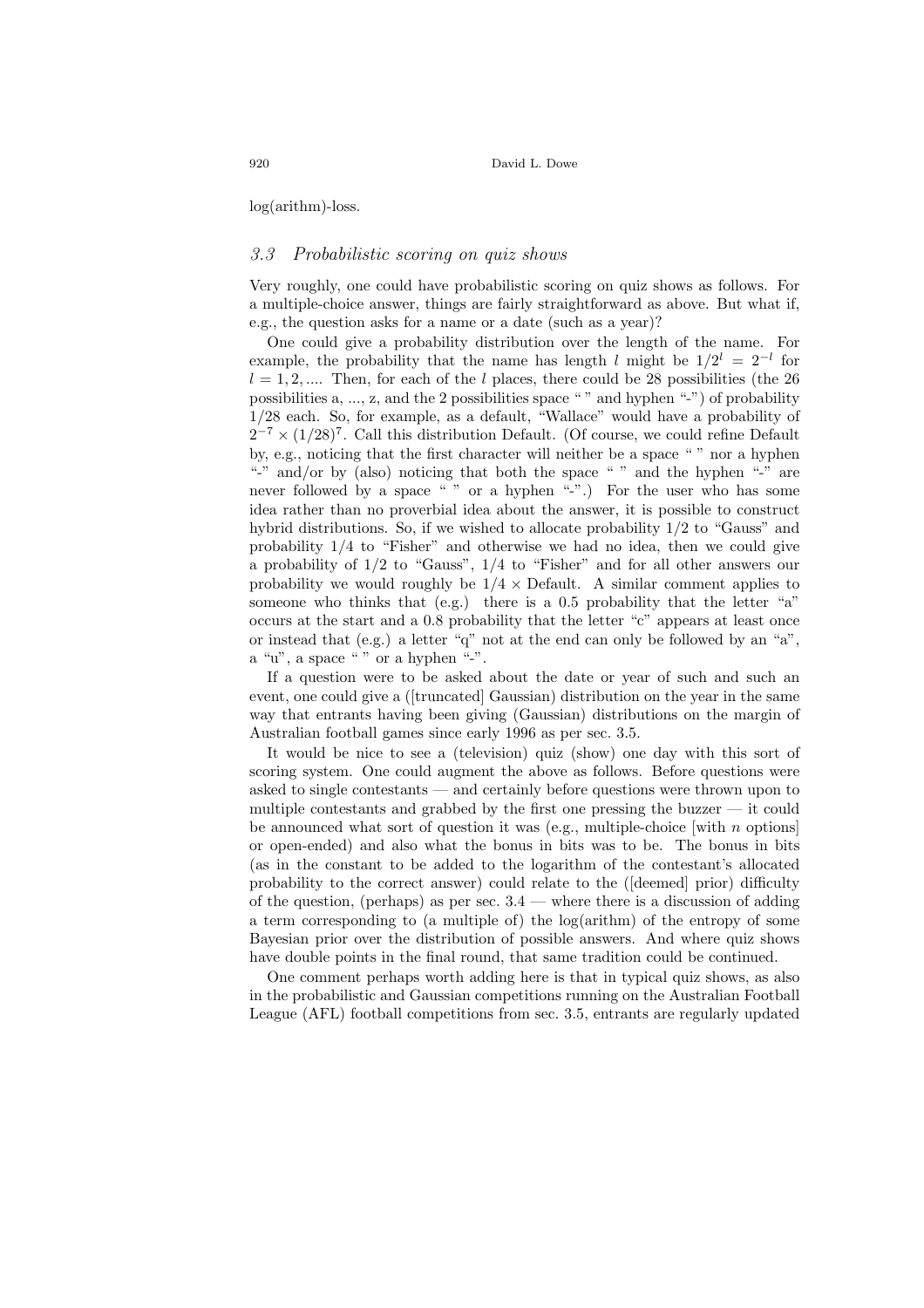log(arithm)-loss.

### 3.3 *Probabilistic scoring on quiz shows*

Very roughly, one could have probabilistic scoring on quiz shows as follows. For a multiple-choice answer, things are fairly straightforward as above. But what if, e.g., the question asks for a name or a date (such as a year)?

One could give a probability distribution over the length of the name. For example, the probability that the name has length $l$ might be $1/2^l = 2^{-l}$ for $l = 1, 2, ....$ Then, for each of the $l$ places, there could be 28 possibilities (the 26 possibilities a, ..., z, and the 2 possibilities space " " and hyphen "-") of probability 1/28 each. So, for example, as a default, "Wallace" would have a probability of $2^{-7} \times (1/28)^7$. Call this distribution Default. (Of course, we could refine Default by, e.g., noticing that the first character will neither be a space " " nor a hyphen "-" and/or by (also) noticing that both the space " " and the hyphen "-" are never followed by a space " " or a hyphen "-".) For the user who has some idea rather than no proverbial idea about the answer, it is possible to construct hybrid distributions. So, if we wished to allocate probability 1/2 to "Gauss" and probability 1/4 to "Fisher" and otherwise we had no idea, then we could give a probability of 1/2 to "Gauss", 1/4 to "Fisher" and for all other answers our probability we would roughly be $1/4 \times$ Default. A similar comment applies to someone who thinks that (e.g.) there is a 0.5 probability that the letter "a" occurs at the start and a 0.8 probability that the letter "c" appears at least once or instead that (e.g.) a letter "q" not at the end can only be followed by an "a", a "u", a space " " or a hyphen "-".

If a question were to be asked about the date or year of such and such an event, one could give a ([truncated] Gaussian) distribution on the year in the same way that entrants having been giving (Gaussian) distributions on the margin of Australian football games since early 1996 as per sec. 3.5.

It would be nice to see a (television) quiz (show) one day with this sort of scoring system. One could augment the above as follows. Before questions were asked to single contestants — and certainly before questions were thrown upon to multiple contestants and grabbed by the first one pressing the buzzer — it could be announced what sort of question it was (e.g., multiple-choice [with $n$ options] or open-ended) and also what the bonus in bits was to be. The bonus in bits (as in the constant to be added to the logarithm of the contestant's allocated probability to the correct answer) could relate to the ([deemed] prior) difficulty of the question, (perhaps) as per sec. 3.4 — where there is a discussion of adding a term corresponding to (a multiple of) the log(arithm) of the entropy of some Bayesian prior over the distribution of possible answers. And where quiz shows have double points in the final round, that same tradition could be continued.

One comment perhaps worth adding here is that in typical quiz shows, as also in the probabilistic and Gaussian competitions running on the Australian Football League (AFL) football competitions from sec. 3.5, entrants are regularly updated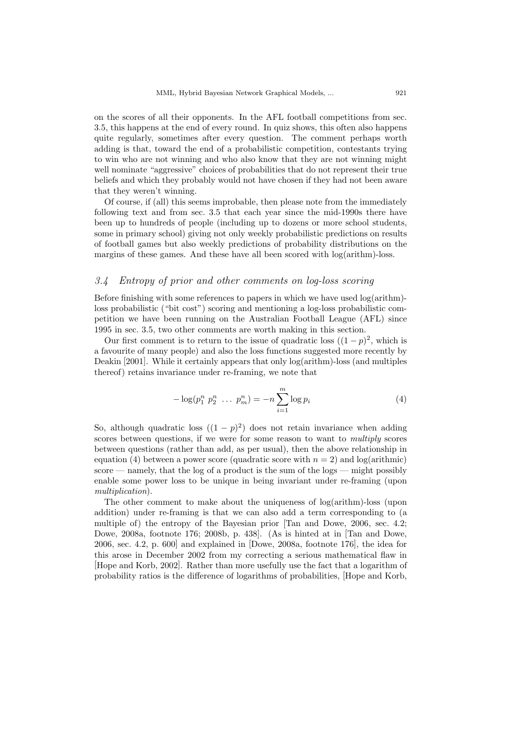on the scores of all their opponents. In the AFL football competitions from sec. 3.5, this happens at the end of every round. In quiz shows, this often also happens quite regularly, sometimes after every question. The comment perhaps worth adding is that, toward the end of a probabilistic competition, contestants trying to win who are not winning and who also know that they are not winning might well nominate "aggressive" choices of probabilities that do not represent their true beliefs and which they probably would not have chosen if they had not been aware that they weren't winning.

Of course, if (all) this seems improbable, then please note from the immediately following text and from sec. 3.5 that each year since the mid-1990s there have been up to hundreds of people (including up to dozens or more school students, some in primary school) giving not only weekly probabilistic predictions on results of football games but also weekly predictions of probability distributions on the margins of these games. And these have all been scored with log(arithm)-loss.

### *3.4 Entropy of prior and other comments on log-loss scoring*

Before finishing with some references to papers in which we have used log(arithm)-loss probabilistic ("bit cost") scoring and mentioning a log-loss probabilistic competition we have been running on the Australian Football League (AFL) since 1995 in sec. 3.5, two other comments are worth making in this section.

Our first comment is to return to the issue of quadratic loss ($(1-p)^2$, which is a favourite of many people) and also the loss functions suggested more recently by Deakin [2001]. While it certainly appears that only log(arithm)-loss (and multiples thereof) retains invariance under re-framing, we note that

$$-\log(p_1^n\ p_2^n\ \ldots\ p_m^n) = -n \sum_{i=1}^{m} \log p_i \tag{4}$$

So, although quadratic loss ($(1-p)^2$) does not retain invariance when adding scores between questions, if we were for some reason to want to *multiply* scores between questions (rather than add, as per usual), then the above relationship in equation (4) between a power score (quadratic score with $n = 2$) and log(arithmic) score — namely, that the log of a product is the sum of the logs — might possibly enable some power loss to be unique in being invariant under re-framing (upon *multiplication*).

The other comment to make about the uniqueness of log(arithm)-loss (upon addition) under re-framing is that we can also add a term corresponding to (a multiple of) the entropy of the Bayesian prior [Tan and Dowe, 2006, sec. 4.2; Dowe, 2008a, footnote 176; 2008b, p. 438]. (As is hinted at in [Tan and Dowe, 2006, sec. 4.2, p. 600] and explained in [Dowe, 2008a, footnote 176], the idea for this arose in December 2002 from my correcting a serious mathematical flaw in [Hope and Korb, 2002]. Rather than more usefully use the fact that a logarithm of probability ratios is the difference of logarithms of probabilities, [Hope and Korb,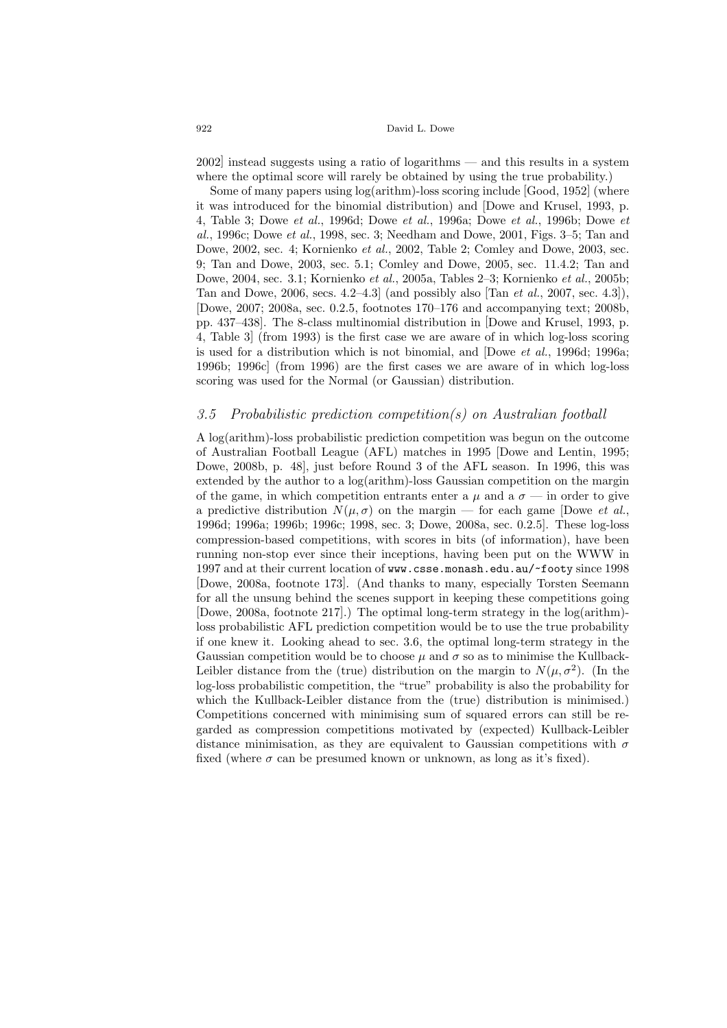2002] instead suggests using a ratio of logarithms — and this results in a system where the optimal score will rarely be obtained by using the true probability.)

Some of many papers using log(arithm)-loss scoring include [Good, 1952] (where it was introduced for the binomial distribution) and [Dowe and Krusel, 1993, p. 4, Table 3; Dowe *et al.*, 1996d; Dowe *et al.*, 1996a; Dowe *et al.*, 1996b; Dowe *et al.*, 1996c; Dowe *et al.*, 1998, sec. 3; Needham and Dowe, 2001, Figs. 3–5; Tan and Dowe, 2002, sec. 4; Kornienko *et al.*, 2002, Table 2; Comley and Dowe, 2003, sec. 9; Tan and Dowe, 2003, sec. 5.1; Comley and Dowe, 2005, sec. 11.4.2; Tan and Dowe, 2004, sec. 3.1; Kornienko *et al.*, 2005a, Tables 2–3; Kornienko *et al.*, 2005b; Tan and Dowe, 2006, secs. 4.2–4.3] (and possibly also [Tan *et al.*, 2007, sec. 4.3]), [Dowe, 2007; 2008a, sec. 0.2.5, footnotes 170–176 and accompanying text; 2008b, pp. 437–438]. The 8-class multinomial distribution in [Dowe and Krusel, 1993, p. 4, Table 3] (from 1993) is the first case we are aware of in which log-loss scoring is used for a distribution which is not binomial, and [Dowe *et al.*, 1996d; 1996a; 1996b; 1996c] (from 1996) are the first cases we are aware of in which log-loss scoring was used for the Normal (or Gaussian) distribution.

### *3.5 Probabilistic prediction competition(s) on Australian football*

A log(arithm)-loss probabilistic prediction competition was begun on the outcome of Australian Football League (AFL) matches in 1995 [Dowe and Lentin, 1995; Dowe, 2008b, p. 48], just before Round 3 of the AFL season. In 1996, this was extended by the author to a log(arithm)-loss Gaussian competition on the margin of the game, in which competition entrants enter a $\mu$ and a $\sigma$ — in order to give a predictive distribution $N(\mu, \sigma)$ on the margin — for each game [Dowe *et al.*, 1996d; 1996a; 1996b; 1996c; 1998, sec. 3; Dowe, 2008a, sec. 0.2.5]. These log-loss compression-based competitions, with scores in bits (of information), have been running non-stop ever since their inceptions, having been put on the WWW in 1997 and at their current location of `www.csse.monash.edu.au/~footy` since 1998 [Dowe, 2008a, footnote 173]. (And thanks to many, especially Torsten Seemann for all the unsung behind the scenes support in keeping these competitions going [Dowe, 2008a, footnote 217].) The optimal long-term strategy in the log(arithm)-loss probabilistic AFL prediction competition would be to use the true probability if one knew it. Looking ahead to sec. 3.6, the optimal long-term strategy in the Gaussian competition would be to choose $\mu$ and $\sigma$ so as to minimise the Kullback-Leibler distance from the (true) distribution on the margin to $N(\mu, \sigma^2)$. (In the log-loss probabilistic competition, the "true" probability is also the probability for which the Kullback-Leibler distance from the (true) distribution is minimised.) Competitions concerned with minimising sum of squared errors can still be regarded as compression competitions motivated by (expected) Kullback-Leibler distance minimisation, as they are equivalent to Gaussian competitions with $\sigma$ fixed (where $\sigma$ can be presumed known or unknown, as long as it's fixed).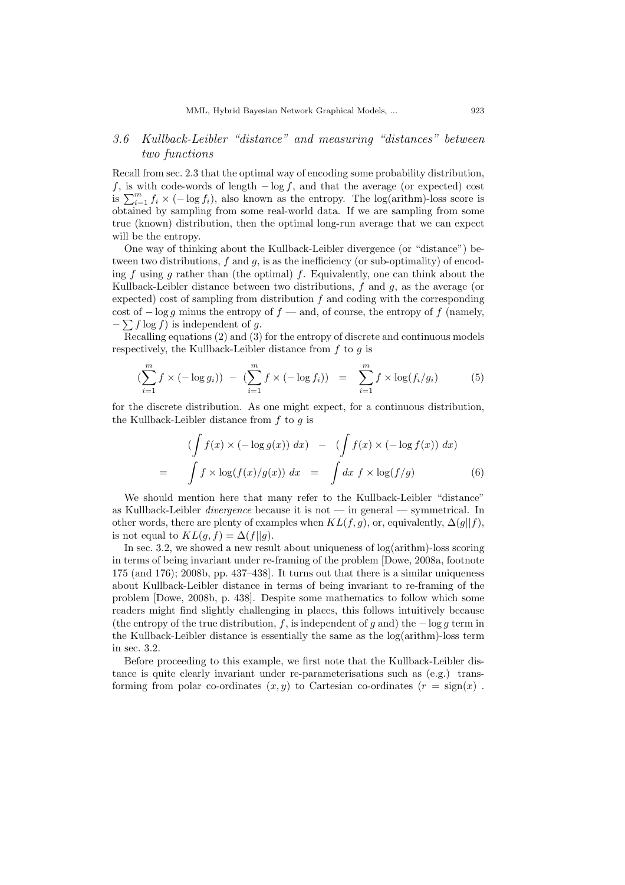### 3.6 *Kullback-Leibler "distance" and measuring "distances" between two functions*

Recall from sec. 2.3 that the optimal way of encoding some probability distribution, $f$, is with code-words of length $-\log f$, and that the average (or expected) cost is $\sum_{i=1}^{m} f_i \times (-\log f_i)$, also known as the entropy. The log(arithm)-loss score is obtained by sampling from some real-world data. If we are sampling from some true (known) distribution, then the optimal long-run average that we can expect will be the entropy.

One way of thinking about the Kullback-Leibler divergence (or "distance") between two distributions, $f$ and $g$, is as the inefficiency (or sub-optimality) of encoding $f$ using $g$ rather than (the optimal) $f$. Equivalently, one can think about the Kullback-Leibler distance between two distributions, $f$ and $g$, as the average (or expected) cost of sampling from distribution $f$ and coding with the corresponding cost of $-\log g$ minus the entropy of $f$ — and, of course, the entropy of $f$ (namely, $-\sum f \log f$) is independent of $g$.

Recalling equations (2) and (3) for the entropy of discrete and continuous models respectively, the Kullback-Leibler distance from $f$ to $g$ is

$$(\sum_{i=1}^{m} f \times (-\log g_i)) \;-\; (\sum_{i=1}^{m} f \times (-\log f_i)) \;=\; \sum_{i=1}^{m} f \times \log(f_i/g_i) \tag{5}$$

for the discrete distribution. As one might expect, for a continuous distribution, the Kullback-Leibler distance from $f$ to $g$ is

$$\begin{aligned} & (\int f(x) \times (-\log g(x)) \; dx) \;-\; (\int f(x) \times (-\log f(x)) \; dx) \\ = \; & \int f \times \log(f(x)/g(x)) \; dx \;=\; \int dx \; f \times \log(f/g) \end{aligned} \tag{6}$$

We should mention here that many refer to the Kullback-Leibler "distance" as Kullback-Leibler *divergence* because it is not — in general — symmetrical. In other words, there are plenty of examples when $KL(f, g)$, or, equivalently, $\Delta(g||f)$, is not equal to $KL(g, f) = \Delta(f||g)$.

In sec. 3.2, we showed a new result about uniqueness of log(arithm)-loss scoring in terms of being invariant under re-framing of the problem [Dowe, 2008a, footnote 175 (and 176); 2008b, pp. 437–438]. It turns out that there is a similar uniqueness about Kullback-Leibler distance in terms of being invariant to re-framing of the problem [Dowe, 2008b, p. 438]. Despite some mathematics to follow which some readers might find slightly challenging in places, this follows intuitively because (the entropy of the true distribution, $f$, is independent of $g$ and) the $-\log g$ term in the Kullback-Leibler distance is essentially the same as the log(arithm)-loss term in sec. 3.2.

Before proceeding to this example, we first note that the Kullback-Leibler distance is quite clearly invariant under re-parameterisations such as (e.g.) transforming from polar co-ordinates $(x, y)$ to Cartesian co-ordinates $(r = \text{sign}(x)$ .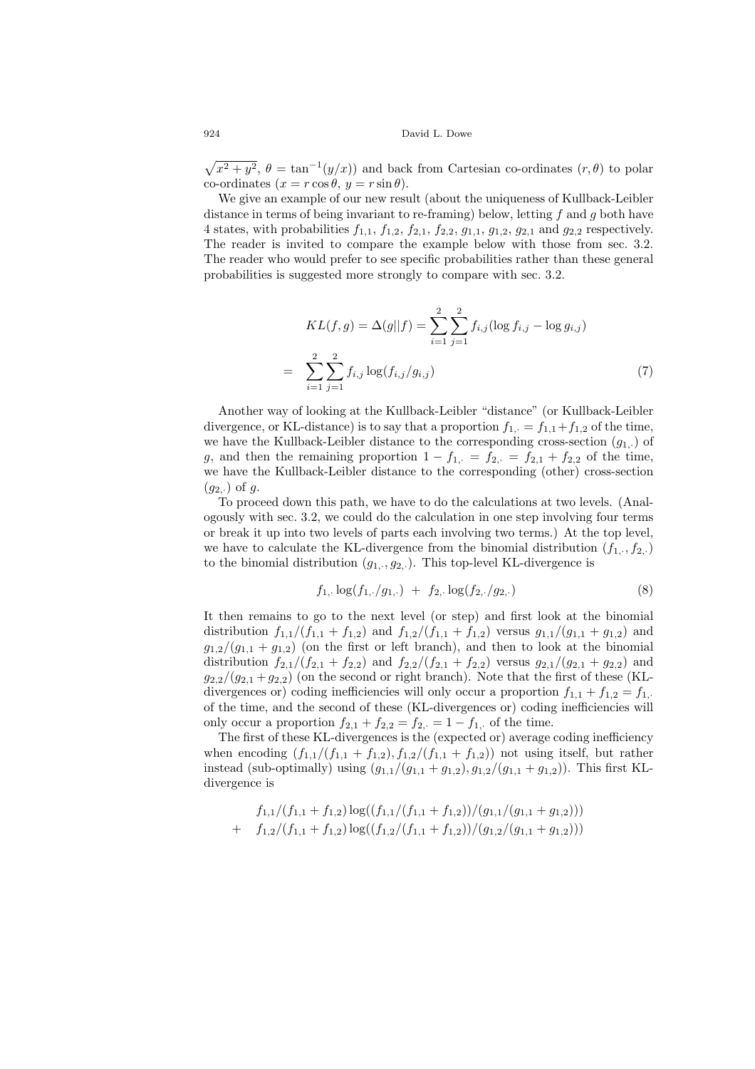$\sqrt{x^2 + y^2}$, $\theta = \tan^{-1}(y/x)$) and back from Cartesian co-ordinates $(r, \theta)$ to polar co-ordinates ($x = r\cos\theta$, $y = r\sin\theta$).

We give an example of our new result (about the uniqueness of Kullback-Leibler distance in terms of being invariant to re-framing) below, letting $f$ and $g$ both have 4 states, with probabilities $f_{1,1}$, $f_{1,2}$, $f_{2,1}$, $f_{2,2}$, $g_{1,1}$, $g_{1,2}$, $g_{2,1}$ and $g_{2,2}$ respectively. The reader is invited to compare the example below with those from sec. 3.2. The reader who would prefer to see specific probabilities rather than these general probabilities is suggested more strongly to compare with sec. 3.2.

$$KL(f, g) = \Delta(g||f) = \sum_{i=1}^{2} \sum_{j=1}^{2} f_{i,j}(\log f_{i,j} - \log g_{i,j})$$

$$= \sum_{i=1}^{2} \sum_{j=1}^{2} f_{i,j} \log(f_{i,j}/g_{i,j}) \tag{7}$$

Another way of looking at the Kullback-Leibler "distance" (or Kullback-Leibler divergence, or KL-distance) is to say that a proportion $f_{1,\cdot} = f_{1,1} + f_{1,2}$ of the time, we have the Kullback-Leibler distance to the corresponding cross-section $(g_{1,\cdot})$ of $g$, and then the remaining proportion $1 - f_{1,\cdot} = f_{2,\cdot} = f_{2,1} + f_{2,2}$ of the time, we have the Kullback-Leibler distance to the corresponding (other) cross-section $(g_{2,\cdot})$ of $g$.

To proceed down this path, we have to do the calculations at two levels. (Analogously with sec. 3.2, we could do the calculation in one step involving four terms or break it up into two levels of parts each involving two terms.) At the top level, we have to calculate the KL-divergence from the binomial distribution $(f_{1,\cdot}, f_{2,\cdot})$ to the binomial distribution $(g_{1,\cdot}, g_{2,\cdot})$. This top-level KL-divergence is

$$f_{1,\cdot} \log(f_{1,\cdot}/g_{1,\cdot}) \ + \ f_{2,\cdot} \log(f_{2,\cdot}/g_{2,\cdot}) \tag{8}$$

It then remains to go to the next level (or step) and first look at the binomial distribution $f_{1,1}/(f_{1,1} + f_{1,2})$ and $f_{1,2}/(f_{1,1} + f_{1,2})$ versus $g_{1,1}/(g_{1,1} + g_{1,2})$ and $g_{1,2}/(g_{1,1} + g_{1,2})$ (on the first or left branch), and then to look at the binomial distribution $f_{2,1}/(f_{2,1} + f_{2,2})$ and $f_{2,2}/(f_{2,1} + f_{2,2})$ versus $g_{2,1}/(g_{2,1} + g_{2,2})$ and $g_{2,2}/(g_{2,1} + g_{2,2})$ (on the second or right branch). Note that the first of these (KL-divergences or) coding inefficiencies will only occur a proportion $f_{1,1} + f_{1,2} = f_{1,\cdot}$ of the time, and the second of these (KL-divergences or) coding inefficiencies will only occur a proportion $f_{2,1} + f_{2,2} = f_{2,\cdot} = 1 - f_{1,\cdot}$ of the time.

The first of these KL-divergences is the (expected or) average coding inefficiency when encoding $(f_{1,1}/(f_{1,1} + f_{1,2}), f_{1,2}/(f_{1,1} + f_{1,2}))$ not using itself, but rather instead (sub-optimally) using $(g_{1,1}/(g_{1,1} + g_{1,2}), g_{1,2}/(g_{1,1} + g_{1,2}))$. This first KL-divergence is

$$f_{1,1}/(f_{1,1} + f_{1,2}) \log((f_{1,1}/(f_{1,1} + f_{1,2}))/(g_{1,1}/(g_{1,1} + g_{1,2})))$$
$$+ \quad f_{1,2}/(f_{1,1} + f_{1,2}) \log((f_{1,2}/(f_{1,1} + f_{1,2}))/(g_{1,2}/(g_{1,1} + g_{1,2})))$$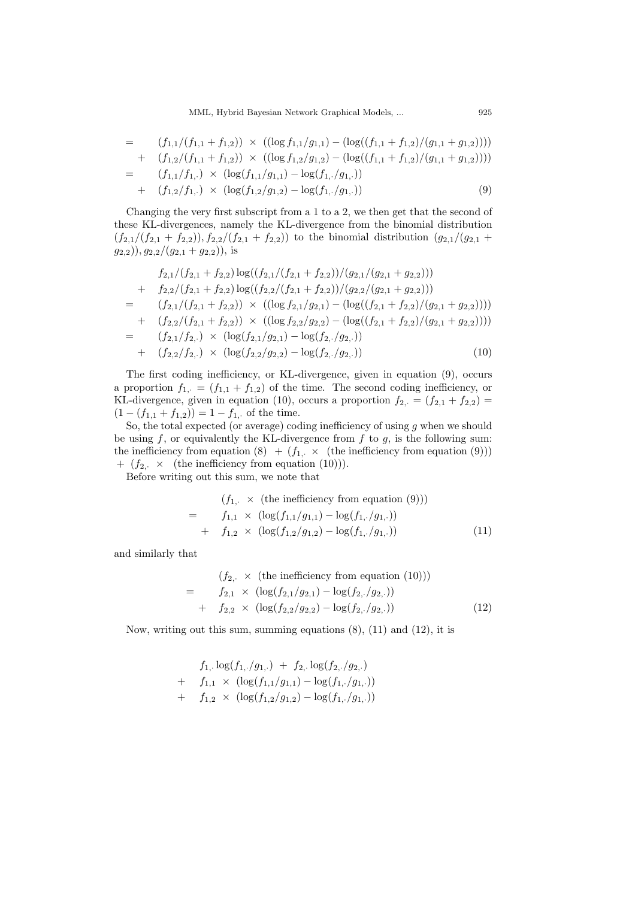$$
\begin{aligned}
= \quad & (f_{1,1}/(f_{1,1}+f_{1,2})) \times ((\log f_{1,1}/g_{1,1}) - (\log((f_{1,1}+f_{1,2})/(g_{1,1}+g_{1,2})))) \\
+ \quad & (f_{1,2}/(f_{1,1}+f_{1,2})) \times ((\log f_{1,2}/g_{1,2}) - (\log((f_{1,1}+f_{1,2})/(g_{1,1}+g_{1,2})))) \\
= \quad & (f_{1,1}/f_{1,\cdot}) \times (\log(f_{1,1}/g_{1,1}) - \log(f_{1,\cdot}/g_{1,\cdot})) \\
+ \quad & (f_{1,2}/f_{1,\cdot}) \times (\log(f_{1,2}/g_{1,2}) - \log(f_{1,\cdot}/g_{1,\cdot}))
\end{aligned} \tag{9}
$$

Changing the very first subscript from a 1 to a 2, we then get that the second of these KL-divergences, namely the KL-divergence from the binomial distribution $(f_{2,1}/(f_{2,1}+f_{2,2})), f_{2,2}/(f_{2,1}+f_{2,2}))$ to the binomial distribution $(g_{2,1}/(g_{2,1}+g_{2,2})), g_{2,2}/(g_{2,1}+g_{2,2}))$, is

$$
\begin{aligned}
& f_{2,1}/(f_{2,1}+f_{2,2}) \log((f_{2,1}/(f_{2,1}+f_{2,2}))/(g_{2,1}/(g_{2,1}+g_{2,2}))) \\
+ \quad & f_{2,2}/(f_{2,1}+f_{2,2}) \log((f_{2,2}/(f_{2,1}+f_{2,2}))/(g_{2,2}/(g_{2,1}+g_{2,2}))) \\
= \quad & (f_{2,1}/(f_{2,1}+f_{2,2})) \times ((\log f_{2,1}/g_{2,1}) - (\log((f_{2,1}+f_{2,2})/(g_{2,1}+g_{2,2})))) \\
+ \quad & (f_{2,2}/(f_{2,1}+f_{2,2})) \times ((\log f_{2,2}/g_{2,2}) - (\log((f_{2,1}+f_{2,2})/(g_{2,1}+g_{2,2})))) \\
= \quad & (f_{2,1}/f_{2,\cdot}) \times (\log(f_{2,1}/g_{2,1}) - \log(f_{2,\cdot}/g_{2,\cdot})) \\
+ \quad & (f_{2,2}/f_{2,\cdot}) \times (\log(f_{2,2}/g_{2,2}) - \log(f_{2,\cdot}/g_{2,\cdot}))
\end{aligned} \tag{10}
$$

The first coding inefficiency, or KL-divergence, given in equation (9), occurs a proportion $f_{1,\cdot} = (f_{1,1}+f_{1,2})$ of the time. The second coding inefficiency, or KL-divergence, given in equation (10), occurs a proportion $f_{2,\cdot} = (f_{2,1}+f_{2,2}) = (1-(f_{1,1}+f_{1,2})) = 1 - f_{1,\cdot}$ of the time.

So, the total expected (or average) coding inefficiency of using $g$ when we should be using $f$, or equivalently the KL-divergence from $f$ to $g$, is the following sum: the inefficiency from equation (8) $+ \; (f_{1,\cdot} \; \times$ (the inefficiency from equation (9))) $+ \; (f_{2,\cdot} \; \times$ (the inefficiency from equation (10))).

Before writing out this sum, we note that

$$
\begin{aligned}
& (f_{1,\cdot} \times \text{(the inefficiency from equation (9)))} \\
= \quad & f_{1,1} \times (\log(f_{1,1}/g_{1,1}) - \log(f_{1,\cdot}/g_{1,\cdot})) \\
+ \quad & f_{1,2} \times (\log(f_{1,2}/g_{1,2}) - \log(f_{1,\cdot}/g_{1,\cdot}))
\end{aligned} \tag{11}
$$

and similarly that

$$
\begin{aligned}
& (f_{2,\cdot} \times \text{(the inefficiency from equation (10)))} \\
= \quad & f_{2,1} \times (\log(f_{2,1}/g_{2,1}) - \log(f_{2,\cdot}/g_{2,\cdot})) \\
+ \quad & f_{2,2} \times (\log(f_{2,2}/g_{2,2}) - \log(f_{2,\cdot}/g_{2,\cdot}))
\end{aligned} \tag{12}
$$

Now, writing out this sum, summing equations (8), (11) and (12), it is

$$
\begin{aligned}
& f_{1,\cdot} \log(f_{1,\cdot}/g_{1,\cdot}) \; + \; f_{2,\cdot} \log(f_{2,\cdot}/g_{2,\cdot}) \\
+ \quad & f_{1,1} \times (\log(f_{1,1}/g_{1,1}) - \log(f_{1,\cdot}/g_{1,\cdot})) \\
+ \quad & f_{1,2} \times (\log(f_{1,2}/g_{1,2}) - \log(f_{1,\cdot}/g_{1,\cdot}))
\end{aligned}
$$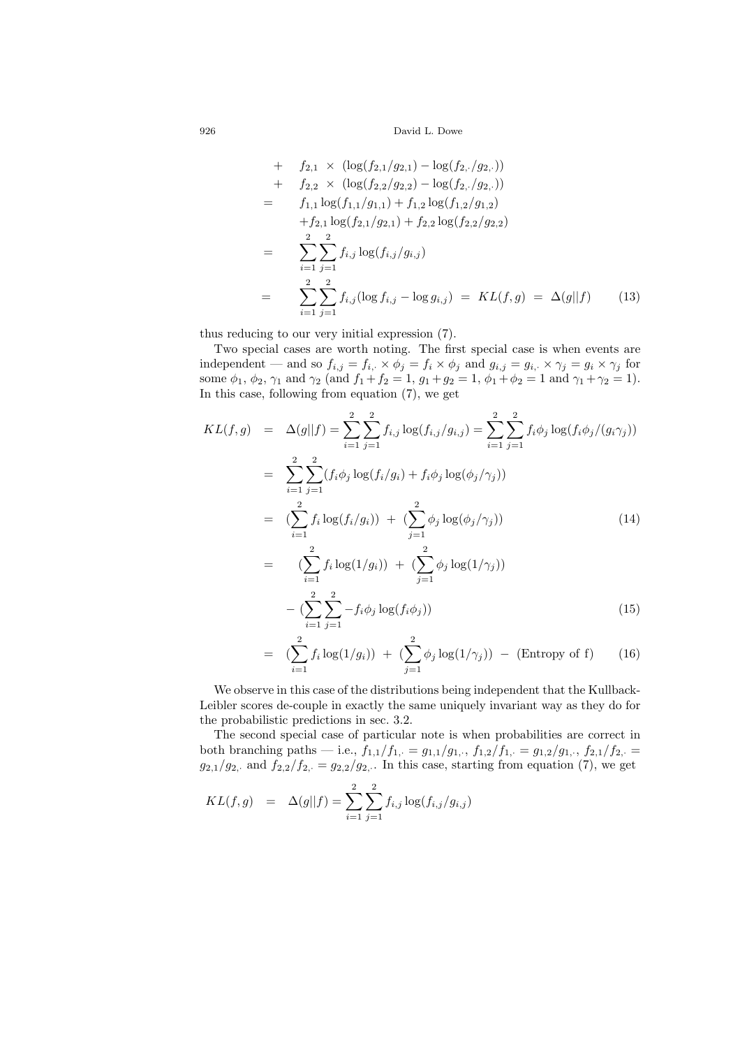$$
\begin{aligned}
& + \quad f_{2,1} \times (\log(f_{2,1}/g_{2,1}) - \log(f_{2,\cdot}/g_{2,\cdot})) \\
& + \quad f_{2,2} \times (\log(f_{2,2}/g_{2,2}) - \log(f_{2,\cdot}/g_{2,\cdot})) \\
= & \quad f_{1,1}\log(f_{1,1}/g_{1,1}) + f_{1,2}\log(f_{1,2}/g_{1,2}) \\
& \quad + f_{2,1}\log(f_{2,1}/g_{2,1}) + f_{2,2}\log(f_{2,2}/g_{2,2}) \\
= & \quad \sum_{i=1}^{2}\sum_{j=1}^{2} f_{i,j}\log(f_{i,j}/g_{i,j}) \\
= & \quad \sum_{i=1}^{2}\sum_{j=1}^{2} f_{i,j}(\log f_{i,j} - \log g_{i,j}) \; = \; KL(f,g) \; = \; \Delta(g||f) \qquad (13)
\end{aligned}
$$

thus reducing to our very initial expression (7).

Two special cases are worth noting. The first special case is when events are independent — and so $f_{i,j} = f_{i,\cdot} \times \phi_j = f_i \times \phi_j$ and $g_{i,j} = g_{i,\cdot} \times \gamma_j = g_i \times \gamma_j$ for some $\phi_1$, $\phi_2$, $\gamma_1$ and $\gamma_2$ (and $f_1 + f_2 = 1$, $g_1 + g_2 = 1$, $\phi_1 + \phi_2 = 1$ and $\gamma_1 + \gamma_2 = 1$). In this case, following from equation (7), we get

$$
\begin{aligned}
KL(f,g) &= \Delta(g||f) = \sum_{i=1}^{2}\sum_{j=1}^{2} f_{i,j}\log(f_{i,j}/g_{i,j}) = \sum_{i=1}^{2}\sum_{j=1}^{2} f_i\phi_j \log(f_i\phi_j/(g_i\gamma_j)) \\
&= \sum_{i=1}^{2}\sum_{j=1}^{2}(f_i\phi_j\log(f_i/g_i) + f_i\phi_j\log(\phi_j/\gamma_j)) \\
&= (\sum_{i=1}^{2} f_i\log(f_i/g_i)) \; + \; (\sum_{j=1}^{2}\phi_j\log(\phi_j/\gamma_j)) \qquad (14) \\
&= (\sum_{i=1}^{2} f_i\log(1/g_i)) \; + \; (\sum_{j=1}^{2}\phi_j\log(1/\gamma_j)) \\
&\quad - (\sum_{i=1}^{2}\sum_{j=1}^{2} -f_i\phi_j\log(f_i\phi_j)) \qquad (15) \\
&= (\sum_{i=1}^{2} f_i\log(1/g_i)) \; + \; (\sum_{j=1}^{2}\phi_j\log(1/\gamma_j)) \; - \; (\text{Entropy of f}) \qquad (16)
\end{aligned}
$$

We observe in this case of the distributions being independent that the Kullback-Leibler scores de-couple in exactly the same uniquely invariant way as they do for the probabilistic predictions in sec. 3.2.

The second special case of particular note is when probabilities are correct in both branching paths — i.e., $f_{1,1}/f_{1,\cdot} = g_{1,1}/g_{1,\cdot}$, $f_{1,2}/f_{1,\cdot} = g_{1,2}/g_{1,\cdot}$, $f_{2,1}/f_{2,\cdot} = g_{2,1}/g_{2,\cdot}$ and $f_{2,2}/f_{2,\cdot} = g_{2,2}/g_{2,\cdot}$. In this case, starting from equation (7), we get

$$
KL(f,g) \;\; = \;\; \Delta(g||f) = \sum_{i=1}^{2}\sum_{j=1}^{2} f_{i,j}\log(f_{i,j}/g_{i,j})
$$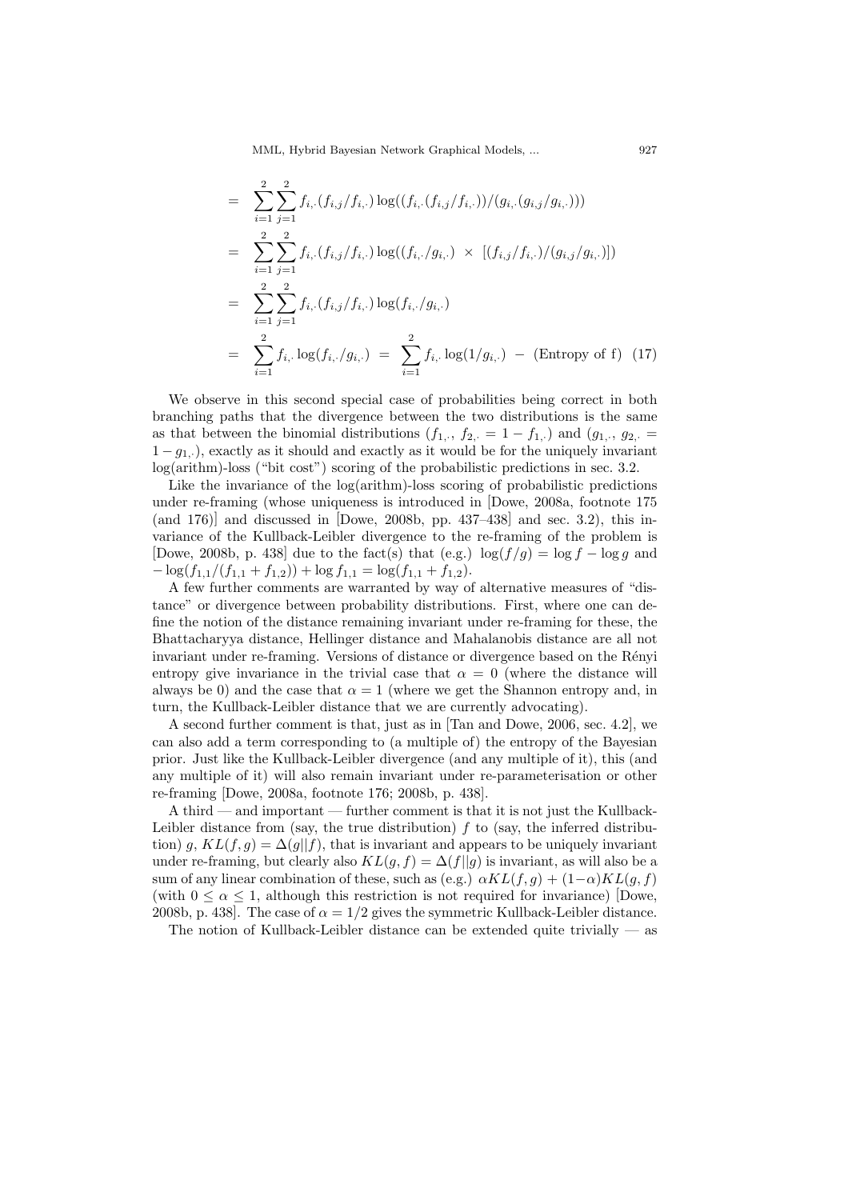$$
\begin{aligned}
&= \sum_{i=1}^{2}\sum_{j=1}^{2} f_{i,\cdot}(f_{i,j}/f_{i,\cdot}) \log((f_{i,\cdot}(f_{i,j}/f_{i,\cdot}))/(g_{i,\cdot}(g_{i,j}/g_{i,\cdot}))) \\
&= \sum_{i=1}^{2}\sum_{j=1}^{2} f_{i,\cdot}(f_{i,j}/f_{i,\cdot}) \log((f_{i,\cdot}/g_{i,\cdot}) \times [(f_{i,j}/f_{i,\cdot})/(g_{i,j}/g_{i,\cdot})]) \\
&= \sum_{i=1}^{2}\sum_{j=1}^{2} f_{i,\cdot}(f_{i,j}/f_{i,\cdot}) \log(f_{i,\cdot}/g_{i,\cdot}) \\
&= \sum_{i=1}^{2} f_{i,\cdot} \log(f_{i,\cdot}/g_{i,\cdot}) = \sum_{i=1}^{2} f_{i,\cdot} \log(1/g_{i,\cdot}) - (\text{Entropy of f}) \quad (17)
\end{aligned}
$$

We observe in this second special case of probabilities being correct in both branching paths that the divergence between the two distributions is the same as that between the binomial distributions ($f_{1,\cdot}$, $f_{2,\cdot} = 1 - f_{1,\cdot}$) and ($g_{1,\cdot}$, $g_{2,\cdot} = 1 - g_{1,\cdot}$), exactly as it should and exactly as it would be for the uniquely invariant log(arithm)-loss ("bit cost") scoring of the probabilistic predictions in sec. 3.2.

Like the invariance of the log(arithm)-loss scoring of probabilistic predictions under re-framing (whose uniqueness is introduced in [Dowe, 2008a, footnote 175 (and 176)] and discussed in [Dowe, 2008b, pp. 437–438] and sec. 3.2), this invariance of the Kullback-Leibler divergence to the re-framing of the problem is [Dowe, 2008b, p. 438] due to the fact(s) that (e.g.) $\log(f/g) = \log f - \log g$ and $-\log(f_{1,1}/(f_{1,1} + f_{1,2})) + \log f_{1,1} = \log(f_{1,1} + f_{1,2})$.

A few further comments are warranted by way of alternative measures of "distance" or divergence between probability distributions. First, where one can define the notion of the distance remaining invariant under re-framing for these, the Bhattacharyya distance, Hellinger distance and Mahalanobis distance are all not invariant under re-framing. Versions of distance or divergence based on the Rényi entropy give invariance in the trivial case that $\alpha = 0$ (where the distance will always be 0) and the case that $\alpha = 1$ (where we get the Shannon entropy and, in turn, the Kullback-Leibler distance that we are currently advocating).

A second further comment is that, just as in [Tan and Dowe, 2006, sec. 4.2], we can also add a term corresponding to (a multiple of) the entropy of the Bayesian prior. Just like the Kullback-Leibler divergence (and any multiple of it), this (and any multiple of it) will also remain invariant under re-parameterisation or other re-framing [Dowe, 2008a, footnote 176; 2008b, p. 438].

A third — and important — further comment is that it is not just the Kullback-Leibler distance from (say, the true distribution) $f$ to (say, the inferred distribution) $g$, $KL(f, g) = \Delta(g||f)$, that is invariant and appears to be uniquely invariant under re-framing, but clearly also $KL(g, f) = \Delta(f||g)$ is invariant, as will also be a sum of any linear combination of these, such as (e.g.) $\alpha KL(f, g) + (1-\alpha)KL(g, f)$ (with $0 \leq \alpha \leq 1$, although this restriction is not required for invariance) [Dowe, 2008b, p. 438]. The case of $\alpha = 1/2$ gives the symmetric Kullback-Leibler distance.

The notion of Kullback-Leibler distance can be extended quite trivially — as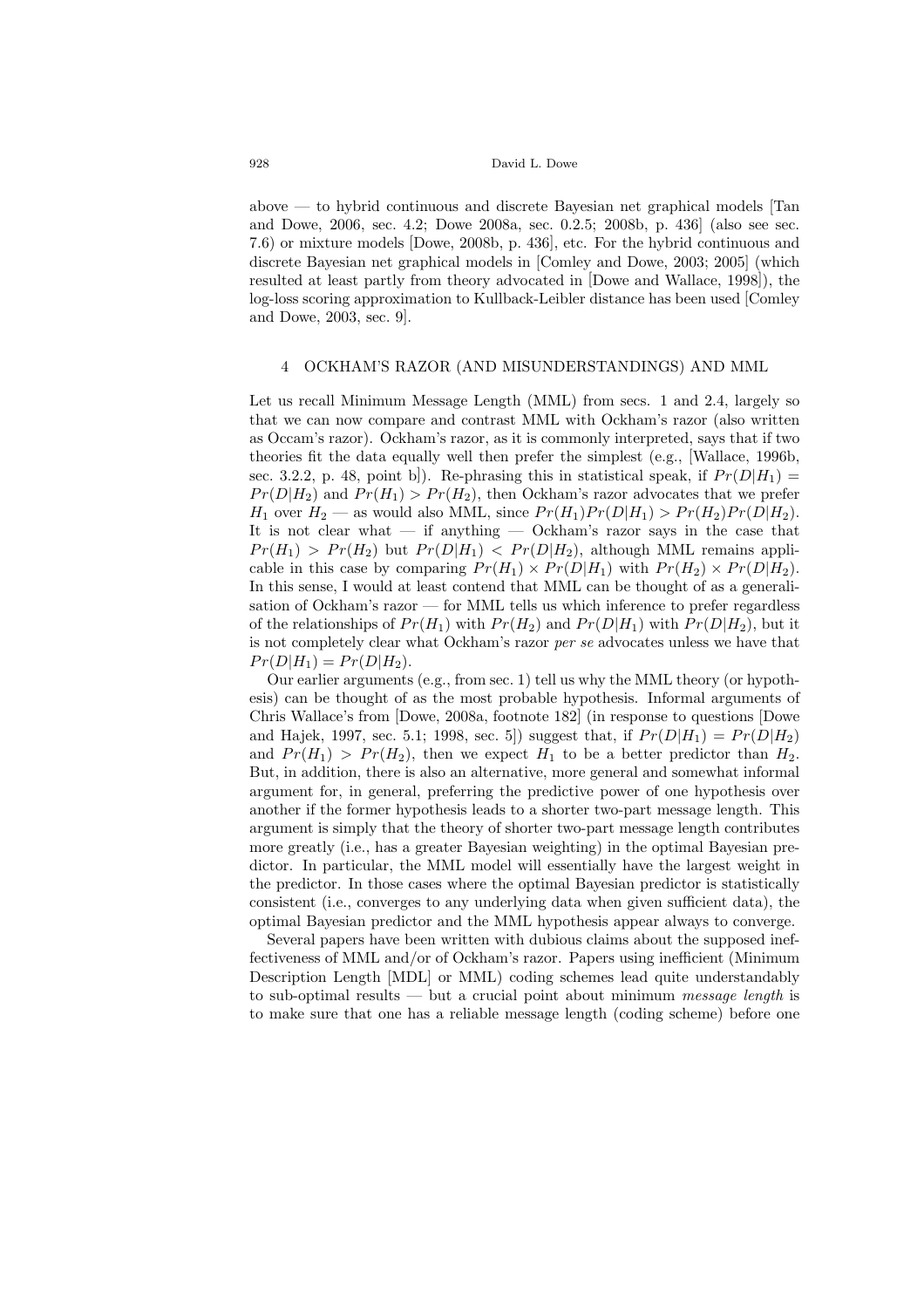above — to hybrid continuous and discrete Bayesian net graphical models [Tan and Dowe, 2006, sec. 4.2; Dowe 2008a, sec. 0.2.5; 2008b, p. 436] (also see sec. 7.6) or mixture models [Dowe, 2008b, p. 436], etc. For the hybrid continuous and discrete Bayesian net graphical models in [Comley and Dowe, 2003; 2005] (which resulted at least partly from theory advocated in [Dowe and Wallace, 1998]), the log-loss scoring approximation to Kullback-Leibler distance has been used [Comley and Dowe, 2003, sec. 9].

## 4 OCKHAM'S RAZOR (AND MISUNDERSTANDINGS) AND MML

Let us recall Minimum Message Length (MML) from secs. 1 and 2.4, largely so that we can now compare and contrast MML with Ockham's razor (also written as Occam's razor). Ockham's razor, as it is commonly interpreted, says that if two theories fit the data equally well then prefer the simplest (e.g., [Wallace, 1996b, sec. 3.2.2, p. 48, point b]). Re-phrasing this in statistical speak, if $Pr(D|H_1) = Pr(D|H_2)$ and $Pr(H_1) > Pr(H_2)$, then Ockham's razor advocates that we prefer $H_1$ over $H_2$ — as would also MML, since $Pr(H_1)Pr(D|H_1) > Pr(H_2)Pr(D|H_2)$. It is not clear what — if anything — Ockham's razor says in the case that $Pr(H_1) > Pr(H_2)$ but $Pr(D|H_1) < Pr(D|H_2)$, although MML remains applicable in this case by comparing $Pr(H_1) \times Pr(D|H_1)$ with $Pr(H_2) \times Pr(D|H_2)$. In this sense, I would at least contend that MML can be thought of as a generalisation of Ockham's razor — for MML tells us which inference to prefer regardless of the relationships of $Pr(H_1)$ with $Pr(H_2)$ and $Pr(D|H_1)$ with $Pr(D|H_2)$, but it is not completely clear what Ockham's razor *per se* advocates unless we have that $Pr(D|H_1) = Pr(D|H_2)$.

Our earlier arguments (e.g., from sec. 1) tell us why the MML theory (or hypothesis) can be thought of as the most probable hypothesis. Informal arguments of Chris Wallace's from [Dowe, 2008a, footnote 182] (in response to questions [Dowe and Hajek, 1997, sec. 5.1; 1998, sec. 5]) suggest that, if $Pr(D|H_1) = Pr(D|H_2)$ and $Pr(H_1) > Pr(H_2)$, then we expect $H_1$ to be a better predictor than $H_2$. But, in addition, there is also an alternative, more general and somewhat informal argument for, in general, preferring the predictive power of one hypothesis over another if the former hypothesis leads to a shorter two-part message length. This argument is simply that the theory of shorter two-part message length contributes more greatly (i.e., has a greater Bayesian weighting) in the optimal Bayesian predictor. In particular, the MML model will essentially have the largest weight in the predictor. In those cases where the optimal Bayesian predictor is statistically consistent (i.e., converges to any underlying data when given sufficient data), the optimal Bayesian predictor and the MML hypothesis appear always to converge.

Several papers have been written with dubious claims about the supposed ineffectiveness of MML and/or of Ockham's razor. Papers using inefficient (Minimum Description Length [MDL] or MML) coding schemes lead quite understandably to sub-optimal results — but a crucial point about minimum *message length* is to make sure that one has a reliable message length (coding scheme) before one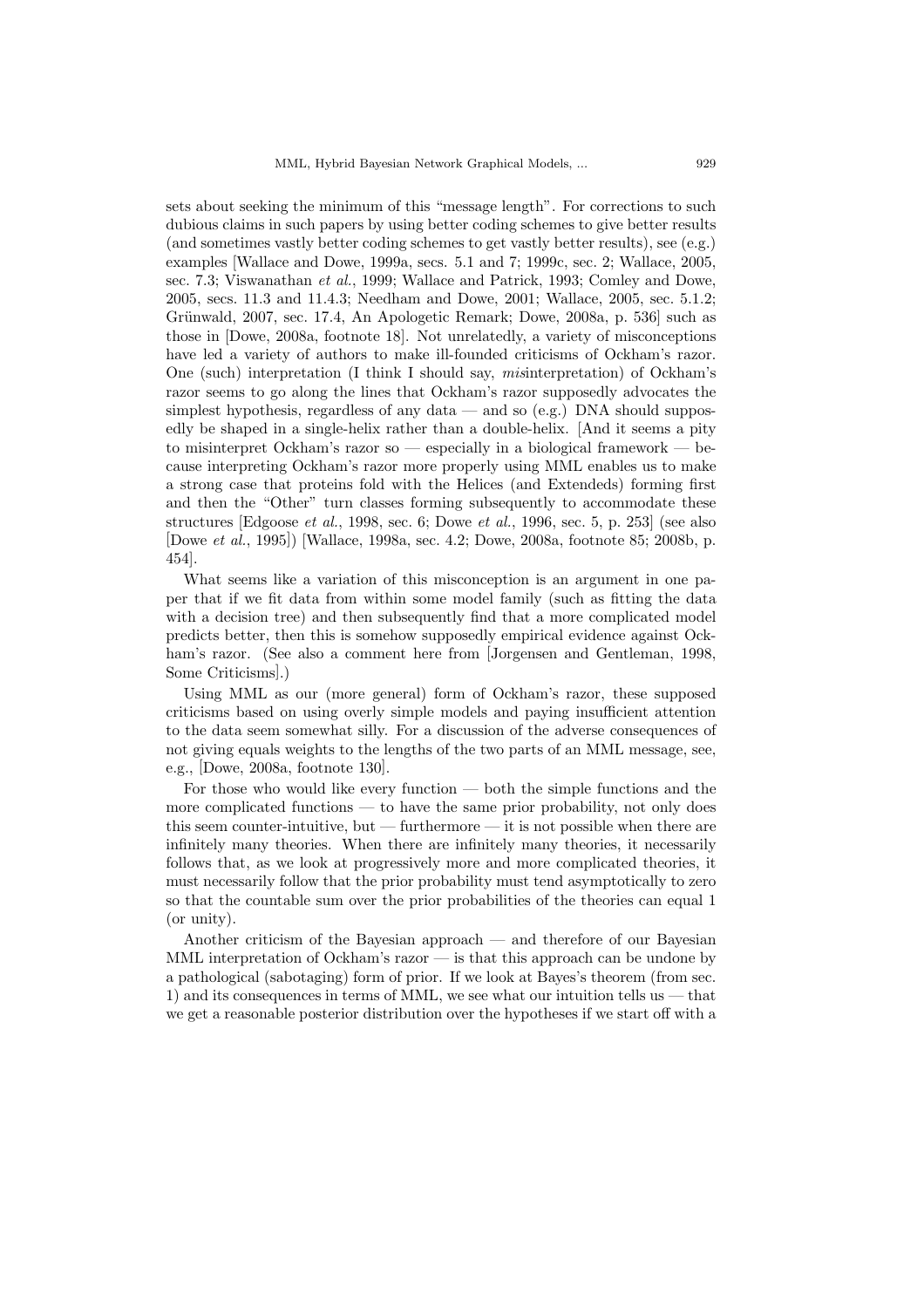sets about seeking the minimum of this "message length". For corrections to such dubious claims in such papers by using better coding schemes to give better results (and sometimes vastly better coding schemes to get vastly better results), see (e.g.) examples [Wallace and Dowe, 1999a, secs. 5.1 and 7; 1999c, sec. 2; Wallace, 2005, sec. 7.3; Viswanathan *et al.*, 1999; Wallace and Patrick, 1993; Comley and Dowe, 2005, secs. 11.3 and 11.4.3; Needham and Dowe, 2001; Wallace, 2005, sec. 5.1.2; Grünwald, 2007, sec. 17.4, An Apologetic Remark; Dowe, 2008a, p. 536] such as those in [Dowe, 2008a, footnote 18]. Not unrelatedly, a variety of misconceptions have led a variety of authors to make ill-founded criticisms of Ockham's razor. One (such) interpretation (I think I should say, *mis*interpretation) of Ockham's razor seems to go along the lines that Ockham's razor supposedly advocates the simplest hypothesis, regardless of any data — and so (e.g.) DNA should supposedly be shaped in a single-helix rather than a double-helix. [And it seems a pity to misinterpret Ockham's razor so — especially in a biological framework — because interpreting Ockham's razor more properly using MML enables us to make a strong case that proteins fold with the Helices (and Extendeds) forming first and then the "Other" turn classes forming subsequently to accommodate these structures [Edgoose *et al.*, 1998, sec. 6; Dowe *et al.*, 1996, sec. 5, p. 253] (see also [Dowe *et al.*, 1995]) [Wallace, 1998a, sec. 4.2; Dowe, 2008a, footnote 85; 2008b, p. 454].

What seems like a variation of this misconception is an argument in one paper that if we fit data from within some model family (such as fitting the data with a decision tree) and then subsequently find that a more complicated model predicts better, then this is somehow supposedly empirical evidence against Ockham's razor. (See also a comment here from [Jorgensen and Gentleman, 1998, Some Criticisms].)

Using MML as our (more general) form of Ockham's razor, these supposed criticisms based on using overly simple models and paying insufficient attention to the data seem somewhat silly. For a discussion of the adverse consequences of not giving equals weights to the lengths of the two parts of an MML message, see, e.g., [Dowe, 2008a, footnote 130].

For those who would like every function — both the simple functions and the more complicated functions — to have the same prior probability, not only does this seem counter-intuitive, but — furthermore — it is not possible when there are infinitely many theories. When there are infinitely many theories, it necessarily follows that, as we look at progressively more and more complicated theories, it must necessarily follow that the prior probability must tend asymptotically to zero so that the countable sum over the prior probabilities of the theories can equal 1 (or unity).

Another criticism of the Bayesian approach — and therefore of our Bayesian MML interpretation of Ockham's razor — is that this approach can be undone by a pathological (sabotaging) form of prior. If we look at Bayes's theorem (from sec. 1) and its consequences in terms of MML, we see what our intuition tells us — that we get a reasonable posterior distribution over the hypotheses if we start off with a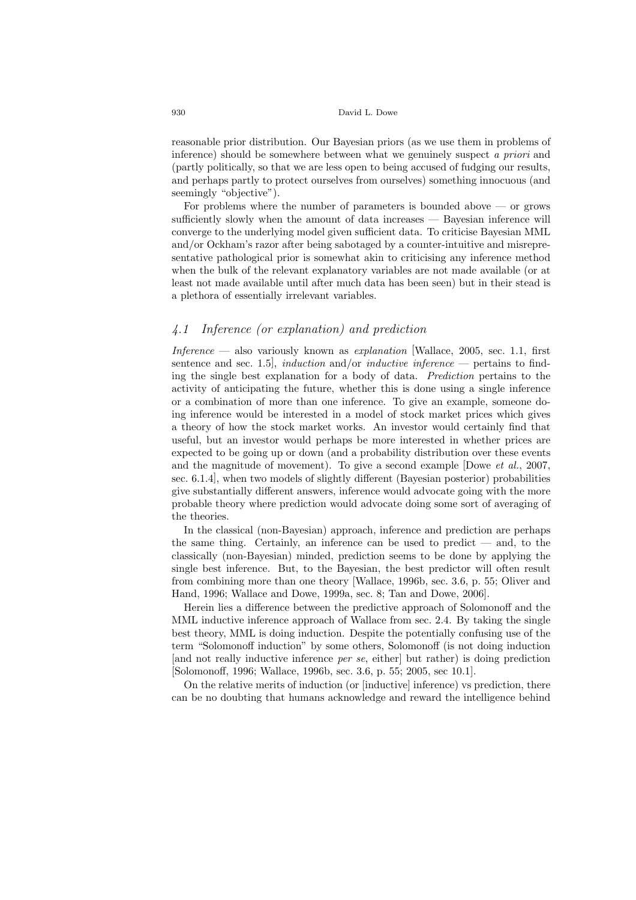reasonable prior distribution. Our Bayesian priors (as we use them in problems of inference) should be somewhere between what we genuinely suspect *a priori* and (partly politically, so that we are less open to being accused of fudging our results, and perhaps partly to protect ourselves from ourselves) something innocuous (and seemingly "objective").

For problems where the number of parameters is bounded above — or grows sufficiently slowly when the amount of data increases — Bayesian inference will converge to the underlying model given sufficient data. To criticise Bayesian MML and/or Ockham's razor after being sabotaged by a counter-intuitive and misrepresentative pathological prior is somewhat akin to criticising any inference method when the bulk of the relevant explanatory variables are not made available (or at least not made available until after much data has been seen) but in their stead is a plethora of essentially irrelevant variables.

### *4.1 Inference (or explanation) and prediction*

*Inference* — also variously known as *explanation* [Wallace, 2005, sec. 1.1, first sentence and sec. 1.5], *induction* and/or *inductive inference* — pertains to finding the single best explanation for a body of data. *Prediction* pertains to the activity of anticipating the future, whether this is done using a single inference or a combination of more than one inference. To give an example, someone doing inference would be interested in a model of stock market prices which gives a theory of how the stock market works. An investor would certainly find that useful, but an investor would perhaps be more interested in whether prices are expected to be going up or down (and a probability distribution over these events and the magnitude of movement). To give a second example [Dowe *et al.*, 2007, sec. 6.1.4], when two models of slightly different (Bayesian posterior) probabilities give substantially different answers, inference would advocate going with the more probable theory where prediction would advocate doing some sort of averaging of the theories.

In the classical (non-Bayesian) approach, inference and prediction are perhaps the same thing. Certainly, an inference can be used to predict — and, to the classically (non-Bayesian) minded, prediction seems to be done by applying the single best inference. But, to the Bayesian, the best predictor will often result from combining more than one theory [Wallace, 1996b, sec. 3.6, p. 55; Oliver and Hand, 1996; Wallace and Dowe, 1999a, sec. 8; Tan and Dowe, 2006].

Herein lies a difference between the predictive approach of Solomonoff and the MML inductive inference approach of Wallace from sec. 2.4. By taking the single best theory, MML is doing induction. Despite the potentially confusing use of the term "Solomonoff induction" by some others, Solomonoff (is not doing induction [and not really inductive inference *per se*, either] but rather) is doing prediction [Solomonoff, 1996; Wallace, 1996b, sec. 3.6, p. 55; 2005, sec 10.1].

On the relative merits of induction (or [inductive] inference) vs prediction, there can be no doubting that humans acknowledge and reward the intelligence behind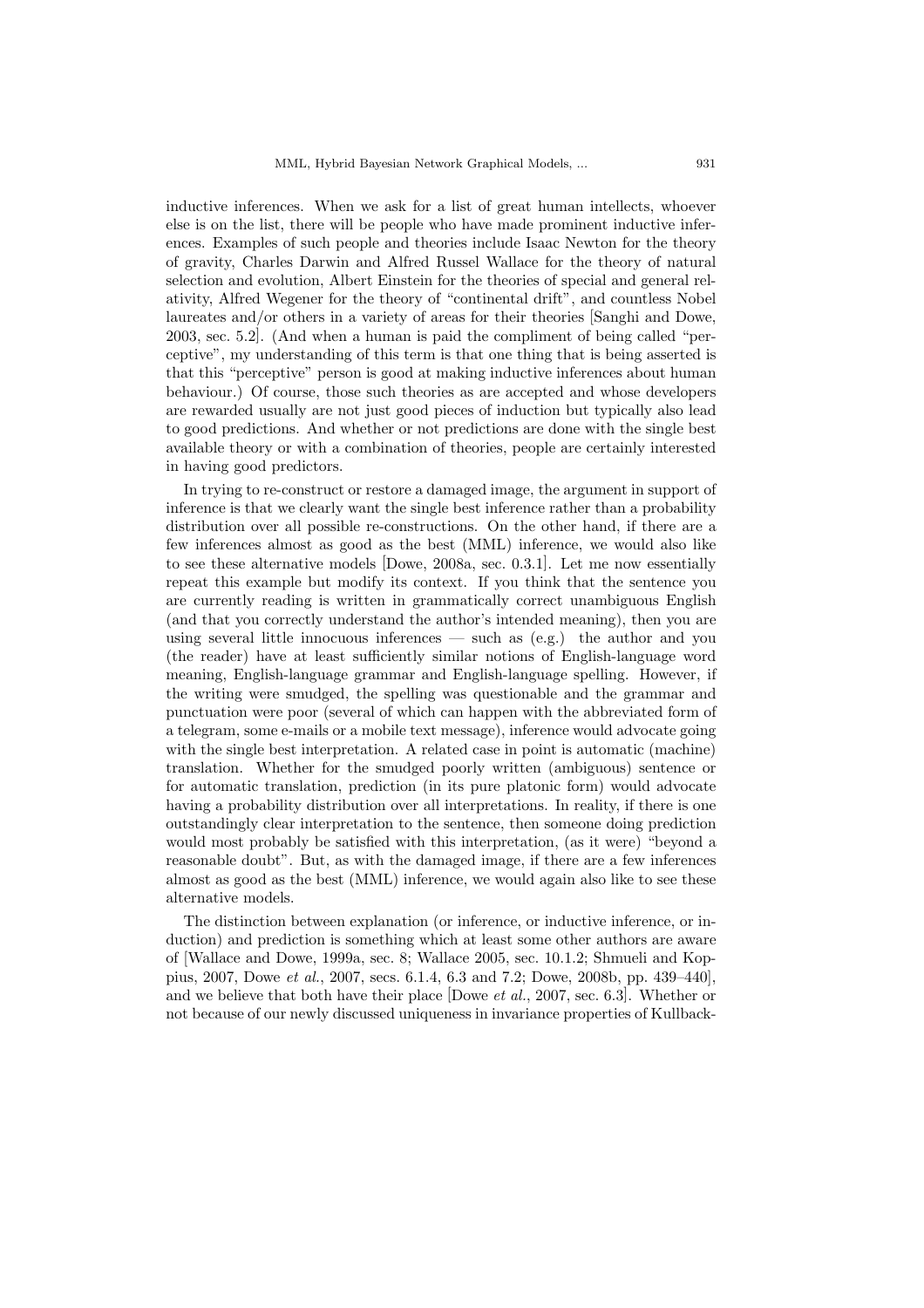inductive inferences. When we ask for a list of great human intellects, whoever else is on the list, there will be people who have made prominent inductive inferences. Examples of such people and theories include Isaac Newton for the theory of gravity, Charles Darwin and Alfred Russel Wallace for the theory of natural selection and evolution, Albert Einstein for the theories of special and general relativity, Alfred Wegener for the theory of "continental drift", and countless Nobel laureates and/or others in a variety of areas for their theories [Sanghi and Dowe, 2003, sec. 5.2]. (And when a human is paid the compliment of being called "perceptive", my understanding of this term is that one thing that is being asserted is that this "perceptive" person is good at making inductive inferences about human behaviour.) Of course, those such theories as are accepted and whose developers are rewarded usually are not just good pieces of induction but typically also lead to good predictions. And whether or not predictions are done with the single best available theory or with a combination of theories, people are certainly interested in having good predictors.

In trying to re-construct or restore a damaged image, the argument in support of inference is that we clearly want the single best inference rather than a probability distribution over all possible re-constructions. On the other hand, if there are a few inferences almost as good as the best (MML) inference, we would also like to see these alternative models [Dowe, 2008a, sec. 0.3.1]. Let me now essentially repeat this example but modify its context. If you think that the sentence you are currently reading is written in grammatically correct unambiguous English (and that you correctly understand the author's intended meaning), then you are using several little innocuous inferences — such as (e.g.) the author and you (the reader) have at least sufficiently similar notions of English-language word meaning, English-language grammar and English-language spelling. However, if the writing were smudged, the spelling was questionable and the grammar and punctuation were poor (several of which can happen with the abbreviated form of a telegram, some e-mails or a mobile text message), inference would advocate going with the single best interpretation. A related case in point is automatic (machine) translation. Whether for the smudged poorly written (ambiguous) sentence or for automatic translation, prediction (in its pure platonic form) would advocate having a probability distribution over all interpretations. In reality, if there is one outstandingly clear interpretation to the sentence, then someone doing prediction would most probably be satisfied with this interpretation, (as it were) "beyond a reasonable doubt". But, as with the damaged image, if there are a few inferences almost as good as the best (MML) inference, we would again also like to see these alternative models.

The distinction between explanation (or inference, or inductive inference, or induction) and prediction is something which at least some other authors are aware of [Wallace and Dowe, 1999a, sec. 8; Wallace 2005, sec. 10.1.2; Shmueli and Koppius, 2007, Dowe *et al.*, 2007, secs. 6.1.4, 6.3 and 7.2; Dowe, 2008b, pp. 439–440], and we believe that both have their place [Dowe *et al.*, 2007, sec. 6.3]. Whether or not because of our newly discussed uniqueness in invariance properties of Kullback-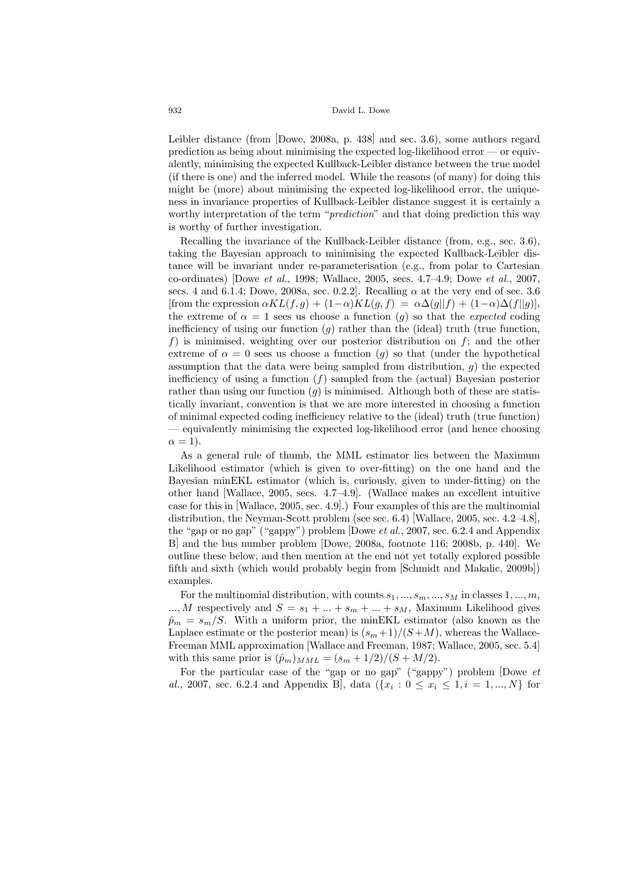Leibler distance (from [Dowe, 2008a, p. 438] and sec. 3.6), some authors regard prediction as being about minimising the expected log-likelihood error — or equivalently, minimising the expected Kullback-Leibler distance between the true model (if there is one) and the inferred model. While the reasons (of many) for doing this might be (more) about minimising the expected log-likelihood error, the uniqueness in invariance properties of Kullback-Leibler distance suggest it is certainly a worthy interpretation of the term "*prediction*" and that doing prediction this way is worthy of further investigation.

Recalling the invariance of the Kullback-Leibler distance (from, e.g., sec. 3.6), taking the Bayesian approach to minimising the expected Kullback-Leibler distance will be invariant under re-parameterisation (e.g., from polar to Cartesian co-ordinates) [Dowe *et al.*, 1998; Wallace, 2005, secs. 4.7–4.9; Dowe *et al.*, 2007, secs. 4 and 6.1.4; Dowe, 2008a, sec. 0.2.2]. Recalling $\alpha$ at the very end of sec. 3.6 [from the expression $\alpha KL(f,g) + (1-\alpha)KL(g,f) = \alpha\Delta(g||f) + (1-\alpha)\Delta(f||g)$], the extreme of $\alpha = 1$ sees us choose a function ($g$) so that the *expected* coding inefficiency of using our function ($g$) rather than the (ideal) truth (true function, $f$) is minimised, weighting over our posterior distribution on $f$; and the other extreme of $\alpha = 0$ sees us choose a function ($g$) so that (under the hypothetical assumption that the data were being sampled from distribution, $g$) the expected inefficiency of using a function ($f$) sampled from the (actual) Bayesian posterior rather than using our function ($g$) is minimised. Although both of these are statistically invariant, convention is that we are more interested in choosing a function of minimal expected coding inefficiency relative to the (ideal) truth (true function) — equivalently minimising the expected log-likelihood error (and hence choosing $\alpha = 1$).

As a general rule of thumb, the MML estimator lies between the Maximum Likelihood estimator (which is given to over-fitting) on the one hand and the Bayesian minEKL estimator (which is, curiously, given to under-fitting) on the other hand [Wallace, 2005, secs. 4.7–4.9]. (Wallace makes an excellent intuitive case for this in [Wallace, 2005, sec. 4.9].) Four examples of this are the multinomial distribution, the Neyman-Scott problem (see sec. 6.4) [Wallace, 2005, sec. 4.2–4.8], the "gap or no gap" ("gappy") problem [Dowe *et al.*, 2007, sec. 6.2.4 and Appendix B] and the bus number problem [Dowe, 2008a, footnote 116; 2008b, p. 440]. We outline these below, and then mention at the end not yet totally explored possible fifth and sixth (which would probably begin from [Schmidt and Makalic, 2009b]) examples.

For the multinomial distribution, with counts $s_1, ..., s_m, ..., s_M$ in classes $1, ..., m, ..., M$ respectively and $S = s_1 + ... + s_m + ... + s_M$, Maximum Likelihood gives $\hat{p}_m = s_m/S$. With a uniform prior, the minEKL estimator (also known as the Laplace estimate or the posterior mean) is $(s_m+1)/(S+M)$, whereas the Wallace-Freeman MML approximation [Wallace and Freeman, 1987; Wallace, 2005, sec. 5.4] with this same prior is $(\hat{p}_m)_{MML} = (s_m + 1/2)/(S + M/2)$.

For the particular case of the "gap or no gap" ("gappy") problem [Dowe *et al.*, 2007, sec. 6.2.4 and Appendix B], data ($\{x_i : 0 \leq x_i \leq 1, i = 1, ..., N\}$ for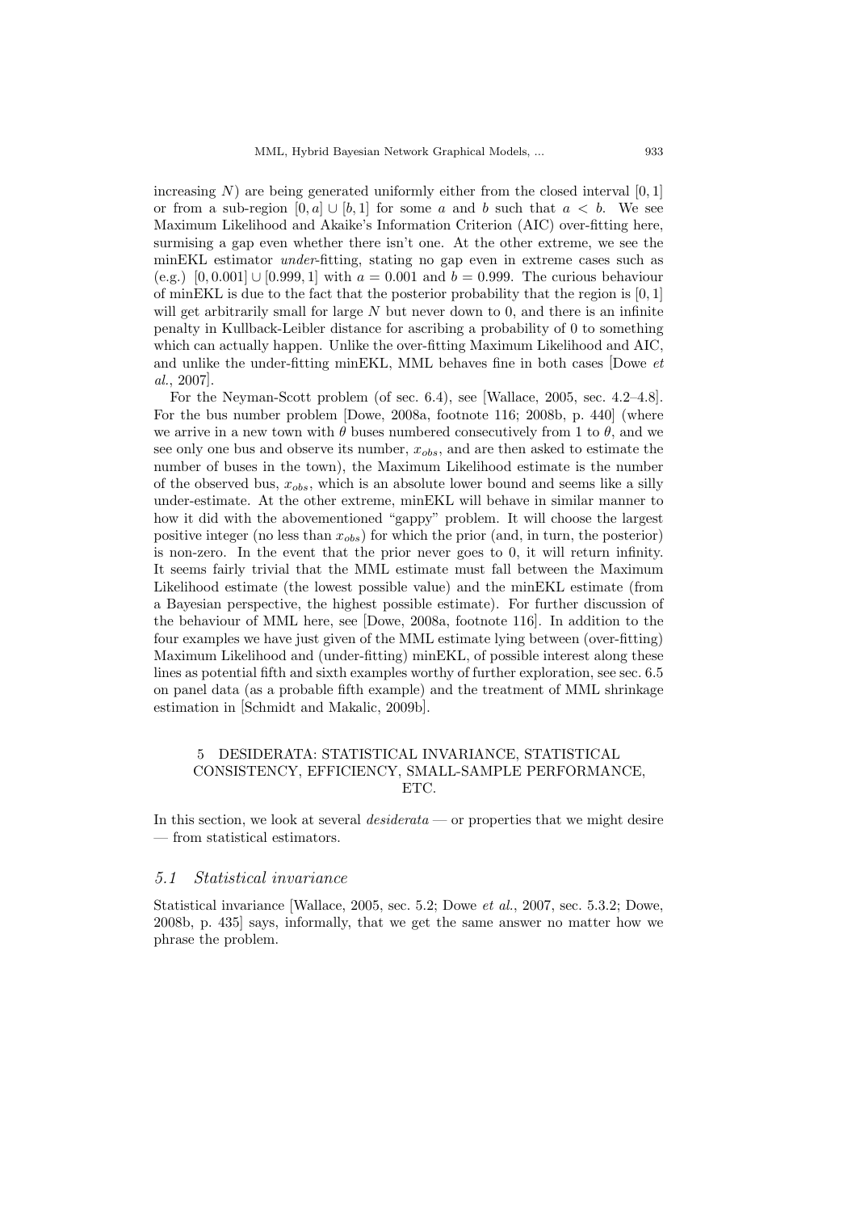increasing $N$) are being generated uniformly either from the closed interval $[0, 1]$ or from a sub-region $[0, a] \cup [b, 1]$ for some $a$ and $b$ such that $a < b$. We see Maximum Likelihood and Akaike's Information Criterion (AIC) over-fitting here, surmising a gap even whether there isn't one. At the other extreme, we see the minEKL estimator *under*-fitting, stating no gap even in extreme cases such as (e.g.) $[0, 0.001] \cup [0.999, 1]$ with $a = 0.001$ and $b = 0.999$. The curious behaviour of minEKL is due to the fact that the posterior probability that the region is $[0, 1]$ will get arbitrarily small for large $N$ but never down to 0, and there is an infinite penalty in Kullback-Leibler distance for ascribing a probability of 0 to something which can actually happen. Unlike the over-fitting Maximum Likelihood and AIC, and unlike the under-fitting minEKL, MML behaves fine in both cases [Dowe *et al.*, 2007].

For the Neyman-Scott problem (of sec. 6.4), see [Wallace, 2005, sec. 4.2–4.8]. For the bus number problem [Dowe, 2008a, footnote 116; 2008b, p. 440] (where we arrive in a new town with $\theta$ buses numbered consecutively from 1 to $\theta$, and we see only one bus and observe its number, $x_{obs}$, and are then asked to estimate the number of buses in the town), the Maximum Likelihood estimate is the number of the observed bus, $x_{obs}$, which is an absolute lower bound and seems like a silly under-estimate. At the other extreme, minEKL will behave in similar manner to how it did with the abovementioned "gappy" problem. It will choose the largest positive integer (no less than $x_{obs}$) for which the prior (and, in turn, the posterior) is non-zero. In the event that the prior never goes to 0, it will return infinity. It seems fairly trivial that the MML estimate must fall between the Maximum Likelihood estimate (the lowest possible value) and the minEKL estimate (from a Bayesian perspective, the highest possible estimate). For further discussion of the behaviour of MML here, see [Dowe, 2008a, footnote 116]. In addition to the four examples we have just given of the MML estimate lying between (over-fitting) Maximum Likelihood and (under-fitting) minEKL, of possible interest along these lines as potential fifth and sixth examples worthy of further exploration, see sec. 6.5 on panel data (as a probable fifth example) and the treatment of MML shrinkage estimation in [Schmidt and Makalic, 2009b].

## 5 DESIDERATA: STATISTICAL INVARIANCE, STATISTICAL CONSISTENCY, EFFICIENCY, SMALL-SAMPLE PERFORMANCE, ETC.

In this section, we look at several *desiderata* — or properties that we might desire — from statistical estimators.

### 5.1 *Statistical invariance*

Statistical invariance [Wallace, 2005, sec. 5.2; Dowe *et al.*, 2007, sec. 5.3.2; Dowe, 2008b, p. 435] says, informally, that we get the same answer no matter how we phrase the problem.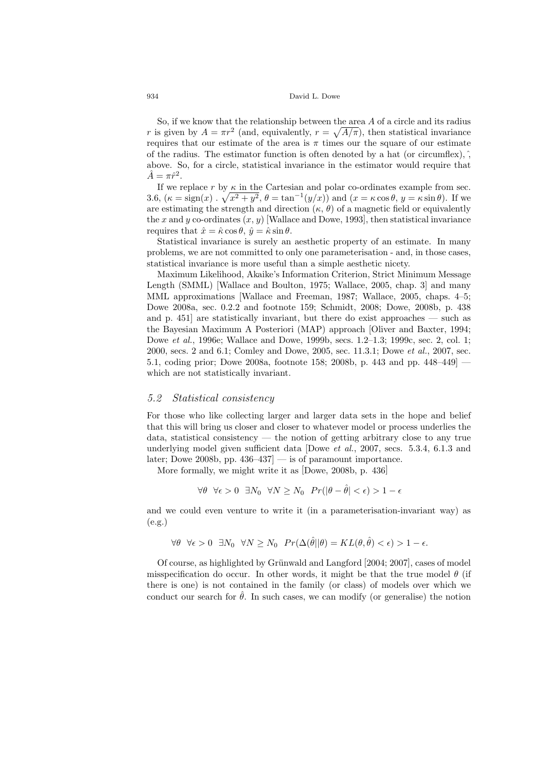So, if we know that the relationship between the area $A$ of a circle and its radius $r$ is given by $A = \pi r^2$ (and, equivalently, $r = \sqrt{A/\pi}$), then statistical invariance requires that our estimate of the area is $\pi$ times our the square of our estimate of the radius. The estimator function is often denoted by a hat (or circumflex), ˆ, above. So, for a circle, statistical invariance in the estimator would require that $\hat{A} = \pi \hat{r}^2$.

If we replace $r$ by $\kappa$ in the Cartesian and polar co-ordinates example from sec. 3.6, ($\kappa = \text{sign}(x) \cdot \sqrt{x^2 + y^2}$, $\theta = \tan^{-1}(y/x)$) and ($x = \kappa \cos \theta$, $y = \kappa \sin \theta$). If we are estimating the strength and direction ($\kappa$, $\theta$) of a magnetic field or equivalently the $x$ and $y$ co-ordinates $(x, y)$ [Wallace and Dowe, 1993], then statistical invariance requires that $\hat{x} = \hat{\kappa} \cos \theta$, $\hat{y} = \hat{\kappa} \sin \theta$.

Statistical invariance is surely an aesthetic property of an estimate. In many problems, we are not committed to only one parameterisation - and, in those cases, statistical invariance is more useful than a simple aesthetic nicety.

Maximum Likelihood, Akaike's Information Criterion, Strict Minimum Message Length (SMML) [Wallace and Boulton, 1975; Wallace, 2005, chap. 3] and many MML approximations [Wallace and Freeman, 1987; Wallace, 2005, chaps. 4–5; Dowe 2008a, sec. 0.2.2 and footnote 159; Schmidt, 2008; Dowe, 2008b, p. 438 and p. 451] are statistically invariant, but there do exist approaches — such as the Bayesian Maximum A Posteriori (MAP) approach [Oliver and Baxter, 1994; Dowe *et al.*, 1996e; Wallace and Dowe, 1999b, secs. 1.2–1.3; 1999c, sec. 2, col. 1; 2000, secs. 2 and 6.1; Comley and Dowe, 2005, sec. 11.3.1; Dowe *et al.*, 2007, sec. 5.1, coding prior; Dowe 2008a, footnote 158; 2008b, p. 443 and pp. 448–449] — which are not statistically invariant.

## *5.2 Statistical consistency*

For those who like collecting larger and larger data sets in the hope and belief that this will bring us closer and closer to whatever model or process underlies the data, statistical consistency — the notion of getting arbitrary close to any true underlying model given sufficient data [Dowe *et al.*, 2007, secs. 5.3.4, 6.1.3 and later; Dowe 2008b, pp. 436–437] — is of paramount importance.

More formally, we might write it as [Dowe, 2008b, p. 436]

$$\forall \theta \ \ \forall \epsilon > 0 \ \ \exists N_0 \ \ \forall N \geq N_0 \ \ Pr(|\theta - \hat{\theta}| < \epsilon) > 1 - \epsilon$$

and we could even venture to write it (in a parameterisation-invariant way) as (e.g.)

$$\forall \theta \ \ \forall \epsilon > 0 \ \ \exists N_0 \ \ \forall N \geq N_0 \ \ Pr(\Delta(\hat{\theta}||\theta) = KL(\theta, \hat{\theta}) < \epsilon) > 1 - \epsilon.$$

Of course, as highlighted by Grünwald and Langford [2004; 2007], cases of model misspecification do occur. In other words, it might be that the true model $\theta$ (if there is one) is not contained in the family (or class) of models over which we conduct our search for $\hat{\theta}$. In such cases, we can modify (or generalise) the notion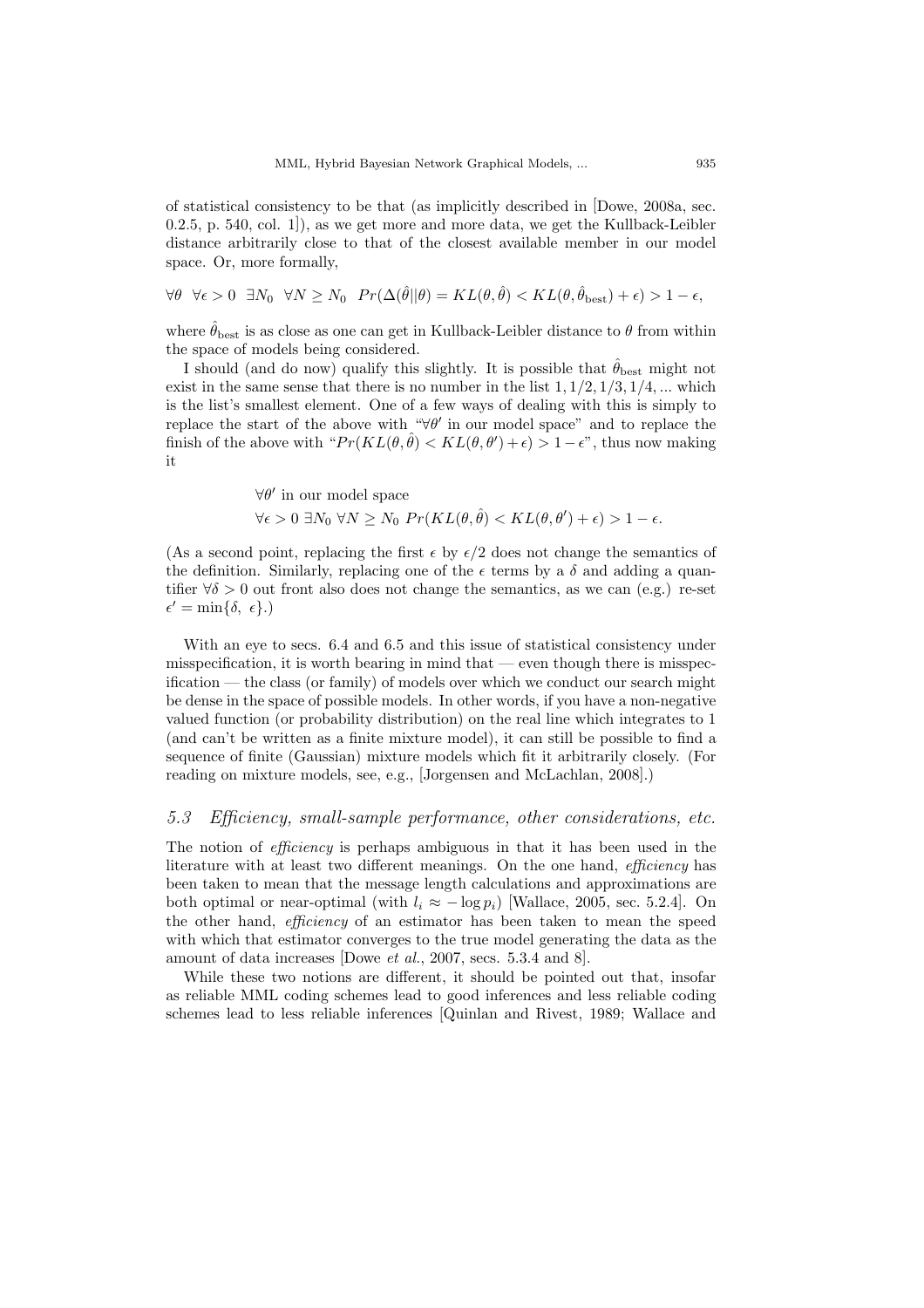of statistical consistency to be that (as implicitly described in [Dowe, 2008a, sec. 0.2.5, p. 540, col. 1]), as we get more and more data, we get the Kullback-Leibler distance arbitrarily close to that of the closest available member in our model space. Or, more formally,

$$\forall \theta \ \ \forall \epsilon > 0 \ \ \exists N_0 \ \ \forall N \geq N_0 \ \ Pr(\Delta(\hat{\theta}||\theta) = KL(\theta, \hat{\theta}) < KL(\theta, \hat{\theta}_{\text{best}}) + \epsilon) > 1 - \epsilon,$$

where $\hat{\theta}_{\text{best}}$ is as close as one can get in Kullback-Leibler distance to $\theta$ from within the space of models being considered.

I should (and do now) qualify this slightly. It is possible that $\hat{\theta}_{\text{best}}$ might not exist in the same sense that there is no number in the list $1, 1/2, 1/3, 1/4, ...$ which is the list's smallest element. One of a few ways of dealing with this is simply to replace the start of the above with "$\forall \theta'$ in our model space" and to replace the finish of the above with "$Pr(KL(\theta, \hat{\theta}) < KL(\theta, \theta') + \epsilon) > 1 - \epsilon$", thus now making it

$$\begin{aligned} &\forall \theta' \text{ in our model space} \\ &\forall \epsilon > 0 \ \exists N_0 \ \forall N \geq N_0 \ Pr(KL(\theta, \hat{\theta}) < KL(\theta, \theta') + \epsilon) > 1 - \epsilon. \end{aligned}$$

(As a second point, replacing the first $\epsilon$ by $\epsilon/2$ does not change the semantics of the definition. Similarly, replacing one of the $\epsilon$ terms by a $\delta$ and adding a quantifier $\forall \delta > 0$ out front also does not change the semantics, as we can (e.g.) re-set $\epsilon' = \min\{\delta, \ \epsilon\}$.)

With an eye to secs. 6.4 and 6.5 and this issue of statistical consistency under misspecification, it is worth bearing in mind that — even though there is misspecification — the class (or family) of models over which we conduct our search might be dense in the space of possible models. In other words, if you have a non-negative valued function (or probability distribution) on the real line which integrates to 1 (and can't be written as a finite mixture model), it can still be possible to find a sequence of finite (Gaussian) mixture models which fit it arbitrarily closely. (For reading on mixture models, see, e.g., [Jorgensen and McLachlan, 2008].)

### *5.3 Efficiency, small-sample performance, other considerations, etc.*

The notion of *efficiency* is perhaps ambiguous in that it has been used in the literature with at least two different meanings. On the one hand, *efficiency* has been taken to mean that the message length calculations and approximations are both optimal or near-optimal (with $l_i \approx -\log p_i$) [Wallace, 2005, sec. 5.2.4]. On the other hand, *efficiency* of an estimator has been taken to mean the speed with which that estimator converges to the true model generating the data as the amount of data increases [Dowe *et al.*, 2007, secs. 5.3.4 and 8].

While these two notions are different, it should be pointed out that, insofar as reliable MML coding schemes lead to good inferences and less reliable coding schemes lead to less reliable inferences [Quinlan and Rivest, 1989; Wallace and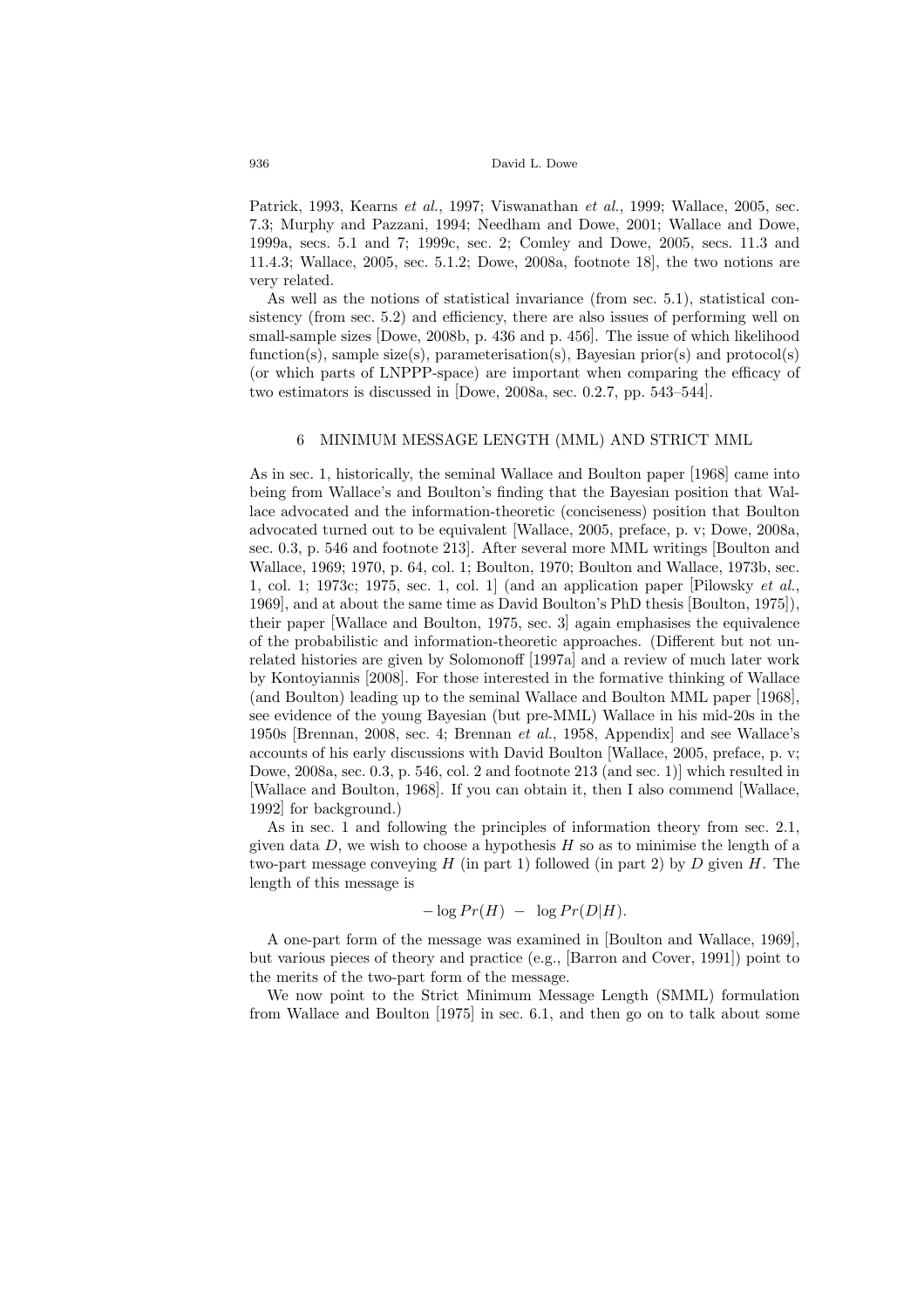Patrick, 1993, Kearns *et al.*, 1997; Viswanathan *et al.*, 1999; Wallace, 2005, sec. 7.3; Murphy and Pazzani, 1994; Needham and Dowe, 2001; Wallace and Dowe, 1999a, secs. 5.1 and 7; 1999c, sec. 2; Comley and Dowe, 2005, secs. 11.3 and 11.4.3; Wallace, 2005, sec. 5.1.2; Dowe, 2008a, footnote 18], the two notions are very related.

As well as the notions of statistical invariance (from sec. 5.1), statistical consistency (from sec. 5.2) and efficiency, there are also issues of performing well on small-sample sizes [Dowe, 2008b, p. 436 and p. 456]. The issue of which likelihood function(s), sample size(s), parameterisation(s), Bayesian prior(s) and protocol(s) (or which parts of LNPPP-space) are important when comparing the efficacy of two estimators is discussed in [Dowe, 2008a, sec. 0.2.7, pp. 543–544].

## 6 MINIMUM MESSAGE LENGTH (MML) AND STRICT MML

As in sec. 1, historically, the seminal Wallace and Boulton paper [1968] came into being from Wallace's and Boulton's finding that the Bayesian position that Wallace advocated and the information-theoretic (conciseness) position that Boulton advocated turned out to be equivalent [Wallace, 2005, preface, p. v; Dowe, 2008a, sec. 0.3, p. 546 and footnote 213]. After several more MML writings [Boulton and Wallace, 1969; 1970, p. 64, col. 1; Boulton, 1970; Boulton and Wallace, 1973b, sec. 1, col. 1; 1973c; 1975, sec. 1, col. 1] (and an application paper [Pilowsky *et al.*, 1969], and at about the same time as David Boulton's PhD thesis [Boulton, 1975]), their paper [Wallace and Boulton, 1975, sec. 3] again emphasises the equivalence of the probabilistic and information-theoretic approaches. (Different but not unrelated histories are given by Solomonoff [1997a] and a review of much later work by Kontoyiannis [2008]. For those interested in the formative thinking of Wallace (and Boulton) leading up to the seminal Wallace and Boulton MML paper [1968], see evidence of the young Bayesian (but pre-MML) Wallace in his mid-20s in the 1950s [Brennan, 2008, sec. 4; Brennan *et al.*, 1958, Appendix] and see Wallace's accounts of his early discussions with David Boulton [Wallace, 2005, preface, p. v; Dowe, 2008a, sec. 0.3, p. 546, col. 2 and footnote 213 (and sec. 1)] which resulted in [Wallace and Boulton, 1968]. If you can obtain it, then I also commend [Wallace, 1992] for background.)

As in sec. 1 and following the principles of information theory from sec. 2.1, given data $D$, we wish to choose a hypothesis $H$ so as to minimise the length of a two-part message conveying $H$ (in part 1) followed (in part 2) by $D$ given $H$. The length of this message is

$$- \log Pr(H) \; - \; \log Pr(D|H).$$

A one-part form of the message was examined in [Boulton and Wallace, 1969], but various pieces of theory and practice (e.g., [Barron and Cover, 1991]) point to the merits of the two-part form of the message.

We now point to the Strict Minimum Message Length (SMML) formulation from Wallace and Boulton [1975] in sec. 6.1, and then go on to talk about some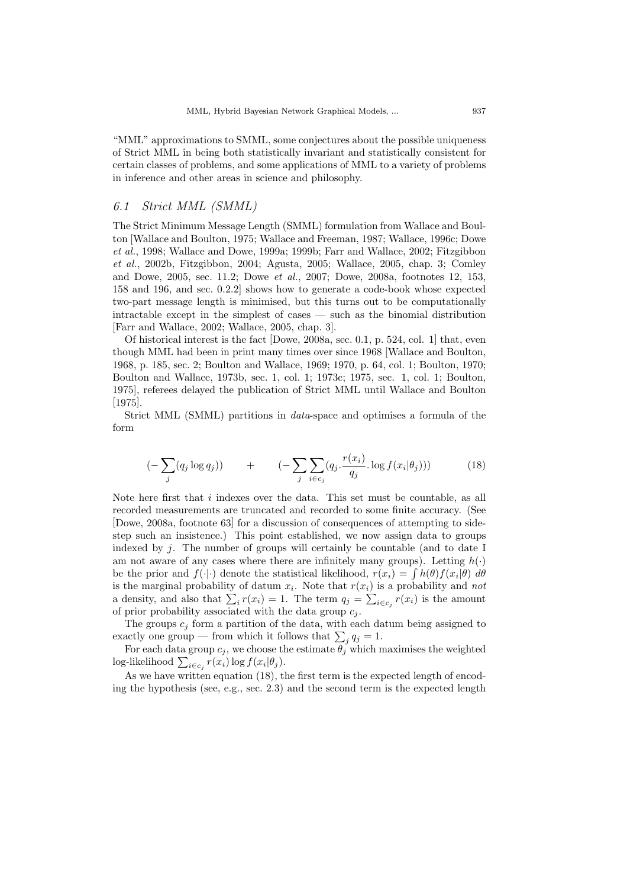"MML" approximations to SMML, some conjectures about the possible uniqueness of Strict MML in being both statistically invariant and statistically consistent for certain classes of problems, and some applications of MML to a variety of problems in inference and other areas in science and philosophy.

## *6.1 Strict MML (SMML)*

The Strict Minimum Message Length (SMML) formulation from Wallace and Boulton [Wallace and Boulton, 1975; Wallace and Freeman, 1987; Wallace, 1996c; Dowe *et al.*, 1998; Wallace and Dowe, 1999a; 1999b; Farr and Wallace, 2002; Fitzgibbon *et al.*, 2002b, Fitzgibbon, 2004; Agusta, 2005; Wallace, 2005, chap. 3; Comley and Dowe, 2005, sec. 11.2; Dowe *et al.*, 2007; Dowe, 2008a, footnotes 12, 153, 158 and 196, and sec. 0.2.2] shows how to generate a code-book whose expected two-part message length is minimised, but this turns out to be computationally intractable except in the simplest of cases — such as the binomial distribution [Farr and Wallace, 2002; Wallace, 2005, chap. 3].

Of historical interest is the fact [Dowe, 2008a, sec. 0.1, p. 524, col. 1] that, even though MML had been in print many times over since 1968 [Wallace and Boulton, 1968, p. 185, sec. 2; Boulton and Wallace, 1969; 1970, p. 64, col. 1; Boulton, 1970; Boulton and Wallace, 1973b, sec. 1, col. 1; 1973c; 1975, sec. 1, col. 1; Boulton, 1975], referees delayed the publication of Strict MML until Wallace and Boulton [1975].

Strict MML (SMML) partitions in *data*-space and optimises a formula of the form

$$(-\sum_j (q_j \log q_j)) \qquad + \qquad (-\sum_j \sum_{i \in c_j} (q_j . \frac{r(x_i)}{q_j} . \log f(x_i|\theta_j))) \tag{18}$$

Note here first that $i$ indexes over the data. This set must be countable, as all recorded measurements are truncated and recorded to some finite accuracy. (See [Dowe, 2008a, footnote 63] for a discussion of consequences of attempting to sidestep such an insistence.) This point established, we now assign data to groups indexed by $j$. The number of groups will certainly be countable (and to date I am not aware of any cases where there are infinitely many groups). Letting $h(\cdot)$ be the prior and $f(\cdot|\cdot)$ denote the statistical likelihood, $r(x_i) = \int h(\theta) f(x_i|\theta) \, d\theta$ is the marginal probability of datum $x_i$. Note that $r(x_i)$ is a probability and *not* a density, and also that $\sum_i r(x_i) = 1$. The term $q_j = \sum_{i \in c_j} r(x_i)$ is the amount of prior probability associated with the data group $c_j$.

The groups $c_j$ form a partition of the data, with each datum being assigned to exactly one group — from which it follows that $\sum_j q_j = 1$.

For each data group $c_j$, we choose the estimate $\theta_j$ which maximises the weighted log-likelihood $\sum_{i \in c_j} r(x_i) \log f(x_i|\theta_j)$.

As we have written equation (18), the first term is the expected length of encoding the hypothesis (see, e.g., sec. 2.3) and the second term is the expected length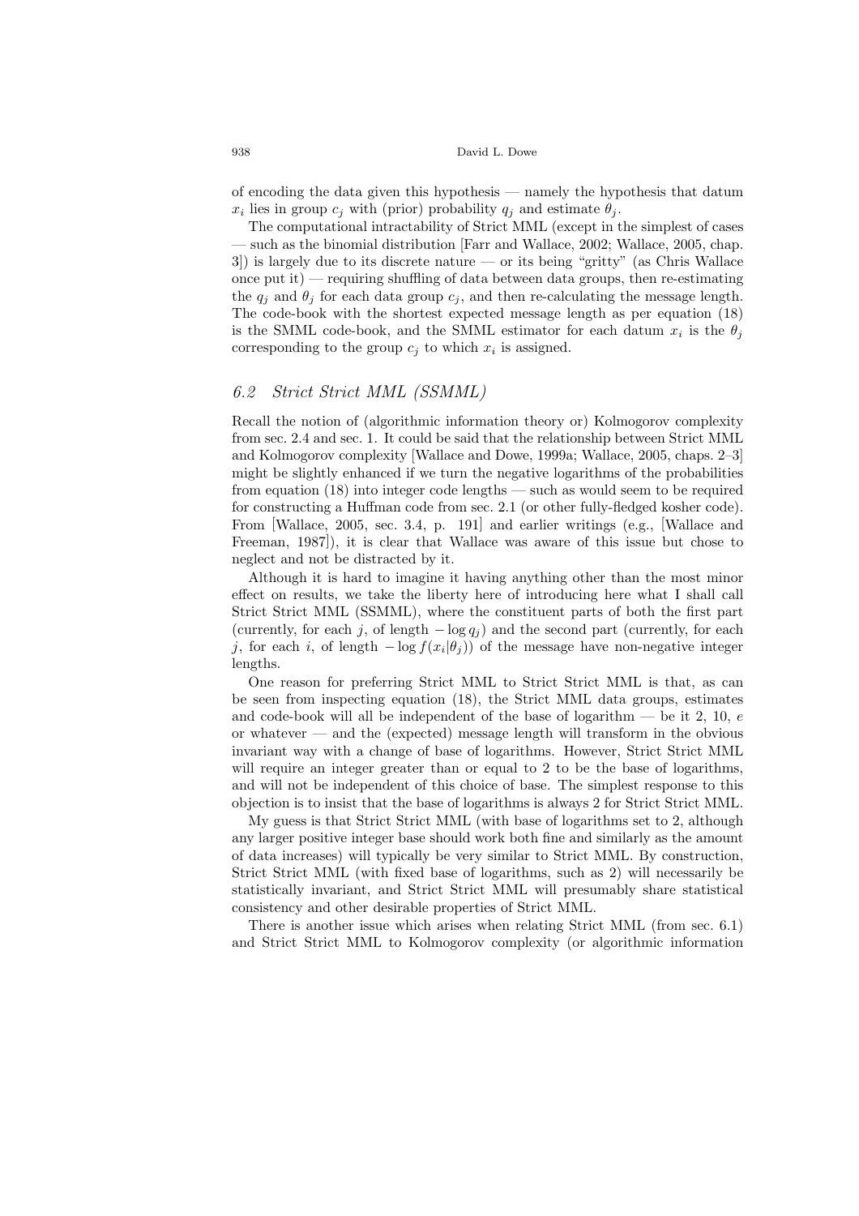of encoding the data given this hypothesis — namely the hypothesis that datum $x_i$ lies in group $c_j$ with (prior) probability $q_j$ and estimate $\theta_j$.

The computational intractability of Strict MML (except in the simplest of cases — such as the binomial distribution [Farr and Wallace, 2002; Wallace, 2005, chap. 3]) is largely due to its discrete nature — or its being "gritty" (as Chris Wallace once put it) — requiring shuffling of data between data groups, then re-estimating the $q_j$ and $\theta_j$ for each data group $c_j$, and then re-calculating the message length. The code-book with the shortest expected message length as per equation (18) is the SMML code-book, and the SMML estimator for each datum $x_i$ is the $\theta_j$ corresponding to the group $c_j$ to which $x_i$ is assigned.

### 6.2 *Strict Strict MML (SSMML)*

Recall the notion of (algorithmic information theory or) Kolmogorov complexity from sec. 2.4 and sec. 1. It could be said that the relationship between Strict MML and Kolmogorov complexity [Wallace and Dowe, 1999a; Wallace, 2005, chaps. 2–3] might be slightly enhanced if we turn the negative logarithms of the probabilities from equation (18) into integer code lengths — such as would seem to be required for constructing a Huffman code from sec. 2.1 (or other fully-fledged kosher code). From [Wallace, 2005, sec. 3.4, p. 191] and earlier writings (e.g., [Wallace and Freeman, 1987]), it is clear that Wallace was aware of this issue but chose to neglect and not be distracted by it.

Although it is hard to imagine it having anything other than the most minor effect on results, we take the liberty here of introducing here what I shall call Strict Strict MML (SSMML), where the constituent parts of both the first part (currently, for each $j$, of length $-\log q_j$) and the second part (currently, for each $j$, for each $i$, of length $-\log f(x_i|\theta_j)$) of the message have non-negative integer lengths.

One reason for preferring Strict MML to Strict Strict MML is that, as can be seen from inspecting equation (18), the Strict MML data groups, estimates and code-book will all be independent of the base of logarithm — be it 2, 10, $e$ or whatever — and the (expected) message length will transform in the obvious invariant way with a change of base of logarithms. However, Strict Strict MML will require an integer greater than or equal to 2 to be the base of logarithms, and will not be independent of this choice of base. The simplest response to this objection is to insist that the base of logarithms is always 2 for Strict Strict MML.

My guess is that Strict Strict MML (with base of logarithms set to 2, although any larger positive integer base should work both fine and similarly as the amount of data increases) will typically be very similar to Strict MML. By construction, Strict Strict MML (with fixed base of logarithms, such as 2) will necessarily be statistically invariant, and Strict Strict MML will presumably share statistical consistency and other desirable properties of Strict MML.

There is another issue which arises when relating Strict MML (from sec. 6.1) and Strict Strict MML to Kolmogorov complexity (or algorithmic information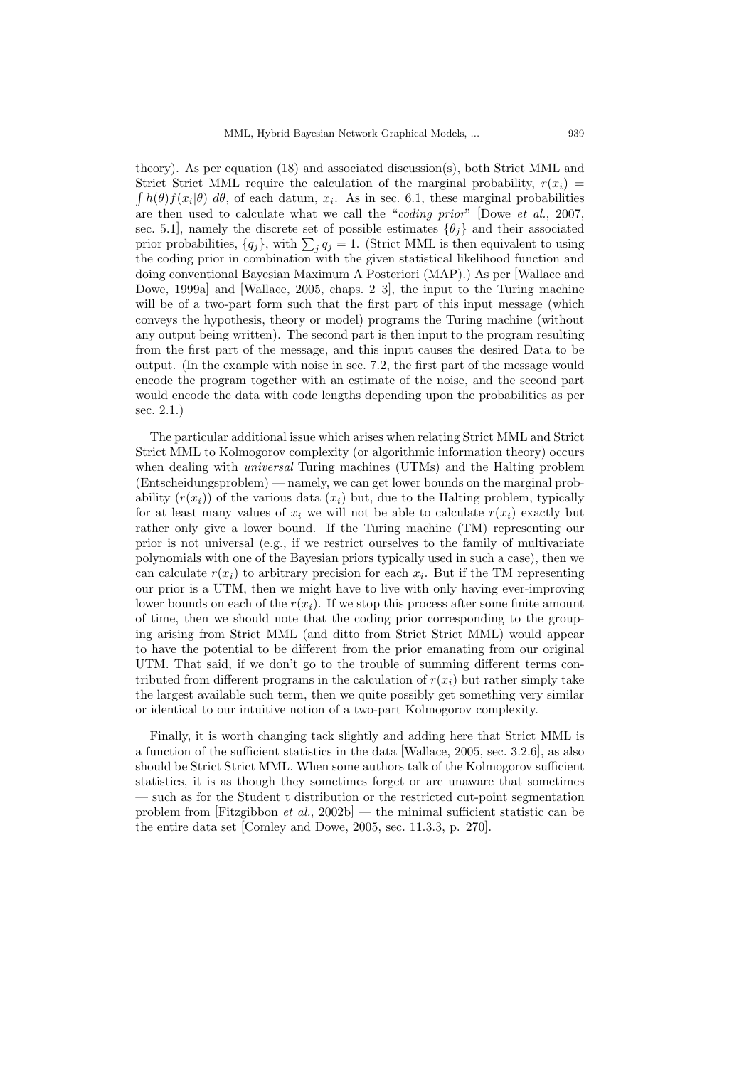theory). As per equation (18) and associated discussion(s), both Strict MML and Strict Strict MML require the calculation of the marginal probability, $r(x_i) = \int h(\theta) f(x_i|\theta)\ d\theta$, of each datum, $x_i$. As in sec. 6.1, these marginal probabilities are then used to calculate what we call the "*coding prior*" [Dowe *et al.*, 2007, sec. 5.1], namely the discrete set of possible estimates $\{\theta_j\}$ and their associated prior probabilities, $\{q_j\}$, with $\sum_j q_j = 1$. (Strict MML is then equivalent to using the coding prior in combination with the given statistical likelihood function and doing conventional Bayesian Maximum A Posteriori (MAP).) As per [Wallace and Dowe, 1999a] and [Wallace, 2005, chaps. 2–3], the input to the Turing machine will be of a two-part form such that the first part of this input message (which conveys the hypothesis, theory or model) programs the Turing machine (without any output being written). The second part is then input to the program resulting from the first part of the message, and this input causes the desired Data to be output. (In the example with noise in sec. 7.2, the first part of the message would encode the program together with an estimate of the noise, and the second part would encode the data with code lengths depending upon the probabilities as per sec. 2.1.)

The particular additional issue which arises when relating Strict MML and Strict Strict MML to Kolmogorov complexity (or algorithmic information theory) occurs when dealing with *universal* Turing machines (UTMs) and the Halting problem (Entscheidungsproblem) — namely, we can get lower bounds on the marginal probability ($r(x_i)$) of the various data ($x_i$) but, due to the Halting problem, typically for at least many values of $x_i$ we will not be able to calculate $r(x_i)$ exactly but rather only give a lower bound. If the Turing machine (TM) representing our prior is not universal (e.g., if we restrict ourselves to the family of multivariate polynomials with one of the Bayesian priors typically used in such a case), then we can calculate $r(x_i)$ to arbitrary precision for each $x_i$. But if the TM representing our prior is a UTM, then we might have to live with only having ever-improving lower bounds on each of the $r(x_i)$. If we stop this process after some finite amount of time, then we should note that the coding prior corresponding to the grouping arising from Strict MML (and ditto from Strict Strict MML) would appear to have the potential to be different from the prior emanating from our original UTM. That said, if we don't go to the trouble of summing different terms contributed from different programs in the calculation of $r(x_i)$ but rather simply take the largest available such term, then we quite possibly get something very similar or identical to our intuitive notion of a two-part Kolmogorov complexity.

Finally, it is worth changing tack slightly and adding here that Strict MML is a function of the sufficient statistics in the data [Wallace, 2005, sec. 3.2.6], as also should be Strict Strict MML. When some authors talk of the Kolmogorov sufficient statistics, it is as though they sometimes forget or are unaware that sometimes — such as for the Student t distribution or the restricted cut-point segmentation problem from [Fitzgibbon *et al.*, 2002b] — the minimal sufficient statistic can be the entire data set [Comley and Dowe, 2005, sec. 11.3.3, p. 270].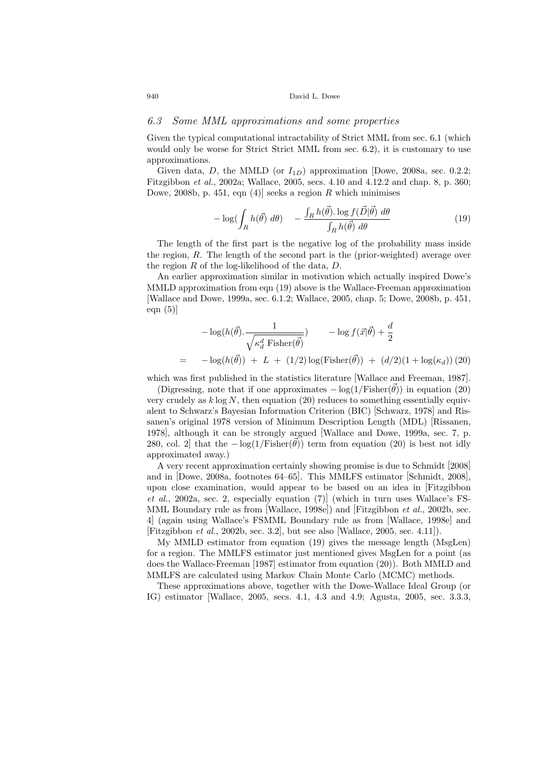### 6.3 Some MML approximations and some properties

Given the typical computational intractability of Strict MML from sec. 6.1 (which would only be worse for Strict Strict MML from sec. 6.2), it is customary to use approximations.

Given data, $D$, the MMLD (or $I_{1D}$) approximation [Dowe, 2008a, sec. 0.2.2; Fitzgibbon *et al.*, 2002a; Wallace, 2005, secs. 4.10 and 4.12.2 and chap. 8, p. 360; Dowe, 2008b, p. 451, eqn (4)] seeks a region $R$ which minimises

$$- \log(\int_R h(\vec{\theta}) \; d\theta) \quad - \frac{\int_R h(\vec{\theta}). \log f(\vec{D}|\vec{\theta}) \; d\theta}{\int_R h(\vec{\theta}) \; d\theta} \tag{19}$$

The length of the first part is the negative log of the probability mass inside the region, $R$. The length of the second part is the (prior-weighted) average over the region $R$ of the log-likelihood of the data, $D$.

An earlier approximation similar in motivation which actually inspired Dowe's MMLD approximation from eqn (19) above is the Wallace-Freeman approximation [Wallace and Dowe, 1999a, sec. 6.1.2; Wallace, 2005, chap. 5; Dowe, 2008b, p. 451, eqn (5)]

$$\begin{aligned} & - \log(h(\vec{\theta}). \frac{1}{\sqrt{\kappa_d^d \text{ Fisher}(\vec{\theta})}}) \qquad - \log f(\vec{x}|\vec{\theta}) + \frac{d}{2} \\ = \quad & - \log(h(\vec{\theta})) \; + \; L \; + \; (1/2) \log(\text{Fisher}(\vec{\theta})) \; + \; (d/2)(1 + \log(\kappa_d)) \end{aligned} \tag{20}$$

which was first published in the statistics literature [Wallace and Freeman, 1987].

(Digressing, note that if one approximates $- \log(1/\text{Fisher}(\vec{\theta}))$ in equation (20) very crudely as $k \log N$, then equation (20) reduces to something essentially equivalent to Schwarz's Bayesian Information Criterion (BIC) [Schwarz, 1978] and Rissanen's original 1978 version of Minimum Description Length (MDL) [Rissanen, 1978], although it can be strongly argued [Wallace and Dowe, 1999a, sec. 7, p. 280, col. 2] that the $- \log(1/\text{Fisher}(\vec{\theta}))$ term from equation (20) is best not idly approximated away.)

A very recent approximation certainly showing promise is due to Schmidt [2008] and in [Dowe, 2008a, footnotes 64–65]. This MMLFS estimator [Schmidt, 2008], upon close examination, would appear to be based on an idea in [Fitzgibbon *et al.*, 2002a, sec. 2, especially equation (7)] (which in turn uses Wallace's FSMML Boundary rule as from [Wallace, 1998e]) and [Fitzgibbon *et al.*, 2002b, sec. 4] (again using Wallace's FSMML Boundary rule as from [Wallace, 1998e] and [Fitzgibbon *et al.*, 2002b, sec. 3.2], but see also [Wallace, 2005, sec. 4.11]).

My MMLD estimator from equation (19) gives the message length (MsgLen) for a region. The MMLFS estimator just mentioned gives MsgLen for a point (as does the Wallace-Freeman [1987] estimator from equation (20)). Both MMLD and MMLFS are calculated using Markov Chain Monte Carlo (MCMC) methods.

These approximations above, together with the Dowe-Wallace Ideal Group (or IG) estimator [Wallace, 2005, secs. 4.1, 4.3 and 4.9; Agusta, 2005, sec. 3.3.3,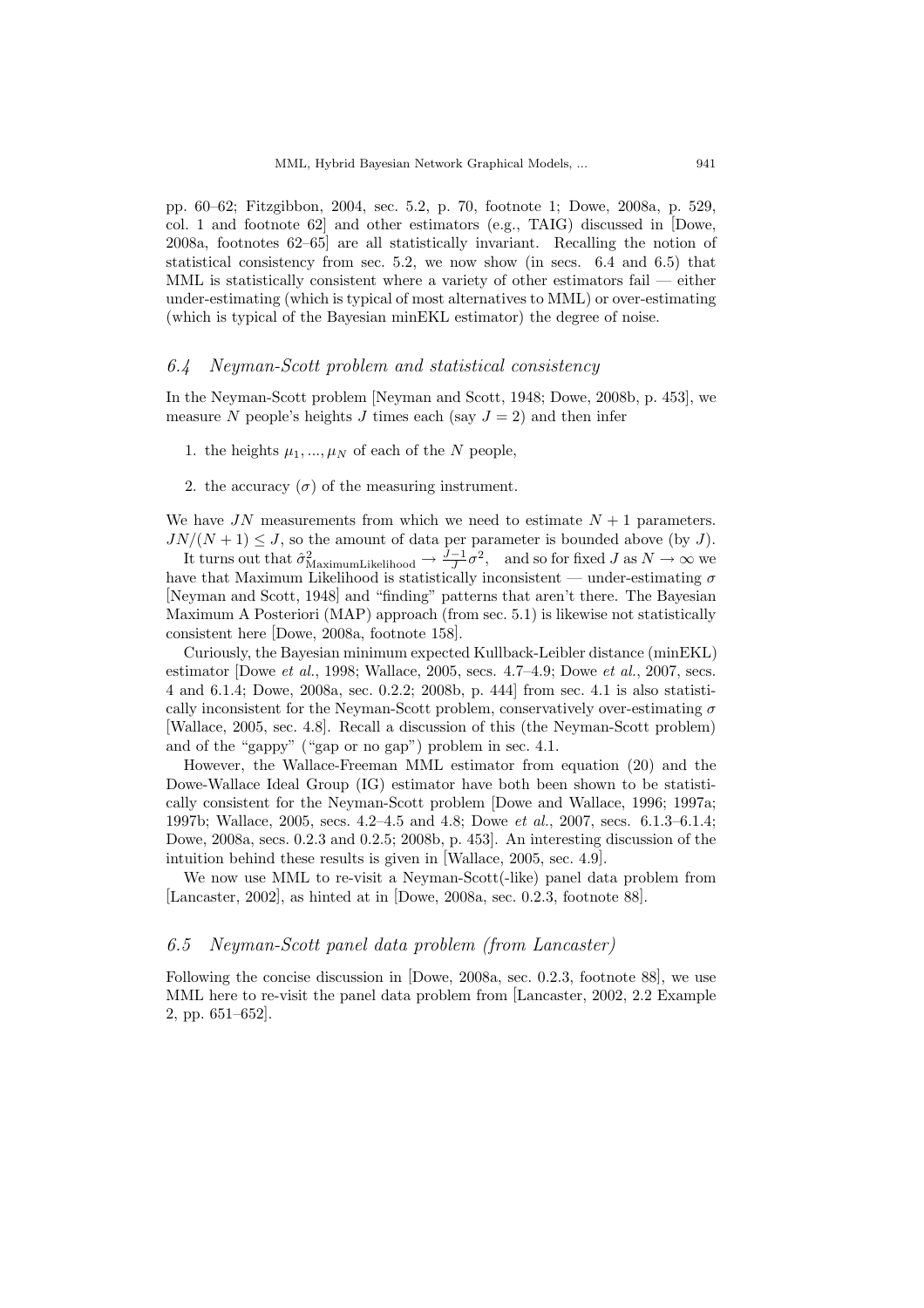pp. 60–62; Fitzgibbon, 2004, sec. 5.2, p. 70, footnote 1; Dowe, 2008a, p. 529, col. 1 and footnote 62] and other estimators (e.g., TAIG) discussed in [Dowe, 2008a, footnotes 62–65] are all statistically invariant. Recalling the notion of statistical consistency from sec. 5.2, we now show (in secs. 6.4 and 6.5) that MML is statistically consistent where a variety of other estimators fail — either under-estimating (which is typical of most alternatives to MML) or over-estimating (which is typical of the Bayesian minEKL estimator) the degree of noise.

### 6.4 Neyman-Scott problem and statistical consistency

In the Neyman-Scott problem [Neyman and Scott, 1948; Dowe, 2008b, p. 453], we measure $N$ people's heights $J$ times each (say $J = 2$) and then infer

1. the heights $\mu_1, ..., \mu_N$ of each of the $N$ people,
2. the accuracy ($\sigma$) of the measuring instrument.

We have $JN$ measurements from which we need to estimate $N + 1$ parameters. $JN/(N + 1) \leq J$, so the amount of data per parameter is bounded above (by $J$).

It turns out that $\hat{\sigma}^2_{\text{MaximumLikelihood}} \rightarrow \frac{J-1}{J}\sigma^2$, and so for fixed $J$ as $N \rightarrow \infty$ we have that Maximum Likelihood is statistically inconsistent — under-estimating $\sigma$ [Neyman and Scott, 1948] and "finding" patterns that aren't there. The Bayesian Maximum A Posteriori (MAP) approach (from sec. 5.1) is likewise not statistically consistent here [Dowe, 2008a, footnote 158].

Curiously, the Bayesian minimum expected Kullback-Leibler distance (minEKL) estimator [Dowe *et al.*, 1998; Wallace, 2005, secs. 4.7–4.9; Dowe *et al.*, 2007, secs. 4 and 6.1.4; Dowe, 2008a, sec. 0.2.2; 2008b, p. 444] from sec. 4.1 is also statistically inconsistent for the Neyman-Scott problem, conservatively over-estimating $\sigma$ [Wallace, 2005, sec. 4.8]. Recall a discussion of this (the Neyman-Scott problem) and of the "gappy" ("gap or no gap") problem in sec. 4.1.

However, the Wallace-Freeman MML estimator from equation (20) and the Dowe-Wallace Ideal Group (IG) estimator have both been shown to be statistically consistent for the Neyman-Scott problem [Dowe and Wallace, 1996; 1997a; 1997b; Wallace, 2005, secs. 4.2–4.5 and 4.8; Dowe *et al.*, 2007, secs. 6.1.3–6.1.4; Dowe, 2008a, secs. 0.2.3 and 0.2.5; 2008b, p. 453]. An interesting discussion of the intuition behind these results is given in [Wallace, 2005, sec. 4.9].

We now use MML to re-visit a Neyman-Scott(-like) panel data problem from [Lancaster, 2002], as hinted at in [Dowe, 2008a, sec. 0.2.3, footnote 88].

### 6.5 Neyman-Scott panel data problem (from Lancaster)

Following the concise discussion in [Dowe, 2008a, sec. 0.2.3, footnote 88], we use MML here to re-visit the panel data problem from [Lancaster, 2002, 2.2 Example 2, pp. 651–652].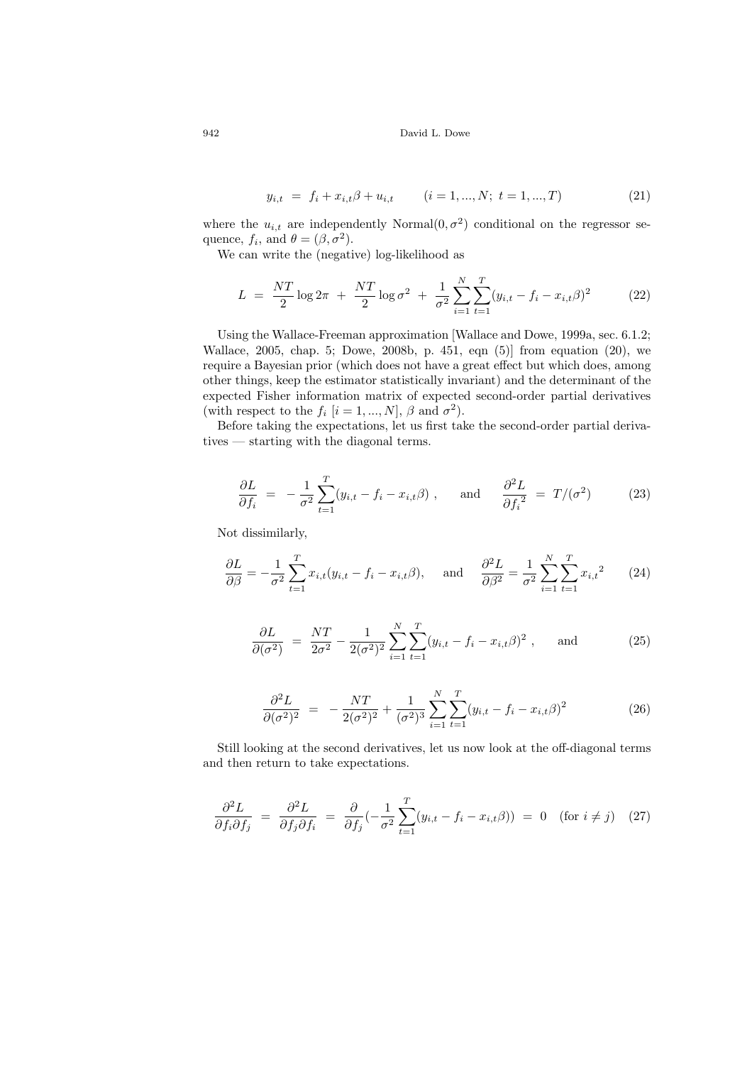$$y_{i,t} \;=\; f_i + x_{i,t}\beta + u_{i,t} \qquad (i = 1, ..., N;\ t = 1, ..., T) \tag{21}$$

where the $u_{i,t}$ are independently Normal$(0, \sigma^2)$ conditional on the regressor sequence, $f_i$, and $\theta = (\beta, \sigma^2)$.

We can write the (negative) log-likelihood as

$$L \;=\; \frac{NT}{2}\log 2\pi \;+\; \frac{NT}{2}\log \sigma^2 \;+\; \frac{1}{\sigma^2}\sum_{i=1}^{N}\sum_{t=1}^{T}(y_{i,t} - f_i - x_{i,t}\beta)^2 \tag{22}$$

Using the Wallace-Freeman approximation [Wallace and Dowe, 1999a, sec. 6.1.2; Wallace, 2005, chap. 5; Dowe, 2008b, p. 451, eqn (5)] from equation (20), we require a Bayesian prior (which does not have a great effect but which does, among other things, keep the estimator statistically invariant) and the determinant of the expected Fisher information matrix of expected second-order partial derivatives (with respect to the $f_i$ [$i = 1, ..., N$], $\beta$ and $\sigma^2$).

Before taking the expectations, let us first take the second-order partial derivatives — starting with the diagonal terms.

$$\frac{\partial L}{\partial f_i} \;=\; -\frac{1}{\sigma^2}\sum_{t=1}^{T}(y_{i,t} - f_i - x_{i,t}\beta)\ , \qquad \text{and} \qquad \frac{\partial^2 L}{\partial {f_i}^2} \;=\; T/(\sigma^2) \tag{23}$$

Not dissimilarly,

$$\frac{\partial L}{\partial \beta} = -\frac{1}{\sigma^2}\sum_{t=1}^{T}x_{i,t}(y_{i,t} - f_i - x_{i,t}\beta), \qquad \text{and} \qquad \frac{\partial^2 L}{\partial \beta^2} = \frac{1}{\sigma^2}\sum_{i=1}^{N}\sum_{t=1}^{T}{x_{i,t}}^2 \tag{24}$$

$$\frac{\partial L}{\partial (\sigma^2)} \;=\; \frac{NT}{2\sigma^2} - \frac{1}{2(\sigma^2)^2}\sum_{i=1}^{N}\sum_{t=1}^{T}(y_{i,t} - f_i - x_{i,t}\beta)^2\ , \qquad \text{and} \tag{25}$$

$$\frac{\partial^2 L}{\partial (\sigma^2)^2} \;=\; -\frac{NT}{2(\sigma^2)^2} + \frac{1}{(\sigma^2)^3}\sum_{i=1}^{N}\sum_{t=1}^{T}(y_{i,t} - f_i - x_{i,t}\beta)^2 \tag{26}$$

Still looking at the second derivatives, let us now look at the off-diagonal terms and then return to take expectations.

$$\frac{\partial^2 L}{\partial f_i \partial f_j} \;=\; \frac{\partial^2 L}{\partial f_j \partial f_i} \;=\; \frac{\partial}{\partial f_j}\Big(-\frac{1}{\sigma^2}\sum_{t=1}^{T}(y_{i,t} - f_i - x_{i,t}\beta)\Big) \;=\; 0 \quad (\text{for } i \neq j) \tag{27}$$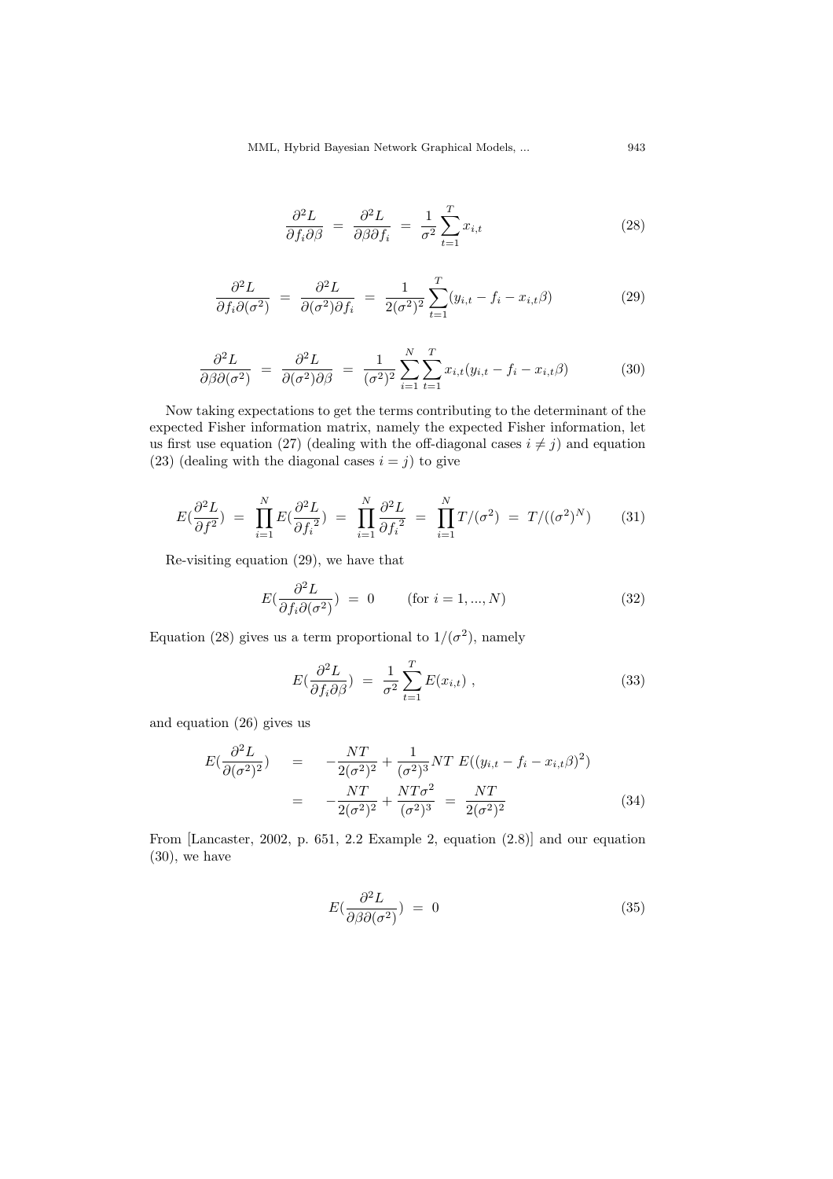$$\frac{\partial^2 L}{\partial f_i \partial \beta} \;=\; \frac{\partial^2 L}{\partial \beta \partial f_i} \;=\; \frac{1}{\sigma^2} \sum_{t=1}^{T} x_{i,t} \tag{28}$$

$$\frac{\partial^2 L}{\partial f_i \partial (\sigma^2)} \;=\; \frac{\partial^2 L}{\partial (\sigma^2) \partial f_i} \;=\; \frac{1}{2(\sigma^2)^2} \sum_{t=1}^{T} (y_{i,t} - f_i - x_{i,t}\beta) \tag{29}$$

$$\frac{\partial^2 L}{\partial \beta \partial (\sigma^2)} \;=\; \frac{\partial^2 L}{\partial (\sigma^2) \partial \beta} \;=\; \frac{1}{(\sigma^2)^2} \sum_{i=1}^{N} \sum_{t=1}^{T} x_{i,t}(y_{i,t} - f_i - x_{i,t}\beta) \tag{30}$$

Now taking expectations to get the terms contributing to the determinant of the expected Fisher information matrix, namely the expected Fisher information, let us first use equation (27) (dealing with the off-diagonal cases $i \neq j$) and equation (23) (dealing with the diagonal cases $i = j$) to give

$$E(\frac{\partial^2 L}{\partial f^2}) \;=\; \prod_{i=1}^{N} E(\frac{\partial^2 L}{\partial {f_i}^2}) \;=\; \prod_{i=1}^{N} \frac{\partial^2 L}{\partial {f_i}^2} \;=\; \prod_{i=1}^{N} T/(\sigma^2) \;=\; T/((\sigma^2)^N) \tag{31}$$

Re-visiting equation (29), we have that

$$E(\frac{\partial^2 L}{\partial f_i \partial (\sigma^2)}) \;=\; 0 \qquad (\text{for } i = 1, ..., N) \tag{32}$$

Equation (28) gives us a term proportional to $1/(\sigma^2)$, namely

$$E(\frac{\partial^2 L}{\partial f_i \partial \beta}) \;=\; \frac{1}{\sigma^2} \sum_{t=1}^{T} E(x_{i,t}) \;, \tag{33}$$

and equation (26) gives us

$$\begin{aligned} E(\frac{\partial^2 L}{\partial (\sigma^2)^2}) \quad &= \quad -\frac{NT}{2(\sigma^2)^2} + \frac{1}{(\sigma^2)^3} NT \; E((y_{i,t} - f_i - x_{i,t}\beta)^2) \\ &= \quad -\frac{NT}{2(\sigma^2)^2} + \frac{NT\sigma^2}{(\sigma^2)^3} \;=\; \frac{NT}{2(\sigma^2)^2} \end{aligned} \tag{34}$$

From [Lancaster, 2002, p. 651, 2.2 Example 2, equation (2.8)] and our equation (30), we have

$$E(\frac{\partial^2 L}{\partial \beta \partial (\sigma^2)}) \;=\; 0 \tag{35}$$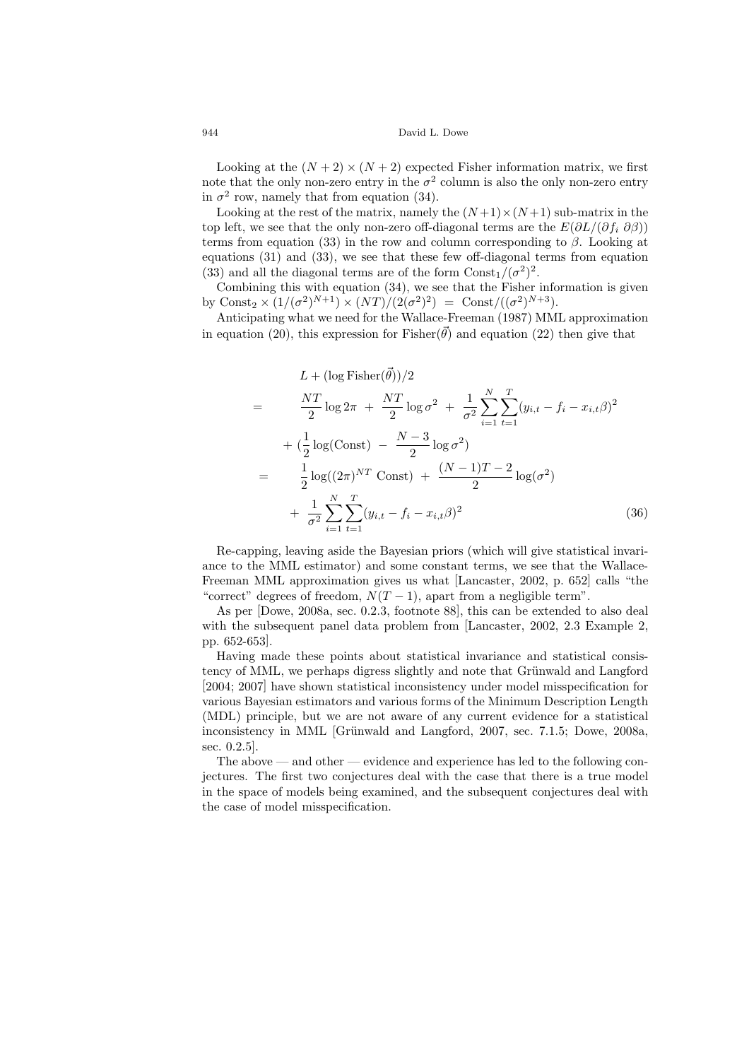Looking at the $(N+2) \times (N+2)$ expected Fisher information matrix, we first note that the only non-zero entry in the $\sigma^2$ column is also the only non-zero entry in $\sigma^2$ row, namely that from equation (34).

Looking at the rest of the matrix, namely the $(N+1)\times(N+1)$ sub-matrix in the top left, we see that the only non-zero off-diagonal terms are the $E(\partial L/(\partial f_i \; \partial\beta))$ terms from equation (33) in the row and column corresponding to $\beta$. Looking at equations (31) and (33), we see that these few off-diagonal terms from equation (33) and all the diagonal terms are of the form $\text{Const}_1/(\sigma^2)^2$.

Combining this with equation (34), we see that the Fisher information is given by $\text{Const}_2 \times (1/(\sigma^2)^{N+1}) \times (NT)/(2(\sigma^2)^2) \;=\; \text{Const}/((\sigma^2)^{N+3})$.

Anticipating what we need for the Wallace-Freeman (1987) MML approximation in equation (20), this expression for $\text{Fisher}(\vec{\theta})$ and equation (22) then give that

$$
\begin{aligned}
& L + (\log \text{Fisher}(\vec{\theta}))/2 \\
= \quad & \frac{NT}{2}\log 2\pi \;+\; \frac{NT}{2}\log\sigma^2 \;+\; \frac{1}{\sigma^2}\sum_{i=1}^{N}\sum_{t=1}^{T}(y_{i,t} - f_i - x_{i,t}\beta)^2 \\
& + (\frac{1}{2}\log(\text{Const}) \;-\; \frac{N-3}{2}\log\sigma^2) \\
= \quad & \frac{1}{2}\log((2\pi)^{NT}\;\text{Const}) \;+\; \frac{(N-1)T-2}{2}\log(\sigma^2) \\
& + \; \frac{1}{\sigma^2}\sum_{i=1}^{N}\sum_{t=1}^{T}(y_{i,t} - f_i - x_{i,t}\beta)^2 \qquad (36)
\end{aligned}
$$

Re-capping, leaving aside the Bayesian priors (which will give statistical invariance to the MML estimator) and some constant terms, we see that the Wallace-Freeman MML approximation gives us what [Lancaster, 2002, p. 652] calls "the "correct" degrees of freedom, $N(T-1)$, apart from a negligible term".

As per [Dowe, 2008a, sec. 0.2.3, footnote 88], this can be extended to also deal with the subsequent panel data problem from [Lancaster, 2002, 2.3 Example 2, pp. 652-653].

Having made these points about statistical invariance and statistical consistency of MML, we perhaps digress slightly and note that Grünwald and Langford [2004; 2007] have shown statistical inconsistency under model misspecification for various Bayesian estimators and various forms of the Minimum Description Length (MDL) principle, but we are not aware of any current evidence for a statistical inconsistency in MML [Grünwald and Langford, 2007, sec. 7.1.5; Dowe, 2008a, sec. 0.2.5].

The above — and other — evidence and experience has led to the following conjectures. The first two conjectures deal with the case that there is a true model in the space of models being examined, and the subsequent conjectures deal with the case of model misspecification.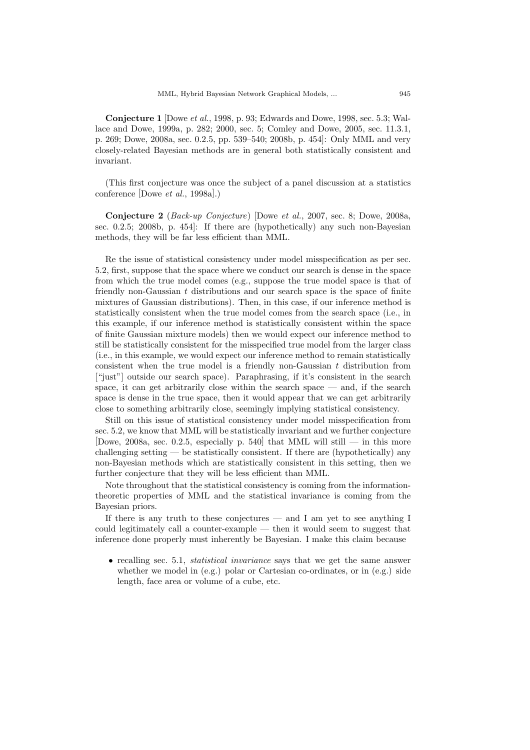**Conjecture 1** [Dowe *et al.*, 1998, p. 93; Edwards and Dowe, 1998, sec. 5.3; Wallace and Dowe, 1999a, p. 282; 2000, sec. 5; Comley and Dowe, 2005, sec. 11.3.1, p. 269; Dowe, 2008a, sec. 0.2.5, pp. 539–540; 2008b, p. 454]: Only MML and very closely-related Bayesian methods are in general both statistically consistent and invariant.

(This first conjecture was once the subject of a panel discussion at a statistics conference [Dowe *et al.*, 1998a].)

**Conjecture 2** (*Back-up Conjecture*) [Dowe *et al.*, 2007, sec. 8; Dowe, 2008a, sec. 0.2.5; 2008b, p. 454]: If there are (hypothetically) any such non-Bayesian methods, they will be far less efficient than MML.

Re the issue of statistical consistency under model misspecification as per sec. 5.2, first, suppose that the space where we conduct our search is dense in the space from which the true model comes (e.g., suppose the true model space is that of friendly non-Gaussian $t$ distributions and our search space is the space of finite mixtures of Gaussian distributions). Then, in this case, if our inference method is statistically consistent when the true model comes from the search space (i.e., in this example, if our inference method is statistically consistent within the space of finite Gaussian mixture models) then we would expect our inference method to still be statistically consistent for the misspecified true model from the larger class (i.e., in this example, we would expect our inference method to remain statistically consistent when the true model is a friendly non-Gaussian $t$ distribution from ["just"] outside our search space). Paraphrasing, if it's consistent in the search space, it can get arbitrarily close within the search space — and, if the search space is dense in the true space, then it would appear that we can get arbitrarily close to something arbitrarily close, seemingly implying statistical consistency.

Still on this issue of statistical consistency under model misspecification from sec. 5.2, we know that MML will be statistically invariant and we further conjecture [Dowe, 2008a, sec. 0.2.5, especially p. 540] that MML will still — in this more challenging setting — be statistically consistent. If there are (hypothetically) any non-Bayesian methods which are statistically consistent in this setting, then we further conjecture that they will be less efficient than MML.

Note throughout that the statistical consistency is coming from the information-theoretic properties of MML and the statistical invariance is coming from the Bayesian priors.

If there is any truth to these conjectures — and I am yet to see anything I could legitimately call a counter-example — then it would seem to suggest that inference done properly must inherently be Bayesian. I make this claim because

- recalling sec. 5.1, *statistical invariance* says that we get the same answer whether we model in (e.g.) polar or Cartesian co-ordinates, or in (e.g.) side length, face area or volume of a cube, etc.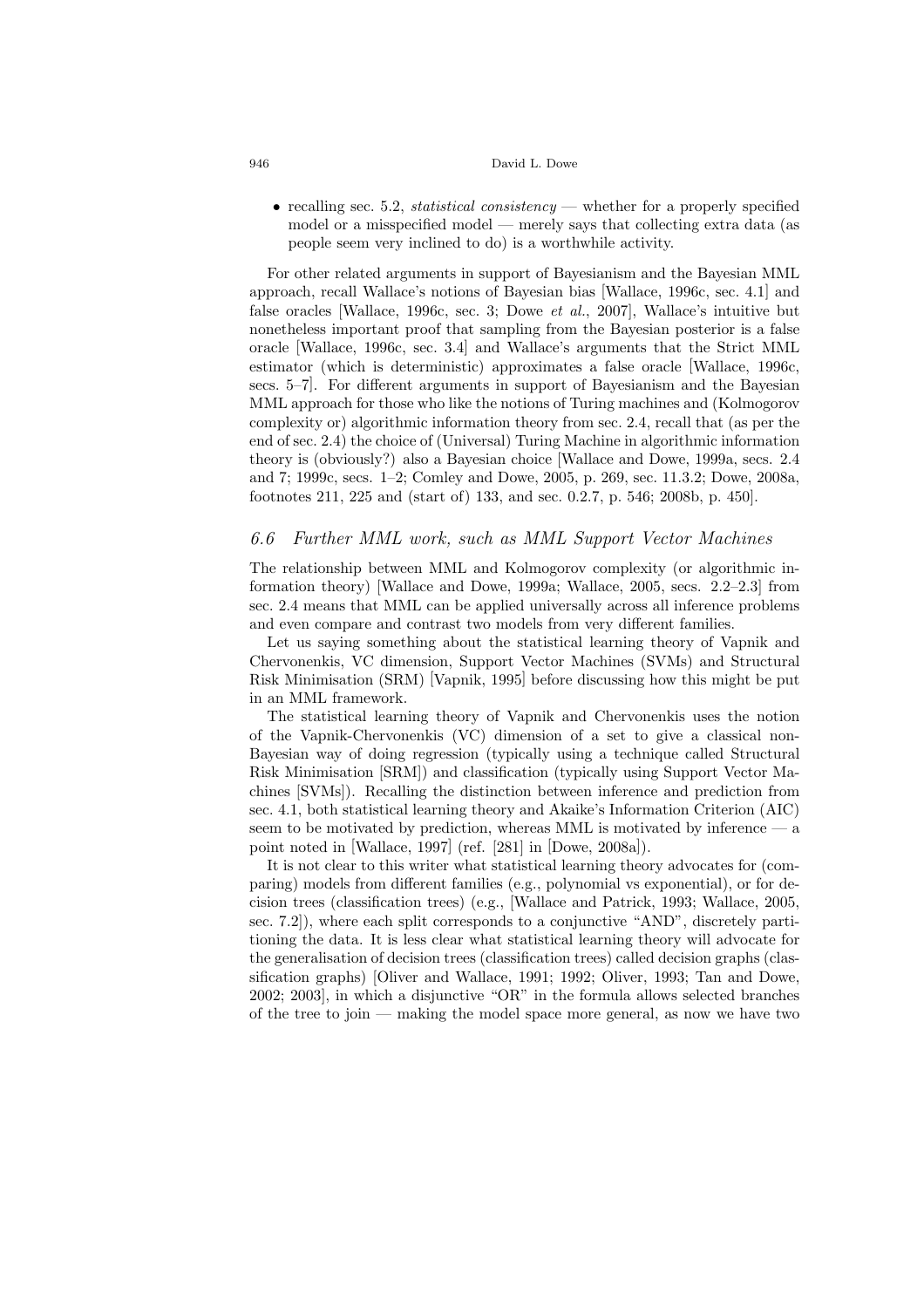- recalling sec. 5.2, *statistical consistency* — whether for a properly specified model or a misspecified model — merely says that collecting extra data (as people seem very inclined to do) is a worthwhile activity.

For other related arguments in support of Bayesianism and the Bayesian MML approach, recall Wallace's notions of Bayesian bias [Wallace, 1996c, sec. 4.1] and false oracles [Wallace, 1996c, sec. 3; Dowe *et al.*, 2007], Wallace's intuitive but nonetheless important proof that sampling from the Bayesian posterior is a false oracle [Wallace, 1996c, sec. 3.4] and Wallace's arguments that the Strict MML estimator (which is deterministic) approximates a false oracle [Wallace, 1996c, secs. 5–7]. For different arguments in support of Bayesianism and the Bayesian MML approach for those who like the notions of Turing machines and (Kolmogorov complexity or) algorithmic information theory from sec. 2.4, recall that (as per the end of sec. 2.4) the choice of (Universal) Turing Machine in algorithmic information theory is (obviously?) also a Bayesian choice [Wallace and Dowe, 1999a, secs. 2.4 and 7; 1999c, secs. 1–2; Comley and Dowe, 2005, p. 269, sec. 11.3.2; Dowe, 2008a, footnotes 211, 225 and (start of) 133, and sec. 0.2.7, p. 546; 2008b, p. 450].

### 6.6 Further MML work, such as MML Support Vector Machines

The relationship between MML and Kolmogorov complexity (or algorithmic information theory) [Wallace and Dowe, 1999a; Wallace, 2005, secs. 2.2–2.3] from sec. 2.4 means that MML can be applied universally across all inference problems and even compare and contrast two models from very different families.

Let us saying something about the statistical learning theory of Vapnik and Chervonenkis, VC dimension, Support Vector Machines (SVMs) and Structural Risk Minimisation (SRM) [Vapnik, 1995] before discussing how this might be put in an MML framework.

The statistical learning theory of Vapnik and Chervonenkis uses the notion of the Vapnik-Chervonenkis (VC) dimension of a set to give a classical non-Bayesian way of doing regression (typically using a technique called Structural Risk Minimisation [SRM]) and classification (typically using Support Vector Machines [SVMs]). Recalling the distinction between inference and prediction from sec. 4.1, both statistical learning theory and Akaike's Information Criterion (AIC) seem to be motivated by prediction, whereas MML is motivated by inference — a point noted in [Wallace, 1997] (ref. [281] in [Dowe, 2008a]).

It is not clear to this writer what statistical learning theory advocates for (comparing) models from different families (e.g., polynomial vs exponential), or for decision trees (classification trees) (e.g., [Wallace and Patrick, 1993; Wallace, 2005, sec. 7.2]), where each split corresponds to a conjunctive "AND", discretely partitioning the data. It is less clear what statistical learning theory will advocate for the generalisation of decision trees (classification trees) called decision graphs (classification graphs) [Oliver and Wallace, 1991; 1992; Oliver, 1993; Tan and Dowe, 2002; 2003], in which a disjunctive "OR" in the formula allows selected branches of the tree to join — making the model space more general, as now we have two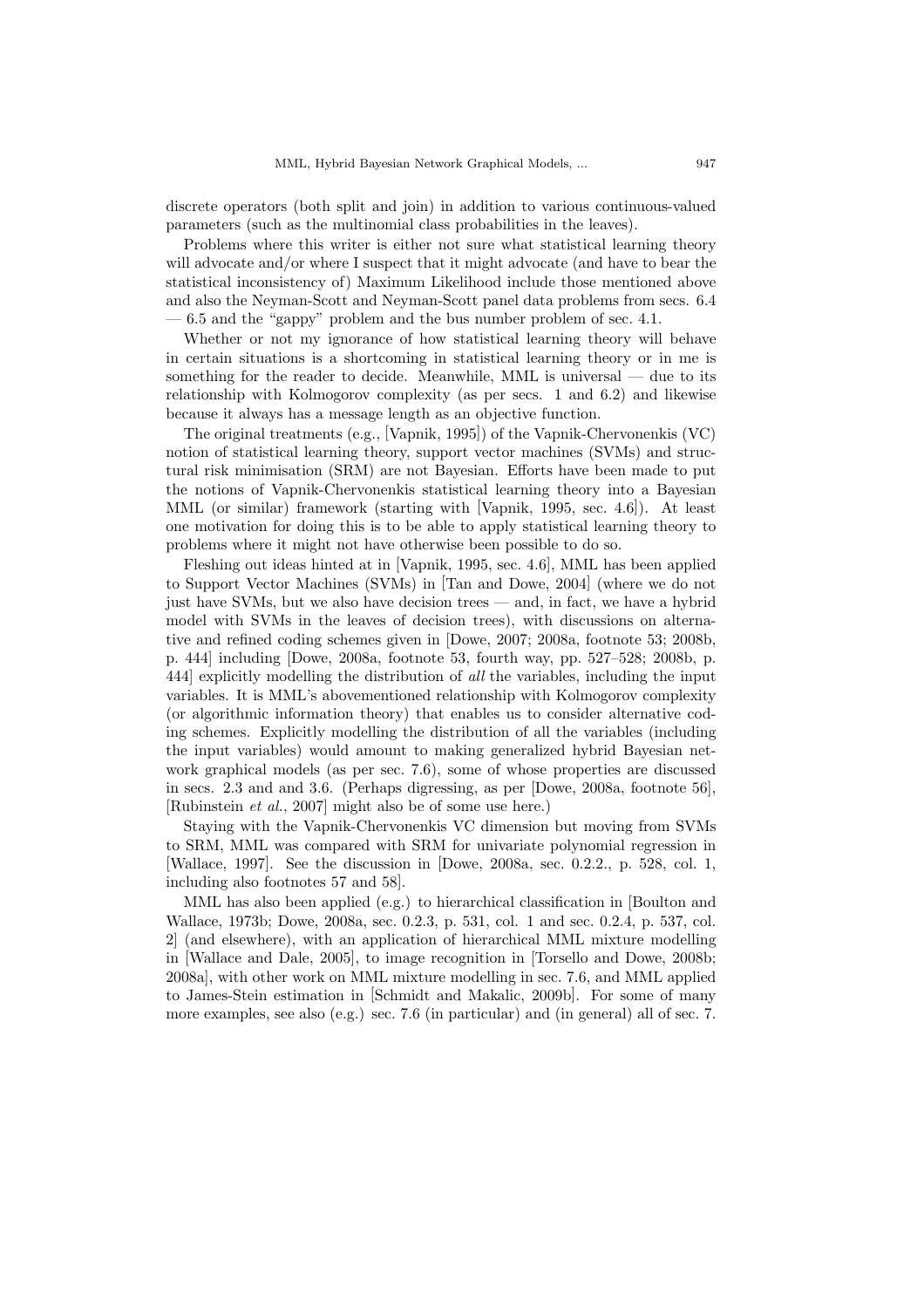discrete operators (both split and join) in addition to various continuous-valued parameters (such as the multinomial class probabilities in the leaves).

Problems where this writer is either not sure what statistical learning theory will advocate and/or where I suspect that it might advocate (and have to bear the statistical inconsistency of) Maximum Likelihood include those mentioned above and also the Neyman-Scott and Neyman-Scott panel data problems from secs. 6.4 — 6.5 and the "gappy" problem and the bus number problem of sec. 4.1.

Whether or not my ignorance of how statistical learning theory will behave in certain situations is a shortcoming in statistical learning theory or in me is something for the reader to decide. Meanwhile, MML is universal — due to its relationship with Kolmogorov complexity (as per secs. 1 and 6.2) and likewise because it always has a message length as an objective function.

The original treatments (e.g., [Vapnik, 1995]) of the Vapnik-Chervonenkis (VC) notion of statistical learning theory, support vector machines (SVMs) and structural risk minimisation (SRM) are not Bayesian. Efforts have been made to put the notions of Vapnik-Chervonenkis statistical learning theory into a Bayesian MML (or similar) framework (starting with [Vapnik, 1995, sec. 4.6]). At least one motivation for doing this is to be able to apply statistical learning theory to problems where it might not have otherwise been possible to do so.

Fleshing out ideas hinted at in [Vapnik, 1995, sec. 4.6], MML has been applied to Support Vector Machines (SVMs) in [Tan and Dowe, 2004] (where we do not just have SVMs, but we also have decision trees — and, in fact, we have a hybrid model with SVMs in the leaves of decision trees), with discussions on alternative and refined coding schemes given in [Dowe, 2007; 2008a, footnote 53; 2008b, p. 444] including [Dowe, 2008a, footnote 53, fourth way, pp. 527–528; 2008b, p. 444] explicitly modelling the distribution of *all* the variables, including the input variables. It is MML's abovementioned relationship with Kolmogorov complexity (or algorithmic information theory) that enables us to consider alternative coding schemes. Explicitly modelling the distribution of all the variables (including the input variables) would amount to making generalized hybrid Bayesian network graphical models (as per sec. 7.6), some of whose properties are discussed in secs. 2.3 and and 3.6. (Perhaps digressing, as per [Dowe, 2008a, footnote 56], [Rubinstein *et al.*, 2007] might also be of some use here.)

Staying with the Vapnik-Chervonenkis VC dimension but moving from SVMs to SRM, MML was compared with SRM for univariate polynomial regression in [Wallace, 1997]. See the discussion in [Dowe, 2008a, sec. 0.2.2., p. 528, col. 1, including also footnotes 57 and 58].

MML has also been applied (e.g.) to hierarchical classification in [Boulton and Wallace, 1973b; Dowe, 2008a, sec. 0.2.3, p. 531, col. 1 and sec. 0.2.4, p. 537, col. 2] (and elsewhere), with an application of hierarchical MML mixture modelling in [Wallace and Dale, 2005], to image recognition in [Torsello and Dowe, 2008b; 2008a], with other work on MML mixture modelling in sec. 7.6, and MML applied to James-Stein estimation in [Schmidt and Makalic, 2009b]. For some of many more examples, see also (e.g.) sec. 7.6 (in particular) and (in general) all of sec. 7.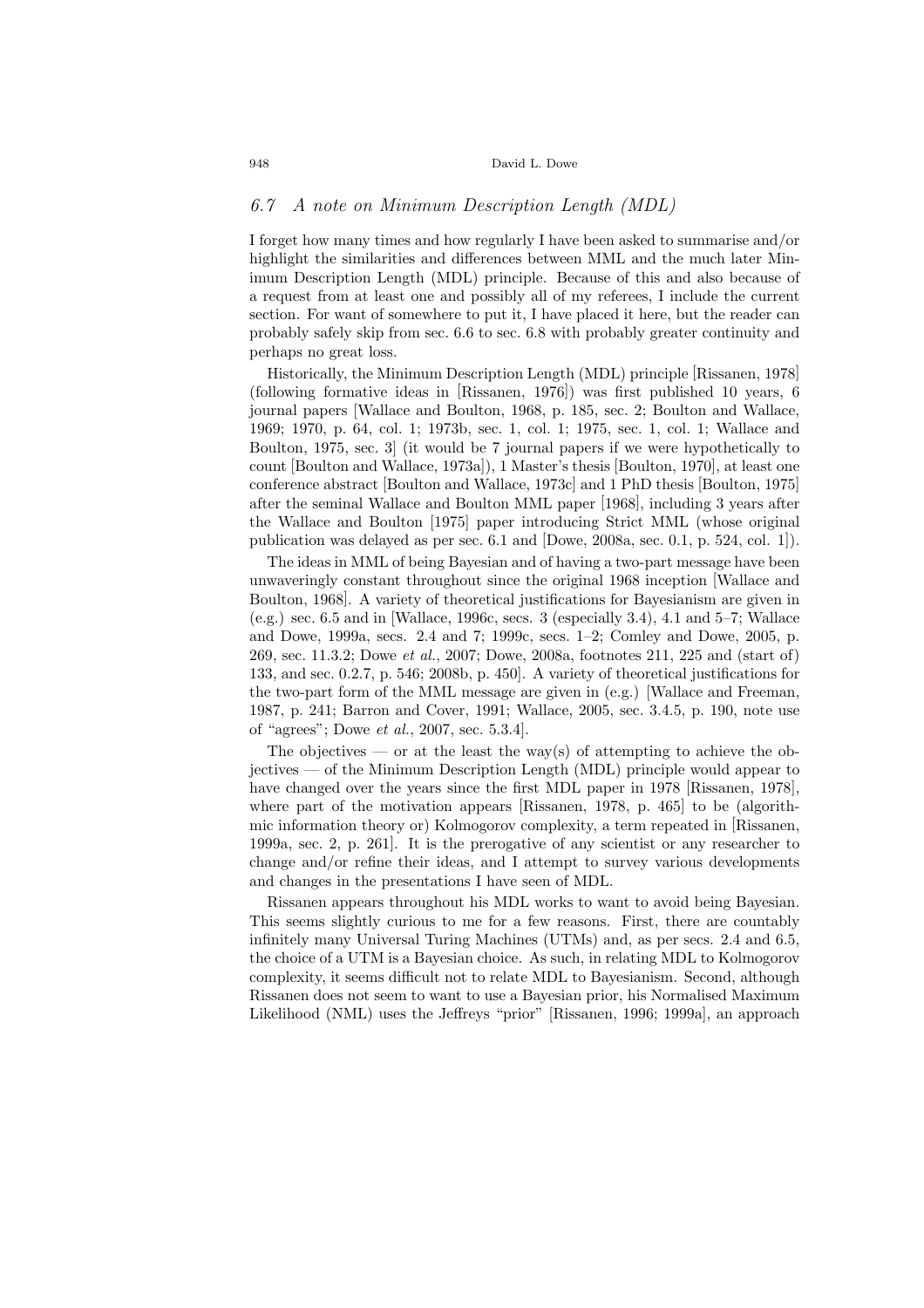### 6.7 A note on Minimum Description Length (MDL)

I forget how many times and how regularly I have been asked to summarise and/or highlight the similarities and differences between MML and the much later Minimum Description Length (MDL) principle. Because of this and also because of a request from at least one and possibly all of my referees, I include the current section. For want of somewhere to put it, I have placed it here, but the reader can probably safely skip from sec. 6.6 to sec. 6.8 with probably greater continuity and perhaps no great loss.

Historically, the Minimum Description Length (MDL) principle [Rissanen, 1978] (following formative ideas in [Rissanen, 1976]) was first published 10 years, 6 journal papers [Wallace and Boulton, 1968, p. 185, sec. 2; Boulton and Wallace, 1969; 1970, p. 64, col. 1; 1973b, sec. 1, col. 1; 1975, sec. 1, col. 1; Wallace and Boulton, 1975, sec. 3] (it would be 7 journal papers if we were hypothetically to count [Boulton and Wallace, 1973a]), 1 Master's thesis [Boulton, 1970], at least one conference abstract [Boulton and Wallace, 1973c] and 1 PhD thesis [Boulton, 1975] after the seminal Wallace and Boulton MML paper [1968], including 3 years after the Wallace and Boulton [1975] paper introducing Strict MML (whose original publication was delayed as per sec. 6.1 and [Dowe, 2008a, sec. 0.1, p. 524, col. 1]).

The ideas in MML of being Bayesian and of having a two-part message have been unwaveringly constant throughout since the original 1968 inception [Wallace and Boulton, 1968]. A variety of theoretical justifications for Bayesianism are given in (e.g.) sec. 6.5 and in [Wallace, 1996c, secs. 3 (especially 3.4), 4.1 and 5–7; Wallace and Dowe, 1999a, secs. 2.4 and 7; 1999c, secs. 1–2; Comley and Dowe, 2005, p. 269, sec. 11.3.2; Dowe *et al.*, 2007; Dowe, 2008a, footnotes 211, 225 and (start of) 133, and sec. 0.2.7, p. 546; 2008b, p. 450]. A variety of theoretical justifications for the two-part form of the MML message are given in (e.g.) [Wallace and Freeman, 1987, p. 241; Barron and Cover, 1991; Wallace, 2005, sec. 3.4.5, p. 190, note use of "agrees"; Dowe *et al.*, 2007, sec. 5.3.4].

The objectives — or at the least the way(s) of attempting to achieve the objectives — of the Minimum Description Length (MDL) principle would appear to have changed over the years since the first MDL paper in 1978 [Rissanen, 1978], where part of the motivation appears [Rissanen, 1978, p. 465] to be (algorithmic information theory or) Kolmogorov complexity, a term repeated in [Rissanen, 1999a, sec. 2, p. 261]. It is the prerogative of any scientist or any researcher to change and/or refine their ideas, and I attempt to survey various developments and changes in the presentations I have seen of MDL.

Rissanen appears throughout his MDL works to want to avoid being Bayesian. This seems slightly curious to me for a few reasons. First, there are countably infinitely many Universal Turing Machines (UTMs) and, as per secs. 2.4 and 6.5, the choice of a UTM is a Bayesian choice. As such, in relating MDL to Kolmogorov complexity, it seems difficult not to relate MDL to Bayesianism. Second, although Rissanen does not seem to want to use a Bayesian prior, his Normalised Maximum Likelihood (NML) uses the Jeffreys "prior" [Rissanen, 1996; 1999a], an approach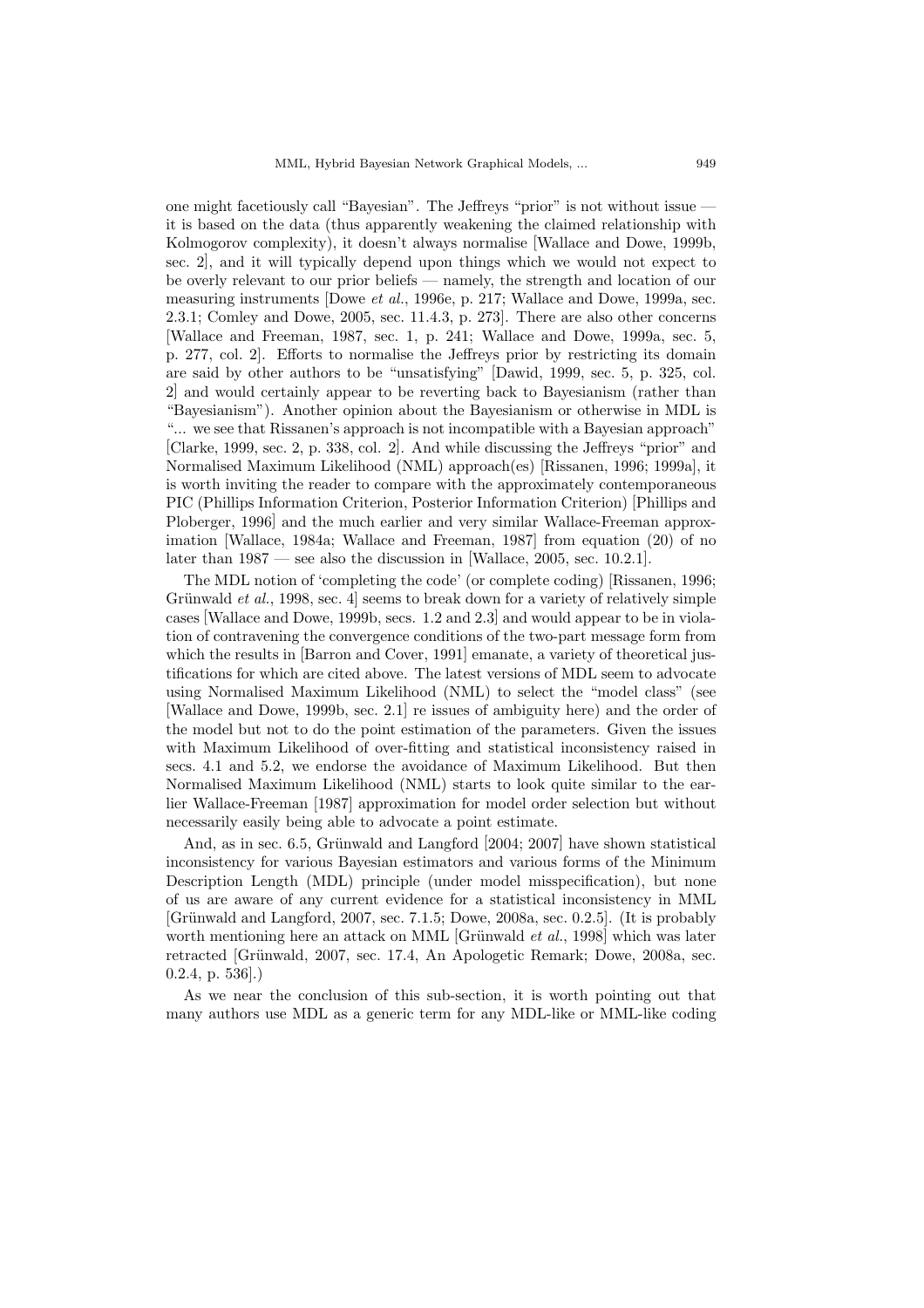one might facetiously call "Bayesian". The Jeffreys "prior" is not without issue — it is based on the data (thus apparently weakening the claimed relationship with Kolmogorov complexity), it doesn't always normalise [Wallace and Dowe, 1999b, sec. 2], and it will typically depend upon things which we would not expect to be overly relevant to our prior beliefs — namely, the strength and location of our measuring instruments [Dowe *et al.*, 1996e, p. 217; Wallace and Dowe, 1999a, sec. 2.3.1; Comley and Dowe, 2005, sec. 11.4.3, p. 273]. There are also other concerns [Wallace and Freeman, 1987, sec. 1, p. 241; Wallace and Dowe, 1999a, sec. 5, p. 277, col. 2]. Efforts to normalise the Jeffreys prior by restricting its domain are said by other authors to be "unsatisfying" [Dawid, 1999, sec. 5, p. 325, col. 2] and would certainly appear to be reverting back to Bayesianism (rather than "Bayesianism"). Another opinion about the Bayesianism or otherwise in MDL is "... we see that Rissanen's approach is not incompatible with a Bayesian approach" [Clarke, 1999, sec. 2, p. 338, col. 2]. And while discussing the Jeffreys "prior" and Normalised Maximum Likelihood (NML) approach(es) [Rissanen, 1996; 1999a], it is worth inviting the reader to compare with the approximately contemporaneous PIC (Phillips Information Criterion, Posterior Information Criterion) [Phillips and Ploberger, 1996] and the much earlier and very similar Wallace-Freeman approximation [Wallace, 1984a; Wallace and Freeman, 1987] from equation (20) of no later than 1987 — see also the discussion in [Wallace, 2005, sec. 10.2.1].

The MDL notion of 'completing the code' (or complete coding) [Rissanen, 1996; Grünwald *et al.*, 1998, sec. 4] seems to break down for a variety of relatively simple cases [Wallace and Dowe, 1999b, secs. 1.2 and 2.3] and would appear to be in violation of contravening the convergence conditions of the two-part message form from which the results in [Barron and Cover, 1991] emanate, a variety of theoretical justifications for which are cited above. The latest versions of MDL seem to advocate using Normalised Maximum Likelihood (NML) to select the "model class" (see [Wallace and Dowe, 1999b, sec. 2.1] re issues of ambiguity here) and the order of the model but not to do the point estimation of the parameters. Given the issues with Maximum Likelihood of over-fitting and statistical inconsistency raised in secs. 4.1 and 5.2, we endorse the avoidance of Maximum Likelihood. But then Normalised Maximum Likelihood (NML) starts to look quite similar to the earlier Wallace-Freeman [1987] approximation for model order selection but without necessarily easily being able to advocate a point estimate.

And, as in sec. 6.5, Grünwald and Langford [2004; 2007] have shown statistical inconsistency for various Bayesian estimators and various forms of the Minimum Description Length (MDL) principle (under model misspecification), but none of us are aware of any current evidence for a statistical inconsistency in MML [Grünwald and Langford, 2007, sec. 7.1.5; Dowe, 2008a, sec. 0.2.5]. (It is probably worth mentioning here an attack on MML [Grünwald *et al.*, 1998] which was later retracted [Grünwald, 2007, sec. 17.4, An Apologetic Remark; Dowe, 2008a, sec. 0.2.4, p. 536].)

As we near the conclusion of this sub-section, it is worth pointing out that many authors use MDL as a generic term for any MDL-like or MML-like coding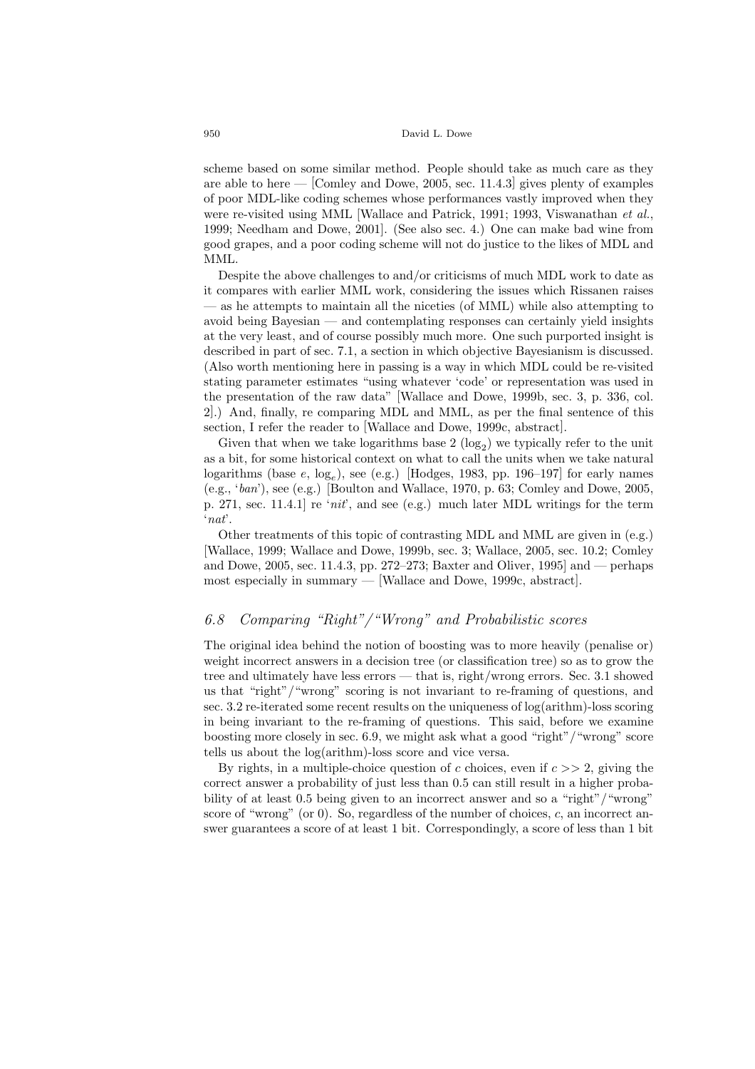scheme based on some similar method. People should take as much care as they are able to here — [Comley and Dowe, 2005, sec. 11.4.3] gives plenty of examples of poor MDL-like coding schemes whose performances vastly improved when they were re-visited using MML [Wallace and Patrick, 1991; 1993, Viswanathan *et al.*, 1999; Needham and Dowe, 2001]. (See also sec. 4.) One can make bad wine from good grapes, and a poor coding scheme will not do justice to the likes of MDL and MML.

Despite the above challenges to and/or criticisms of much MDL work to date as it compares with earlier MML work, considering the issues which Rissanen raises — as he attempts to maintain all the niceties (of MML) while also attempting to avoid being Bayesian — and contemplating responses can certainly yield insights at the very least, and of course possibly much more. One such purported insight is described in part of sec. 7.1, a section in which objective Bayesianism is discussed. (Also worth mentioning here in passing is a way in which MDL could be re-visited stating parameter estimates "using whatever 'code' or representation was used in the presentation of the raw data" [Wallace and Dowe, 1999b, sec. 3, p. 336, col. 2].) And, finally, re comparing MDL and MML, as per the final sentence of this section, I refer the reader to [Wallace and Dowe, 1999c, abstract].

Given that when we take logarithms base 2 ($\log_2$) we typically refer to the unit as a bit, for some historical context on what to call the units when we take natural logarithms (base $e$, $\log_e$), see (e.g.) [Hodges, 1983, pp. 196–197] for early names (e.g., '*ban*'), see (e.g.) [Boulton and Wallace, 1970, p. 63; Comley and Dowe, 2005, p. 271, sec. 11.4.1] re '*nit*', and see (e.g.) much later MDL writings for the term '*nat*'.

Other treatments of this topic of contrasting MDL and MML are given in (e.g.) [Wallace, 1999; Wallace and Dowe, 1999b, sec. 3; Wallace, 2005, sec. 10.2; Comley and Dowe, 2005, sec. 11.4.3, pp. 272–273; Baxter and Oliver, 1995] and — perhaps most especially in summary — [Wallace and Dowe, 1999c, abstract].

## 6.8 Comparing "Right"/"Wrong" and Probabilistic scores

The original idea behind the notion of boosting was to more heavily (penalise or) weight incorrect answers in a decision tree (or classification tree) so as to grow the tree and ultimately have less errors — that is, right/wrong errors. Sec. 3.1 showed us that "right"/"wrong" scoring is not invariant to re-framing of questions, and sec. 3.2 re-iterated some recent results on the uniqueness of log(arithm)-loss scoring in being invariant to the re-framing of questions. This said, before we examine boosting more closely in sec. 6.9, we might ask what a good "right"/"wrong" score tells us about the log(arithm)-loss score and vice versa.

By rights, in a multiple-choice question of $c$ choices, even if $c >> 2$, giving the correct answer a probability of just less than 0.5 can still result in a higher probability of at least 0.5 being given to an incorrect answer and so a "right"/"wrong" score of "wrong" (or 0). So, regardless of the number of choices, $c$, an incorrect answer guarantees a score of at least 1 bit. Correspondingly, a score of less than 1 bit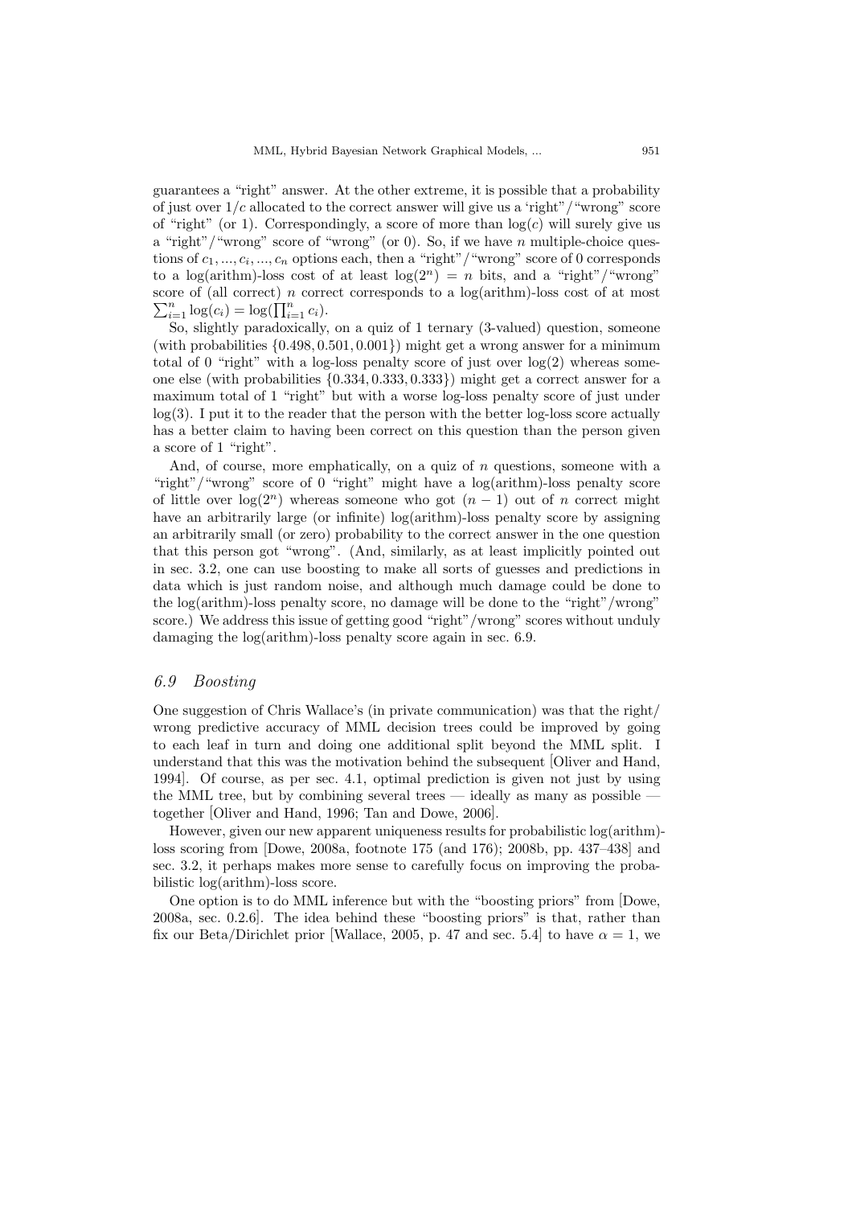guarantees a "right" answer. At the other extreme, it is possible that a probability of just over $1/c$ allocated to the correct answer will give us a 'right"/"wrong" score of "right" (or 1). Correspondingly, a score of more than $\log(c)$ will surely give us a "right"/"wrong" score of "wrong" (or 0). So, if we have $n$ multiple-choice questions of $c_1, ..., c_i, ..., c_n$ options each, then a "right"/"wrong" score of 0 corresponds to a log(arithm)-loss cost of at least $\log(2^n) = n$ bits, and a "right"/"wrong" score of (all correct) $n$ correct corresponds to a log(arithm)-loss cost of at most $\sum_{i=1}^{n} \log(c_i) = \log(\prod_{i=1}^{n} c_i)$.

So, slightly paradoxically, on a quiz of 1 ternary (3-valued) question, someone (with probabilities $\{0.498, 0.501, 0.001\}$) might get a wrong answer for a minimum total of 0 "right" with a log-loss penalty score of just over $\log(2)$ whereas someone else (with probabilities $\{0.334, 0.333, 0.333\}$) might get a correct answer for a maximum total of 1 "right" but with a worse log-loss penalty score of just under $\log(3)$. I put it to the reader that the person with the better log-loss score actually has a better claim to having been correct on this question than the person given a score of 1 "right".

And, of course, more emphatically, on a quiz of $n$ questions, someone with a "right"/"wrong" score of 0 "right" might have a log(arithm)-loss penalty score of little over $\log(2^n)$ whereas someone who got $(n-1)$ out of $n$ correct might have an arbitrarily large (or infinite) log(arithm)-loss penalty score by assigning an arbitrarily small (or zero) probability to the correct answer in the one question that this person got "wrong". (And, similarly, as at least implicitly pointed out in sec. 3.2, one can use boosting to make all sorts of guesses and predictions in data which is just random noise, and although much damage could be done to the log(arithm)-loss penalty score, no damage will be done to the "right"/wrong" score.) We address this issue of getting good "right"/wrong" scores without unduly damaging the log(arithm)-loss penalty score again in sec. 6.9.

### *6.9 Boosting*

One suggestion of Chris Wallace's (in private communication) was that the right/wrong predictive accuracy of MML decision trees could be improved by going to each leaf in turn and doing one additional split beyond the MML split. I understand that this was the motivation behind the subsequent [Oliver and Hand, 1994]. Of course, as per sec. 4.1, optimal prediction is given not just by using the MML tree, but by combining several trees — ideally as many as possible — together [Oliver and Hand, 1996; Tan and Dowe, 2006].

However, given our new apparent uniqueness results for probabilistic log(arithm)-loss scoring from [Dowe, 2008a, footnote 175 (and 176); 2008b, pp. 437–438] and sec. 3.2, it perhaps makes more sense to carefully focus on improving the probabilistic log(arithm)-loss score.

One option is to do MML inference but with the "boosting priors" from [Dowe, 2008a, sec. 0.2.6]. The idea behind these "boosting priors" is that, rather than fix our Beta/Dirichlet prior [Wallace, 2005, p. 47 and sec. 5.4] to have $\alpha = 1$, we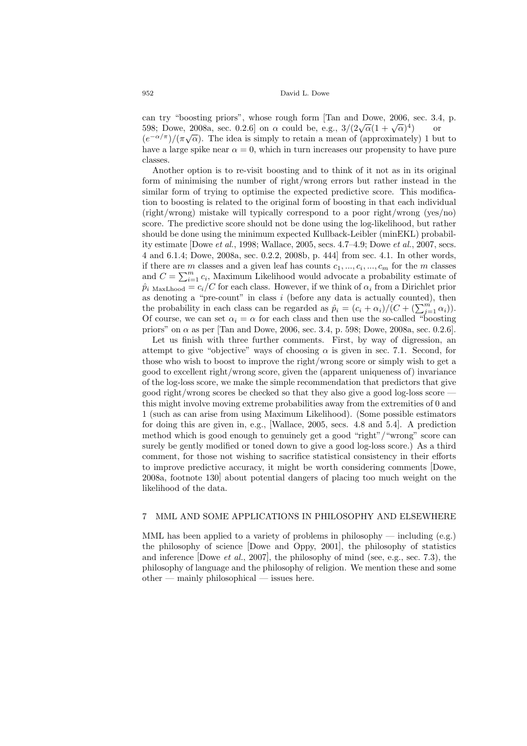can try "boosting priors", whose rough form [Tan and Dowe, 2006, sec. 3.4, p. 598; Dowe, 2008a, sec. 0.2.6] on $\alpha$ could be, e.g., $3/(2\sqrt{\alpha}(1+\sqrt{\alpha})^4)$ or $(e^{-\alpha/\pi})/(\pi\sqrt{\alpha})$. The idea is simply to retain a mean of (approximately) 1 but to have a large spike near $\alpha = 0$, which in turn increases our propensity to have pure classes.

Another option is to re-visit boosting and to think of it not as in its original form of minimising the number of right/wrong errors but rather instead in the similar form of trying to optimise the expected predictive score. This modification to boosting is related to the original form of boosting in that each individual (right/wrong) mistake will typically correspond to a poor right/wrong (yes/no) score. The predictive score should not be done using the log-likelihood, but rather should be done using the minimum expected Kullback-Leibler (minEKL) probability estimate [Dowe *et al.*, 1998; Wallace, 2005, secs. 4.7–4.9; Dowe *et al.*, 2007, secs. 4 and 6.1.4; Dowe, 2008a, sec. 0.2.2, 2008b, p. 444] from sec. 4.1. In other words, if there are $m$ classes and a given leaf has counts $c_1, ..., c_i, ..., c_m$ for the $m$ classes and $C = \sum_{i=1}^{m} c_i$, Maximum Likelihood would advocate a probability estimate of $\hat{p}_{i \text{ MaxLhood}} = c_i/C$ for each class. However, if we think of $\alpha_i$ from a Dirichlet prior as denoting a "pre-count" in class $i$ (before any data is actually counted), then the probability in each class can be regarded as $\hat{p}_i = (c_i + \alpha_i)/(C + (\sum_{j=1}^{m} \alpha_i))$. Of course, we can set $\alpha_i = \alpha$ for each class and then use the so-called "boosting priors" on $\alpha$ as per [Tan and Dowe, 2006, sec. 3.4, p. 598; Dowe, 2008a, sec. 0.2.6].

Let us finish with three further comments. First, by way of digression, an attempt to give "objective" ways of choosing $\alpha$ is given in sec. 7.1. Second, for those who wish to boost to improve the right/wrong score or simply wish to get a good to excellent right/wrong score, given the (apparent uniqueness of) invariance of the log-loss score, we make the simple recommendation that predictors that give good right/wrong scores be checked so that they also give a good log-loss score — this might involve moving extreme probabilities away from the extremities of 0 and 1 (such as can arise from using Maximum Likelihood). (Some possible estimators for doing this are given in, e.g., [Wallace, 2005, secs. 4.8 and 5.4]. A prediction method which is good enough to genuinely get a good "right"/"wrong" score can surely be gently modified or toned down to give a good log-loss score.) As a third comment, for those not wishing to sacrifice statistical consistency in their efforts to improve predictive accuracy, it might be worth considering comments [Dowe, 2008a, footnote 130] about potential dangers of placing too much weight on the likelihood of the data.

## 7 MML AND SOME APPLICATIONS IN PHILOSOPHY AND ELSEWHERE

MML has been applied to a variety of problems in philosophy — including (e.g.) the philosophy of science [Dowe and Oppy, 2001], the philosophy of statistics and inference [Dowe *et al.*, 2007], the philosophy of mind (see, e.g., sec. 7.3), the philosophy of language and the philosophy of religion. We mention these and some other — mainly philosophical — issues here.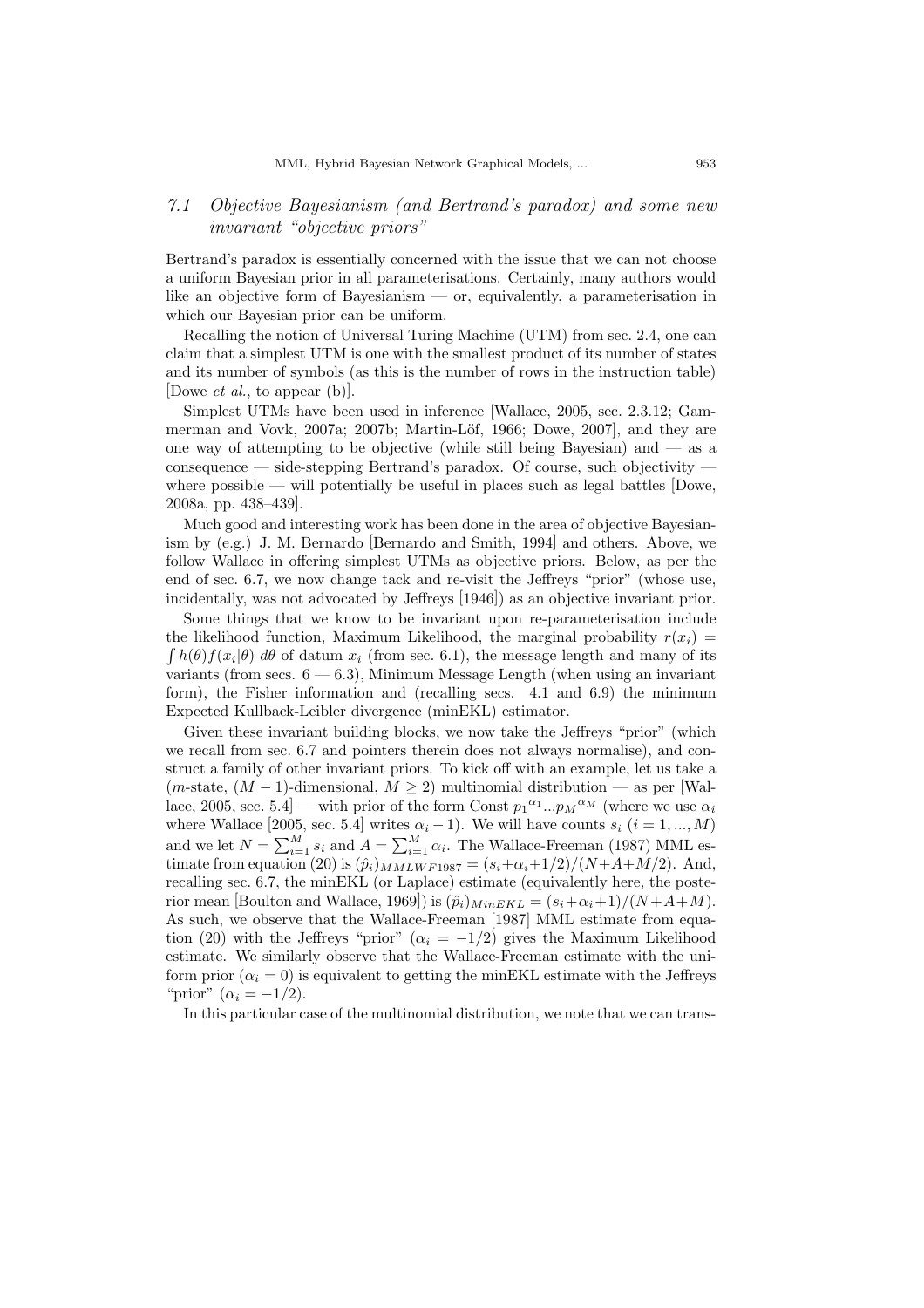### 7.1 *Objective Bayesianism (and Bertrand's paradox) and some new invariant "objective priors"*

Bertrand's paradox is essentially concerned with the issue that we can not choose a uniform Bayesian prior in all parameterisations. Certainly, many authors would like an objective form of Bayesianism — or, equivalently, a parameterisation in which our Bayesian prior can be uniform.

Recalling the notion of Universal Turing Machine (UTM) from sec. 2.4, one can claim that a simplest UTM is one with the smallest product of its number of states and its number of symbols (as this is the number of rows in the instruction table) [Dowe *et al.*, to appear (b)].

Simplest UTMs have been used in inference [Wallace, 2005, sec. 2.3.12; Gammerman and Vovk, 2007a; 2007b; Martin-Löf, 1966; Dowe, 2007], and they are one way of attempting to be objective (while still being Bayesian) and — as a consequence — side-stepping Bertrand's paradox. Of course, such objectivity — where possible — will potentially be useful in places such as legal battles [Dowe, 2008a, pp. 438–439].

Much good and interesting work has been done in the area of objective Bayesianism by (e.g.) J. M. Bernardo [Bernardo and Smith, 1994] and others. Above, we follow Wallace in offering simplest UTMs as objective priors. Below, as per the end of sec. 6.7, we now change tack and re-visit the Jeffreys "prior" (whose use, incidentally, was not advocated by Jeffreys [1946]) as an objective invariant prior.

Some things that we know to be invariant upon re-parameterisation include the likelihood function, Maximum Likelihood, the marginal probability $r(x_i) = \int h(\theta) f(x_i|\theta) \, d\theta$ of datum $x_i$ (from sec. 6.1), the message length and many of its variants (from secs. 6 — 6.3), Minimum Message Length (when using an invariant form), the Fisher information and (recalling secs. 4.1 and 6.9) the minimum Expected Kullback-Leibler divergence (minEKL) estimator.

Given these invariant building blocks, we now take the Jeffreys "prior" (which we recall from sec. 6.7 and pointers therein does not always normalise), and construct a family of other invariant priors. To kick off with an example, let us take a ($m$-state, $(M-1)$-dimensional, $M \geq 2$) multinomial distribution — as per [Wallace, 2005, sec. 5.4] — with prior of the form Const ${p_1}^{\alpha_1} ... {p_M}^{\alpha_M}$ (where we use $\alpha_i$ where Wallace [2005, sec. 5.4] writes $\alpha_i - 1$). We will have counts $s_i$ $(i = 1, ..., M)$ and we let $N = \sum_{i=1}^{M} s_i$ and $A = \sum_{i=1}^{M} \alpha_i$. The Wallace-Freeman (1987) MML estimate from equation (20) is $(\hat{p}_i)_{MMLWF1987} = (s_i + \alpha_i + 1/2)/(N + A + M/2)$. And, recalling sec. 6.7, the minEKL (or Laplace) estimate (equivalently here, the posterior mean [Boulton and Wallace, 1969]) is $(\hat{p}_i)_{MinEKL} = (s_i + \alpha_i + 1)/(N + A + M)$. As such, we observe that the Wallace-Freeman [1987] MML estimate from equation (20) with the Jeffreys "prior" $(\alpha_i = -1/2)$ gives the Maximum Likelihood estimate. We similarly observe that the Wallace-Freeman estimate with the uniform prior $(\alpha_i = 0)$ is equivalent to getting the minEKL estimate with the Jeffreys "prior" $(\alpha_i = -1/2)$.

In this particular case of the multinomial distribution, we note that we can trans-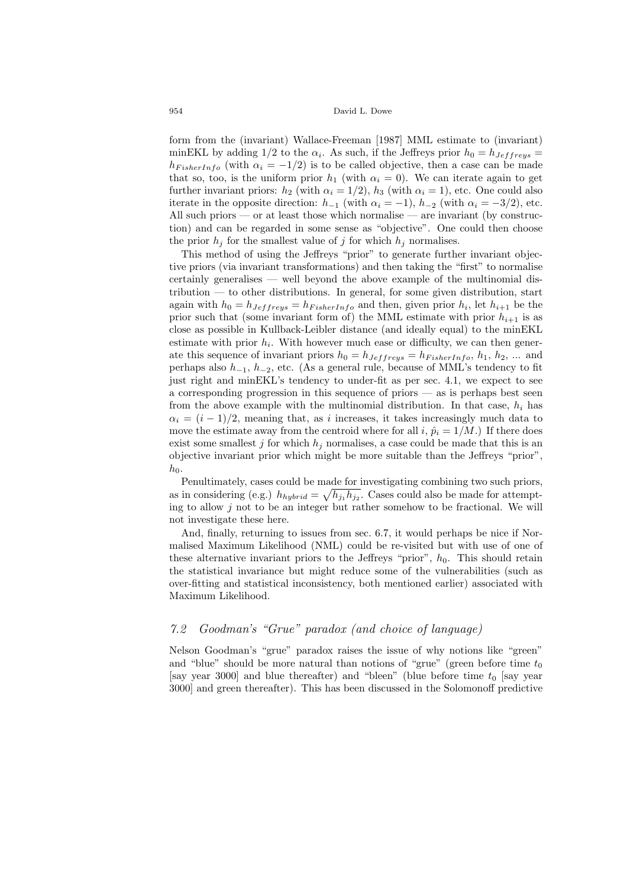form from the (invariant) Wallace-Freeman [1987] MML estimate to (invariant) minEKL by adding 1/2 to the $\alpha_i$. As such, if the Jeffreys prior $h_0 = h_{Jeffreys} = h_{FisherInfo}$ (with $\alpha_i = -1/2$) is to be called objective, then a case can be made that so, too, is the uniform prior $h_1$ (with $\alpha_i = 0$). We can iterate again to get further invariant priors: $h_2$ (with $\alpha_i = 1/2$), $h_3$ (with $\alpha_i = 1$), etc. One could also iterate in the opposite direction: $h_{-1}$ (with $\alpha_i = -1$), $h_{-2}$ (with $\alpha_i = -3/2$), etc. All such priors — or at least those which normalise — are invariant (by construction) and can be regarded in some sense as "objective". One could then choose the prior $h_j$ for the smallest value of $j$ for which $h_j$ normalises.

This method of using the Jeffreys "prior" to generate further invariant objective priors (via invariant transformations) and then taking the "first" to normalise certainly generalises — well beyond the above example of the multinomial distribution — to other distributions. In general, for some given distribution, start again with $h_0 = h_{Jeffreys} = h_{FisherInfo}$ and then, given prior $h_i$, let $h_{i+1}$ be the prior such that (some invariant form of) the MML estimate with prior $h_{i+1}$ is as close as possible in Kullback-Leibler distance (and ideally equal) to the minEKL estimate with prior $h_i$. With however much ease or difficulty, we can then generate this sequence of invariant priors $h_0 = h_{Jeffreys} = h_{FisherInfo}$, $h_1$, $h_2$, ... and perhaps also $h_{-1}$, $h_{-2}$, etc. (As a general rule, because of MML's tendency to fit just right and minEKL's tendency to under-fit as per sec. 4.1, we expect to see a corresponding progression in this sequence of priors — as is perhaps best seen from the above example with the multinomial distribution. In that case, $h_i$ has $\alpha_i = (i-1)/2$, meaning that, as $i$ increases, it takes increasingly much data to move the estimate away from the centroid where for all $i$, $\hat{p}_i = 1/M$.) If there does exist some smallest $j$ for which $h_j$ normalises, a case could be made that this is an objective invariant prior which might be more suitable than the Jeffreys "prior", $h_0$.

Penultimately, cases could be made for investigating combining two such priors, as in considering (e.g.) $h_{hybrid} = \sqrt{h_{j_1} h_{j_2}}$. Cases could also be made for attempting to allow $j$ not to be an integer but rather somehow to be fractional. We will not investigate these here.

And, finally, returning to issues from sec. 6.7, it would perhaps be nice if Normalised Maximum Likelihood (NML) could be re-visited but with use of one of these alternative invariant priors to the Jeffreys "prior", $h_0$. This should retain the statistical invariance but might reduce some of the vulnerabilities (such as over-fitting and statistical inconsistency, both mentioned earlier) associated with Maximum Likelihood.

## *7.2 Goodman's "Grue" paradox (and choice of language)*

Nelson Goodman's "grue" paradox raises the issue of why notions like "green" and "blue" should be more natural than notions of "grue" (green before time $t_0$ [say year 3000] and blue thereafter) and "bleen" (blue before time $t_0$ [say year 3000] and green thereafter). This has been discussed in the Solomonoff predictive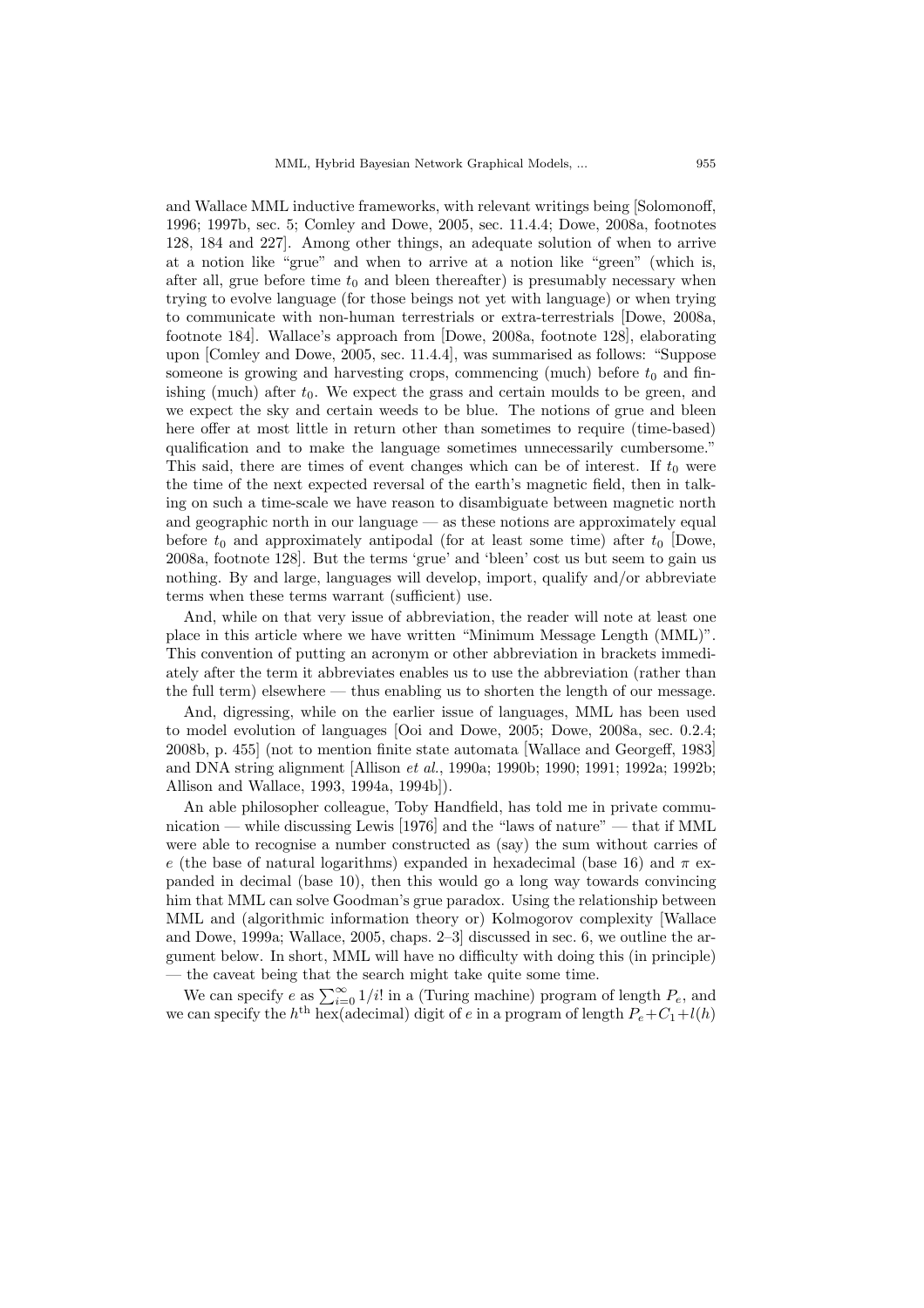and Wallace MML inductive frameworks, with relevant writings being [Solomonoff, 1996; 1997b, sec. 5; Comley and Dowe, 2005, sec. 11.4.4; Dowe, 2008a, footnotes 128, 184 and 227]. Among other things, an adequate solution of when to arrive at a notion like "grue" and when to arrive at a notion like "green" (which is, after all, grue before time $t_0$ and bleen thereafter) is presumably necessary when trying to evolve language (for those beings not yet with language) or when trying to communicate with non-human terrestrials or extra-terrestrials [Dowe, 2008a, footnote 184]. Wallace's approach from [Dowe, 2008a, footnote 128], elaborating upon [Comley and Dowe, 2005, sec. 11.4.4], was summarised as follows: "Suppose someone is growing and harvesting crops, commencing (much) before $t_0$ and finishing (much) after $t_0$. We expect the grass and certain moulds to be green, and we expect the sky and certain weeds to be blue. The notions of grue and bleen here offer at most little in return other than sometimes to require (time-based) qualification and to make the language sometimes unnecessarily cumbersome." This said, there are times of event changes which can be of interest. If $t_0$ were the time of the next expected reversal of the earth's magnetic field, then in talking on such a time-scale we have reason to disambiguate between magnetic north and geographic north in our language — as these notions are approximately equal before $t_0$ and approximately antipodal (for at least some time) after $t_0$ [Dowe, 2008a, footnote 128]. But the terms 'grue' and 'bleen' cost us but seem to gain us nothing. By and large, languages will develop, import, qualify and/or abbreviate terms when these terms warrant (sufficient) use.

And, while on that very issue of abbreviation, the reader will note at least one place in this article where we have written "Minimum Message Length (MML)". This convention of putting an acronym or other abbreviation in brackets immediately after the term it abbreviates enables us to use the abbreviation (rather than the full term) elsewhere — thus enabling us to shorten the length of our message.

And, digressing, while on the earlier issue of languages, MML has been used to model evolution of languages [Ooi and Dowe, 2005; Dowe, 2008a, sec. 0.2.4; 2008b, p. 455] (not to mention finite state automata [Wallace and Georgeff, 1983] and DNA string alignment [Allison *et al.*, 1990a; 1990b; 1990; 1991; 1992a; 1992b; Allison and Wallace, 1993, 1994a, 1994b]).

An able philosopher colleague, Toby Handfield, has told me in private communication — while discussing Lewis [1976] and the "laws of nature" — that if MML were able to recognise a number constructed as (say) the sum without carries of $e$ (the base of natural logarithms) expanded in hexadecimal (base 16) and $\pi$ expanded in decimal (base 10), then this would go a long way towards convincing him that MML can solve Goodman's grue paradox. Using the relationship between MML and (algorithmic information theory or) Kolmogorov complexity [Wallace and Dowe, 1999a; Wallace, 2005, chaps. 2–3] discussed in sec. 6, we outline the argument below. In short, MML will have no difficulty with doing this (in principle) — the caveat being that the search might take quite some time.

We can specify $e$ as $\sum_{i=0}^{\infty} 1/i!$ in a (Turing machine) program of length $P_e$, and we can specify the $h^{\text{th}}$ hex(adecimal) digit of $e$ in a program of length $P_e + C_1 + l(h)$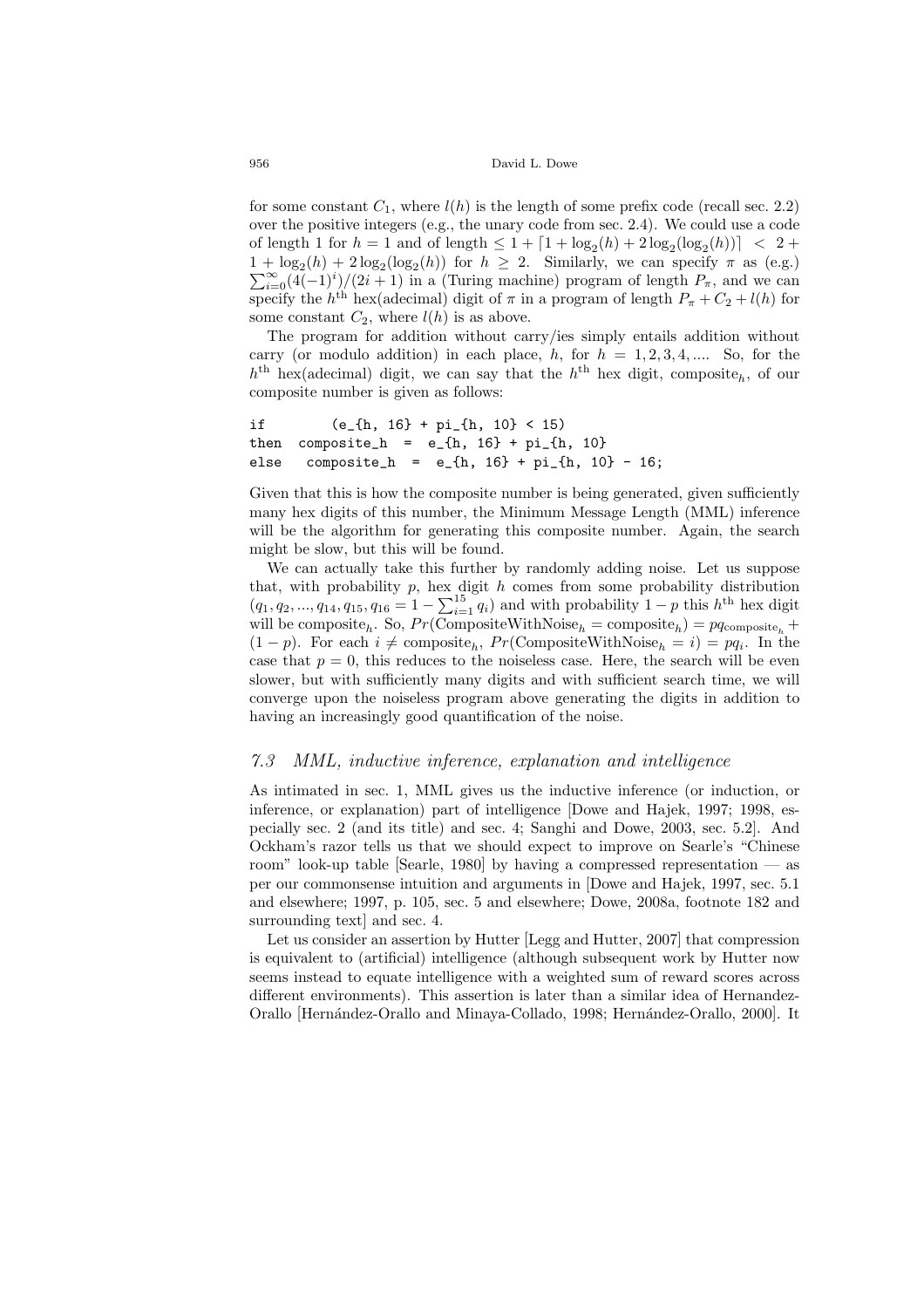for some constant $C_1$, where $l(h)$ is the length of some prefix code (recall sec. 2.2) over the positive integers (e.g., the unary code from sec. 2.4). We could use a code of length 1 for $h = 1$ and of length $\leq 1 + \lceil 1 + \log_2(h) + 2\log_2(\log_2(h)) \rceil < 2 + 1 + \log_2(h) + 2\log_2(\log_2(h))$ for $h \geq 2$. Similarly, we can specify $\pi$ as (e.g.) $\sum_{i=0}^{\infty}(4(-1)^i)/(2i+1)$ in a (Turing machine) program of length $P_\pi$, and we can specify the $h^{\text{th}}$ hex(adecimal) digit of $\pi$ in a program of length $P_\pi + C_2 + l(h)$ for some constant $C_2$, where $l(h)$ is as above.

The program for addition without carry/ies simply entails addition without carry (or modulo addition) in each place, $h$, for $h = 1, 2, 3, 4, \ldots$. So, for the $h^{\text{th}}$ hex(adecimal) digit, we can say that the $h^{\text{th}}$ hex digit, $\text{composite}_h$, of our composite number is given as follows:

```
if       (e_{h, 16} + pi_{h, 10} < 15)
then  composite_h  =  e_{h, 16} + pi_{h, 10}
else   composite_h  =  e_{h, 16} + pi_{h, 10} - 16;
```

Given that this is how the composite number is being generated, given sufficiently many hex digits of this number, the Minimum Message Length (MML) inference will be the algorithm for generating this composite number. Again, the search might be slow, but this will be found.

We can actually take this further by randomly adding noise. Let us suppose that, with probability $p$, hex digit $h$ comes from some probability distribution $(q_1, q_2, \ldots, q_{14}, q_{15}, q_{16} = 1 - \sum_{i=1}^{15} q_i)$ and with probability $1 - p$ this $h^{\text{th}}$ hex digit will be $\text{composite}_h$. So, $Pr(\text{CompositeWithNoise}_h = \text{composite}_h) = pq_{\text{composite}_h} + (1-p)$. For each $i \neq \text{composite}_h$, $Pr(\text{CompositeWithNoise}_h = i) = pq_i$. In the case that $p = 0$, this reduces to the noiseless case. Here, the search will be even slower, but with sufficiently many digits and with sufficient search time, we will converge upon the noiseless program above generating the digits in addition to having an increasingly good quantification of the noise.

### *7.3 MML, inductive inference, explanation and intelligence*

As intimated in sec. 1, MML gives us the inductive inference (or induction, or inference, or explanation) part of intelligence [Dowe and Hajek, 1997; 1998, especially sec. 2 (and its title) and sec. 4; Sanghi and Dowe, 2003, sec. 5.2]. And Ockham's razor tells us that we should expect to improve on Searle's "Chinese room" look-up table [Searle, 1980] by having a compressed representation — as per our commonsense intuition and arguments in [Dowe and Hajek, 1997, sec. 5.1 and elsewhere; 1997, p. 105, sec. 5 and elsewhere; Dowe, 2008a, footnote 182 and surrounding text] and sec. 4.

Let us consider an assertion by Hutter [Legg and Hutter, 2007] that compression is equivalent to (artificial) intelligence (although subsequent work by Hutter now seems instead to equate intelligence with a weighted sum of reward scores across different environments). This assertion is later than a similar idea of Hernandez-Orallo [Hernández-Orallo and Minaya-Collado, 1998; Hernández-Orallo, 2000]. It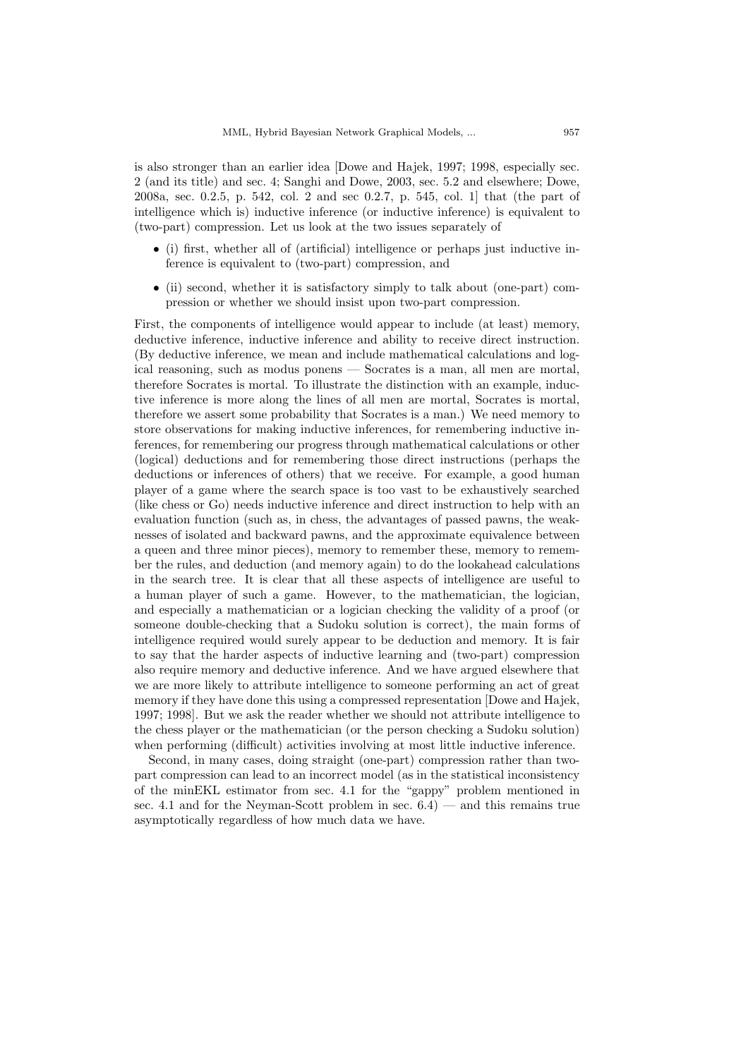is also stronger than an earlier idea [Dowe and Hajek, 1997; 1998, especially sec. 2 (and its title) and sec. 4; Sanghi and Dowe, 2003, sec. 5.2 and elsewhere; Dowe, 2008a, sec. 0.2.5, p. 542, col. 2 and sec 0.2.7, p. 545, col. 1] that (the part of intelligence which is) inductive inference (or inductive inference) is equivalent to (two-part) compression. Let us look at the two issues separately of

- (i) first, whether all of (artificial) intelligence or perhaps just inductive inference is equivalent to (two-part) compression, and
- (ii) second, whether it is satisfactory simply to talk about (one-part) compression or whether we should insist upon two-part compression.

First, the components of intelligence would appear to include (at least) memory, deductive inference, inductive inference and ability to receive direct instruction. (By deductive inference, we mean and include mathematical calculations and logical reasoning, such as modus ponens — Socrates is a man, all men are mortal, therefore Socrates is mortal. To illustrate the distinction with an example, inductive inference is more along the lines of all men are mortal, Socrates is mortal, therefore we assert some probability that Socrates is a man.) We need memory to store observations for making inductive inferences, for remembering inductive inferences, for remembering our progress through mathematical calculations or other (logical) deductions and for remembering those direct instructions (perhaps the deductions or inferences of others) that we receive. For example, a good human player of a game where the search space is too vast to be exhaustively searched (like chess or Go) needs inductive inference and direct instruction to help with an evaluation function (such as, in chess, the advantages of passed pawns, the weaknesses of isolated and backward pawns, and the approximate equivalence between a queen and three minor pieces), memory to remember these, memory to remember the rules, and deduction (and memory again) to do the lookahead calculations in the search tree. It is clear that all these aspects of intelligence are useful to a human player of such a game. However, to the mathematician, the logician, and especially a mathematician or a logician checking the validity of a proof (or someone double-checking that a Sudoku solution is correct), the main forms of intelligence required would surely appear to be deduction and memory. It is fair to say that the harder aspects of inductive learning and (two-part) compression also require memory and deductive inference. And we have argued elsewhere that we are more likely to attribute intelligence to someone performing an act of great memory if they have done this using a compressed representation [Dowe and Hajek, 1997; 1998]. But we ask the reader whether we should not attribute intelligence to the chess player or the mathematician (or the person checking a Sudoku solution) when performing (difficult) activities involving at most little inductive inference.

Second, in many cases, doing straight (one-part) compression rather than two-part compression can lead to an incorrect model (as in the statistical inconsistency of the minEKL estimator from sec. 4.1 for the "gappy" problem mentioned in sec. 4.1 and for the Neyman-Scott problem in sec. 6.4) — and this remains true asymptotically regardless of how much data we have.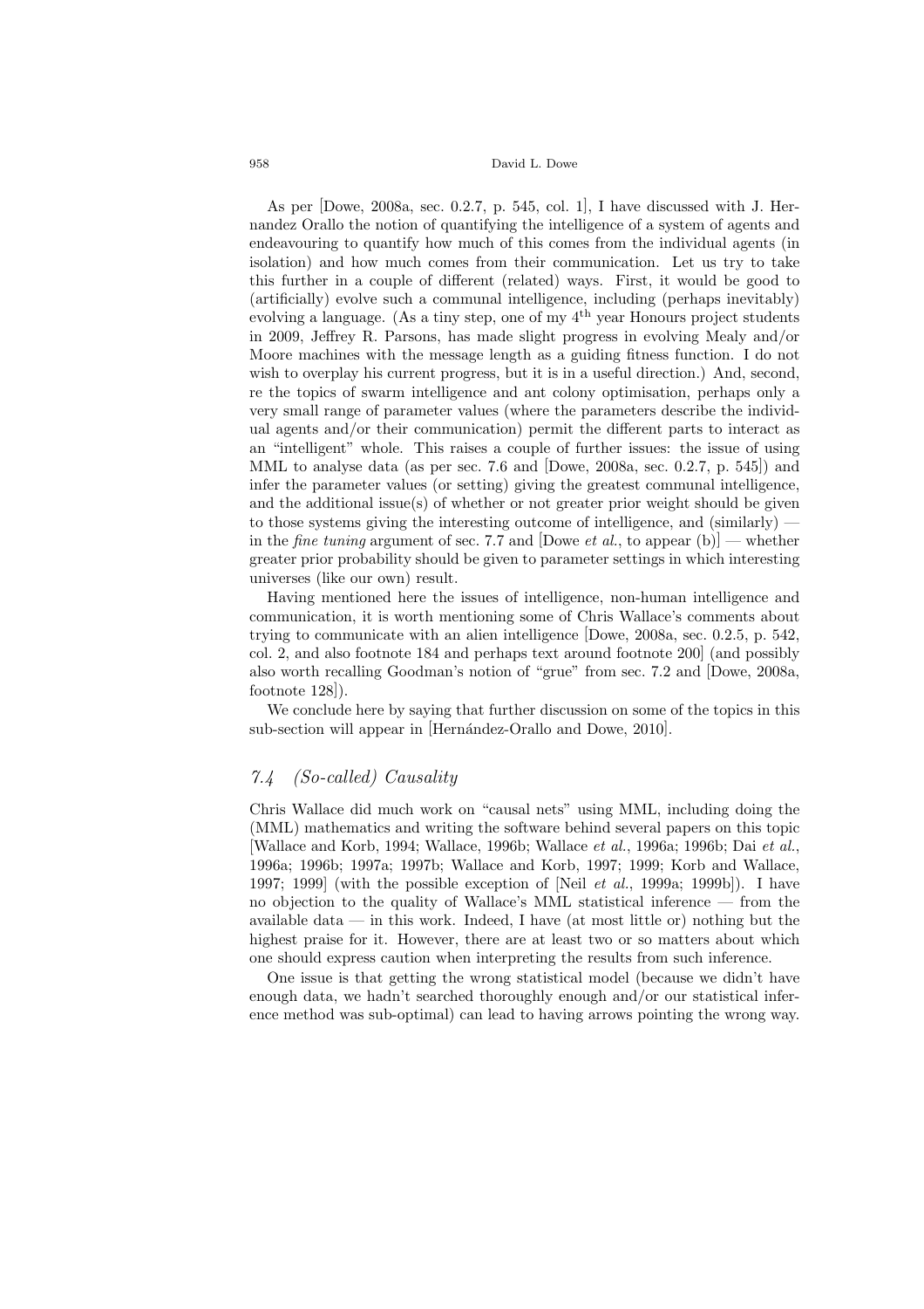As per [Dowe, 2008a, sec. 0.2.7, p. 545, col. 1], I have discussed with J. Hernandez Orallo the notion of quantifying the intelligence of a system of agents and endeavouring to quantify how much of this comes from the individual agents (in isolation) and how much comes from their communication. Let us try to take this further in a couple of different (related) ways. First, it would be good to (artificially) evolve such a communal intelligence, including (perhaps inevitably) evolving a language. (As a tiny step, one of my $4^{\text{th}}$ year Honours project students in 2009, Jeffrey R. Parsons, has made slight progress in evolving Mealy and/or Moore machines with the message length as a guiding fitness function. I do not wish to overplay his current progress, but it is in a useful direction.) And, second, re the topics of swarm intelligence and ant colony optimisation, perhaps only a very small range of parameter values (where the parameters describe the individual agents and/or their communication) permit the different parts to interact as an "intelligent" whole. This raises a couple of further issues: the issue of using MML to analyse data (as per sec. 7.6 and [Dowe, 2008a, sec. 0.2.7, p. 545]) and infer the parameter values (or setting) giving the greatest communal intelligence, and the additional issue(s) of whether or not greater prior weight should be given to those systems giving the interesting outcome of intelligence, and (similarly) — in the *fine tuning* argument of sec. 7.7 and [Dowe *et al.*, to appear (b)] — whether greater prior probability should be given to parameter settings in which interesting universes (like our own) result.

Having mentioned here the issues of intelligence, non-human intelligence and communication, it is worth mentioning some of Chris Wallace's comments about trying to communicate with an alien intelligence [Dowe, 2008a, sec. 0.2.5, p. 542, col. 2, and also footnote 184 and perhaps text around footnote 200] (and possibly also worth recalling Goodman's notion of "grue" from sec. 7.2 and [Dowe, 2008a, footnote 128]).

We conclude here by saying that further discussion on some of the topics in this sub-section will appear in [Hernández-Orallo and Dowe, 2010].

## 7.4 *(So-called) Causality*

Chris Wallace did much work on "causal nets" using MML, including doing the (MML) mathematics and writing the software behind several papers on this topic [Wallace and Korb, 1994; Wallace, 1996b; Wallace *et al.*, 1996a; 1996b; Dai *et al.*, 1996a; 1996b; 1997a; 1997b; Wallace and Korb, 1997; 1999; Korb and Wallace, 1997; 1999] (with the possible exception of [Neil *et al.*, 1999a; 1999b]). I have no objection to the quality of Wallace's MML statistical inference — from the available data — in this work. Indeed, I have (at most little or) nothing but the highest praise for it. However, there are at least two or so matters about which one should express caution when interpreting the results from such inference.

One issue is that getting the wrong statistical model (because we didn't have enough data, we hadn't searched thoroughly enough and/or our statistical inference method was sub-optimal) can lead to having arrows pointing the wrong way.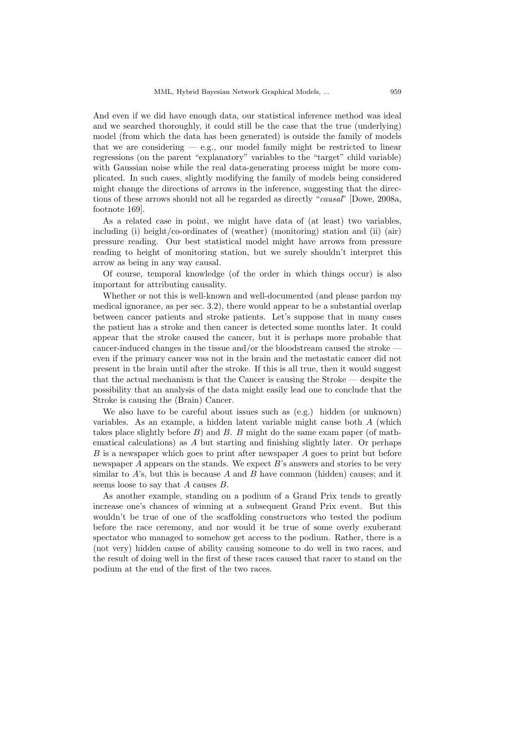And even if we did have enough data, our statistical inference method was ideal and we searched thoroughly, it could still be the case that the true (underlying) model (from which the data has been generated) is outside the family of models that we are considering — e.g., our model family might be restricted to linear regressions (on the parent "explanatory" variables to the "target" child variable) with Gaussian noise while the real data-generating process might be more complicated. In such cases, slightly modifying the family of models being considered might change the directions of arrows in the inference, suggesting that the directions of these arrows should not all be regarded as directly "*causal*" [Dowe, 2008a, footnote 169].

As a related case in point, we might have data of (at least) two variables, including (i) height/co-ordinates of (weather) (monitoring) station and (ii) (air) pressure reading. Our best statistical model might have arrows from pressure reading to height of monitoring station, but we surely shouldn't interpret this arrow as being in any way causal.

Of course, temporal knowledge (of the order in which things occur) is also important for attributing causality.

Whether or not this is well-known and well-documented (and please pardon my medical ignorance, as per sec. 3.2), there would appear to be a substantial overlap between cancer patients and stroke patients. Let's suppose that in many cases the patient has a stroke and then cancer is detected some months later. It could appear that the stroke caused the cancer, but it is perhaps more probable that cancer-induced changes in the tissue and/or the bloodstream caused the stroke — even if the primary cancer was not in the brain and the metastatic cancer did not present in the brain until after the stroke. If this is all true, then it would suggest that the actual mechanism is that the Cancer is causing the Stroke — despite the possibility that an analysis of the data might easily lead one to conclude that the Stroke is causing the (Brain) Cancer.

We also have to be careful about issues such as (e.g.) hidden (or unknown) variables. As an example, a hidden latent variable might cause both $A$ (which takes place slightly before $B$) and $B$. $B$ might do the same exam paper (of mathematical calculations) as $A$ but starting and finishing slightly later. Or perhaps $B$ is a newspaper which goes to print after newspaper $A$ goes to print but before newspaper $A$ appears on the stands. We expect $B$'s answers and stories to be very similar to $A$'s, but this is because $A$ and $B$ have common (hidden) causes; and it seems loose to say that $A$ causes $B$.

As another example, standing on a podium of a Grand Prix tends to greatly increase one's chances of winning at a subsequent Grand Prix event. But this wouldn't be true of one of the scaffolding constructors who tested the podium before the race ceremony, and nor would it be true of some overly exuberant spectator who managed to somehow get access to the podium. Rather, there is a (not very) hidden cause of ability causing someone to do well in two races, and the result of doing well in the first of these races caused that racer to stand on the podium at the end of the first of the two races.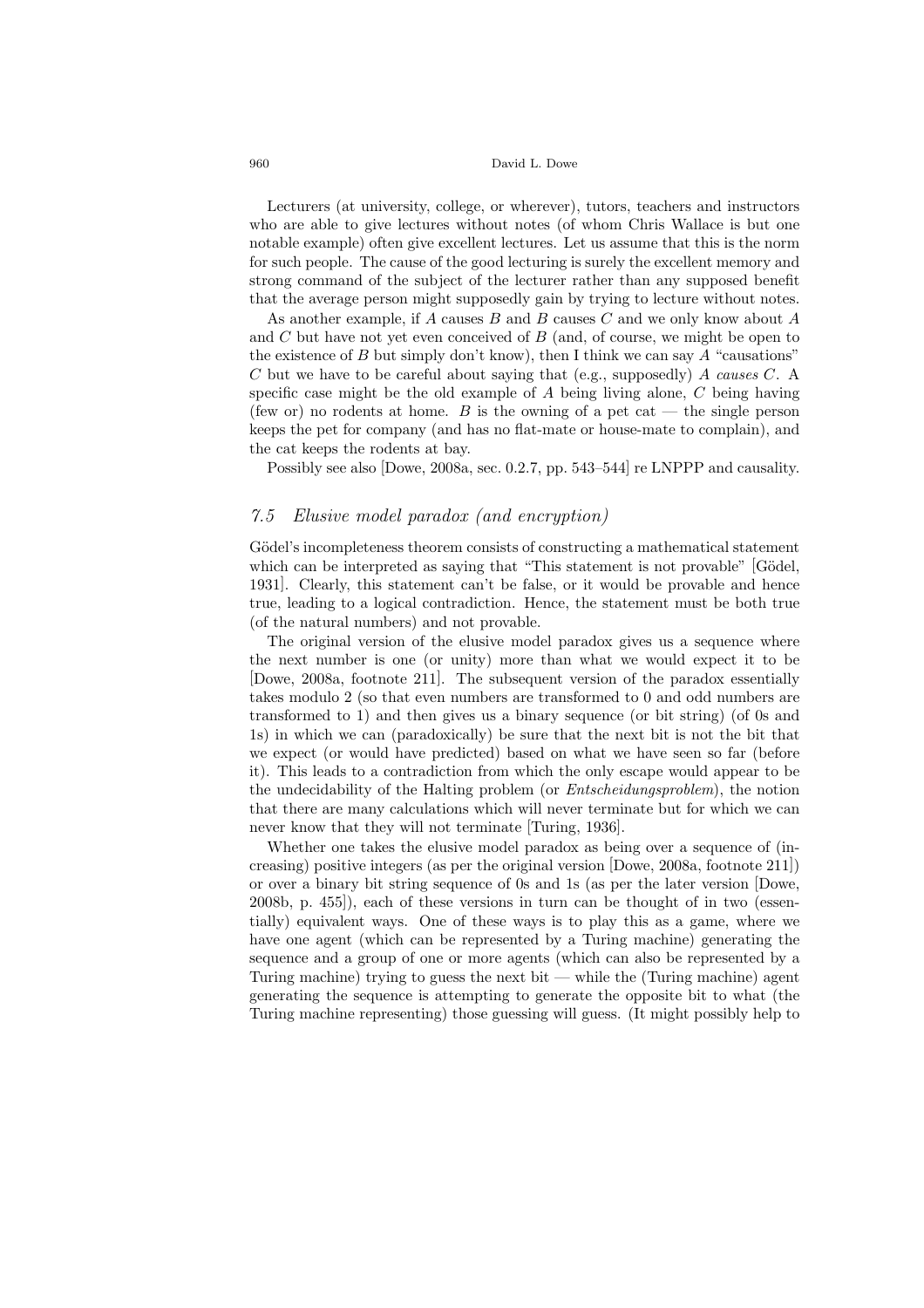Lecturers (at university, college, or wherever), tutors, teachers and instructors who are able to give lectures without notes (of whom Chris Wallace is but one notable example) often give excellent lectures. Let us assume that this is the norm for such people. The cause of the good lecturing is surely the excellent memory and strong command of the subject of the lecturer rather than any supposed benefit that the average person might supposedly gain by trying to lecture without notes.

As another example, if $A$ causes $B$ and $B$ causes $C$ and we only know about $A$ and $C$ but have not yet even conceived of $B$ (and, of course, we might be open to the existence of $B$ but simply don't know), then I think we can say $A$ "causations" $C$ but we have to be careful about saying that (e.g., supposedly) $A$ *causes* $C$. A specific case might be the old example of $A$ being living alone, $C$ being having (few or) no rodents at home. $B$ is the owning of a pet cat — the single person keeps the pet for company (and has no flat-mate or house-mate to complain), and the cat keeps the rodents at bay.

Possibly see also [Dowe, 2008a, sec. 0.2.7, pp. 543–544] re LNPPP and causality.

### *7.5 Elusive model paradox (and encryption)*

Gödel's incompleteness theorem consists of constructing a mathematical statement which can be interpreted as saying that "This statement is not provable" [Gödel, 1931]. Clearly, this statement can't be false, or it would be provable and hence true, leading to a logical contradiction. Hence, the statement must be both true (of the natural numbers) and not provable.

The original version of the elusive model paradox gives us a sequence where the next number is one (or unity) more than what we would expect it to be [Dowe, 2008a, footnote 211]. The subsequent version of the paradox essentially takes modulo 2 (so that even numbers are transformed to 0 and odd numbers are transformed to 1) and then gives us a binary sequence (or bit string) (of 0s and 1s) in which we can (paradoxically) be sure that the next bit is not the bit that we expect (or would have predicted) based on what we have seen so far (before it). This leads to a contradiction from which the only escape would appear to be the undecidability of the Halting problem (or *Entscheidungsproblem*), the notion that there are many calculations which will never terminate but for which we can never know that they will not terminate [Turing, 1936].

Whether one takes the elusive model paradox as being over a sequence of (increasing) positive integers (as per the original version [Dowe, 2008a, footnote 211]) or over a binary bit string sequence of 0s and 1s (as per the later version [Dowe, 2008b, p. 455]), each of these versions in turn can be thought of in two (essentially) equivalent ways. One of these ways is to play this as a game, where we have one agent (which can be represented by a Turing machine) generating the sequence and a group of one or more agents (which can also be represented by a Turing machine) trying to guess the next bit — while the (Turing machine) agent generating the sequence is attempting to generate the opposite bit to what (the Turing machine representing) those guessing will guess. (It might possibly help to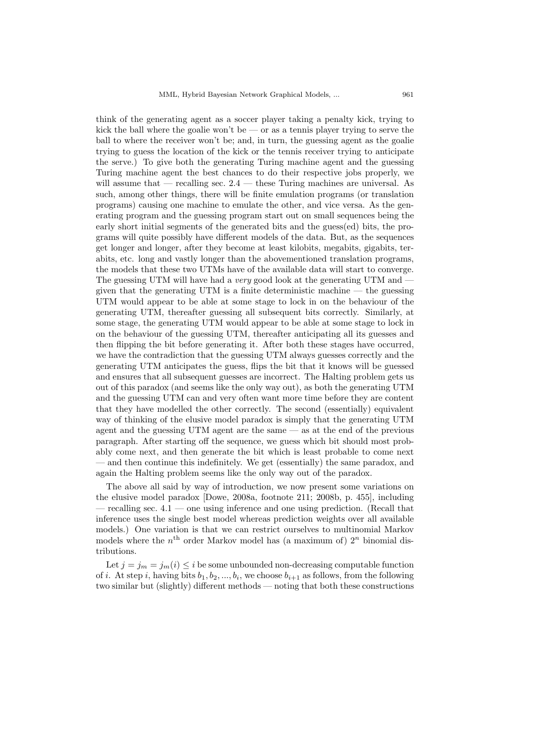think of the generating agent as a soccer player taking a penalty kick, trying to kick the ball where the goalie won't be — or as a tennis player trying to serve the ball to where the receiver won't be; and, in turn, the guessing agent as the goalie trying to guess the location of the kick or the tennis receiver trying to anticipate the serve.) To give both the generating Turing machine agent and the guessing Turing machine agent the best chances to do their respective jobs properly, we will assume that — recalling sec. 2.4 — these Turing machines are universal. As such, among other things, there will be finite emulation programs (or translation programs) causing one machine to emulate the other, and vice versa. As the generating program and the guessing program start out on small sequences being the early short initial segments of the generated bits and the guess(ed) bits, the programs will quite possibly have different models of the data. But, as the sequences get longer and longer, after they become at least kilobits, megabits, gigabits, terabits, etc. long and vastly longer than the abovementioned translation programs, the models that these two UTMs have of the available data will start to converge. The guessing UTM will have had a *very* good look at the generating UTM and — given that the generating UTM is a finite deterministic machine — the guessing UTM would appear to be able at some stage to lock in on the behaviour of the generating UTM, thereafter guessing all subsequent bits correctly. Similarly, at some stage, the generating UTM would appear to be able at some stage to lock in on the behaviour of the guessing UTM, thereafter anticipating all its guesses and then flipping the bit before generating it. After both these stages have occurred, we have the contradiction that the guessing UTM always guesses correctly and the generating UTM anticipates the guess, flips the bit that it knows will be guessed and ensures that all subsequent guesses are incorrect. The Halting problem gets us out of this paradox (and seems like the only way out), as both the generating UTM and the guessing UTM can and very often want more time before they are content that they have modelled the other correctly. The second (essentially) equivalent way of thinking of the elusive model paradox is simply that the generating UTM agent and the guessing UTM agent are the same — as at the end of the previous paragraph. After starting off the sequence, we guess which bit should most probably come next, and then generate the bit which is least probable to come next — and then continue this indefinitely. We get (essentially) the same paradox, and again the Halting problem seems like the only way out of the paradox.

The above all said by way of introduction, we now present some variations on the elusive model paradox [Dowe, 2008a, footnote 211; 2008b, p. 455], including — recalling sec. 4.1 — one using inference and one using prediction. (Recall that inference uses the single best model whereas prediction weights over all available models.) One variation is that we can restrict ourselves to multinomial Markov models where the $n^{\text{th}}$ order Markov model has (a maximum of) $2^n$ binomial distributions.

Let $j = j_m = j_m(i) \leq i$ be some unbounded non-decreasing computable function of $i$. At step $i$, having bits $b_1, b_2, ..., b_i$, we choose $b_{i+1}$ as follows, from the following two similar but (slightly) different methods — noting that both these constructions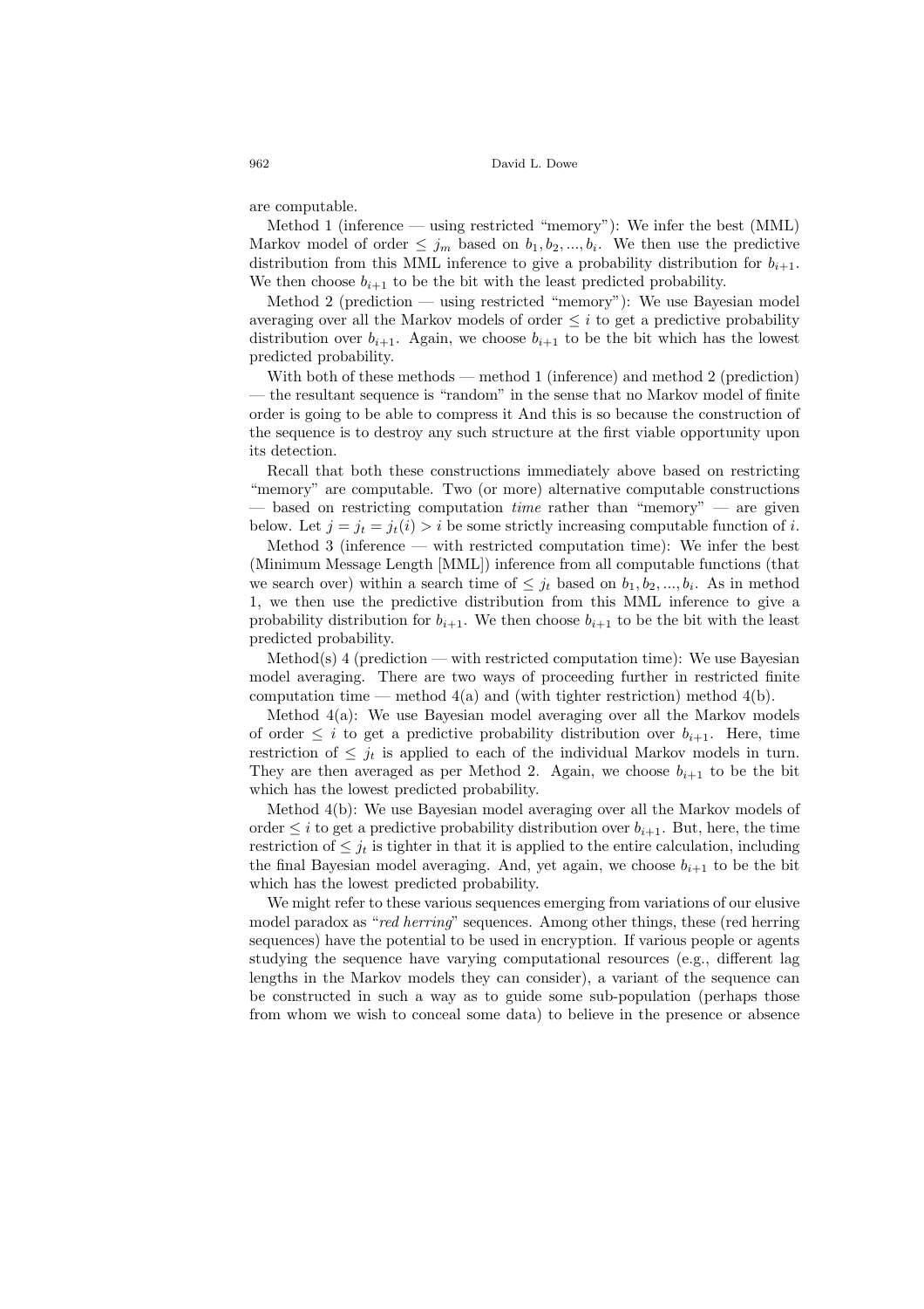are computable.

Method 1 (inference — using restricted "memory"): We infer the best (MML) Markov model of order $\leq j_m$ based on $b_1, b_2, ..., b_i$. We then use the predictive distribution from this MML inference to give a probability distribution for $b_{i+1}$. We then choose $b_{i+1}$ to be the bit with the least predicted probability.

Method 2 (prediction — using restricted "memory"): We use Bayesian model averaging over all the Markov models of order $\leq i$ to get a predictive probability distribution over $b_{i+1}$. Again, we choose $b_{i+1}$ to be the bit which has the lowest predicted probability.

With both of these methods — method 1 (inference) and method 2 (prediction) — the resultant sequence is "random" in the sense that no Markov model of finite order is going to be able to compress it And this is so because the construction of the sequence is to destroy any such structure at the first viable opportunity upon its detection.

Recall that both these constructions immediately above based on restricting "memory" are computable. Two (or more) alternative computable constructions — based on restricting computation *time* rather than "memory" — are given below. Let $j = j_t = j_t(i) > i$ be some strictly increasing computable function of $i$.

Method 3 (inference — with restricted computation time): We infer the best (Minimum Message Length [MML]) inference from all computable functions (that we search over) within a search time of $\leq j_t$ based on $b_1, b_2, ..., b_i$. As in method 1, we then use the predictive distribution from this MML inference to give a probability distribution for $b_{i+1}$. We then choose $b_{i+1}$ to be the bit with the least predicted probability.

Method(s) 4 (prediction — with restricted computation time): We use Bayesian model averaging. There are two ways of proceeding further in restricted finite computation time — method 4(a) and (with tighter restriction) method 4(b).

Method 4(a): We use Bayesian model averaging over all the Markov models of order $\leq i$ to get a predictive probability distribution over $b_{i+1}$. Here, time restriction of $\leq j_t$ is applied to each of the individual Markov models in turn. They are then averaged as per Method 2. Again, we choose $b_{i+1}$ to be the bit which has the lowest predicted probability.

Method 4(b): We use Bayesian model averaging over all the Markov models of order $\leq i$ to get a predictive probability distribution over $b_{i+1}$. But, here, the time restriction of $\leq j_t$ is tighter in that it is applied to the entire calculation, including the final Bayesian model averaging. And, yet again, we choose $b_{i+1}$ to be the bit which has the lowest predicted probability.

We might refer to these various sequences emerging from variations of our elusive model paradox as "*red herring*" sequences. Among other things, these (red herring sequences) have the potential to be used in encryption. If various people or agents studying the sequence have varying computational resources (e.g., different lag lengths in the Markov models they can consider), a variant of the sequence can be constructed in such a way as to guide some sub-population (perhaps those from whom we wish to conceal some data) to believe in the presence or absence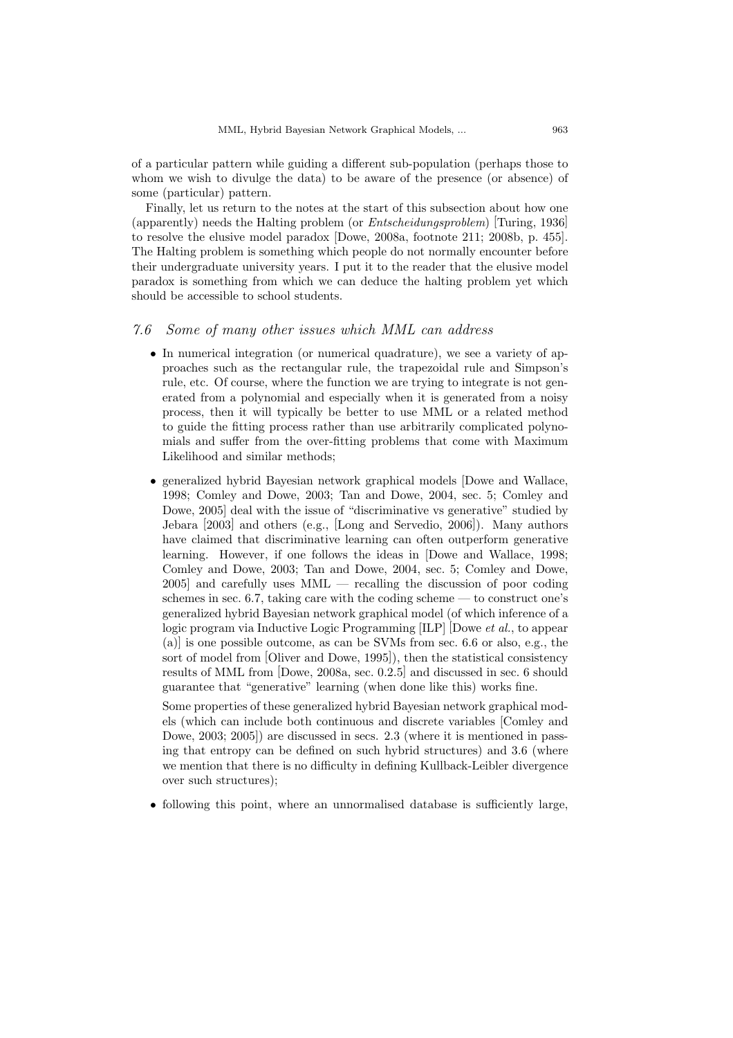of a particular pattern while guiding a different sub-population (perhaps those to whom we wish to divulge the data) to be aware of the presence (or absence) of some (particular) pattern.

Finally, let us return to the notes at the start of this subsection about how one (apparently) needs the Halting problem (or *Entscheidungsproblem*) [Turing, 1936] to resolve the elusive model paradox [Dowe, 2008a, footnote 211; 2008b, p. 455]. The Halting problem is something which people do not normally encounter before their undergraduate university years. I put it to the reader that the elusive model paradox is something from which we can deduce the halting problem yet which should be accessible to school students.

### *7.6 Some of many other issues which MML can address*

- In numerical integration (or numerical quadrature), we see a variety of approaches such as the rectangular rule, the trapezoidal rule and Simpson's rule, etc. Of course, where the function we are trying to integrate is not generated from a polynomial and especially when it is generated from a noisy process, then it will typically be better to use MML or a related method to guide the fitting process rather than use arbitrarily complicated polynomials and suffer from the over-fitting problems that come with Maximum Likelihood and similar methods;

- generalized hybrid Bayesian network graphical models [Dowe and Wallace, 1998; Comley and Dowe, 2003; Tan and Dowe, 2004, sec. 5; Comley and Dowe, 2005] deal with the issue of "discriminative vs generative" studied by Jebara [2003] and others (e.g., [Long and Servedio, 2006]). Many authors have claimed that discriminative learning can often outperform generative learning. However, if one follows the ideas in [Dowe and Wallace, 1998; Comley and Dowe, 2003; Tan and Dowe, 2004, sec. 5; Comley and Dowe, 2005] and carefully uses MML — recalling the discussion of poor coding schemes in sec. 6.7, taking care with the coding scheme — to construct one's generalized hybrid Bayesian network graphical model (of which inference of a logic program via Inductive Logic Programming [ILP] [Dowe *et al.*, to appear (a)] is one possible outcome, as can be SVMs from sec. 6.6 or also, e.g., the sort of model from [Oliver and Dowe, 1995]), then the statistical consistency results of MML from [Dowe, 2008a, sec. 0.2.5] and discussed in sec. 6 should guarantee that "generative" learning (when done like this) works fine.

  Some properties of these generalized hybrid Bayesian network graphical models (which can include both continuous and discrete variables [Comley and Dowe, 2003; 2005]) are discussed in secs. 2.3 (where it is mentioned in passing that entropy can be defined on such hybrid structures) and 3.6 (where we mention that there is no difficulty in defining Kullback-Leibler divergence over such structures);

- following this point, where an unnormalised database is sufficiently large,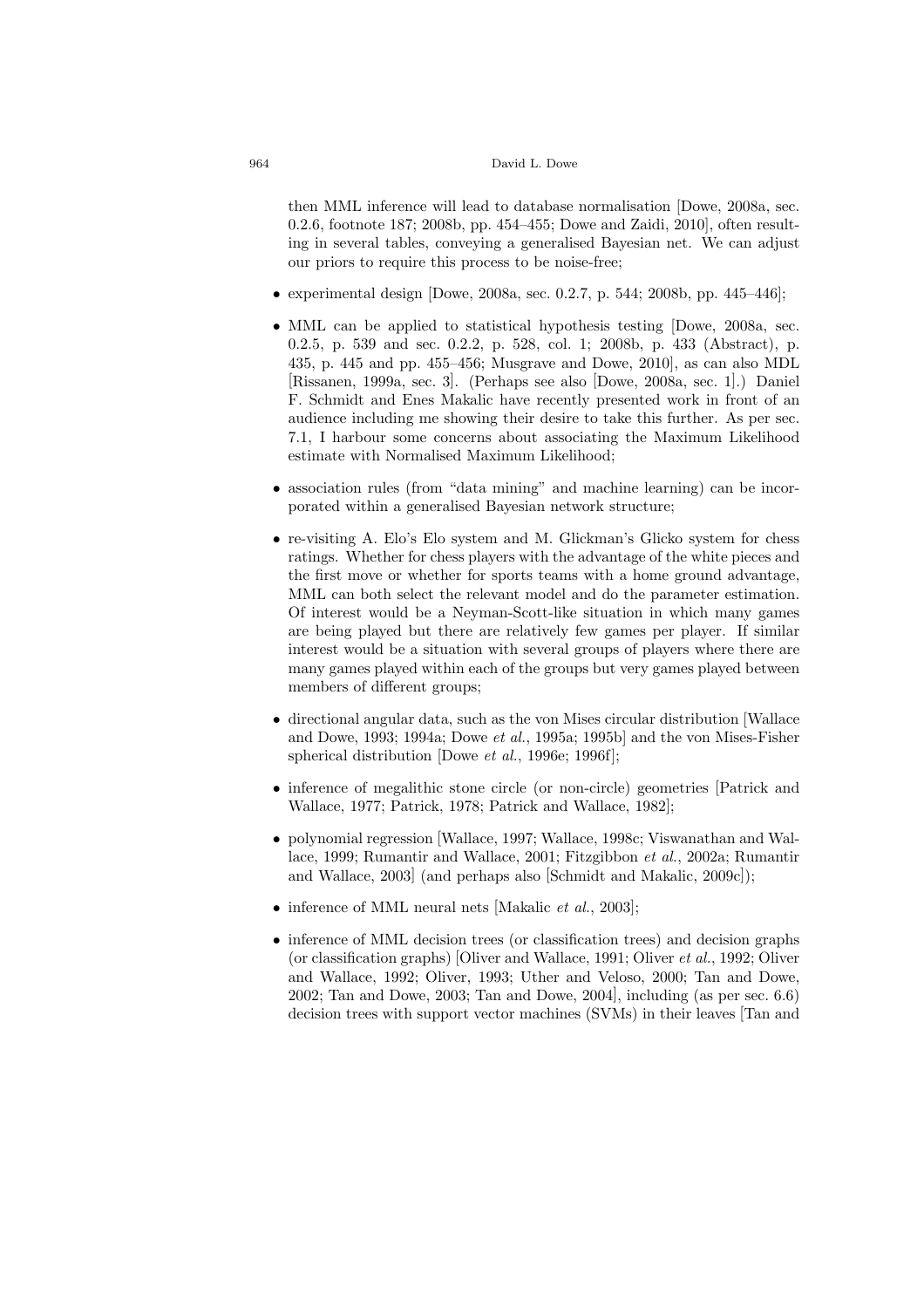then MML inference will lead to database normalisation [Dowe, 2008a, sec. 0.2.6, footnote 187; 2008b, pp. 454–455; Dowe and Zaidi, 2010], often resulting in several tables, conveying a generalised Bayesian net. We can adjust our priors to require this process to be noise-free;

- experimental design [Dowe, 2008a, sec. 0.2.7, p. 544; 2008b, pp. 445–446];
- MML can be applied to statistical hypothesis testing [Dowe, 2008a, sec. 0.2.5, p. 539 and sec. 0.2.2, p. 528, col. 1; 2008b, p. 433 (Abstract), p. 435, p. 445 and pp. 455–456; Musgrave and Dowe, 2010], as can also MDL [Rissanen, 1999a, sec. 3]. (Perhaps see also [Dowe, 2008a, sec. 1].) Daniel F. Schmidt and Enes Makalic have recently presented work in front of an audience including me showing their desire to take this further. As per sec. 7.1, I harbour some concerns about associating the Maximum Likelihood estimate with Normalised Maximum Likelihood;
- association rules (from "data mining" and machine learning) can be incorporated within a generalised Bayesian network structure;
- re-visiting A. Elo's Elo system and M. Glickman's Glicko system for chess ratings. Whether for chess players with the advantage of the white pieces and the first move or whether for sports teams with a home ground advantage, MML can both select the relevant model and do the parameter estimation. Of interest would be a Neyman-Scott-like situation in which many games are being played but there are relatively few games per player. If similar interest would be a situation with several groups of players where there are many games played within each of the groups but very games played between members of different groups;
- directional angular data, such as the von Mises circular distribution [Wallace and Dowe, 1993; 1994a; Dowe *et al.*, 1995a; 1995b] and the von Mises-Fisher spherical distribution [Dowe *et al.*, 1996e; 1996f];
- inference of megalithic stone circle (or non-circle) geometries [Patrick and Wallace, 1977; Patrick, 1978; Patrick and Wallace, 1982];
- polynomial regression [Wallace, 1997; Wallace, 1998c; Viswanathan and Wallace, 1999; Rumantir and Wallace, 2001; Fitzgibbon *et al.*, 2002a; Rumantir and Wallace, 2003] (and perhaps also [Schmidt and Makalic, 2009c]);
- inference of MML neural nets [Makalic *et al.*, 2003];
- inference of MML decision trees (or classification trees) and decision graphs (or classification graphs) [Oliver and Wallace, 1991; Oliver *et al.*, 1992; Oliver and Wallace, 1992; Oliver, 1993; Uther and Veloso, 2000; Tan and Dowe, 2002; Tan and Dowe, 2003; Tan and Dowe, 2004], including (as per sec. 6.6) decision trees with support vector machines (SVMs) in their leaves [Tan and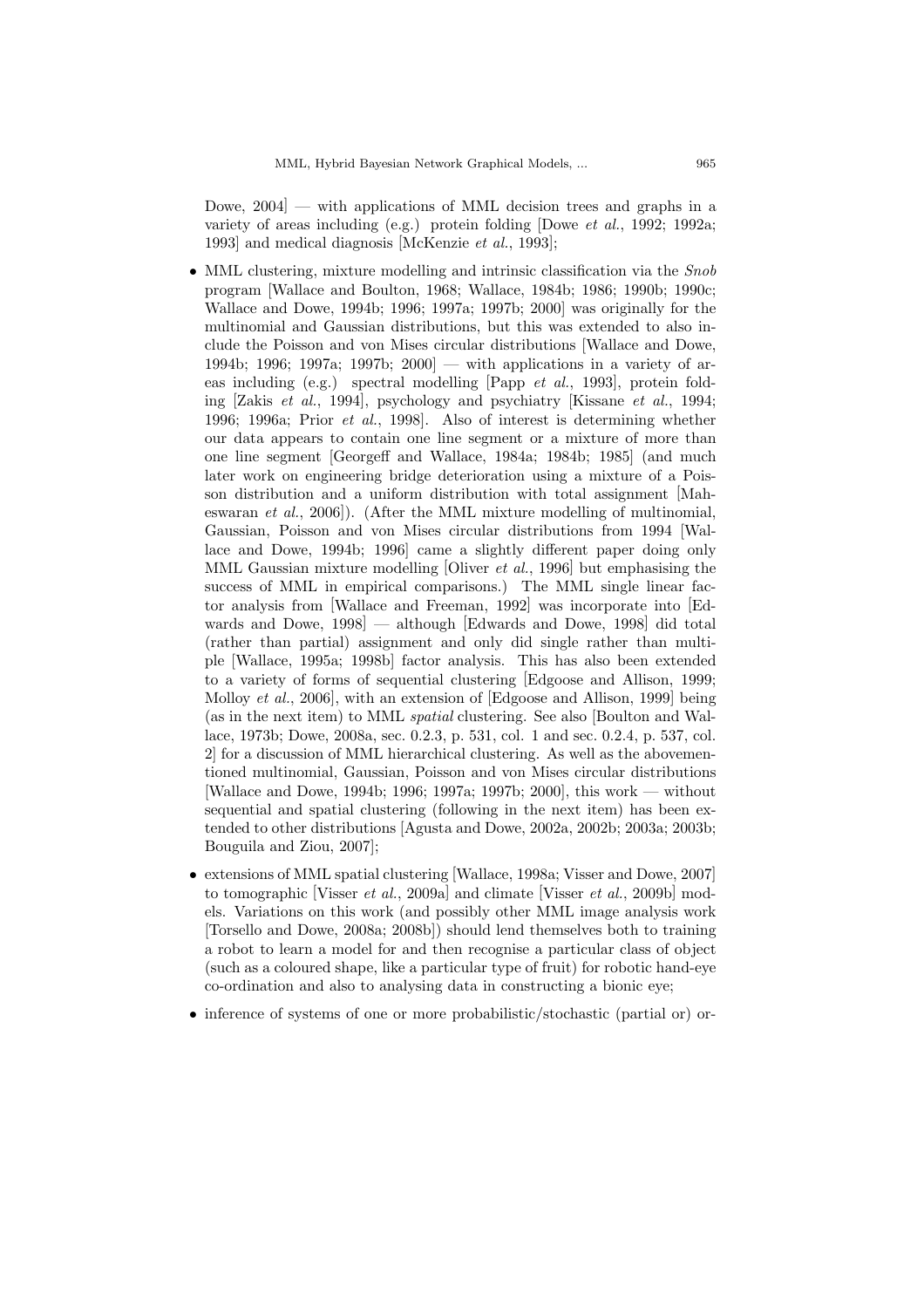Dowe, 2004] — with applications of MML decision trees and graphs in a variety of areas including (e.g.) protein folding [Dowe *et al.*, 1992; 1992a; 1993] and medical diagnosis [McKenzie *et al.*, 1993];

- MML clustering, mixture modelling and intrinsic classification via the *Snob* program [Wallace and Boulton, 1968; Wallace, 1984b; 1986; 1990b; 1990c; Wallace and Dowe, 1994b; 1996; 1997a; 1997b; 2000] was originally for the multinomial and Gaussian distributions, but this was extended to also include the Poisson and von Mises circular distributions [Wallace and Dowe, 1994b; 1996; 1997a; 1997b; 2000] — with applications in a variety of areas including (e.g.) spectral modelling [Papp *et al.*, 1993], protein folding [Zakis *et al.*, 1994], psychology and psychiatry [Kissane *et al.*, 1994; 1996; 1996a; Prior *et al.*, 1998]. Also of interest is determining whether our data appears to contain one line segment or a mixture of more than one line segment [Georgeff and Wallace, 1984a; 1984b; 1985] (and much later work on engineering bridge deterioration using a mixture of a Poisson distribution and a uniform distribution with total assignment [Maheswaran *et al.*, 2006]). (After the MML mixture modelling of multinomial, Gaussian, Poisson and von Mises circular distributions from 1994 [Wallace and Dowe, 1994b; 1996] came a slightly different paper doing only MML Gaussian mixture modelling [Oliver *et al.*, 1996] but emphasising the success of MML in empirical comparisons.) The MML single linear factor analysis from [Wallace and Freeman, 1992] was incorporate into [Edwards and Dowe, 1998] — although [Edwards and Dowe, 1998] did total (rather than partial) assignment and only did single rather than multiple [Wallace, 1995a; 1998b] factor analysis. This has also been extended to a variety of forms of sequential clustering [Edgoose and Allison, 1999; Molloy *et al.*, 2006], with an extension of [Edgoose and Allison, 1999] being (as in the next item) to MML *spatial* clustering. See also [Boulton and Wallace, 1973b; Dowe, 2008a, sec. 0.2.3, p. 531, col. 1 and sec. 0.2.4, p. 537, col. 2] for a discussion of MML hierarchical clustering. As well as the abovementioned multinomial, Gaussian, Poisson and von Mises circular distributions [Wallace and Dowe, 1994b; 1996; 1997a; 1997b; 2000], this work — without sequential and spatial clustering (following in the next item) has been extended to other distributions [Agusta and Dowe, 2002a, 2002b; 2003a; 2003b; Bouguila and Ziou, 2007];
- extensions of MML spatial clustering [Wallace, 1998a; Visser and Dowe, 2007] to tomographic [Visser *et al.*, 2009a] and climate [Visser *et al.*, 2009b] models. Variations on this work (and possibly other MML image analysis work [Torsello and Dowe, 2008a; 2008b]) should lend themselves both to training a robot to learn a model for and then recognise a particular class of object (such as a coloured shape, like a particular type of fruit) for robotic hand-eye co-ordination and also to analysing data in constructing a bionic eye;
- inference of systems of one or more probabilistic/stochastic (partial or) or-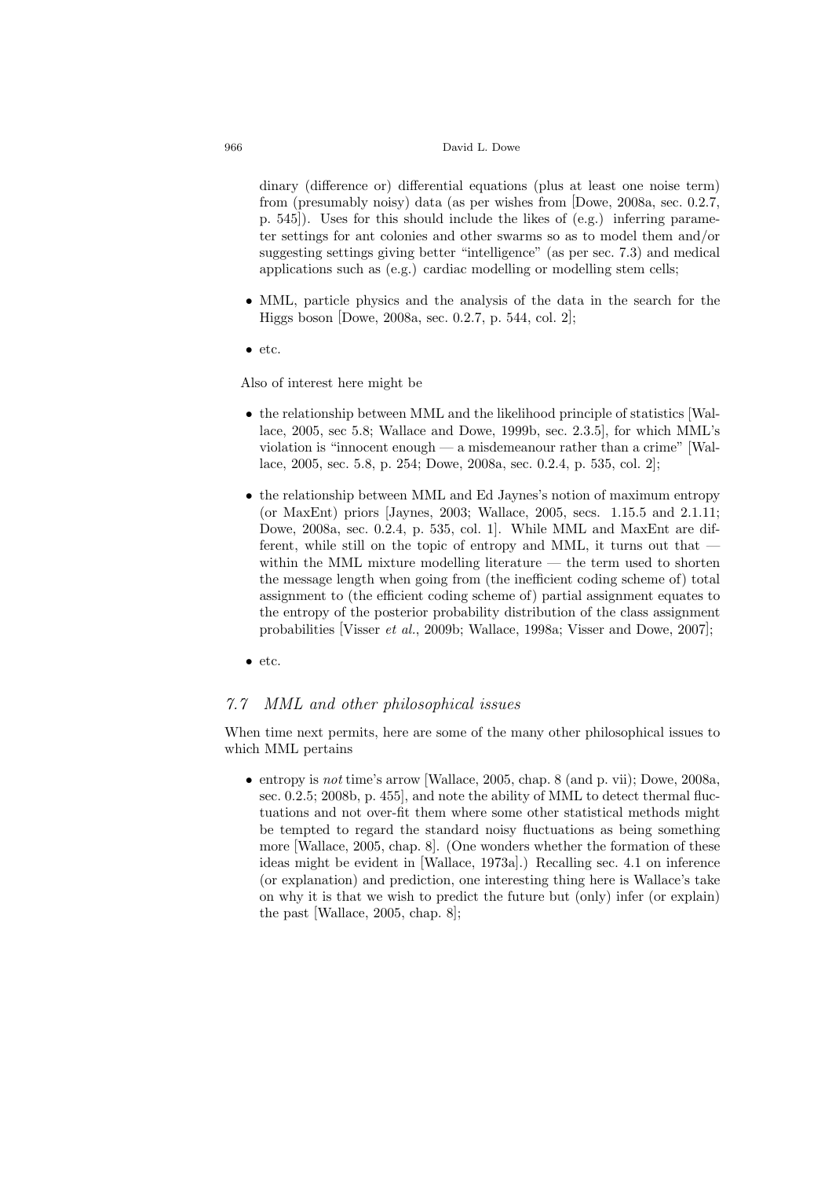dinary (difference or) differential equations (plus at least one noise term) from (presumably noisy) data (as per wishes from [Dowe, 2008a, sec. 0.2.7, p. 545]). Uses for this should include the likes of (e.g.) inferring parameter settings for ant colonies and other swarms so as to model them and/or suggesting settings giving better "intelligence" (as per sec. 7.3) and medical applications such as (e.g.) cardiac modelling or modelling stem cells;

- MML, particle physics and the analysis of the data in the search for the Higgs boson [Dowe, 2008a, sec. 0.2.7, p. 544, col. 2];
- etc.

Also of interest here might be

- the relationship between MML and the likelihood principle of statistics [Wallace, 2005, sec 5.8; Wallace and Dowe, 1999b, sec. 2.3.5], for which MML's violation is "innocent enough — a misdemeanour rather than a crime" [Wallace, 2005, sec. 5.8, p. 254; Dowe, 2008a, sec. 0.2.4, p. 535, col. 2];
- the relationship between MML and Ed Jaynes's notion of maximum entropy (or MaxEnt) priors [Jaynes, 2003; Wallace, 2005, secs. 1.15.5 and 2.1.11; Dowe, 2008a, sec. 0.2.4, p. 535, col. 1]. While MML and MaxEnt are different, while still on the topic of entropy and MML, it turns out that — within the MML mixture modelling literature — the term used to shorten the message length when going from (the inefficient coding scheme of) total assignment to (the efficient coding scheme of) partial assignment equates to the entropy of the posterior probability distribution of the class assignment probabilities [Visser *et al.*, 2009b; Wallace, 1998a; Visser and Dowe, 2007];
- etc.

## *7.7 MML and other philosophical issues*

When time next permits, here are some of the many other philosophical issues to which MML pertains

- entropy is *not* time's arrow [Wallace, 2005, chap. 8 (and p. vii); Dowe, 2008a, sec. 0.2.5; 2008b, p. 455], and note the ability of MML to detect thermal fluctuations and not over-fit them where some other statistical methods might be tempted to regard the standard noisy fluctuations as being something more [Wallace, 2005, chap. 8]. (One wonders whether the formation of these ideas might be evident in [Wallace, 1973a].) Recalling sec. 4.1 on inference (or explanation) and prediction, one interesting thing here is Wallace's take on why it is that we wish to predict the future but (only) infer (or explain) the past [Wallace, 2005, chap. 8];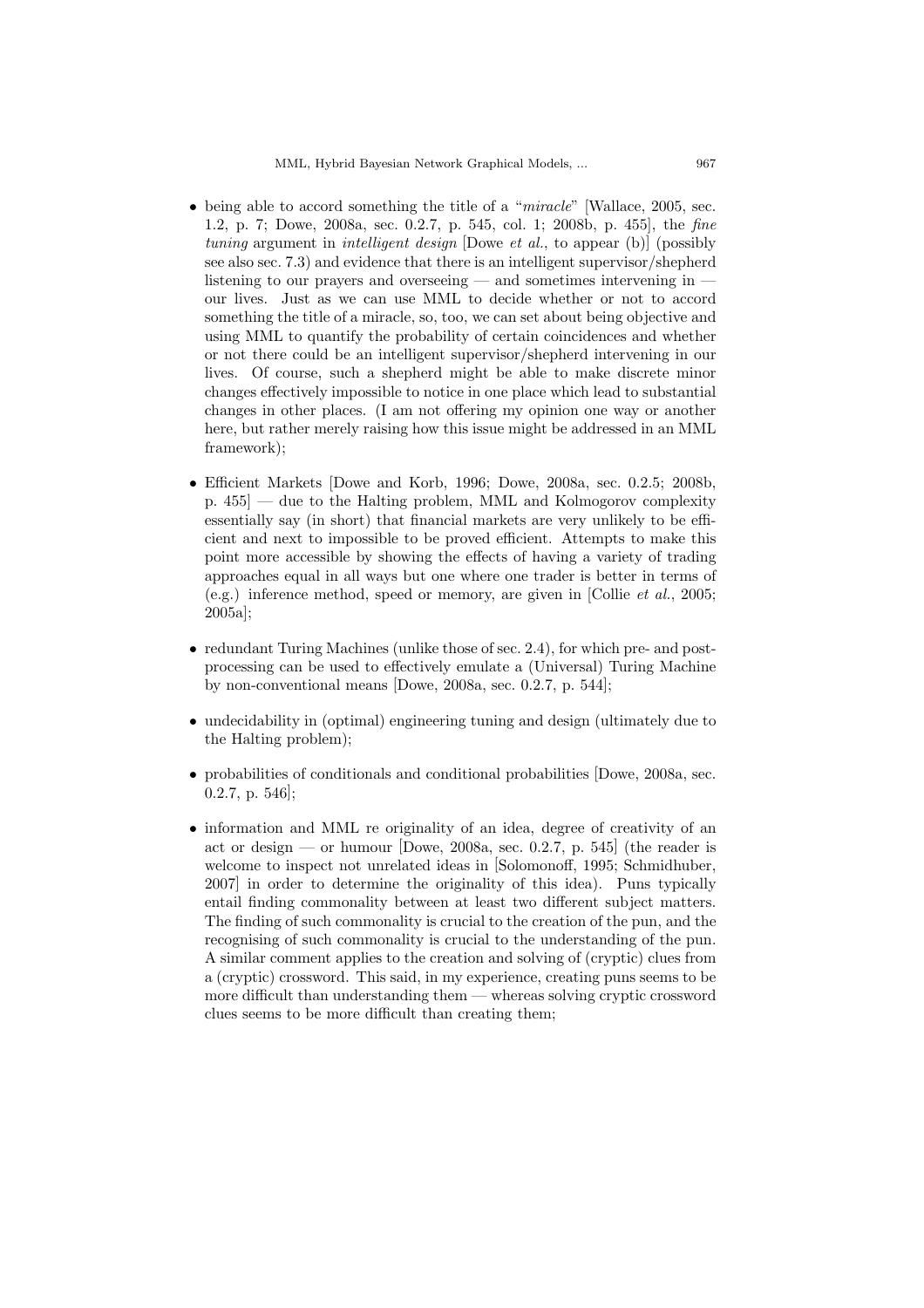- being able to accord something the title of a "*miracle*" [Wallace, 2005, sec. 1.2, p. 7; Dowe, 2008a, sec. 0.2.7, p. 545, col. 1; 2008b, p. 455], the *fine tuning* argument in *intelligent design* [Dowe *et al.*, to appear (b)] (possibly see also sec. 7.3) and evidence that there is an intelligent supervisor/shepherd listening to our prayers and overseeing — and sometimes intervening in — our lives. Just as we can use MML to decide whether or not to accord something the title of a miracle, so, too, we can set about being objective and using MML to quantify the probability of certain coincidences and whether or not there could be an intelligent supervisor/shepherd intervening in our lives. Of course, such a shepherd might be able to make discrete minor changes effectively impossible to notice in one place which lead to substantial changes in other places. (I am not offering my opinion one way or another here, but rather merely raising how this issue might be addressed in an MML framework);

- Efficient Markets [Dowe and Korb, 1996; Dowe, 2008a, sec. 0.2.5; 2008b, p. 455] — due to the Halting problem, MML and Kolmogorov complexity essentially say (in short) that financial markets are very unlikely to be efficient and next to impossible to be proved efficient. Attempts to make this point more accessible by showing the effects of having a variety of trading approaches equal in all ways but one where one trader is better in terms of (e.g.) inference method, speed or memory, are given in [Collie *et al.*, 2005; 2005a];

- redundant Turing Machines (unlike those of sec. 2.4), for which pre- and post-processing can be used to effectively emulate a (Universal) Turing Machine by non-conventional means [Dowe, 2008a, sec. 0.2.7, p. 544];

- undecidability in (optimal) engineering tuning and design (ultimately due to the Halting problem);

- probabilities of conditionals and conditional probabilities [Dowe, 2008a, sec. 0.2.7, p. 546];

- information and MML re originality of an idea, degree of creativity of an act or design — or humour [Dowe, 2008a, sec. 0.2.7, p. 545] (the reader is welcome to inspect not unrelated ideas in [Solomonoff, 1995; Schmidhuber, 2007] in order to determine the originality of this idea). Puns typically entail finding commonality between at least two different subject matters. The finding of such commonality is crucial to the creation of the pun, and the recognising of such commonality is crucial to the understanding of the pun. A similar comment applies to the creation and solving of (cryptic) clues from a (cryptic) crossword. This said, in my experience, creating puns seems to be more difficult than understanding them — whereas solving cryptic crossword clues seems to be more difficult than creating them;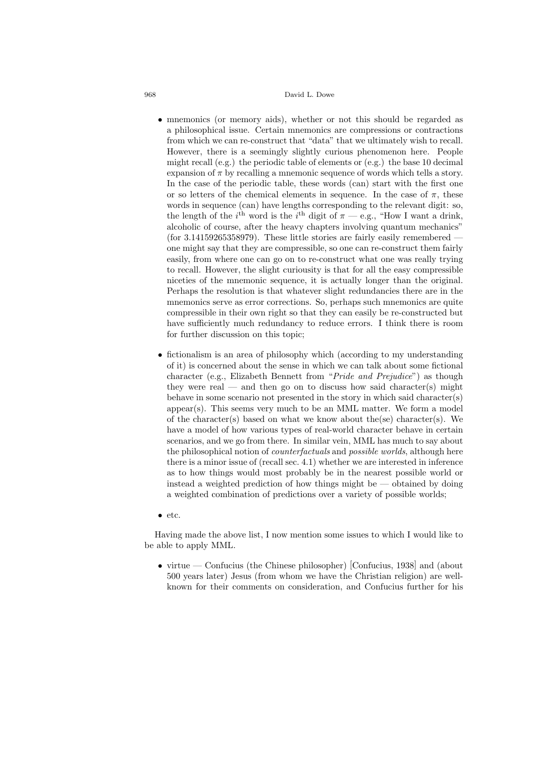- mnemonics (or memory aids), whether or not this should be regarded as a philosophical issue. Certain mnemonics are compressions or contractions from which we can re-construct that "data" that we ultimately wish to recall. However, there is a seemingly slightly curious phenomenon here. People might recall (e.g.) the periodic table of elements or (e.g.) the base 10 decimal expansion of $\pi$ by recalling a mnemonic sequence of words which tells a story. In the case of the periodic table, these words (can) start with the first one or so letters of the chemical elements in sequence. In the case of $\pi$, these words in sequence (can) have lengths corresponding to the relevant digit: so, the length of the $i^{\text{th}}$ word is the $i^{\text{th}}$ digit of $\pi$ — e.g., "How I want a drink, alcoholic of course, after the heavy chapters involving quantum mechanics" (for 3.14159265358979). These little stories are fairly easily remembered — one might say that they are compressible, so one can re-construct them fairly easily, from where one can go on to re-construct what one was really trying to recall. However, the slight curiousity is that for all the easy compressible niceties of the mnemonic sequence, it is actually longer than the original. Perhaps the resolution is that whatever slight redundancies there are in the mnemonics serve as error corrections. So, perhaps such mnemonics are quite compressible in their own right so that they can easily be re-constructed but have sufficiently much redundancy to reduce errors. I think there is room for further discussion on this topic;

- fictionalism is an area of philosophy which (according to my understanding of it) is concerned about the sense in which we can talk about some fictional character (e.g., Elizabeth Bennett from "*Pride and Prejudice*") as though they were real — and then go on to discuss how said character(s) might behave in some scenario not presented in the story in which said character(s) appear(s). This seems very much to be an MML matter. We form a model of the character(s) based on what we know about the(se) character(s). We have a model of how various types of real-world character behave in certain scenarios, and we go from there. In similar vein, MML has much to say about the philosophical notion of *counterfactuals* and *possible worlds*, although here there is a minor issue of (recall sec. 4.1) whether we are interested in inference as to how things would most probably be in the nearest possible world or instead a weighted prediction of how things might be — obtained by doing a weighted combination of predictions over a variety of possible worlds;

- etc.

Having made the above list, I now mention some issues to which I would like to be able to apply MML.

- virtue — Confucius (the Chinese philosopher) [Confucius, 1938] and (about 500 years later) Jesus (from whom we have the Christian religion) are well-known for their comments on consideration, and Confucius further for his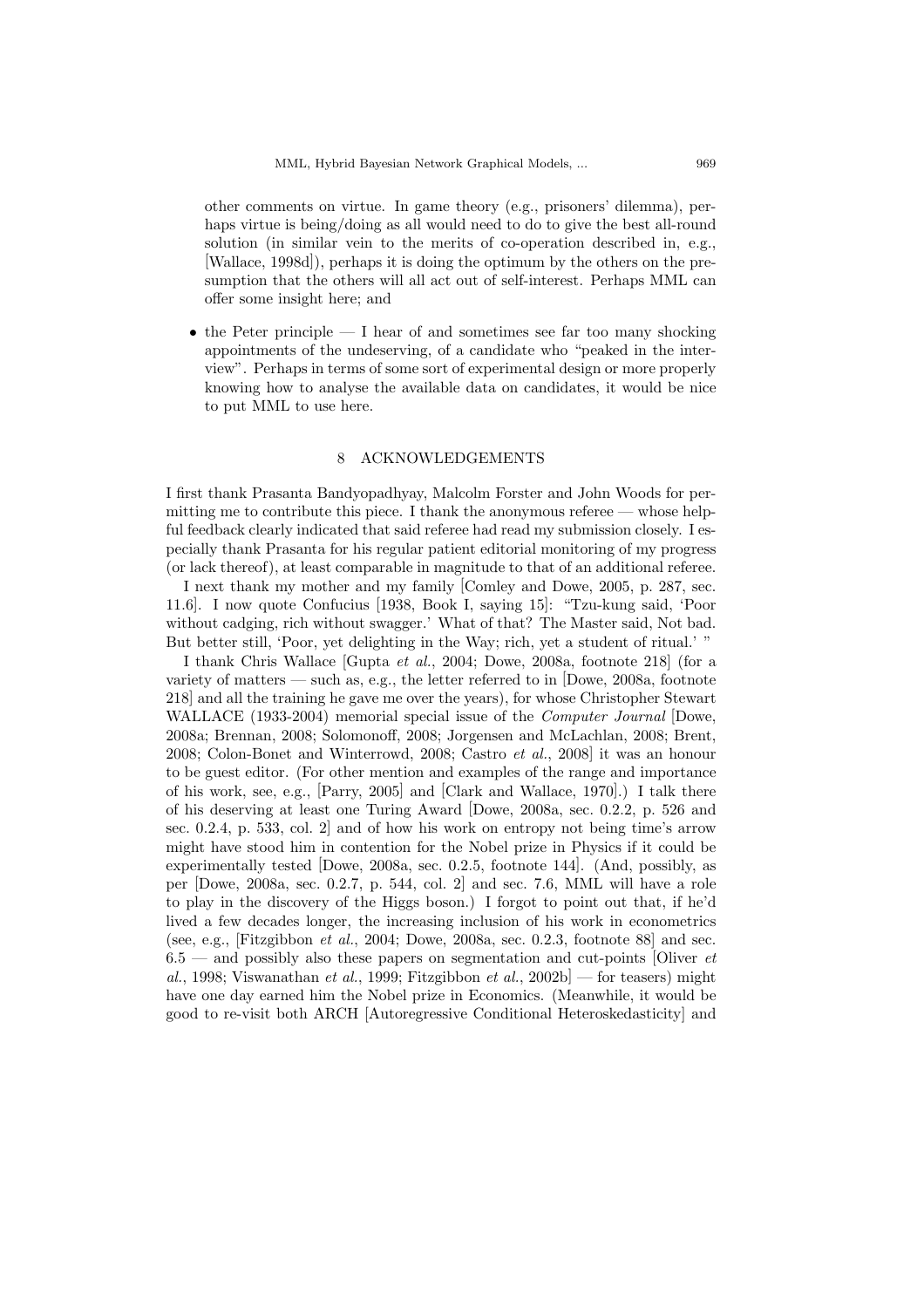other comments on virtue. In game theory (e.g., prisoners' dilemma), perhaps virtue is being/doing as all would need to do to give the best all-round solution (in similar vein to the merits of co-operation described in, e.g., [Wallace, 1998d]), perhaps it is doing the optimum by the others on the presumption that the others will all act out of self-interest. Perhaps MML can offer some insight here; and

- the Peter principle — I hear of and sometimes see far too many shocking appointments of the undeserving, of a candidate who "peaked in the interview". Perhaps in terms of some sort of experimental design or more properly knowing how to analyse the available data on candidates, it would be nice to put MML to use here.

## 8 ACKNOWLEDGEMENTS

I first thank Prasanta Bandyopadhyay, Malcolm Forster and John Woods for permitting me to contribute this piece. I thank the anonymous referee — whose helpful feedback clearly indicated that said referee had read my submission closely. I especially thank Prasanta for his regular patient editorial monitoring of my progress (or lack thereof), at least comparable in magnitude to that of an additional referee.

I next thank my mother and my family [Comley and Dowe, 2005, p. 287, sec. 11.6]. I now quote Confucius [1938, Book I, saying 15]: "Tzu-kung said, 'Poor without cadging, rich without swagger.' What of that? The Master said, Not bad. But better still, 'Poor, yet delighting in the Way; rich, yet a student of ritual.' "

I thank Chris Wallace [Gupta *et al.*, 2004; Dowe, 2008a, footnote 218] (for a variety of matters — such as, e.g., the letter referred to in [Dowe, 2008a, footnote 218] and all the training he gave me over the years), for whose Christopher Stewart WALLACE (1933-2004) memorial special issue of the *Computer Journal* [Dowe, 2008a; Brennan, 2008; Solomonoff, 2008; Jorgensen and McLachlan, 2008; Brent, 2008; Colon-Bonet and Winterrowd, 2008; Castro *et al.*, 2008] it was an honour to be guest editor. (For other mention and examples of the range and importance of his work, see, e.g., [Parry, 2005] and [Clark and Wallace, 1970].) I talk there of his deserving at least one Turing Award [Dowe, 2008a, sec. 0.2.2, p. 526 and sec. 0.2.4, p. 533, col. 2] and of how his work on entropy not being time's arrow might have stood him in contention for the Nobel prize in Physics if it could be experimentally tested [Dowe, 2008a, sec. 0.2.5, footnote 144]. (And, possibly, as per [Dowe, 2008a, sec. 0.2.7, p. 544, col. 2] and sec. 7.6, MML will have a role to play in the discovery of the Higgs boson.) I forgot to point out that, if he'd lived a few decades longer, the increasing inclusion of his work in econometrics (see, e.g., [Fitzgibbon *et al.*, 2004; Dowe, 2008a, sec. 0.2.3, footnote 88] and sec. 6.5 — and possibly also these papers on segmentation and cut-points [Oliver *et al.*, 1998; Viswanathan *et al.*, 1999; Fitzgibbon *et al.*, 2002b] — for teasers) might have one day earned him the Nobel prize in Economics. (Meanwhile, it would be good to re-visit both ARCH [Autoregressive Conditional Heteroskedasticity] and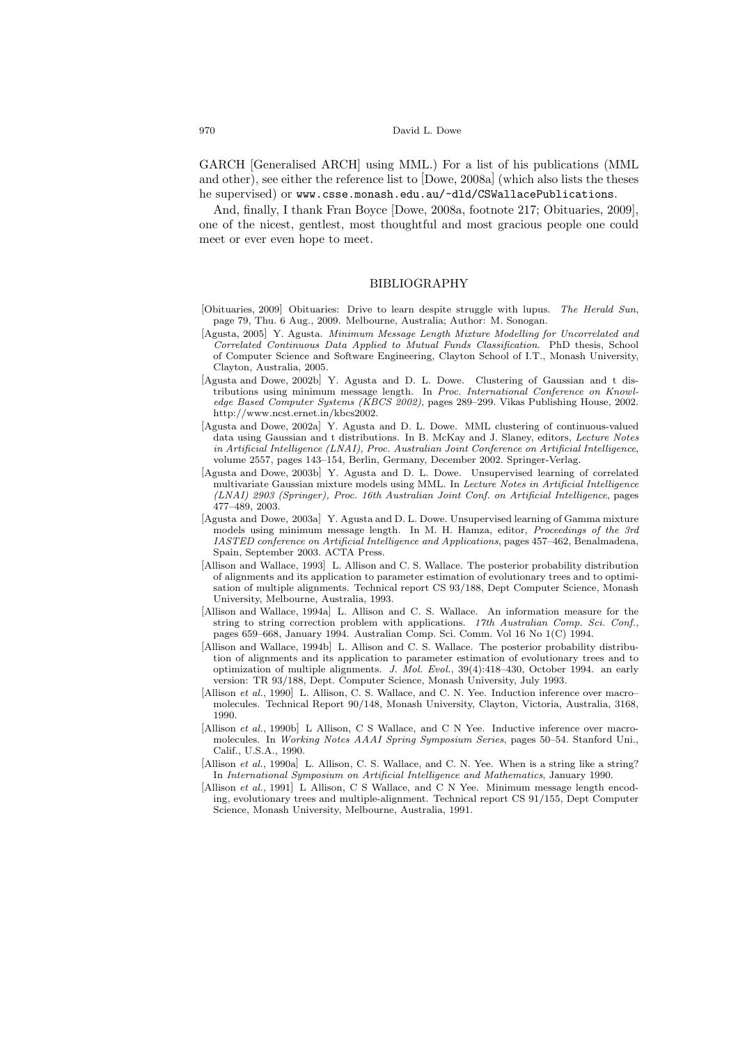GARCH [Generalised ARCH] using MML.) For a list of his publications (MML and other), see either the reference list to [Dowe, 2008a] (which also lists the theses he supervised) or `www.csse.monash.edu.au/~dld/CSWallacePublications`.

And, finally, I thank Fran Boyce [Dowe, 2008a, footnote 217; Obituaries, 2009], one of the nicest, gentlest, most thoughtful and most gracious people one could meet or ever even hope to meet.

## BIBLIOGRAPHY

[Obituaries, 2009] Obituaries: Drive to learn despite struggle with lupus. *The Herald Sun*, page 79, Thu. 6 Aug., 2009. Melbourne, Australia; Author: M. Sonogan.

[Agusta, 2005] Y. Agusta. *Minimum Message Length Mixture Modelling for Uncorrelated and Correlated Continuous Data Applied to Mutual Funds Classification*. PhD thesis, School of Computer Science and Software Engineering, Clayton School of I.T., Monash University, Clayton, Australia, 2005.

[Agusta and Dowe, 2002b] Y. Agusta and D. L. Dowe. Clustering of Gaussian and t distributions using minimum message length. In *Proc. International Conference on Knowledge Based Computer Systems (KBCS 2002)*, pages 289–299. Vikas Publishing House, 2002. http://www.ncst.ernet.in/kbcs2002.

[Agusta and Dowe, 2002a] Y. Agusta and D. L. Dowe. MML clustering of continuous-valued data using Gaussian and t distributions. In B. McKay and J. Slaney, editors, *Lecture Notes in Artificial Intelligence (LNAI), Proc. Australian Joint Conference on Artificial Intelligence*, volume 2557, pages 143–154, Berlin, Germany, December 2002. Springer-Verlag.

[Agusta and Dowe, 2003b] Y. Agusta and D. L. Dowe. Unsupervised learning of correlated multivariate Gaussian mixture models using MML. In *Lecture Notes in Artificial Intelligence (LNAI) 2903 (Springer), Proc. 16th Australian Joint Conf. on Artificial Intelligence*, pages 477–489, 2003.

[Agusta and Dowe, 2003a] Y. Agusta and D. L. Dowe. Unsupervised learning of Gamma mixture models using minimum message length. In M. H. Hamza, editor, *Proceedings of the 3rd IASTED conference on Artificial Intelligence and Applications*, pages 457–462, Benalmadena, Spain, September 2003. ACTA Press.

[Allison and Wallace, 1993] L. Allison and C. S. Wallace. The posterior probability distribution of alignments and its application to parameter estimation of evolutionary trees and to optimisation of multiple alignments. Technical report CS 93/188, Dept Computer Science, Monash University, Melbourne, Australia, 1993.

[Allison and Wallace, 1994a] L. Allison and C. S. Wallace. An information measure for the string to string correction problem with applications. *17th Australian Comp. Sci. Conf.*, pages 659–668, January 1994. Australian Comp. Sci. Comm. Vol 16 No 1(C) 1994.

[Allison and Wallace, 1994b] L. Allison and C. S. Wallace. The posterior probability distribution of alignments and its application to parameter estimation of evolutionary trees and to optimization of multiple alignments. *J. Mol. Evol.*, 39(4):418–430, October 1994. an early version: TR 93/188, Dept. Computer Science, Monash University, July 1993.

[Allison *et al.*, 1990] L. Allison, C. S. Wallace, and C. N. Yee. Induction inference over macro–molecules. Technical Report 90/148, Monash University, Clayton, Victoria, Australia, 3168, 1990.

[Allison *et al.*, 1990b] L Allison, C S Wallace, and C N Yee. Inductive inference over macromolecules. In *Working Notes AAAI Spring Symposium Series*, pages 50–54. Stanford Uni., Calif., U.S.A., 1990.

[Allison *et al.*, 1990a] L. Allison, C. S. Wallace, and C. N. Yee. When is a string like a string? In *International Symposium on Artificial Intelligence and Mathematics*, January 1990.

[Allison *et al.*, 1991] L Allison, C S Wallace, and C N Yee. Minimum message length encoding, evolutionary trees and multiple-alignment. Technical report CS 91/155, Dept Computer Science, Monash University, Melbourne, Australia, 1991.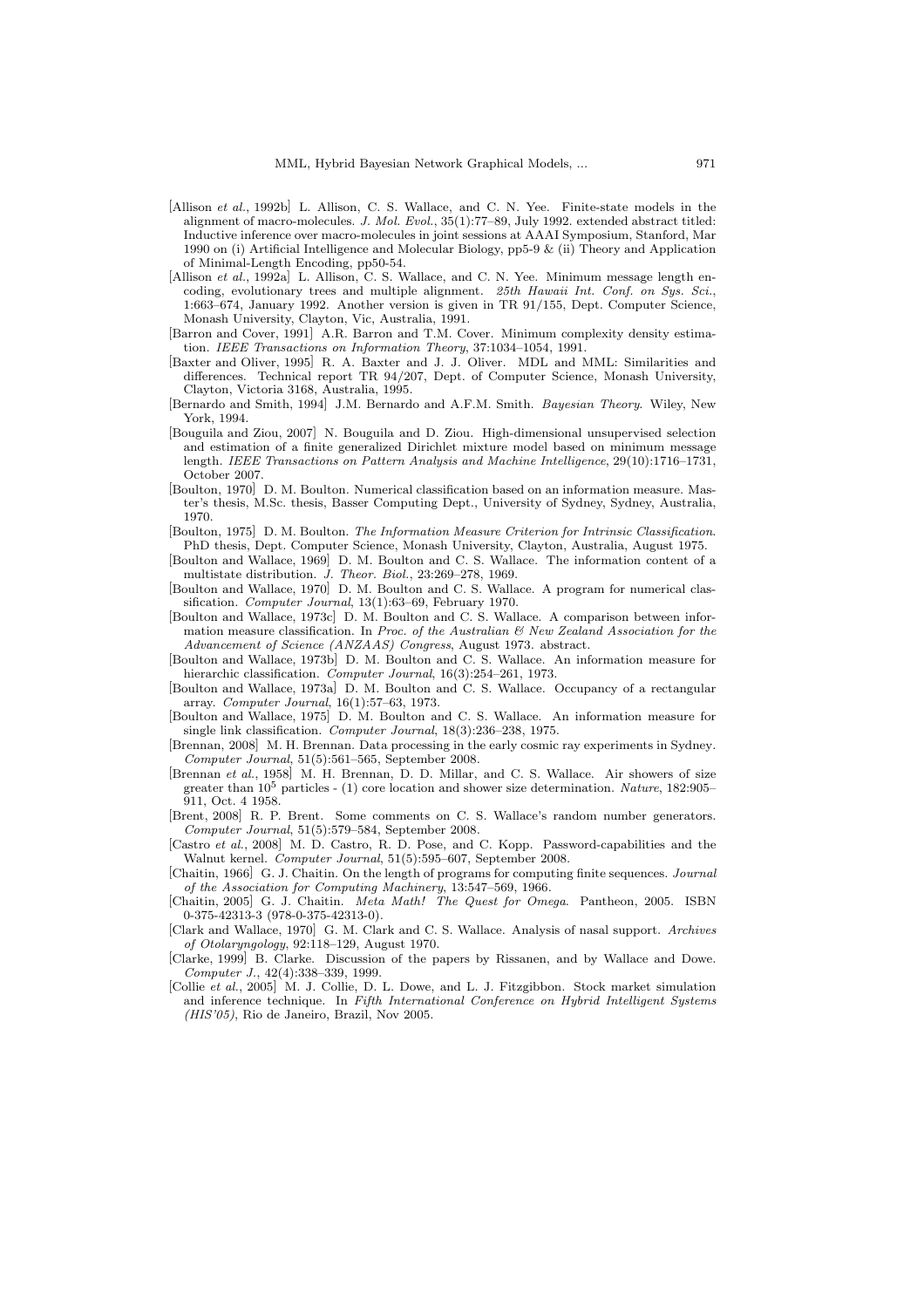[Allison *et al.*, 1992b] L. Allison, C. S. Wallace, and C. N. Yee. Finite-state models in the alignment of macro-molecules. *J. Mol. Evol.*, 35(1):77–89, July 1992. extended abstract titled: Inductive inference over macro-molecules in joint sessions at AAAI Symposium, Stanford, Mar 1990 on (i) Artificial Intelligence and Molecular Biology, pp5-9 & (ii) Theory and Application of Minimal-Length Encoding, pp50-54.

[Allison *et al.*, 1992a] L. Allison, C. S. Wallace, and C. N. Yee. Minimum message length encoding, evolutionary trees and multiple alignment. *25th Hawaii Int. Conf. on Sys. Sci.*, 1:663–674, January 1992. Another version is given in TR 91/155, Dept. Computer Science, Monash University, Clayton, Vic, Australia, 1991.

[Barron and Cover, 1991] A.R. Barron and T.M. Cover. Minimum complexity density estimation. *IEEE Transactions on Information Theory*, 37:1034–1054, 1991.

[Baxter and Oliver, 1995] R. A. Baxter and J. J. Oliver. MDL and MML: Similarities and differences. Technical report TR 94/207, Dept. of Computer Science, Monash University, Clayton, Victoria 3168, Australia, 1995.

[Bernardo and Smith, 1994] J.M. Bernardo and A.F.M. Smith. *Bayesian Theory*. Wiley, New York, 1994.

[Bouguila and Ziou, 2007] N. Bouguila and D. Ziou. High-dimensional unsupervised selection and estimation of a finite generalized Dirichlet mixture model based on minimum message length. *IEEE Transactions on Pattern Analysis and Machine Intelligence*, 29(10):1716–1731, October 2007.

[Boulton, 1970] D. M. Boulton. Numerical classification based on an information measure. Master's thesis, M.Sc. thesis, Basser Computing Dept., University of Sydney, Sydney, Australia, 1970.

[Boulton, 1975] D. M. Boulton. *The Information Measure Criterion for Intrinsic Classification*. PhD thesis, Dept. Computer Science, Monash University, Clayton, Australia, August 1975.

[Boulton and Wallace, 1969] D. M. Boulton and C. S. Wallace. The information content of a multistate distribution. *J. Theor. Biol.*, 23:269–278, 1969.

[Boulton and Wallace, 1970] D. M. Boulton and C. S. Wallace. A program for numerical classification. *Computer Journal*, 13(1):63–69, February 1970.

[Boulton and Wallace, 1973c] D. M. Boulton and C. S. Wallace. A comparison between information measure classification. In *Proc. of the Australian & New Zealand Association for the Advancement of Science (ANZAAS) Congress*, August 1973. abstract.

[Boulton and Wallace, 1973b] D. M. Boulton and C. S. Wallace. An information measure for hierarchic classification. *Computer Journal*, 16(3):254–261, 1973.

[Boulton and Wallace, 1973a] D. M. Boulton and C. S. Wallace. Occupancy of a rectangular array. *Computer Journal*, 16(1):57–63, 1973.

[Boulton and Wallace, 1975] D. M. Boulton and C. S. Wallace. An information measure for single link classification. *Computer Journal*, 18(3):236–238, 1975.

[Brennan, 2008] M. H. Brennan. Data processing in the early cosmic ray experiments in Sydney. *Computer Journal*, 51(5):561–565, September 2008.

[Brennan *et al.*, 1958] M. H. Brennan, D. D. Millar, and C. S. Wallace. Air showers of size greater than $10^5$ particles - (1) core location and shower size determination. *Nature*, 182:905–911, Oct. 4 1958.

[Brent, 2008] R. P. Brent. Some comments on C. S. Wallace's random number generators. *Computer Journal*, 51(5):579–584, September 2008.

[Castro *et al.*, 2008] M. D. Castro, R. D. Pose, and C. Kopp. Password-capabilities and the Walnut kernel. *Computer Journal*, 51(5):595–607, September 2008.

[Chaitin, 1966] G. J. Chaitin. On the length of programs for computing finite sequences. *Journal of the Association for Computing Machinery*, 13:547–569, 1966.

[Chaitin, 2005] G. J. Chaitin. *Meta Math! The Quest for Omega*. Pantheon, 2005. ISBN 0-375-42313-3 (978-0-375-42313-0).

[Clark and Wallace, 1970] G. M. Clark and C. S. Wallace. Analysis of nasal support. *Archives of Otolaryngology*, 92:118–129, August 1970.

[Clarke, 1999] B. Clarke. Discussion of the papers by Rissanen, and by Wallace and Dowe. *Computer J.*, 42(4):338–339, 1999.

[Collie *et al.*, 2005] M. J. Collie, D. L. Dowe, and L. J. Fitzgibbon. Stock market simulation and inference technique. In *Fifth International Conference on Hybrid Intelligent Systems (HIS'05)*, Rio de Janeiro, Brazil, Nov 2005.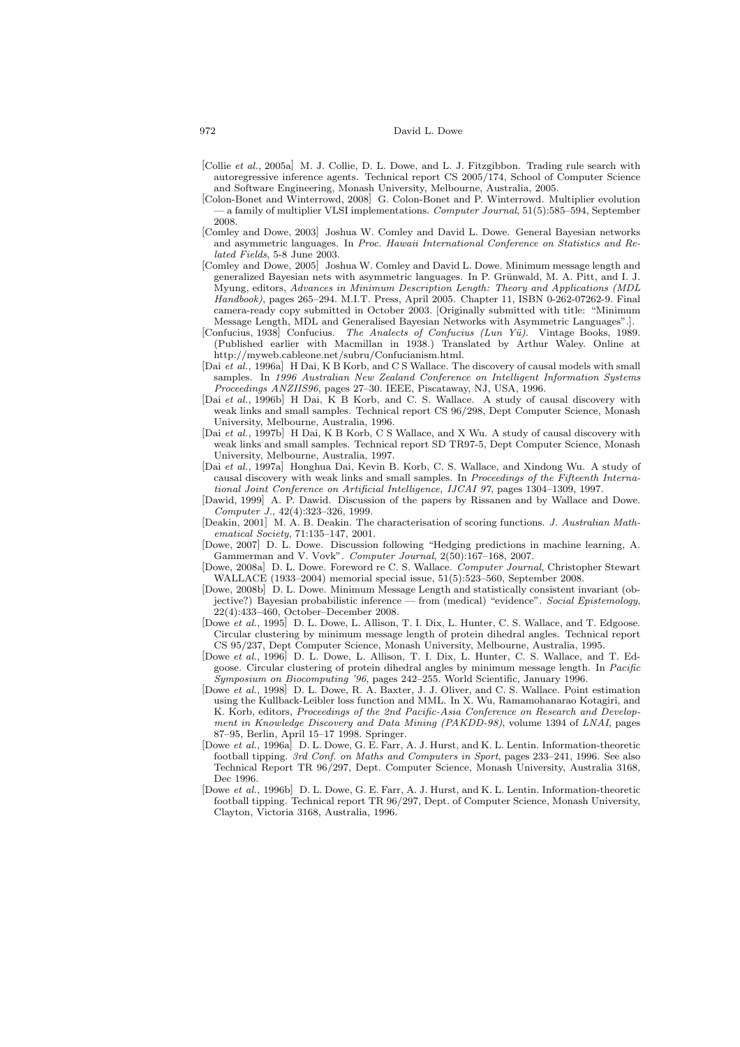[Collie *et al.*, 2005a] M. J. Collie, D. L. Dowe, and L. J. Fitzgibbon. Trading rule search with autoregressive inference agents. Technical report CS 2005/174, School of Computer Science and Software Engineering, Monash University, Melbourne, Australia, 2005.

[Colon-Bonet and Winterrowd, 2008] G. Colon-Bonet and P. Winterrowd. Multiplier evolution — a family of multiplier VLSI implementations. *Computer Journal*, 51(5):585–594, September 2008.

[Comley and Dowe, 2003] Joshua W. Comley and David L. Dowe. General Bayesian networks and asymmetric languages. In *Proc. Hawaii International Conference on Statistics and Related Fields*, 5-8 June 2003.

[Comley and Dowe, 2005] Joshua W. Comley and David L. Dowe. Minimum message length and generalized Bayesian nets with asymmetric languages. In P. Grünwald, M. A. Pitt, and I. J. Myung, editors, *Advances in Minimum Description Length: Theory and Applications (MDL Handbook)*, pages 265–294. M.I.T. Press, April 2005. Chapter 11, ISBN 0-262-07262-9. Final camera-ready copy submitted in October 2003. [Originally submitted with title: "Minimum Message Length, MDL and Generalised Bayesian Networks with Asymmetric Languages".].

[Confucius, 1938] Confucius. *The Analects of Confucius (Lun Yü)*. Vintage Books, 1989. (Published earlier with Macmillan in 1938.) Translated by Arthur Waley. Online at http://myweb.cableone.net/subru/Confucianism.html.

[Dai *et al.*, 1996a] H Dai, K B Korb, and C S Wallace. The discovery of causal models with small samples. In *1996 Australian New Zealand Conference on Intelligent Information Systems Proceedings ANZIIS96*, pages 27–30. IEEE, Piscataway, NJ, USA, 1996.

[Dai *et al.*, 1996b] H Dai, K B Korb, and C. S. Wallace. A study of causal discovery with weak links and small samples. Technical report CS 96/298, Dept Computer Science, Monash University, Melbourne, Australia, 1996.

[Dai *et al.*, 1997b] H Dai, K B Korb, C S Wallace, and X Wu. A study of causal discovery with weak links and small samples. Technical report SD TR97-5, Dept Computer Science, Monash University, Melbourne, Australia, 1997.

[Dai *et al.*, 1997a] Honghua Dai, Kevin B. Korb, C. S. Wallace, and Xindong Wu. A study of causal discovery with weak links and small samples. In *Proceedings of the Fifteenth International Joint Conference on Artificial Intelligence, IJCAI 97*, pages 1304–1309, 1997.

[Dawid, 1999] A. P. Dawid. Discussion of the papers by Rissanen and by Wallace and Dowe. *Computer J.*, 42(4):323–326, 1999.

[Deakin, 2001] M. A. B. Deakin. The characterisation of scoring functions. *J. Australian Mathematical Society*, 71:135–147, 2001.

[Dowe, 2007] D. L. Dowe. Discussion following "Hedging predictions in machine learning, A. Gammerman and V. Vovk". *Computer Journal*, 2(50):167–168, 2007.

[Dowe, 2008a] D. L. Dowe. Foreword re C. S. Wallace. *Computer Journal*, Christopher Stewart WALLACE (1933–2004) memorial special issue, 51(5):523–560, September 2008.

[Dowe, 2008b] D. L. Dowe. Minimum Message Length and statistically consistent invariant (objective?) Bayesian probabilistic inference — from (medical) "evidence". *Social Epistemology*, 22(4):433–460, October–December 2008.

[Dowe *et al.*, 1995] D. L. Dowe, L. Allison, T. I. Dix, L. Hunter, C. S. Wallace, and T. Edgoose. Circular clustering by minimum message length of protein dihedral angles. Technical report CS 95/237, Dept Computer Science, Monash University, Melbourne, Australia, 1995.

[Dowe *et al.*, 1996] D. L. Dowe, L. Allison, T. I. Dix, L. Hunter, C. S. Wallace, and T. Edgoose. Circular clustering of protein dihedral angles by minimum message length. In *Pacific Symposium on Biocomputing '96*, pages 242–255. World Scientific, January 1996.

[Dowe *et al.*, 1998] D. L. Dowe, R. A. Baxter, J. J. Oliver, and C. S. Wallace. Point estimation using the Kullback-Leibler loss function and MML. In X. Wu, Ramamohanarao Kotagiri, and K. Korb, editors, *Proceedings of the 2nd Pacific-Asia Conference on Research and Development in Knowledge Discovery and Data Mining (PAKDD-98)*, volume 1394 of *LNAI*, pages 87–95, Berlin, April 15–17 1998. Springer.

[Dowe *et al.*, 1996a] D. L. Dowe, G. E. Farr, A. J. Hurst, and K. L. Lentin. Information-theoretic football tipping. *3rd Conf. on Maths and Computers in Sport*, pages 233–241, 1996. See also Technical Report TR 96/297, Dept. Computer Science, Monash University, Australia 3168, Dec 1996.

[Dowe *et al.*, 1996b] D. L. Dowe, G. E. Farr, A. J. Hurst, and K. L. Lentin. Information-theoretic football tipping. Technical report TR 96/297, Dept. of Computer Science, Monash University, Clayton, Victoria 3168, Australia, 1996.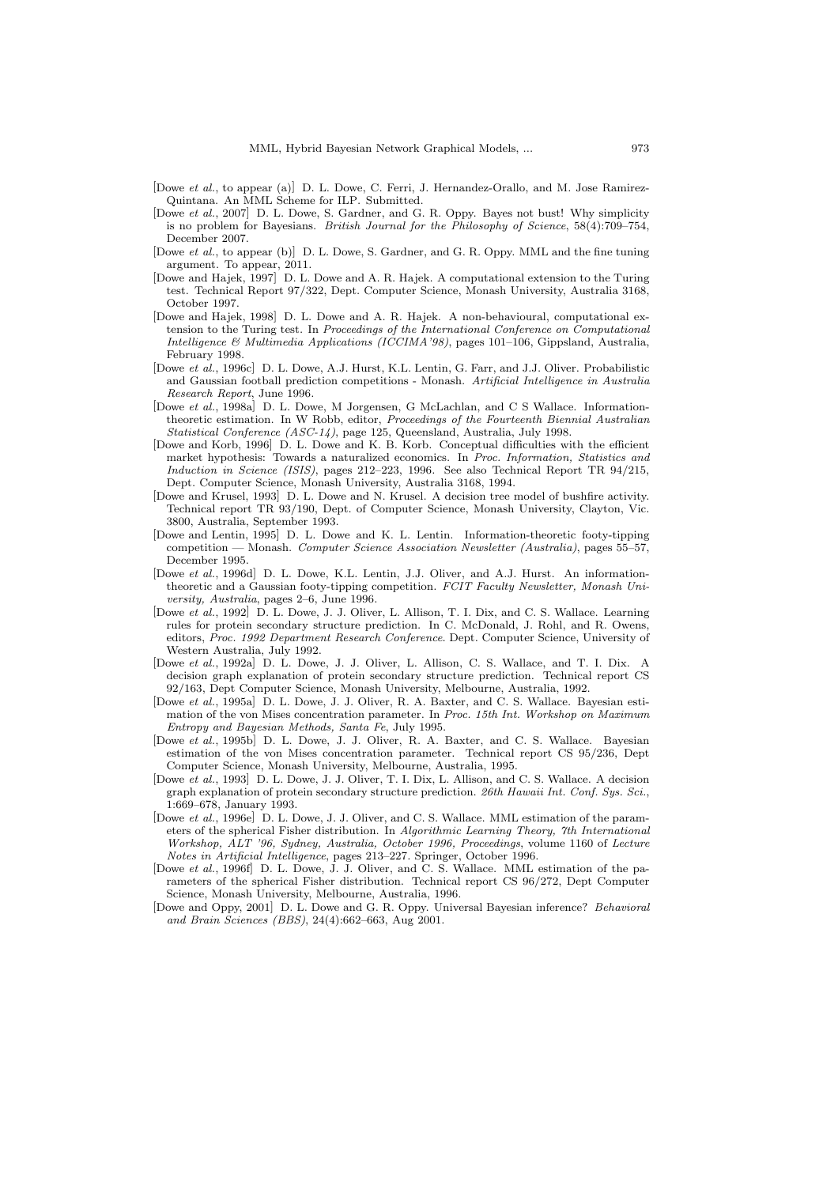[Dowe *et al.*, to appear (a)] D. L. Dowe, C. Ferri, J. Hernandez-Orallo, and M. Jose Ramirez-Quintana. An MML Scheme for ILP. Submitted.

[Dowe *et al.*, 2007] D. L. Dowe, S. Gardner, and G. R. Oppy. Bayes not bust! Why simplicity is no problem for Bayesians. *British Journal for the Philosophy of Science*, 58(4):709–754, December 2007.

[Dowe *et al.*, to appear (b)] D. L. Dowe, S. Gardner, and G. R. Oppy. MML and the fine tuning argument. To appear, 2011.

[Dowe and Hajek, 1997] D. L. Dowe and A. R. Hajek. A computational extension to the Turing test. Technical Report 97/322, Dept. Computer Science, Monash University, Australia 3168, October 1997.

[Dowe and Hajek, 1998] D. L. Dowe and A. R. Hajek. A non-behavioural, computational extension to the Turing test. In *Proceedings of the International Conference on Computational Intelligence & Multimedia Applications (ICCIMA'98)*, pages 101–106, Gippsland, Australia, February 1998.

[Dowe *et al.*, 1996c] D. L. Dowe, A.J. Hurst, K.L. Lentin, G. Farr, and J.J. Oliver. Probabilistic and Gaussian football prediction competitions - Monash. *Artificial Intelligence in Australia Research Report*, June 1996.

[Dowe *et al.*, 1998a] D. L. Dowe, M Jorgensen, G McLachlan, and C S Wallace. Information-theoretic estimation. In W Robb, editor, *Proceedings of the Fourteenth Biennial Australian Statistical Conference (ASC-14)*, page 125, Queensland, Australia, July 1998.

[Dowe and Korb, 1996] D. L. Dowe and K. B. Korb. Conceptual difficulties with the efficient market hypothesis: Towards a naturalized economics. In *Proc. Information, Statistics and Induction in Science (ISIS)*, pages 212–223, 1996. See also Technical Report TR 94/215, Dept. Computer Science, Monash University, Australia 3168, 1994.

[Dowe and Krusel, 1993] D. L. Dowe and N. Krusel. A decision tree model of bushfire activity. Technical report TR 93/190, Dept. of Computer Science, Monash University, Clayton, Vic. 3800, Australia, September 1993.

[Dowe and Lentin, 1995] D. L. Dowe and K. L. Lentin. Information-theoretic footy-tipping competition — Monash. *Computer Science Association Newsletter (Australia)*, pages 55–57, December 1995.

[Dowe *et al.*, 1996d] D. L. Dowe, K.L. Lentin, J.J. Oliver, and A.J. Hurst. An information-theoretic and a Gaussian footy-tipping competition. *FCIT Faculty Newsletter, Monash University, Australia*, pages 2–6, June 1996.

[Dowe *et al.*, 1992] D. L. Dowe, J. J. Oliver, L. Allison, T. I. Dix, and C. S. Wallace. Learning rules for protein secondary structure prediction. In C. McDonald, J. Rohl, and R. Owens, editors, *Proc. 1992 Department Research Conference*. Dept. Computer Science, University of Western Australia, July 1992.

[Dowe *et al.*, 1992a] D. L. Dowe, J. J. Oliver, L. Allison, C. S. Wallace, and T. I. Dix. A decision graph explanation of protein secondary structure prediction. Technical report CS 92/163, Dept Computer Science, Monash University, Melbourne, Australia, 1992.

[Dowe *et al.*, 1995a] D. L. Dowe, J. J. Oliver, R. A. Baxter, and C. S. Wallace. Bayesian estimation of the von Mises concentration parameter. In *Proc. 15th Int. Workshop on Maximum Entropy and Bayesian Methods, Santa Fe*, July 1995.

[Dowe *et al.*, 1995b] D. L. Dowe, J. J. Oliver, R. A. Baxter, and C. S. Wallace. Bayesian estimation of the von Mises concentration parameter. Technical report CS 95/236, Dept Computer Science, Monash University, Melbourne, Australia, 1995.

[Dowe *et al.*, 1993] D. L. Dowe, J. J. Oliver, T. I. Dix, L. Allison, and C. S. Wallace. A decision graph explanation of protein secondary structure prediction. *26th Hawaii Int. Conf. Sys. Sci.*, 1:669–678, January 1993.

[Dowe *et al.*, 1996e] D. L. Dowe, J. J. Oliver, and C. S. Wallace. MML estimation of the parameters of the spherical Fisher distribution. In *Algorithmic Learning Theory, 7th International Workshop, ALT '96, Sydney, Australia, October 1996, Proceedings*, volume 1160 of *Lecture Notes in Artificial Intelligence*, pages 213–227. Springer, October 1996.

[Dowe *et al.*, 1996f] D. L. Dowe, J. J. Oliver, and C. S. Wallace. MML estimation of the parameters of the spherical Fisher distribution. Technical report CS 96/272, Dept Computer Science, Monash University, Melbourne, Australia, 1996.

[Dowe and Oppy, 2001] D. L. Dowe and G. R. Oppy. Universal Bayesian inference? *Behavioral and Brain Sciences (BBS)*, 24(4):662–663, Aug 2001.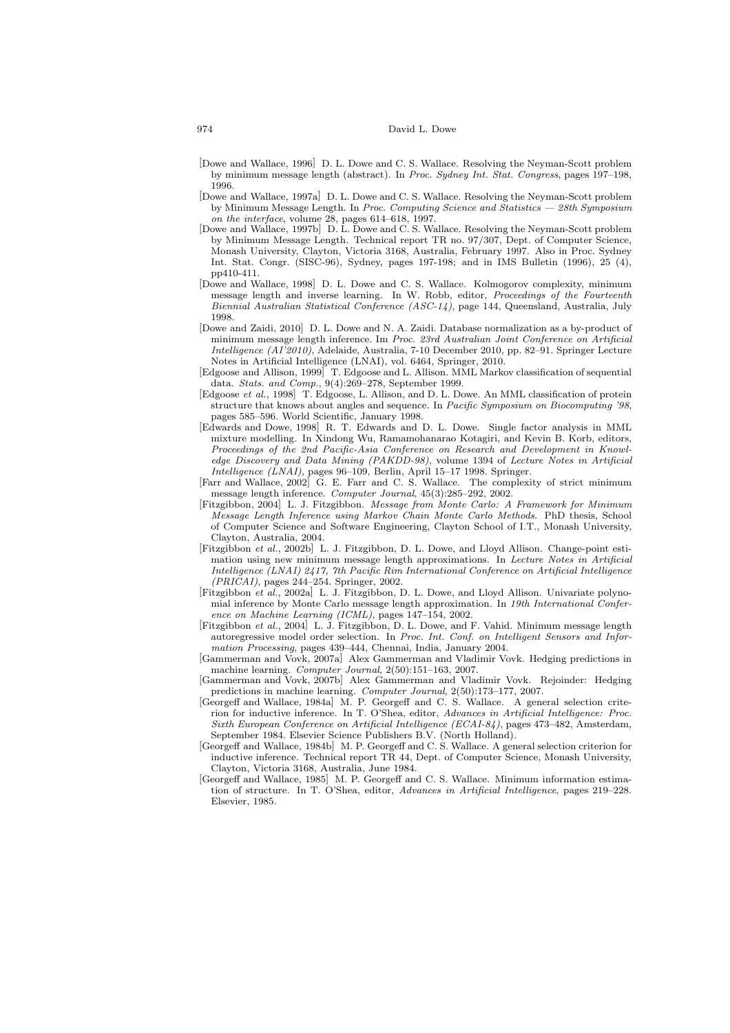[Dowe and Wallace, 1996] D. L. Dowe and C. S. Wallace. Resolving the Neyman-Scott problem by minimum message length (abstract). In *Proc. Sydney Int. Stat. Congress*, pages 197–198, 1996.

[Dowe and Wallace, 1997a] D. L. Dowe and C. S. Wallace. Resolving the Neyman-Scott problem by Minimum Message Length. In *Proc. Computing Science and Statistics — 28th Symposium on the interface*, volume 28, pages 614–618, 1997.

[Dowe and Wallace, 1997b] D. L. Dowe and C. S. Wallace. Resolving the Neyman-Scott problem by Minimum Message Length. Technical report TR no. 97/307, Dept. of Computer Science, Monash University, Clayton, Victoria 3168, Australia, February 1997. Also in Proc. Sydney Int. Stat. Congr. (SISC-96), Sydney, pages 197-198; and in IMS Bulletin (1996), 25 (4), pp410-411.

[Dowe and Wallace, 1998] D. L. Dowe and C. S. Wallace. Kolmogorov complexity, minimum message length and inverse learning. In W. Robb, editor, *Proceedings of the Fourteenth Biennial Australian Statistical Conference (ASC-14)*, page 144, Queensland, Australia, July 1998.

[Dowe and Zaidi, 2010] D. L. Dowe and N. A. Zaidi. Database normalization as a by-product of minimum message length inference. Im *Proc. 23rd Australian Joint Conference on Artificial Intelligence (AI'2010)*, Adelaide, Australia, 7-10 December 2010, pp. 82–91. Springer Lecture Notes in Artificial Intelligence (LNAI), vol. 6464, Springer, 2010.

[Edgoose and Allison, 1999] T. Edgoose and L. Allison. MML Markov classification of sequential data. *Stats. and Comp.*, 9(4):269–278, September 1999.

[Edgoose *et al.*, 1998] T. Edgoose, L. Allison, and D. L. Dowe. An MML classification of protein structure that knows about angles and sequence. In *Pacific Symposium on Biocomputing '98*, pages 585–596. World Scientific, January 1998.

[Edwards and Dowe, 1998] R. T. Edwards and D. L. Dowe. Single factor analysis in MML mixture modelling. In Xindong Wu, Ramamohanarao Kotagiri, and Kevin B. Korb, editors, *Proceedings of the 2nd Pacific-Asia Conference on Research and Development in Knowledge Discovery and Data Mining (PAKDD-98)*, volume 1394 of *Lecture Notes in Artificial Intelligence (LNAI)*, pages 96–109, Berlin, April 15–17 1998. Springer.

[Farr and Wallace, 2002] G. E. Farr and C. S. Wallace. The complexity of strict minimum message length inference. *Computer Journal*, 45(3):285–292, 2002.

[Fitzgibbon, 2004] L. J. Fitzgibbon. *Message from Monte Carlo: A Framework for Minimum Message Length Inference using Markov Chain Monte Carlo Methods.* PhD thesis, School of Computer Science and Software Engineering, Clayton School of I.T., Monash University, Clayton, Australia, 2004.

[Fitzgibbon *et al.*, 2002b] L. J. Fitzgibbon, D. L. Dowe, and Lloyd Allison. Change-point estimation using new minimum message length approximations. In *Lecture Notes in Artificial Intelligence (LNAI) 2417, 7th Pacific Rim International Conference on Artificial Intelligence (PRICAI)*, pages 244–254. Springer, 2002.

[Fitzgibbon *et al.*, 2002a] L. J. Fitzgibbon, D. L. Dowe, and Lloyd Allison. Univariate polynomial inference by Monte Carlo message length approximation. In *19th International Conference on Machine Learning (ICML)*, pages 147–154, 2002.

[Fitzgibbon *et al.*, 2004] L. J. Fitzgibbon, D. L. Dowe, and F. Vahid. Minimum message length autoregressive model order selection. In *Proc. Int. Conf. on Intelligent Sensors and Information Processing*, pages 439–444, Chennai, India, January 2004.

[Gammerman and Vovk, 2007a] Alex Gammerman and Vladimir Vovk. Hedging predictions in machine learning. *Computer Journal*, 2(50):151–163, 2007.

[Gammerman and Vovk, 2007b] Alex Gammerman and Vladimir Vovk. Rejoinder: Hedging predictions in machine learning. *Computer Journal*, 2(50):173–177, 2007.

[Georgeff and Wallace, 1984a] M. P. Georgeff and C. S. Wallace. A general selection criterion for inductive inference. In T. O'Shea, editor, *Advances in Artificial Intelligence: Proc. Sixth European Conference on Artificial Intelligence (ECAI-84)*, pages 473–482, Amsterdam, September 1984. Elsevier Science Publishers B.V. (North Holland).

[Georgeff and Wallace, 1984b] M. P. Georgeff and C. S. Wallace. A general selection criterion for inductive inference. Technical report TR 44, Dept. of Computer Science, Monash University, Clayton, Victoria 3168, Australia, June 1984.

[Georgeff and Wallace, 1985] M. P. Georgeff and C. S. Wallace. Minimum information estimation of structure. In T. O'Shea, editor, *Advances in Artificial Intelligence*, pages 219–228. Elsevier, 1985.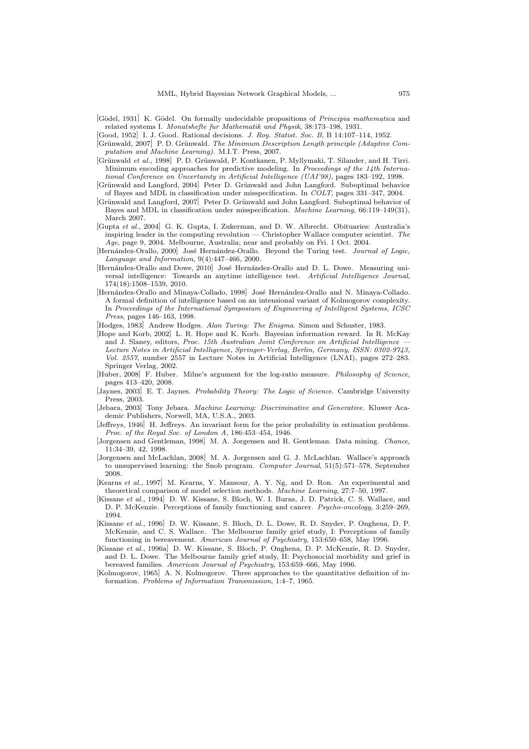[Gödel, 1931] K. Gödel. On formally undecidable propositions of *Principia mathematica* and related systems I. *Monatshefte fur Mathematik und Physik*, 38:173–198, 1931.

[Good, 1952] I. J. Good. Rational decisions. *J. Roy. Statist. Soc. B*, B 14:107–114, 1952.

[Grünwald, 2007] P. D. Grünwald. *The Minimum Description Length principle (Adaptive Computation and Machine Learning)*. M.I.T. Press, 2007.

[Grünwald *et al.*, 1998] P. D. Grünwald, P. Kontkanen, P. Myllymaki, T. Silander, and H. Tirri. Minimum encoding approaches for predictive modeling. In *Proceedings of the 14th International Conference on Uncertainty in Artificial Intelligence (UAI'98)*, pages 183–192, 1998.

[Grünwald and Langford, 2004] Peter D. Grünwald and John Langford. Suboptimal behavior of Bayes and MDL in classification under misspecification. In *COLT*, pages 331–347, 2004.

[Grünwald and Langford, 2007] Peter D. Grünwald and John Langford. Suboptimal behavior of Bayes and MDL in classification under misspecification. *Machine Learning*, 66:119–149(31), March 2007.

[Gupta *et al.*, 2004] G. K. Gupta, I. Zukerman, and D. W. Albrecht. Obituaries: Australia's inspiring leader in the computing revolution — Christopher Wallace computer scientist. *The Age*, page 9, 2004. Melbourne, Australia; near and probably on Fri. 1 Oct. 2004.

[Hernández-Orallo, 2000] José Hernández-Orallo. Beyond the Turing test. *Journal of Logic, Language and Information*, 9(4):447–466, 2000.

[Hernández-Orallo and Dowe, 2010] José Hernández-Orallo and D. L. Dowe. Measuring universal intelligence: Towards an anytime intelligence test. *Artificial Intelligence Journal*, 174(18):1508–1539, 2010.

[Hernández-Orallo and Minaya-Collado, 1998] José Hernández-Orallo and N. Minaya-Collado. A formal definition of intelligence based on an intensional variant of Kolmogorov complexity. In *Proceedings of the International Symposium of Engineering of Intelligent Systems, ICSC Press*, pages 146–163, 1998.

[Hodges, 1983] Andrew Hodges. *Alan Turing: The Enigma*. Simon and Schuster, 1983.

[Hope and Korb, 2002] L. R. Hope and K. Korb. Bayesian information reward. In R. McKay and J. Slaney, editors, *Proc. 15th Australian Joint Conference on Artificial Intelligence — Lecture Notes in Artificial Intelligence, Springer-Verlag, Berlin, Germany, ISSN: 0302-9743, Vol. 2557*, number 2557 in Lecture Notes in Artificial Intelligence (LNAI), pages 272–283. Springer Verlag, 2002.

[Huber, 2008] F. Huber. Milne's argument for the log-ratio measure. *Philosophy of Science*, pages 413–420, 2008.

[Jaynes, 2003] E. T. Jaynes. *Probability Theory: The Logic of Science*. Cambridge University Press, 2003.

[Jebara, 2003] Tony Jebara. *Machine Learning: Discriminative and Generative*. Kluwer Academic Publishers, Norwell, MA, U.S.A., 2003.

[Jeffreys, 1946] H. Jeffreys. An invariant form for the prior probability in estimation problems. *Proc. of the Royal Soc. of London A*, 186:453–454, 1946.

[Jorgensen and Gentleman, 1998] M. A. Jorgensen and R. Gentleman. Data mining. *Chance*, 11:34–39, 42, 1998.

[Jorgensen and McLachlan, 2008] M. A. Jorgensen and G. J. McLachlan. Wallace's approach to unsupervised learning: the Snob program. *Computer Journal*, 51(5):571–578, September 2008.

[Kearns *et al.*, 1997] M. Kearns, Y. Mansour, A. Y. Ng, and D. Ron. An experimental and theoretical comparison of model selection methods. *Machine Learning*, 27:7–50, 1997.

[Kissane *et al.*, 1994] D. W. Kissane, S. Bloch, W. I. Burns, J. D. Patrick, C. S. Wallace, and D. P. McKenzie. Perceptions of family functioning and cancer. *Psycho-oncology*, 3:259–269, 1994.

[Kissane *et al.*, 1996] D. W. Kissane, S. Bloch, D. L. Dowe, R. D. Snyder, P. Onghena, D. P. McKenzie, and C. S. Wallace. The Melbourne family grief study, I: Perceptions of family functioning in bereavement. *American Journal of Psychiatry*, 153:650–658, May 1996.

[Kissane *et al.*, 1996a] D. W. Kissane, S. Bloch, P. Onghena, D. P. McKenzie, R. D. Snyder, and D. L. Dowe. The Melbourne family grief study, II: Psychosocial morbidity and grief in bereaved families. *American Journal of Psychiatry*, 153:659–666, May 1996.

[Kolmogorov, 1965] A. N. Kolmogorov. Three approaches to the quantitative definition of information. *Problems of Information Transmission*, 1:4–7, 1965.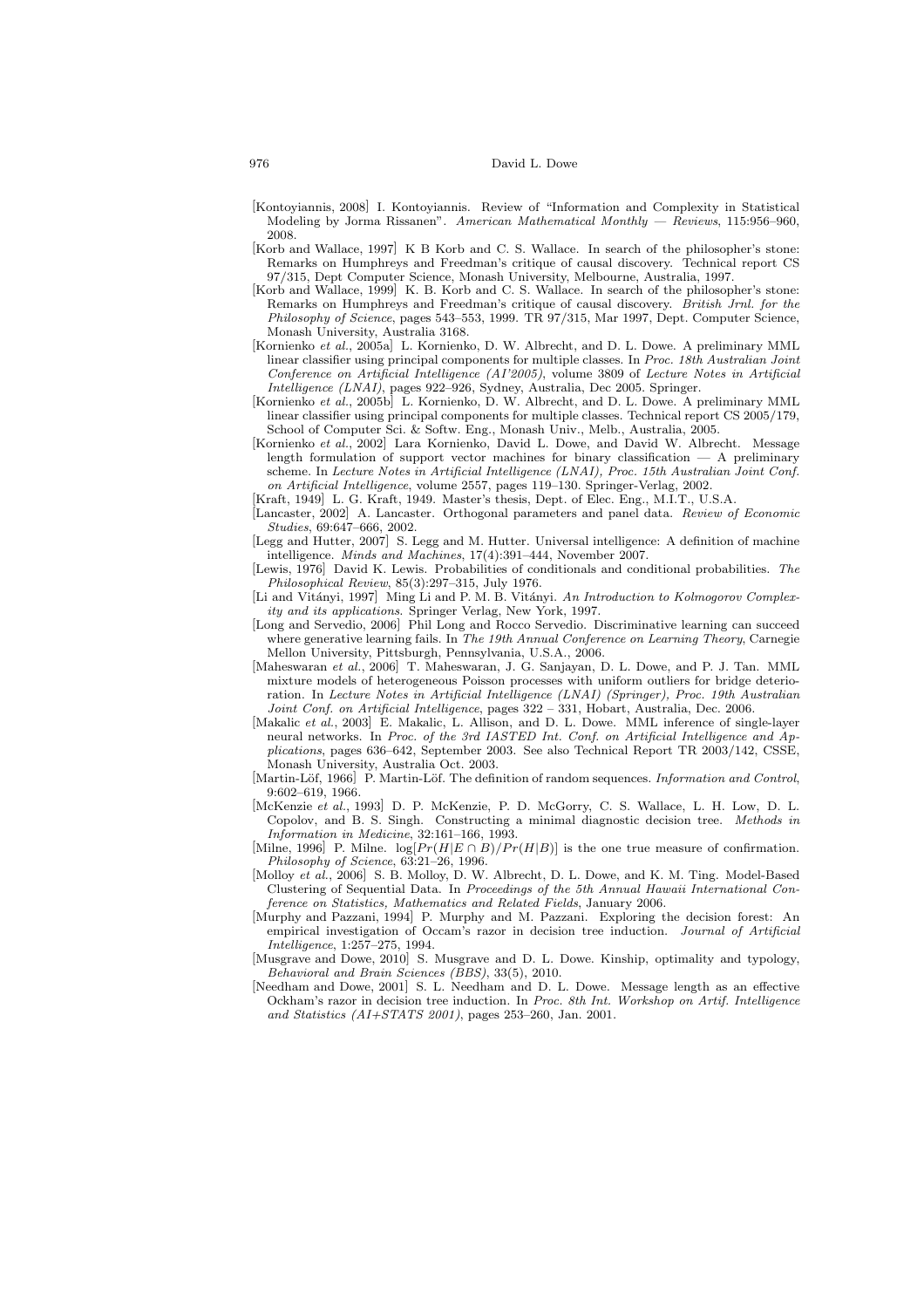[Kontoyiannis, 2008] I. Kontoyiannis. Review of "Information and Complexity in Statistical Modeling by Jorma Rissanen". *American Mathematical Monthly — Reviews*, 115:956–960, 2008.

[Korb and Wallace, 1997] K B Korb and C. S. Wallace. In search of the philosopher's stone: Remarks on Humphreys and Freedman's critique of causal discovery. Technical report CS 97/315, Dept Computer Science, Monash University, Melbourne, Australia, 1997.

[Korb and Wallace, 1999] K. B. Korb and C. S. Wallace. In search of the philosopher's stone: Remarks on Humphreys and Freedman's critique of causal discovery. *British Jrnl. for the Philosophy of Science*, pages 543–553, 1999. TR 97/315, Mar 1997, Dept. Computer Science, Monash University, Australia 3168.

[Kornienko *et al.*, 2005a] L. Kornienko, D. W. Albrecht, and D. L. Dowe. A preliminary MML linear classifier using principal components for multiple classes. In *Proc. 18th Australian Joint Conference on Artificial Intelligence (AI'2005)*, volume 3809 of *Lecture Notes in Artificial Intelligence (LNAI)*, pages 922–926, Sydney, Australia, Dec 2005. Springer.

[Kornienko *et al.*, 2005b] L. Kornienko, D. W. Albrecht, and D. L. Dowe. A preliminary MML linear classifier using principal components for multiple classes. Technical report CS 2005/179, School of Computer Sci. & Softw. Eng., Monash Univ., Melb., Australia, 2005.

[Kornienko *et al.*, 2002] Lara Kornienko, David L. Dowe, and David W. Albrecht. Message length formulation of support vector machines for binary classification — A preliminary scheme. In *Lecture Notes in Artificial Intelligence (LNAI), Proc. 15th Australian Joint Conf. on Artificial Intelligence*, volume 2557, pages 119–130. Springer-Verlag, 2002.

[Kraft, 1949] L. G. Kraft, 1949. Master's thesis, Dept. of Elec. Eng., M.I.T., U.S.A.

[Lancaster, 2002] A. Lancaster. Orthogonal parameters and panel data. *Review of Economic Studies*, 69:647–666, 2002.

[Legg and Hutter, 2007] S. Legg and M. Hutter. Universal intelligence: A definition of machine intelligence. *Minds and Machines*, 17(4):391–444, November 2007.

[Lewis, 1976] David K. Lewis. Probabilities of conditionals and conditional probabilities. *The Philosophical Review*, 85(3):297–315, July 1976.

[Li and Vitányi, 1997] Ming Li and P. M. B. Vitányi. *An Introduction to Kolmogorov Complexity and its applications*. Springer Verlag, New York, 1997.

[Long and Servedio, 2006] Phil Long and Rocco Servedio. Discriminative learning can succeed where generative learning fails. In *The 19th Annual Conference on Learning Theory*, Carnegie Mellon University, Pittsburgh, Pennsylvania, U.S.A., 2006.

[Maheswaran *et al.*, 2006] T. Maheswaran, J. G. Sanjayan, D. L. Dowe, and P. J. Tan. MML mixture models of heterogeneous Poisson processes with uniform outliers for bridge deterioration. In *Lecture Notes in Artificial Intelligence (LNAI) (Springer), Proc. 19th Australian Joint Conf. on Artificial Intelligence*, pages 322 – 331, Hobart, Australia, Dec. 2006.

[Makalic *et al.*, 2003] E. Makalic, L. Allison, and D. L. Dowe. MML inference of single-layer neural networks. In *Proc. of the 3rd IASTED Int. Conf. on Artificial Intelligence and Applications*, pages 636–642, September 2003. See also Technical Report TR 2003/142, CSSE, Monash University, Australia Oct. 2003.

[Martin-Löf, 1966] P. Martin-Löf. The definition of random sequences. *Information and Control*, 9:602–619, 1966.

[McKenzie *et al.*, 1993] D. P. McKenzie, P. D. McGorry, C. S. Wallace, L. H. Low, D. L. Copolov, and B. S. Singh. Constructing a minimal diagnostic decision tree. *Methods in Information in Medicine*, 32:161–166, 1993.

[Milne, 1996] P. Milne. $\log[Pr(H|E \cap B)/Pr(H|B)]$ is the one true measure of confirmation. *Philosophy of Science*, 63:21–26, 1996.

[Molloy *et al.*, 2006] S. B. Molloy, D. W. Albrecht, D. L. Dowe, and K. M. Ting. Model-Based Clustering of Sequential Data. In *Proceedings of the 5th Annual Hawaii International Conference on Statistics, Mathematics and Related Fields*, January 2006.

[Murphy and Pazzani, 1994] P. Murphy and M. Pazzani. Exploring the decision forest: An empirical investigation of Occam's razor in decision tree induction. *Journal of Artificial Intelligence*, 1:257–275, 1994.

[Musgrave and Dowe, 2010] S. Musgrave and D. L. Dowe. Kinship, optimality and typology, *Behavioral and Brain Sciences (BBS)*, 33(5), 2010.

[Needham and Dowe, 2001] S. L. Needham and D. L. Dowe. Message length as an effective Ockham's razor in decision tree induction. In *Proc. 8th Int. Workshop on Artif. Intelligence and Statistics (AI+STATS 2001)*, pages 253–260, Jan. 2001.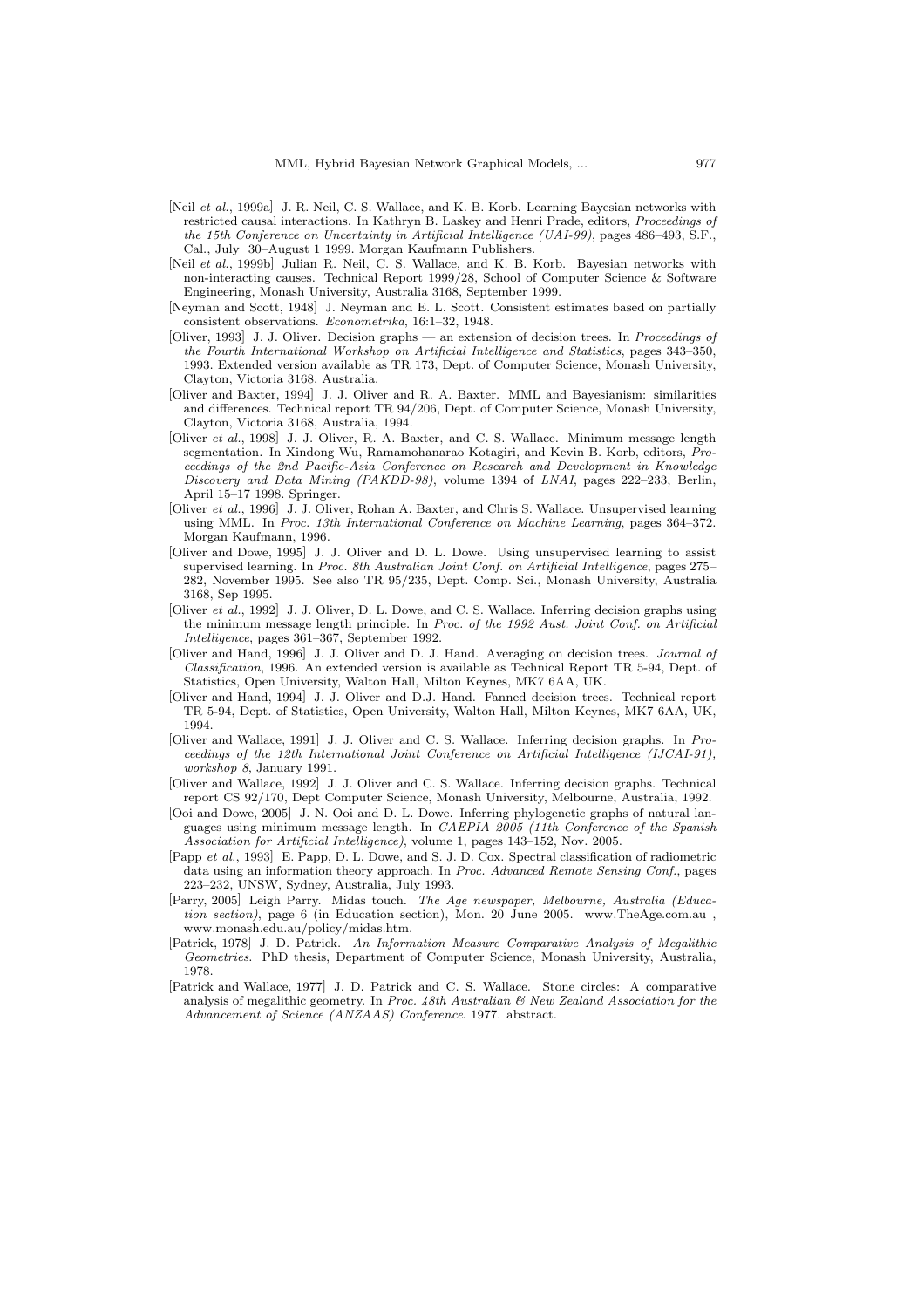[Neil *et al.*, 1999a] J. R. Neil, C. S. Wallace, and K. B. Korb. Learning Bayesian networks with restricted causal interactions. In Kathryn B. Laskey and Henri Prade, editors, *Proceedings of the 15th Conference on Uncertainty in Artificial Intelligence (UAI-99)*, pages 486–493, S.F., Cal., July 30–August 1 1999. Morgan Kaufmann Publishers.

[Neil *et al.*, 1999b] Julian R. Neil, C. S. Wallace, and K. B. Korb. Bayesian networks with non-interacting causes. Technical Report 1999/28, School of Computer Science & Software Engineering, Monash University, Australia 3168, September 1999.

[Neyman and Scott, 1948] J. Neyman and E. L. Scott. Consistent estimates based on partially consistent observations. *Econometrika*, 16:1–32, 1948.

[Oliver, 1993] J. J. Oliver. Decision graphs — an extension of decision trees. In *Proceedings of the Fourth International Workshop on Artificial Intelligence and Statistics*, pages 343–350, 1993. Extended version available as TR 173, Dept. of Computer Science, Monash University, Clayton, Victoria 3168, Australia.

[Oliver and Baxter, 1994] J. J. Oliver and R. A. Baxter. MML and Bayesianism: similarities and differences. Technical report TR 94/206, Dept. of Computer Science, Monash University, Clayton, Victoria 3168, Australia, 1994.

[Oliver *et al.*, 1998] J. J. Oliver, R. A. Baxter, and C. S. Wallace. Minimum message length segmentation. In Xindong Wu, Ramamohanarao Kotagiri, and Kevin B. Korb, editors, *Proceedings of the 2nd Pacific-Asia Conference on Research and Development in Knowledge Discovery and Data Mining (PAKDD-98)*, volume 1394 of *LNAI*, pages 222–233, Berlin, April 15–17 1998. Springer.

[Oliver *et al.*, 1996] J. J. Oliver, Rohan A. Baxter, and Chris S. Wallace. Unsupervised learning using MML. In *Proc. 13th International Conference on Machine Learning*, pages 364–372. Morgan Kaufmann, 1996.

[Oliver and Dowe, 1995] J. J. Oliver and D. L. Dowe. Using unsupervised learning to assist supervised learning. In *Proc. 8th Australian Joint Conf. on Artificial Intelligence*, pages 275–282, November 1995. See also TR 95/235, Dept. Comp. Sci., Monash University, Australia 3168, Sep 1995.

[Oliver *et al.*, 1992] J. J. Oliver, D. L. Dowe, and C. S. Wallace. Inferring decision graphs using the minimum message length principle. In *Proc. of the 1992 Aust. Joint Conf. on Artificial Intelligence*, pages 361–367, September 1992.

[Oliver and Hand, 1996] J. J. Oliver and D. J. Hand. Averaging on decision trees. *Journal of Classification*, 1996. An extended version is available as Technical Report TR 5-94, Dept. of Statistics, Open University, Walton Hall, Milton Keynes, MK7 6AA, UK.

[Oliver and Hand, 1994] J. J. Oliver and D.J. Hand. Fanned decision trees. Technical report TR 5-94, Dept. of Statistics, Open University, Walton Hall, Milton Keynes, MK7 6AA, UK, 1994.

[Oliver and Wallace, 1991] J. J. Oliver and C. S. Wallace. Inferring decision graphs. In *Proceedings of the 12th International Joint Conference on Artificial Intelligence (IJCAI-91), workshop 8*, January 1991.

[Oliver and Wallace, 1992] J. J. Oliver and C. S. Wallace. Inferring decision graphs. Technical report CS 92/170, Dept Computer Science, Monash University, Melbourne, Australia, 1992.

[Ooi and Dowe, 2005] J. N. Ooi and D. L. Dowe. Inferring phylogenetic graphs of natural languages using minimum message length. In *CAEPIA 2005 (11th Conference of the Spanish Association for Artificial Intelligence)*, volume 1, pages 143–152, Nov. 2005.

[Papp *et al.*, 1993] E. Papp, D. L. Dowe, and S. J. D. Cox. Spectral classification of radiometric data using an information theory approach. In *Proc. Advanced Remote Sensing Conf.*, pages 223–232, UNSW, Sydney, Australia, July 1993.

[Parry, 2005] Leigh Parry. Midas touch. *The Age newspaper, Melbourne, Australia (Education section)*, page 6 (in Education section), Mon. 20 June 2005. www.TheAge.com.au , www.monash.edu.au/policy/midas.htm.

[Patrick, 1978] J. D. Patrick. *An Information Measure Comparative Analysis of Megalithic Geometries*. PhD thesis, Department of Computer Science, Monash University, Australia, 1978.

[Patrick and Wallace, 1977] J. D. Patrick and C. S. Wallace. Stone circles: A comparative analysis of megalithic geometry. In *Proc. 48th Australian & New Zealand Association for the Advancement of Science (ANZAAS) Conference*. 1977. abstract.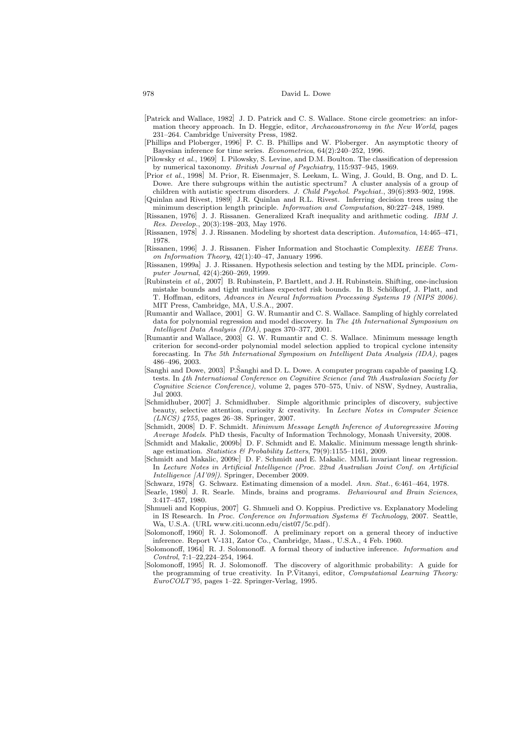[Patrick and Wallace, 1982] J. D. Patrick and C. S. Wallace. Stone circle geometries: an information theory approach. In D. Heggie, editor, *Archaeoastronomy in the New World*, pages 231–264. Cambridge University Press, 1982.

[Phillips and Ploberger, 1996] P. C. B. Phillips and W. Ploberger. An asymptotic theory of Bayesian inference for time series. *Econometrica*, 64(2):240–252, 1996.

[Pilowsky *et al.*, 1969] I. Pilowsky, S. Levine, and D.M. Boulton. The classification of depression by numerical taxonomy. *British Journal of Psychiatry*, 115:937–945, 1969.

[Prior *et al.*, 1998] M. Prior, R. Eisenmajer, S. Leekam, L. Wing, J. Gould, B. Ong, and D. L. Dowe. Are there subgroups within the autistic spectrum? A cluster analysis of a group of children with autistic spectrum disorders. *J. Child Psychol. Psychiat.*, 39(6):893–902, 1998.

[Quinlan and Rivest, 1989] J.R. Quinlan and R.L. Rivest. Inferring decision trees using the minimum description length principle. *Information and Computation*, 80:227–248, 1989.

[Rissanen, 1976] J. J. Rissanen. Generalized Kraft inequality and arithmetic coding. *IBM J. Res. Develop.*, 20(3):198–203, May 1976.

[Rissanen, 1978] J. J. Rissanen. Modeling by shortest data description. *Automatica*, 14:465–471, 1978.

[Rissanen, 1996] J. J. Rissanen. Fisher Information and Stochastic Complexity. *IEEE Trans. on Information Theory*, 42(1):40–47, January 1996.

[Rissanen, 1999a] J. J. Rissanen. Hypothesis selection and testing by the MDL principle. *Computer Journal*, 42(4):260–269, 1999.

[Rubinstein *et al.*, 2007] B. Rubinstein, P. Bartlett, and J. H. Rubinstein. Shifting, one-inclusion mistake bounds and tight multiclass expected risk bounds. In B. Schölkopf, J. Platt, and T. Hoffman, editors, *Advances in Neural Information Processing Systems 19 (NIPS 2006)*. MIT Press, Cambridge, MA, U.S.A., 2007.

[Rumantir and Wallace, 2001] G. W. Rumantir and C. S. Wallace. Sampling of highly correlated data for polynomial regression and model discovery. In *The 4th International Symposium on Intelligent Data Analysis (IDA)*, pages 370–377, 2001.

[Rumantir and Wallace, 2003] G. W. Rumantir and C. S. Wallace. Minimum message length criterion for second-order polynomial model selection applied to tropical cyclone intensity forecasting. In *The 5th International Symposium on Intelligent Data Analysis (IDA)*, pages 486–496, 2003.

[Sanghi and Dowe, 2003] P.S̃anghi and D. L. Dowe. A computer program capable of passing I.Q. tests. In *4th International Conference on Cognitive Science (and 7th Australasian Society for Cognitive Science Conference)*, volume 2, pages 570–575, Univ. of NSW, Sydney, Australia, Jul 2003.

[Schmidhuber, 2007] J. Schmidhuber. Simple algorithmic principles of discovery, subjective beauty, selective attention, curiosity & creativity. In *Lecture Notes in Computer Science (LNCS) 4755*, pages 26–38. Springer, 2007.

[Schmidt, 2008] D. F. Schmidt. *Minimum Message Length Inference of Autoregressive Moving Average Models*. PhD thesis, Faculty of Information Technology, Monash University, 2008.

[Schmidt and Makalic, 2009b] D. F. Schmidt and E. Makalic. Minimum message length shrinkage estimation. *Statistics & Probability Letters*, 79(9):1155–1161, 2009.

[Schmidt and Makalic, 2009c] D. F. Schmidt and E. Makalic. MML invariant linear regression. In *Lecture Notes in Artificial Intelligence (Proc. 22nd Australian Joint Conf. on Artificial Intelligence [AI'09])*. Springer, December 2009.

[Schwarz, 1978] G. Schwarz. Estimating dimension of a model. *Ann. Stat.*, 6:461–464, 1978.

[Searle, 1980] J. R. Searle. Minds, brains and programs. *Behavioural and Brain Sciences*, 3:417–457, 1980.

[Shmueli and Koppius, 2007] G. Shmueli and O. Koppius. Predictive vs. Explanatory Modeling in IS Research. In *Proc. Conference on Information Systems & Technology*, 2007. Seattle, Wa, U.S.A. (URL www.citi.uconn.edu/cist07/5c.pdf).

[Solomonoff, 1960] R. J. Solomonoff. A preliminary report on a general theory of inductive inference. Report V-131, Zator Co., Cambridge, Mass., U.S.A., 4 Feb. 1960.

[Solomonoff, 1964] R. J. Solomonoff. A formal theory of inductive inference. *Information and Control*, 7:1–22,224–254, 1964.

[Solomonoff, 1995] R. J. Solomonoff. The discovery of algorithmic probability: A guide for the programming of true creativity. In P.Ṽitanyi, editor, *Computational Learning Theory: EuroCOLT'95*, pages 1–22. Springer-Verlag, 1995.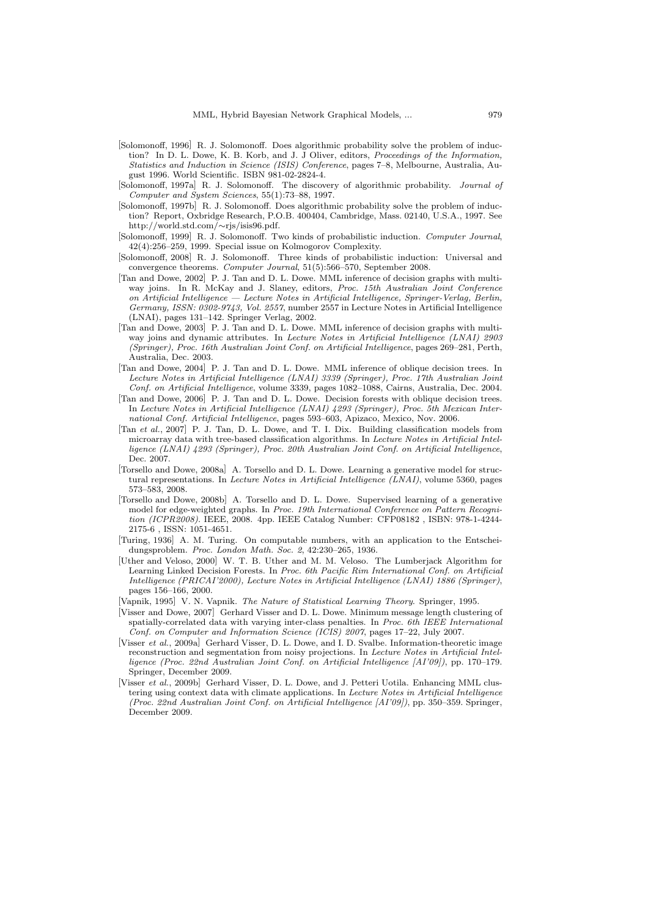[Solomonoff, 1996] R. J. Solomonoff. Does algorithmic probability solve the problem of induction? In D. L. Dowe, K. B. Korb, and J. J Oliver, editors, *Proceedings of the Information, Statistics and Induction in Science (ISIS) Conference*, pages 7–8, Melbourne, Australia, August 1996. World Scientific. ISBN 981-02-2824-4.

[Solomonoff, 1997a] R. J. Solomonoff. The discovery of algorithmic probability. *Journal of Computer and System Sciences*, 55(1):73–88, 1997.

[Solomonoff, 1997b] R. J. Solomonoff. Does algorithmic probability solve the problem of induction? Report, Oxbridge Research, P.O.B. 400404, Cambridge, Mass. 02140, U.S.A., 1997. See http://world.std.com/∼rjs/isis96.pdf.

[Solomonoff, 1999] R. J. Solomonoff. Two kinds of probabilistic induction. *Computer Journal*, 42(4):256–259, 1999. Special issue on Kolmogorov Complexity.

[Solomonoff, 2008] R. J. Solomonoff. Three kinds of probabilistic induction: Universal and convergence theorems. *Computer Journal*, 51(5):566–570, September 2008.

[Tan and Dowe, 2002] P. J. Tan and D. L. Dowe. MML inference of decision graphs with multiway joins. In R. McKay and J. Slaney, editors, *Proc. 15th Australian Joint Conference on Artificial Intelligence — Lecture Notes in Artificial Intelligence, Springer-Verlag, Berlin, Germany, ISSN: 0302-9743, Vol. 2557*, number 2557 in Lecture Notes in Artificial Intelligence (LNAI), pages 131–142. Springer Verlag, 2002.

[Tan and Dowe, 2003] P. J. Tan and D. L. Dowe. MML inference of decision graphs with multiway joins and dynamic attributes. In *Lecture Notes in Artificial Intelligence (LNAI) 2903 (Springer), Proc. 16th Australian Joint Conf. on Artificial Intelligence*, pages 269–281, Perth, Australia, Dec. 2003.

[Tan and Dowe, 2004] P. J. Tan and D. L. Dowe. MML inference of oblique decision trees. In *Lecture Notes in Artificial Intelligence (LNAI) 3339 (Springer), Proc. 17th Australian Joint Conf. on Artificial Intelligence*, volume 3339, pages 1082–1088, Cairns, Australia, Dec. 2004.

[Tan and Dowe, 2006] P. J. Tan and D. L. Dowe. Decision forests with oblique decision trees. In *Lecture Notes in Artificial Intelligence (LNAI) 4293 (Springer), Proc. 5th Mexican International Conf. Artificial Intelligence*, pages 593–603, Apizaco, Mexico, Nov. 2006.

[Tan *et al.*, 2007] P. J. Tan, D. L. Dowe, and T. I. Dix. Building classification models from microarray data with tree-based classification algorithms. In *Lecture Notes in Artificial Intelligence (LNAI) 4293 (Springer), Proc. 20th Australian Joint Conf. on Artificial Intelligence*, Dec. 2007.

[Torsello and Dowe, 2008a] A. Torsello and D. L. Dowe. Learning a generative model for structural representations. In *Lecture Notes in Artificial Intelligence (LNAI)*, volume 5360, pages 573–583, 2008.

[Torsello and Dowe, 2008b] A. Torsello and D. L. Dowe. Supervised learning of a generative model for edge-weighted graphs. In *Proc. 19th International Conference on Pattern Recognition (ICPR2008)*. IEEE, 2008. 4pp. IEEE Catalog Number: CFP08182 , ISBN: 978-1-4244-2175-6 , ISSN: 1051-4651.

[Turing, 1936] A. M. Turing. On computable numbers, with an application to the Entscheidungsproblem. *Proc. London Math. Soc. 2*, 42:230–265, 1936.

[Uther and Veloso, 2000] W. T. B. Uther and M. M. Veloso. The Lumberjack Algorithm for Learning Linked Decision Forests. In *Proc. 6th Pacific Rim International Conf. on Artificial Intelligence (PRICAI'2000), Lecture Notes in Artificial Intelligence (LNAI) 1886 (Springer)*, pages 156–166, 2000.

[Vapnik, 1995] V. N. Vapnik. *The Nature of Statistical Learning Theory*. Springer, 1995.

[Visser and Dowe, 2007] Gerhard Visser and D. L. Dowe. Minimum message length clustering of spatially-correlated data with varying inter-class penalties. In *Proc. 6th IEEE International Conf. on Computer and Information Science (ICIS) 2007*, pages 17–22, July 2007.

[Visser *et al.*, 2009a] Gerhard Visser, D. L. Dowe, and I. D. Svalbe. Information-theoretic image reconstruction and segmentation from noisy projections. In *Lecture Notes in Artificial Intelligence (Proc. 22nd Australian Joint Conf. on Artificial Intelligence [AI'09])*, pp. 170–179. Springer, December 2009.

[Visser *et al.*, 2009b] Gerhard Visser, D. L. Dowe, and J. Petteri Uotila. Enhancing MML clustering using context data with climate applications. In *Lecture Notes in Artificial Intelligence (Proc. 22nd Australian Joint Conf. on Artificial Intelligence [AI'09])*, pp. 350–359. Springer, December 2009.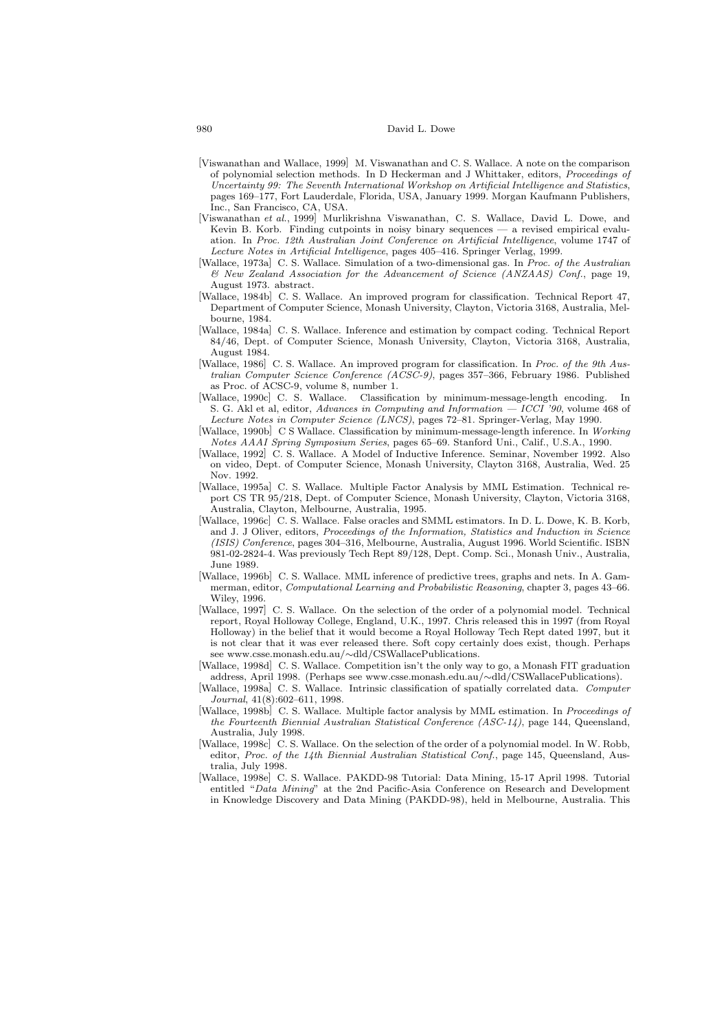[Viswanathan and Wallace, 1999] M. Viswanathan and C. S. Wallace. A note on the comparison of polynomial selection methods. In D Heckerman and J Whittaker, editors, *Proceedings of Uncertainty 99: The Seventh International Workshop on Artificial Intelligence and Statistics*, pages 169–177, Fort Lauderdale, Florida, USA, January 1999. Morgan Kaufmann Publishers, Inc., San Francisco, CA, USA.

[Viswanathan *et al.*, 1999] Murlikrishna Viswanathan, C. S. Wallace, David L. Dowe, and Kevin B. Korb. Finding cutpoints in noisy binary sequences — a revised empirical evaluation. In *Proc. 12th Australian Joint Conference on Artificial Intelligence*, volume 1747 of *Lecture Notes in Artificial Intelligence*, pages 405–416. Springer Verlag, 1999.

[Wallace, 1973a] C. S. Wallace. Simulation of a two-dimensional gas. In *Proc. of the Australian & New Zealand Association for the Advancement of Science (ANZAAS) Conf.*, page 19, August 1973. abstract.

[Wallace, 1984b] C. S. Wallace. An improved program for classification. Technical Report 47, Department of Computer Science, Monash University, Clayton, Victoria 3168, Australia, Melbourne, 1984.

[Wallace, 1984a] C. S. Wallace. Inference and estimation by compact coding. Technical Report 84/46, Dept. of Computer Science, Monash University, Clayton, Victoria 3168, Australia, August 1984.

[Wallace, 1986] C. S. Wallace. An improved program for classification. In *Proc. of the 9th Australian Computer Science Conference (ACSC-9)*, pages 357–366, February 1986. Published as Proc. of ACSC-9, volume 8, number 1.

[Wallace, 1990c] C. S. Wallace. Classification by minimum-message-length encoding. In S. G. Akl et al, editor, *Advances in Computing and Information — ICCI '90*, volume 468 of *Lecture Notes in Computer Science (LNCS)*, pages 72–81. Springer-Verlag, May 1990.

[Wallace, 1990b] C S Wallace. Classification by minimum-message-length inference. In *Working Notes AAAI Spring Symposium Series*, pages 65–69. Stanford Uni., Calif., U.S.A., 1990.

[Wallace, 1992] C. S. Wallace. A Model of Inductive Inference. Seminar, November 1992. Also on video, Dept. of Computer Science, Monash University, Clayton 3168, Australia, Wed. 25 Nov. 1992.

[Wallace, 1995a] C. S. Wallace. Multiple Factor Analysis by MML Estimation. Technical report CS TR 95/218, Dept. of Computer Science, Monash University, Clayton, Victoria 3168, Australia, Clayton, Melbourne, Australia, 1995.

[Wallace, 1996c] C. S. Wallace. False oracles and SMML estimators. In D. L. Dowe, K. B. Korb, and J. J Oliver, editors, *Proceedings of the Information, Statistics and Induction in Science (ISIS) Conference*, pages 304–316, Melbourne, Australia, August 1996. World Scientific. ISBN 981-02-2824-4. Was previously Tech Rept 89/128, Dept. Comp. Sci., Monash Univ., Australia, June 1989.

[Wallace, 1996b] C. S. Wallace. MML inference of predictive trees, graphs and nets. In A. Gammerman, editor, *Computational Learning and Probabilistic Reasoning*, chapter 3, pages 43–66. Wiley, 1996.

[Wallace, 1997] C. S. Wallace. On the selection of the order of a polynomial model. Technical report, Royal Holloway College, England, U.K., 1997. Chris released this in 1997 (from Royal Holloway) in the belief that it would become a Royal Holloway Tech Rept dated 1997, but it is not clear that it was ever released there. Soft copy certainly does exist, though. Perhaps see www.csse.monash.edu.au/∼dld/CSWallacePublications.

[Wallace, 1998d] C. S. Wallace. Competition isn't the only way to go, a Monash FIT graduation address, April 1998. (Perhaps see www.csse.monash.edu.au/∼dld/CSWallacePublications).

[Wallace, 1998a] C. S. Wallace. Intrinsic classification of spatially correlated data. *Computer Journal*, 41(8):602–611, 1998.

[Wallace, 1998b] C. S. Wallace. Multiple factor analysis by MML estimation. In *Proceedings of the Fourteenth Biennial Australian Statistical Conference (ASC-14)*, page 144, Queensland, Australia, July 1998.

[Wallace, 1998c] C. S. Wallace. On the selection of the order of a polynomial model. In W. Robb, editor, *Proc. of the 14th Biennial Australian Statistical Conf.*, page 145, Queensland, Australia, July 1998.

[Wallace, 1998e] C. S. Wallace. PAKDD-98 Tutorial: Data Mining, 15-17 April 1998. Tutorial entitled "*Data Mining*" at the 2nd Pacific-Asia Conference on Research and Development in Knowledge Discovery and Data Mining (PAKDD-98), held in Melbourne, Australia. This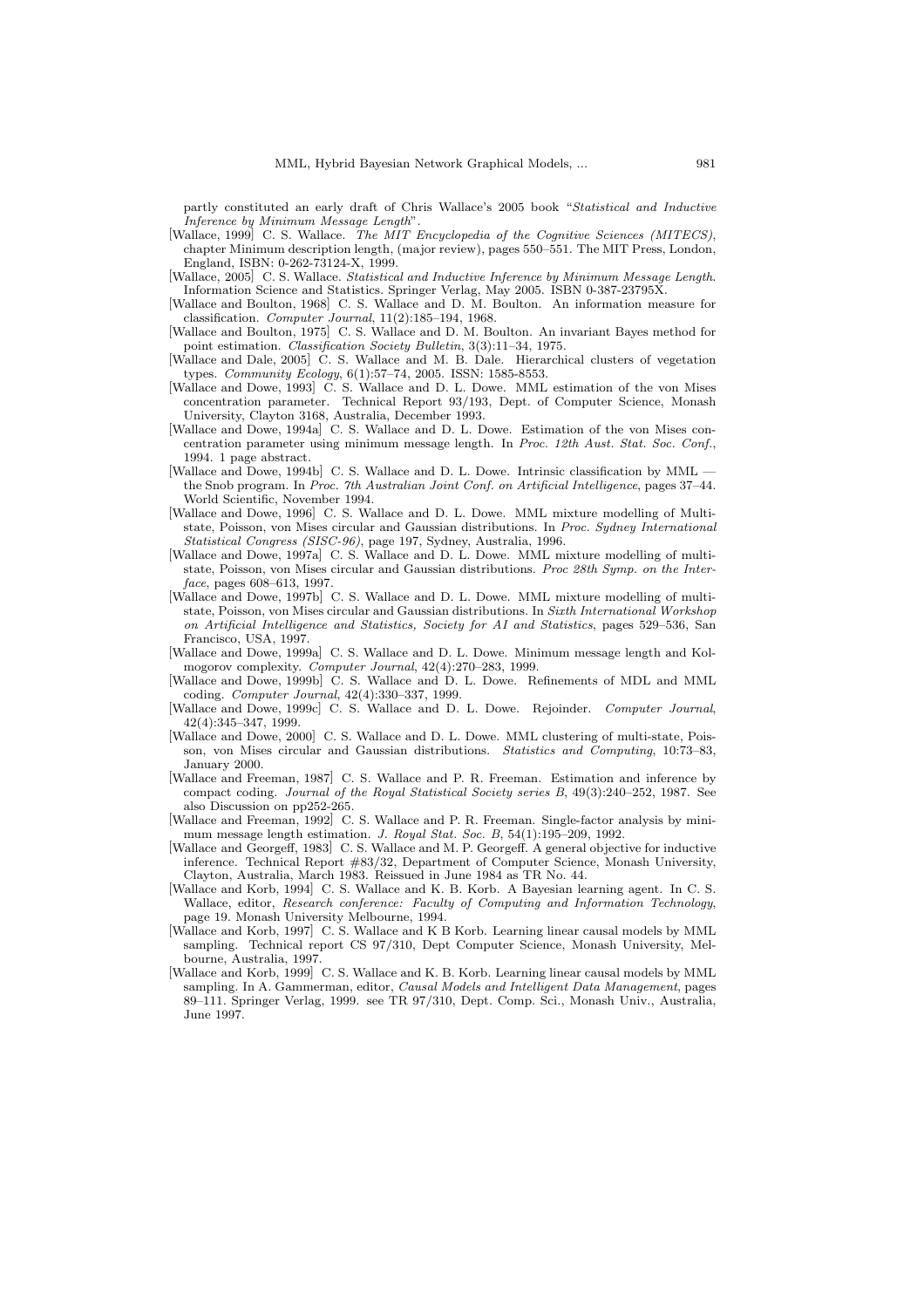partly constituted an early draft of Chris Wallace's 2005 book "*Statistical and Inductive Inference by Minimum Message Length*".

[Wallace, 1999] C. S. Wallace. *The MIT Encyclopedia of the Cognitive Sciences (MITECS)*, chapter Minimum description length, (major review), pages 550–551. The MIT Press, London, England, ISBN: 0-262-73124-X, 1999.

[Wallace, 2005] C. S. Wallace. *Statistical and Inductive Inference by Minimum Message Length*. Information Science and Statistics. Springer Verlag, May 2005. ISBN 0-387-23795X.

[Wallace and Boulton, 1968] C. S. Wallace and D. M. Boulton. An information measure for classification. *Computer Journal*, 11(2):185–194, 1968.

[Wallace and Boulton, 1975] C. S. Wallace and D. M. Boulton. An invariant Bayes method for point estimation. *Classification Society Bulletin*, 3(3):11–34, 1975.

[Wallace and Dale, 2005] C. S. Wallace and M. B. Dale. Hierarchical clusters of vegetation types. *Community Ecology*, 6(1):57–74, 2005. ISSN: 1585-8553.

[Wallace and Dowe, 1993] C. S. Wallace and D. L. Dowe. MML estimation of the von Mises concentration parameter. Technical Report 93/193, Dept. of Computer Science, Monash University, Clayton 3168, Australia, December 1993.

[Wallace and Dowe, 1994a] C. S. Wallace and D. L. Dowe. Estimation of the von Mises concentration parameter using minimum message length. In *Proc. 12th Aust. Stat. Soc. Conf.*, 1994. 1 page abstract.

[Wallace and Dowe, 1994b] C. S. Wallace and D. L. Dowe. Intrinsic classification by MML — the Snob program. In *Proc. 7th Australian Joint Conf. on Artificial Intelligence*, pages 37–44. World Scientific, November 1994.

[Wallace and Dowe, 1996] C. S. Wallace and D. L. Dowe. MML mixture modelling of Multi-state, Poisson, von Mises circular and Gaussian distributions. In *Proc. Sydney International Statistical Congress (SISC-96)*, page 197, Sydney, Australia, 1996.

[Wallace and Dowe, 1997a] C. S. Wallace and D. L. Dowe. MML mixture modelling of multi-state, Poisson, von Mises circular and Gaussian distributions. *Proc 28th Symp. on the Interface*, pages 608–613, 1997.

[Wallace and Dowe, 1997b] C. S. Wallace and D. L. Dowe. MML mixture modelling of multi-state, Poisson, von Mises circular and Gaussian distributions. In *Sixth International Workshop on Artificial Intelligence and Statistics, Society for AI and Statistics*, pages 529–536, San Francisco, USA, 1997.

[Wallace and Dowe, 1999a] C. S. Wallace and D. L. Dowe. Minimum message length and Kolmogorov complexity. *Computer Journal*, 42(4):270–283, 1999.

[Wallace and Dowe, 1999b] C. S. Wallace and D. L. Dowe. Refinements of MDL and MML coding. *Computer Journal*, 42(4):330–337, 1999.

[Wallace and Dowe, 1999c] C. S. Wallace and D. L. Dowe. Rejoinder. *Computer Journal*, 42(4):345–347, 1999.

[Wallace and Dowe, 2000] C. S. Wallace and D. L. Dowe. MML clustering of multi-state, Poisson, von Mises circular and Gaussian distributions. *Statistics and Computing*, 10:73–83, January 2000.

[Wallace and Freeman, 1987] C. S. Wallace and P. R. Freeman. Estimation and inference by compact coding. *Journal of the Royal Statistical Society series B*, 49(3):240–252, 1987. See also Discussion on pp252-265.

[Wallace and Freeman, 1992] C. S. Wallace and P. R. Freeman. Single-factor analysis by minimum message length estimation. *J. Royal Stat. Soc. B*, 54(1):195–209, 1992.

[Wallace and Georgeff, 1983] C. S. Wallace and M. P. Georgeff. A general objective for inductive inference. Technical Report #83/32, Department of Computer Science, Monash University, Clayton, Australia, March 1983. Reissued in June 1984 as TR No. 44.

[Wallace and Korb, 1994] C. S. Wallace and K. B. Korb. A Bayesian learning agent. In C. S. Wallace, editor, *Research conference: Faculty of Computing and Information Technology*, page 19. Monash University Melbourne, 1994.

[Wallace and Korb, 1997] C. S. Wallace and K B Korb. Learning linear causal models by MML sampling. Technical report CS 97/310, Dept Computer Science, Monash University, Melbourne, Australia, 1997.

[Wallace and Korb, 1999] C. S. Wallace and K. B. Korb. Learning linear causal models by MML sampling. In A. Gammerman, editor, *Causal Models and Intelligent Data Management*, pages 89–111. Springer Verlag, 1999. see TR 97/310, Dept. Comp. Sci., Monash Univ., Australia, June 1997.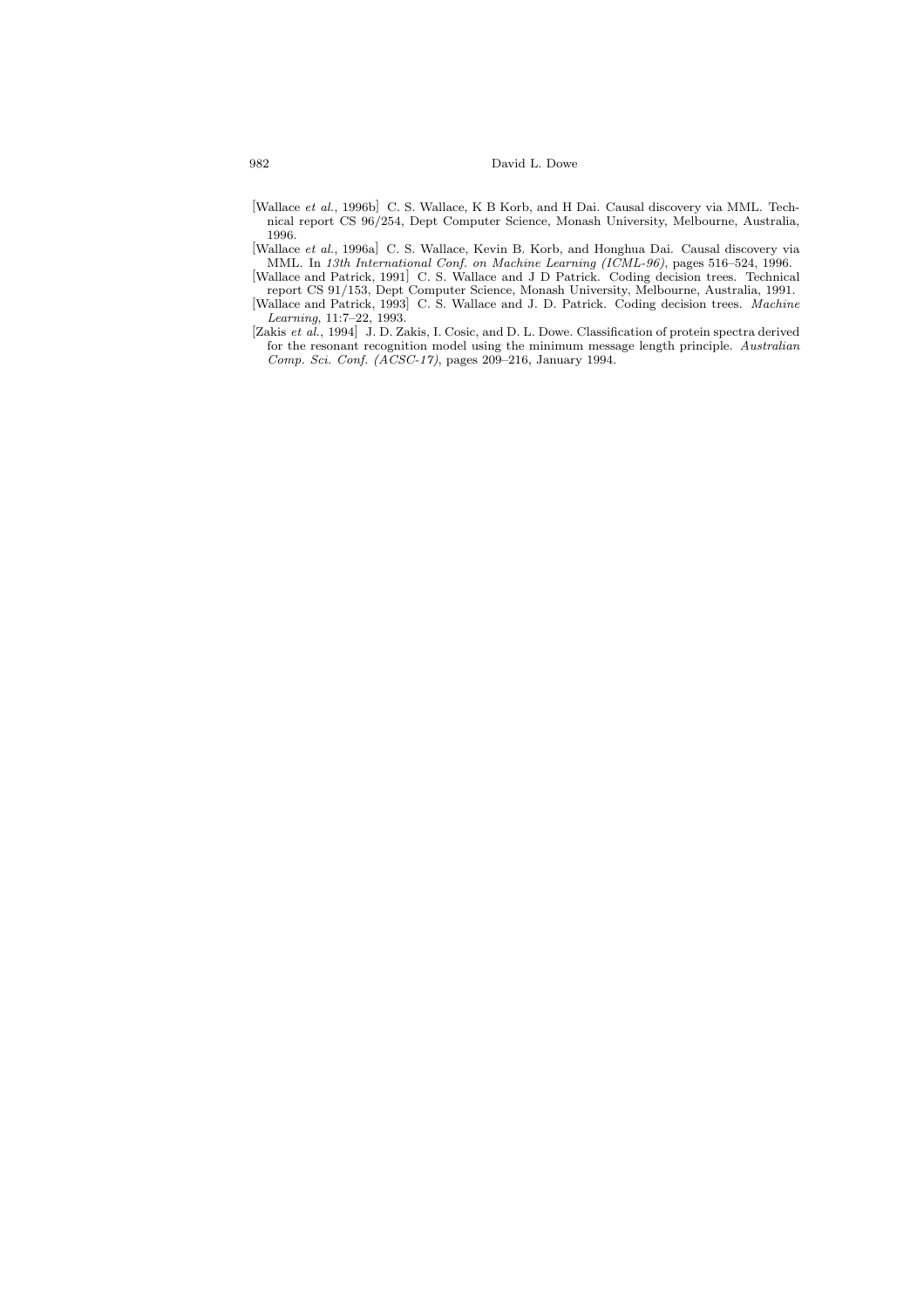[Wallace *et al.*, 1996b] C. S. Wallace, K B Korb, and H Dai. Causal discovery via MML. Technical report CS 96/254, Dept Computer Science, Monash University, Melbourne, Australia, 1996.

[Wallace *et al.*, 1996a] C. S. Wallace, Kevin B. Korb, and Honghua Dai. Causal discovery via MML. In *13th International Conf. on Machine Learning (ICML-96)*, pages 516–524, 1996.

[Wallace and Patrick, 1991] C. S. Wallace and J D Patrick. Coding decision trees. Technical report CS 91/153, Dept Computer Science, Monash University, Melbourne, Australia, 1991.

[Wallace and Patrick, 1993] C. S. Wallace and J. D. Patrick. Coding decision trees. *Machine Learning*, 11:7–22, 1993.

[Zakis *et al.*, 1994] J. D. Zakis, I. Cosic, and D. L. Dowe. Classification of protein spectra derived for the resonant recognition model using the minimum message length principle. *Australian Comp. Sci. Conf. (ACSC-17)*, pages 209–216, January 1994.